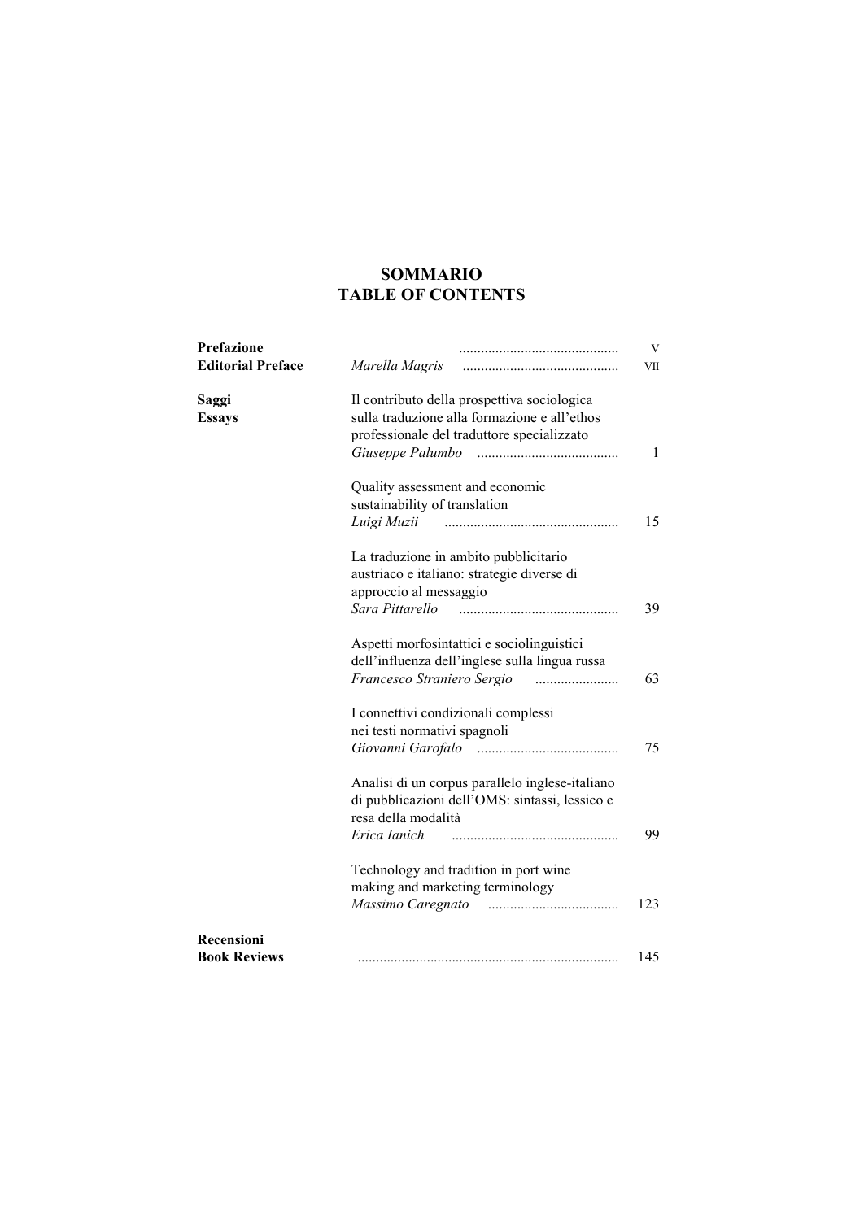# SOMMARIO
# TABLE OF CONTENTS

| | | |
|---|---|---|
| **Prefazione** | | V |
| **Editorial Preface** | *Marella Magris* | VII |
| **Saggi** **Essays** | Il contributo della prospettiva sociologica sulla traduzione alla formazione e all'ethos professionale del traduttore specializzato *Giuseppe Palumbo* | 1 |
| | Quality assessment and economic sustainability of translation *Luigi Muzii* | 15 |
| | La traduzione in ambito pubblicitario austriaco e italiano: strategie diverse di approccio al messaggio *Sara Pittarello* | 39 |
| | Aspetti morfosintattici e sociolinguistici dell'influenza dell'inglese sulla lingua russa *Francesco Straniero Sergio* | 63 |
| | I connettivi condizionali complessi nei testi normativi spagnoli *Giovanni Garofalo* | 75 |
| | Analisi di un corpus parallelo inglese-italiano di pubblicazioni dell'OMS: sintassi, lessico e resa della modalità *Erica Ianich* | 99 |
| | Technology and tradition in port wine making and marketing terminology *Massimo Caregnato* | 123 |
| **Recensioni** **Book Reviews** | | 145 |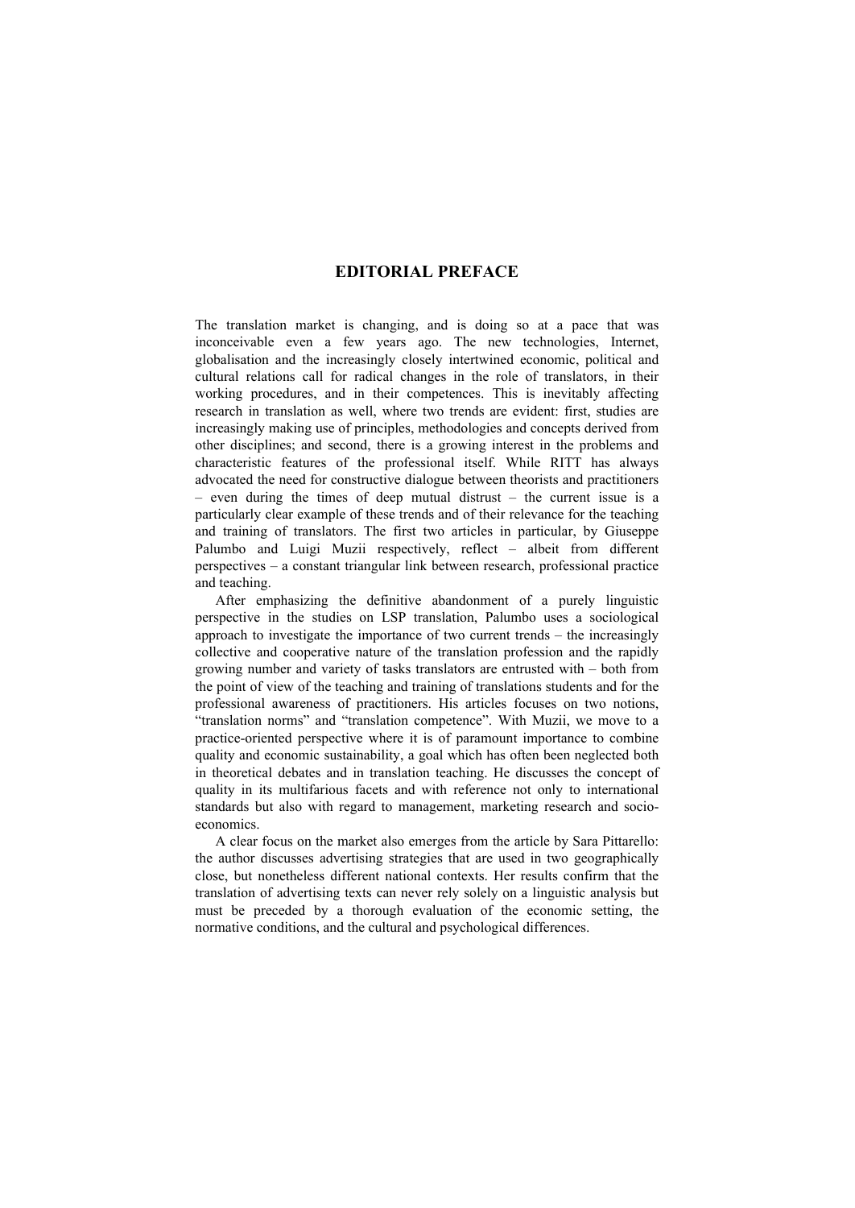# EDITORIAL PREFACE

The translation market is changing, and is doing so at a pace that was inconceivable even a few years ago. The new technologies, Internet, globalisation and the increasingly closely intertwined economic, political and cultural relations call for radical changes in the role of translators, in their working procedures, and in their competences. This is inevitably affecting research in translation as well, where two trends are evident: first, studies are increasingly making use of principles, methodologies and concepts derived from other disciplines; and second, there is a growing interest in the problems and characteristic features of the professional itself. While RITT has always advocated the need for constructive dialogue between theorists and practitioners – even during the times of deep mutual distrust – the current issue is a particularly clear example of these trends and of their relevance for the teaching and training of translators. The first two articles in particular, by Giuseppe Palumbo and Luigi Muzii respectively, reflect – albeit from different perspectives – a constant triangular link between research, professional practice and teaching.

After emphasizing the definitive abandonment of a purely linguistic perspective in the studies on LSP translation, Palumbo uses a sociological approach to investigate the importance of two current trends – the increasingly collective and cooperative nature of the translation profession and the rapidly growing number and variety of tasks translators are entrusted with – both from the point of view of the teaching and training of translations students and for the professional awareness of practitioners. His articles focuses on two notions, "translation norms" and "translation competence". With Muzii, we move to a practice-oriented perspective where it is of paramount importance to combine quality and economic sustainability, a goal which has often been neglected both in theoretical debates and in translation teaching. He discusses the concept of quality in its multifarious facets and with reference not only to international standards but also with regard to management, marketing research and socio-economics.

A clear focus on the market also emerges from the article by Sara Pittarello: the author discusses advertising strategies that are used in two geographically close, but nonetheless different national contexts. Her results confirm that the translation of advertising texts can never rely solely on a linguistic analysis but must be preceded by a thorough evaluation of the economic setting, the normative conditions, and the cultural and psychological differences.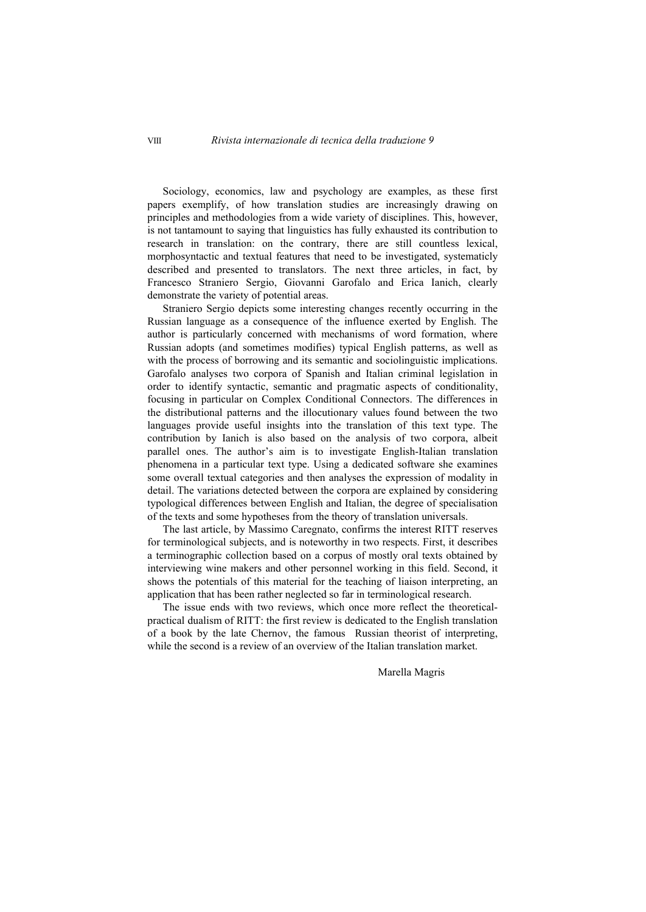Sociology, economics, law and psychology are examples, as these first papers exemplify, of how translation studies are increasingly drawing on principles and methodologies from a wide variety of disciplines. This, however, is not tantamount to saying that linguistics has fully exhausted its contribution to research in translation: on the contrary, there are still countless lexical, morphosyntactic and textual features that need to be investigated, systematicly described and presented to translators. The next three articles, in fact, by Francesco Straniero Sergio, Giovanni Garofalo and Erica Ianich, clearly demonstrate the variety of potential areas.

Straniero Sergio depicts some interesting changes recently occurring in the Russian language as a consequence of the influence exerted by English. The author is particularly concerned with mechanisms of word formation, where Russian adopts (and sometimes modifies) typical English patterns, as well as with the process of borrowing and its semantic and sociolinguistic implications. Garofalo analyses two corpora of Spanish and Italian criminal legislation in order to identify syntactic, semantic and pragmatic aspects of conditionality, focusing in particular on Complex Conditional Connectors. The differences in the distributional patterns and the illocutionary values found between the two languages provide useful insights into the translation of this text type. The contribution by Ianich is also based on the analysis of two corpora, albeit parallel ones. The author's aim is to investigate English-Italian translation phenomena in a particular text type. Using a dedicated software she examines some overall textual categories and then analyses the expression of modality in detail. The variations detected between the corpora are explained by considering typological differences between English and Italian, the degree of specialisation of the texts and some hypotheses from the theory of translation universals.

The last article, by Massimo Caregnato, confirms the interest RITT reserves for terminological subjects, and is noteworthy in two respects. First, it describes a terminographic collection based on a corpus of mostly oral texts obtained by interviewing wine makers and other personnel working in this field. Second, it shows the potentials of this material for the teaching of liaison interpreting, an application that has been rather neglected so far in terminological research.

The issue ends with two reviews, which once more reflect the theoretical-practical dualism of RITT: the first review is dedicated to the English translation of a book by the late Chernov, the famous Russian theorist of interpreting, while the second is a review of an overview of the Italian translation market.

Marella Magris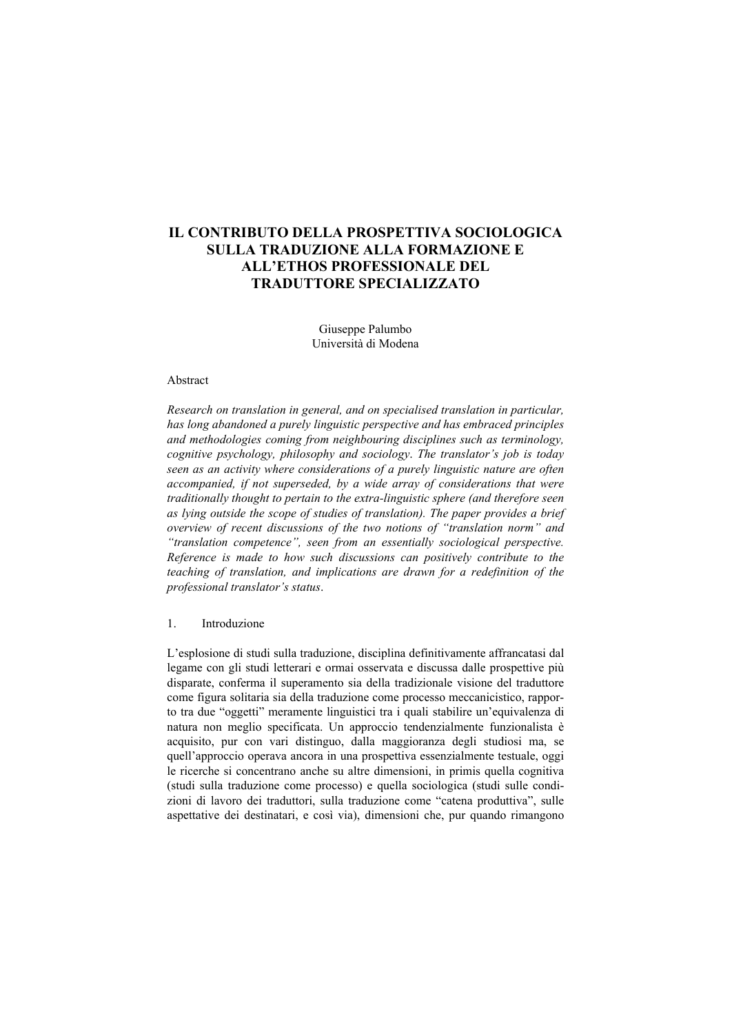# IL CONTRIBUTO DELLA PROSPETTIVA SOCIOLOGICA SULLA TRADUZIONE ALLA FORMAZIONE E ALL'ETHOS PROFESSIONALE DEL TRADUTTORE SPECIALIZZATO

Giuseppe Palumbo
Università di Modena

Abstract

*Research on translation in general, and on specialised translation in particular, has long abandoned a purely linguistic perspective and has embraced principles and methodologies coming from neighbouring disciplines such as terminology, cognitive psychology, philosophy and sociology. The translator's job is today seen as an activity where considerations of a purely linguistic nature are often accompanied, if not superseded, by a wide array of considerations that were traditionally thought to pertain to the extra-linguistic sphere (and therefore seen as lying outside the scope of studies of translation). The paper provides a brief overview of recent discussions of the two notions of "translation norm" and "translation competence", seen from an essentially sociological perspective. Reference is made to how such discussions can positively contribute to the teaching of translation, and implications are drawn for a redefinition of the professional translator's status.*

## 1. Introduzione

L'esplosione di studi sulla traduzione, disciplina definitivamente affrancatasi dal legame con gli studi letterari e ormai osservata e discussa dalle prospettive più disparate, conferma il superamento sia della tradizionale visione del traduttore come figura solitaria sia della traduzione come processo meccanicistico, rapporto tra due "oggetti" meramente linguistici tra i quali stabilire un'equivalenza di natura non meglio specificata. Un approccio tendenzialmente funzionalista è acquisito, pur con vari distinguo, dalla maggioranza degli studiosi ma, se quell'approccio operava ancora in una prospettiva essenzialmente testuale, oggi le ricerche si concentrano anche su altre dimensioni, in primis quella cognitiva (studi sulla traduzione come processo) e quella sociologica (studi sulle condizioni di lavoro dei traduttori, sulla traduzione come "catena produttiva", sulle aspettative dei destinatari, e così via), dimensioni che, pur quando rimangono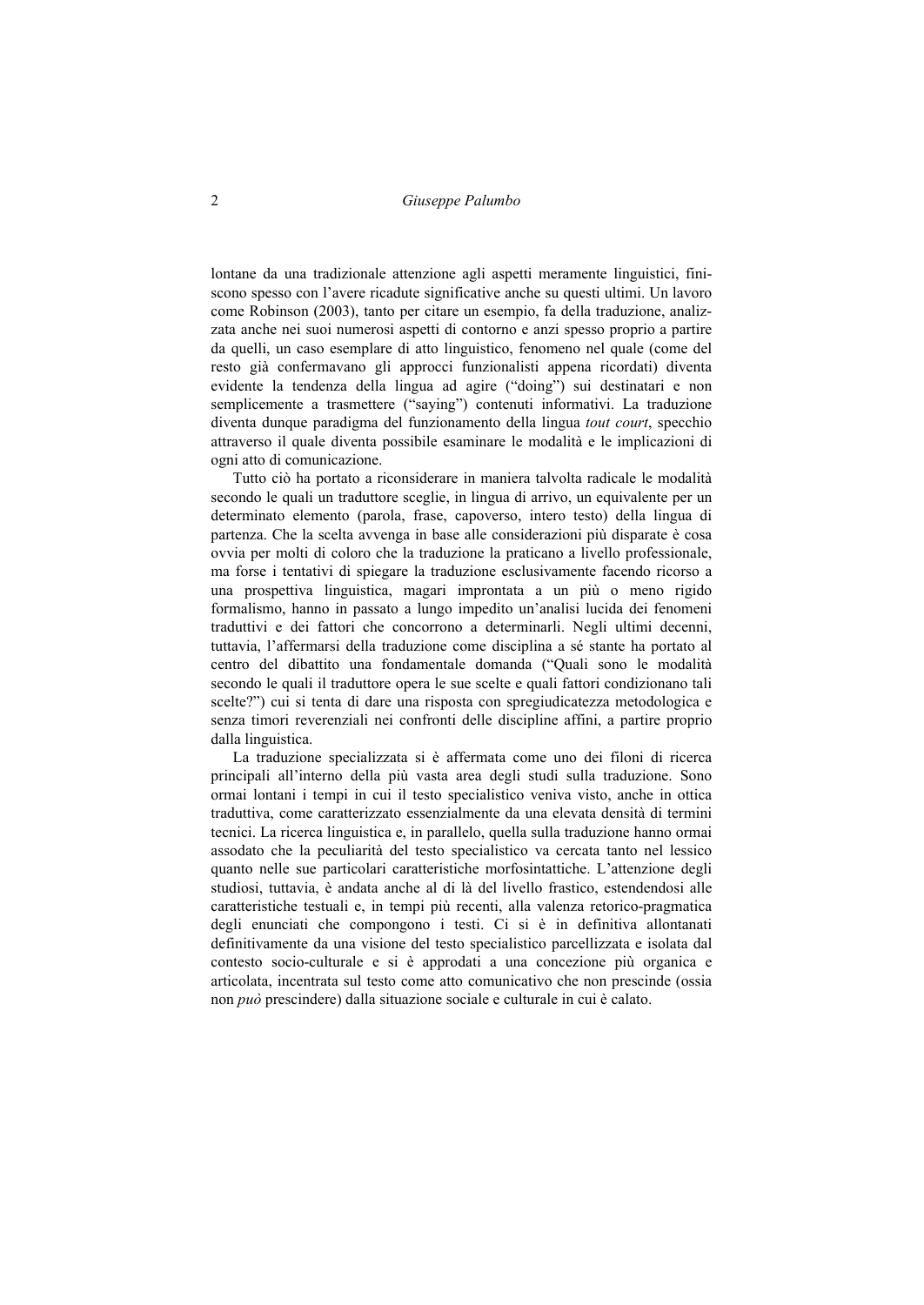lontane da una tradizionale attenzione agli aspetti meramente linguistici, finiscono spesso con l'avere ricadute significative anche su questi ultimi. Un lavoro come Robinson (2003), tanto per citare un esempio, fa della traduzione, analizzata anche nei suoi numerosi aspetti di contorno e anzi spesso proprio a partire da quelli, un caso esemplare di atto linguistico, fenomeno nel quale (come del resto già confermavano gli approcci funzionalisti appena ricordati) diventa evidente la tendenza della lingua ad agire ("doing") sui destinatari e non semplicemente a trasmettere ("saying") contenuti informativi. La traduzione diventa dunque paradigma del funzionamento della lingua *tout court*, specchio attraverso il quale diventa possibile esaminare le modalità e le implicazioni di ogni atto di comunicazione.

Tutto ciò ha portato a riconsiderare in maniera talvolta radicale le modalità secondo le quali un traduttore sceglie, in lingua di arrivo, un equivalente per un determinato elemento (parola, frase, capoverso, intero testo) della lingua di partenza. Che la scelta avvenga in base alle considerazioni più disparate è cosa ovvia per molti di coloro che la traduzione la praticano a livello professionale, ma forse i tentativi di spiegare la traduzione esclusivamente facendo ricorso a una prospettiva linguistica, magari improntata a un più o meno rigido formalismo, hanno in passato a lungo impedito un'analisi lucida dei fenomeni traduttivi e dei fattori che concorrono a determinarli. Negli ultimi decenni, tuttavia, l'affermarsi della traduzione come disciplina a sé stante ha portato al centro del dibattito una fondamentale domanda ("Quali sono le modalità secondo le quali il traduttore opera le sue scelte e quali fattori condizionano tali scelte?") cui si tenta di dare una risposta con spregiudicatezza metodologica e senza timori reverenziali nei confronti delle discipline affini, a partire proprio dalla linguistica.

La traduzione specializzata si è affermata come uno dei filoni di ricerca principali all'interno della più vasta area degli studi sulla traduzione. Sono ormai lontani i tempi in cui il testo specialistico veniva visto, anche in ottica traduttiva, come caratterizzato essenzialmente da una elevata densità di termini tecnici. La ricerca linguistica e, in parallelo, quella sulla traduzione hanno ormai assodato che la peculiarità del testo specialistico va cercata tanto nel lessico quanto nelle sue particolari caratteristiche morfosintattiche. L'attenzione degli studiosi, tuttavia, è andata anche al di là del livello frastico, estendendosi alle caratteristiche testuali e, in tempi più recenti, alla valenza retorico-pragmatica degli enunciati che compongono i testi. Ci si è in definitiva allontanati definitivamente da una visione del testo specialistico parcellizzata e isolata dal contesto socio-culturale e si è approdati a una concezione più organica e articolata, incentrata sul testo come atto comunicativo che non prescinde (ossia non *può* prescindere) dalla situazione sociale e culturale in cui è calato.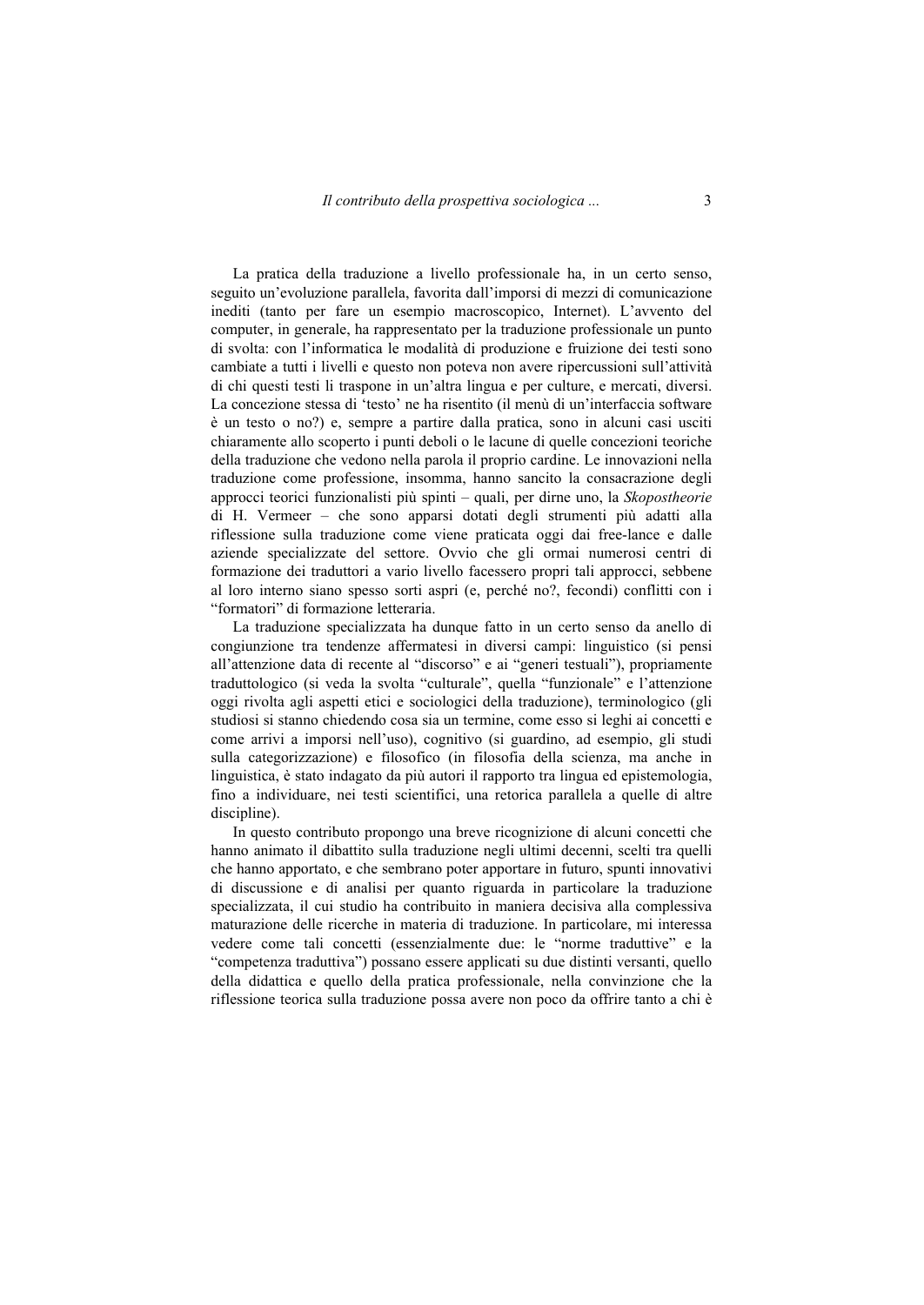La pratica della traduzione a livello professionale ha, in un certo senso, seguito un'evoluzione parallela, favorita dall'imporsi di mezzi di comunicazione inediti (tanto per fare un esempio macroscopico, Internet). L'avvento del computer, in generale, ha rappresentato per la traduzione professionale un punto di svolta: con l'informatica le modalità di produzione e fruizione dei testi sono cambiate a tutti i livelli e questo non poteva non avere ripercussioni sull'attività di chi questi testi li traspone in un'altra lingua e per culture, e mercati, diversi. La concezione stessa di 'testo' ne ha risentito (il menù di un'interfaccia software è un testo o no?) e, sempre a partire dalla pratica, sono in alcuni casi usciti chiaramente allo scoperto i punti deboli o le lacune di quelle concezioni teoriche della traduzione che vedono nella parola il proprio cardine. Le innovazioni nella traduzione come professione, insomma, hanno sancito la consacrazione degli approcci teorici funzionalisti più spinti – quali, per dirne uno, la *Skopostheorie* di H. Vermeer – che sono apparsi dotati degli strumenti più adatti alla riflessione sulla traduzione come viene praticata oggi dai free-lance e dalle aziende specializzate del settore. Ovvio che gli ormai numerosi centri di formazione dei traduttori a vario livello facessero propri tali approcci, sebbene al loro interno siano spesso sorti aspri (e, perché no?, fecondi) conflitti con i "formatori" di formazione letteraria.

La traduzione specializzata ha dunque fatto in un certo senso da anello di congiunzione tra tendenze affermatesi in diversi campi: linguistico (si pensi all'attenzione data di recente al "discorso" e ai "generi testuali"), propriamente traduttologico (si veda la svolta "culturale", quella "funzionale" e l'attenzione oggi rivolta agli aspetti etici e sociologici della traduzione), terminologico (gli studiosi si stanno chiedendo cosa sia un termine, come esso si leghi ai concetti e come arrivi a imporsi nell'uso), cognitivo (si guardino, ad esempio, gli studi sulla categorizzazione) e filosofico (in filosofia della scienza, ma anche in linguistica, è stato indagato da più autori il rapporto tra lingua ed epistemologia, fino a individuare, nei testi scientifici, una retorica parallela a quelle di altre discipline).

In questo contributo propongo una breve ricognizione di alcuni concetti che hanno animato il dibattito sulla traduzione negli ultimi decenni, scelti tra quelli che hanno apportato, e che sembrano poter apportare in futuro, spunti innovativi di discussione e di analisi per quanto riguarda in particolare la traduzione specializzata, il cui studio ha contribuito in maniera decisiva alla complessiva maturazione delle ricerche in materia di traduzione. In particolare, mi interessa vedere come tali concetti (essenzialmente due: le "norme traduttive" e la "competenza traduttiva") possano essere applicati su due distinti versanti, quello della didattica e quello della pratica professionale, nella convinzione che la riflessione teorica sulla traduzione possa avere non poco da offrire tanto a chi è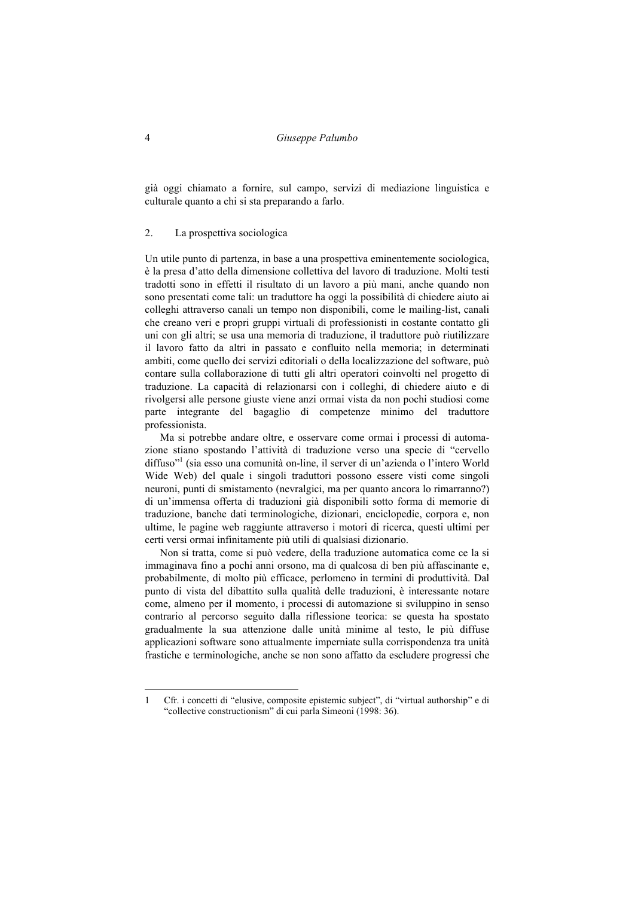già oggi chiamato a fornire, sul campo, servizi di mediazione linguistica e culturale quanto a chi si sta preparando a farlo.

## 2. La prospettiva sociologica

Un utile punto di partenza, in base a una prospettiva eminentemente sociologica, è la presa d'atto della dimensione collettiva del lavoro di traduzione. Molti testi tradotti sono in effetti il risultato di un lavoro a più mani, anche quando non sono presentati come tali: un traduttore ha oggi la possibilità di chiedere aiuto ai colleghi attraverso canali un tempo non disponibili, come le mailing-list, canali che creano veri e propri gruppi virtuali di professionisti in costante contatto gli uni con gli altri; se usa una memoria di traduzione, il traduttore può riutilizzare il lavoro fatto da altri in passato e confluito nella memoria; in determinati ambiti, come quello dei servizi editoriali o della localizzazione del software, può contare sulla collaborazione di tutti gli altri operatori coinvolti nel progetto di traduzione. La capacità di relazionarsi con i colleghi, di chiedere aiuto e di rivolgersi alle persone giuste viene anzi ormai vista da non pochi studiosi come parte integrante del bagaglio di competenze minimo del traduttore professionista.

Ma si potrebbe andare oltre, e osservare come ormai i processi di automazione stiano spostando l'attività di traduzione verso una specie di "cervello diffuso"[1] (sia esso una comunità on-line, il server di un'azienda o l'intero World Wide Web) del quale i singoli traduttori possono essere visti come singoli neuroni, punti di smistamento (nevralgici, ma per quanto ancora lo rimarranno?) di un'immensa offerta di traduzioni già disponibili sotto forma di memorie di traduzione, banche dati terminologiche, dizionari, enciclopedie, corpora e, non ultime, le pagine web raggiunte attraverso i motori di ricerca, questi ultimi per certi versi ormai infinitamente più utili di qualsiasi dizionario.

Non si tratta, come si può vedere, della traduzione automatica come ce la si immaginava fino a pochi anni orsono, ma di qualcosa di ben più affascinante e, probabilmente, di molto più efficace, perlomeno in termini di produttività. Dal punto di vista del dibattito sulla qualità delle traduzioni, è interessante notare come, almeno per il momento, i processi di automazione si sviluppino in senso contrario al percorso seguito dalla riflessione teorica: se questa ha spostato gradualmente la sua attenzione dalle unità minime al testo, le più diffuse applicazioni software sono attualmente imperniate sulla corrispondenza tra unità frastiche e terminologiche, anche se non sono affatto da escludere progressi che

---

1 Cfr. i concetti di "elusive, composite epistemic subject", di "virtual authorship" e di "collective constructionism" di cui parla Simeoni (1998: 36).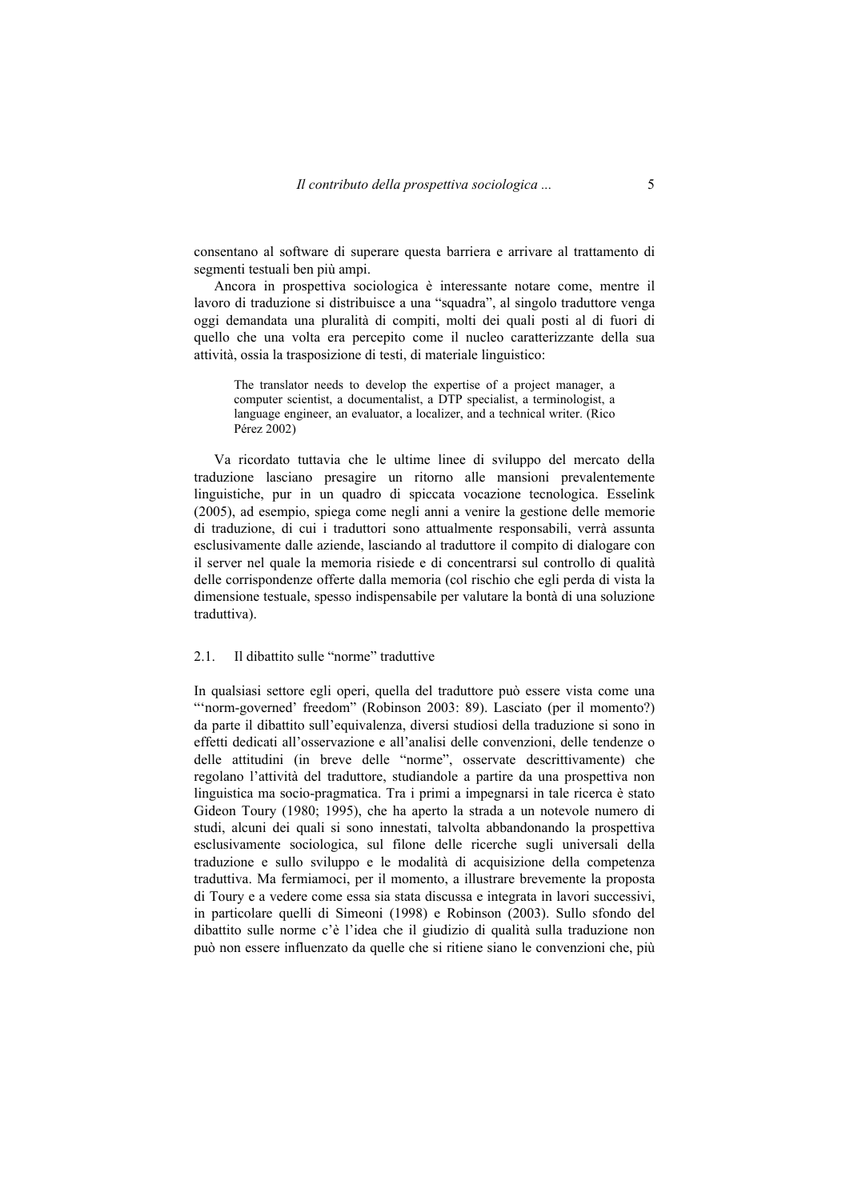consentano al software di superare questa barriera e arrivare al trattamento di segmenti testuali ben più ampi.

Ancora in prospettiva sociologica è interessante notare come, mentre il lavoro di traduzione si distribuisce a una "squadra", al singolo traduttore venga oggi demandata una pluralità di compiti, molti dei quali posti al di fuori di quello che una volta era percepito come il nucleo caratterizzante della sua attività, ossia la trasposizione di testi, di materiale linguistico:

> The translator needs to develop the expertise of a project manager, a computer scientist, a documentalist, a DTP specialist, a terminologist, a language engineer, an evaluator, a localizer, and a technical writer. (Rico Pérez 2002)

Va ricordato tuttavia che le ultime linee di sviluppo del mercato della traduzione lasciano presagire un ritorno alle mansioni prevalentemente linguistiche, pur in un quadro di spiccata vocazione tecnologica. Esselink (2005), ad esempio, spiega come negli anni a venire la gestione delle memorie di traduzione, di cui i traduttori sono attualmente responsabili, verrà assunta esclusivamente dalle aziende, lasciando al traduttore il compito di dialogare con il server nel quale la memoria risiede e di concentrarsi sul controllo di qualità delle corrispondenze offerte dalla memoria (col rischio che egli perda di vista la dimensione testuale, spesso indispensabile per valutare la bontà di una soluzione traduttiva).

## 2.1. Il dibattito sulle "norme" traduttive

In qualsiasi settore egli operi, quella del traduttore può essere vista come una "'norm-governed' freedom" (Robinson 2003: 89). Lasciato (per il momento?) da parte il dibattito sull'equivalenza, diversi studiosi della traduzione si sono in effetti dedicati all'osservazione e all'analisi delle convenzioni, delle tendenze o delle attitudini (in breve delle "norme", osservate descrittivamente) che regolano l'attività del traduttore, studiandole a partire da una prospettiva non linguistica ma socio-pragmatica. Tra i primi a impegnarsi in tale ricerca è stato Gideon Toury (1980; 1995), che ha aperto la strada a un notevole numero di studi, alcuni dei quali si sono innestati, talvolta abbandonando la prospettiva esclusivamente sociologica, sul filone delle ricerche sugli universali della traduzione e sullo sviluppo e le modalità di acquisizione della competenza traduttiva. Ma fermiamoci, per il momento, a illustrare brevemente la proposta di Toury e a vedere come essa sia stata discussa e integrata in lavori successivi, in particolare quelli di Simeoni (1998) e Robinson (2003). Sullo sfondo del dibattito sulle norme c'è l'idea che il giudizio di qualità sulla traduzione non può non essere influenzato da quelle che si ritiene siano le convenzioni che, più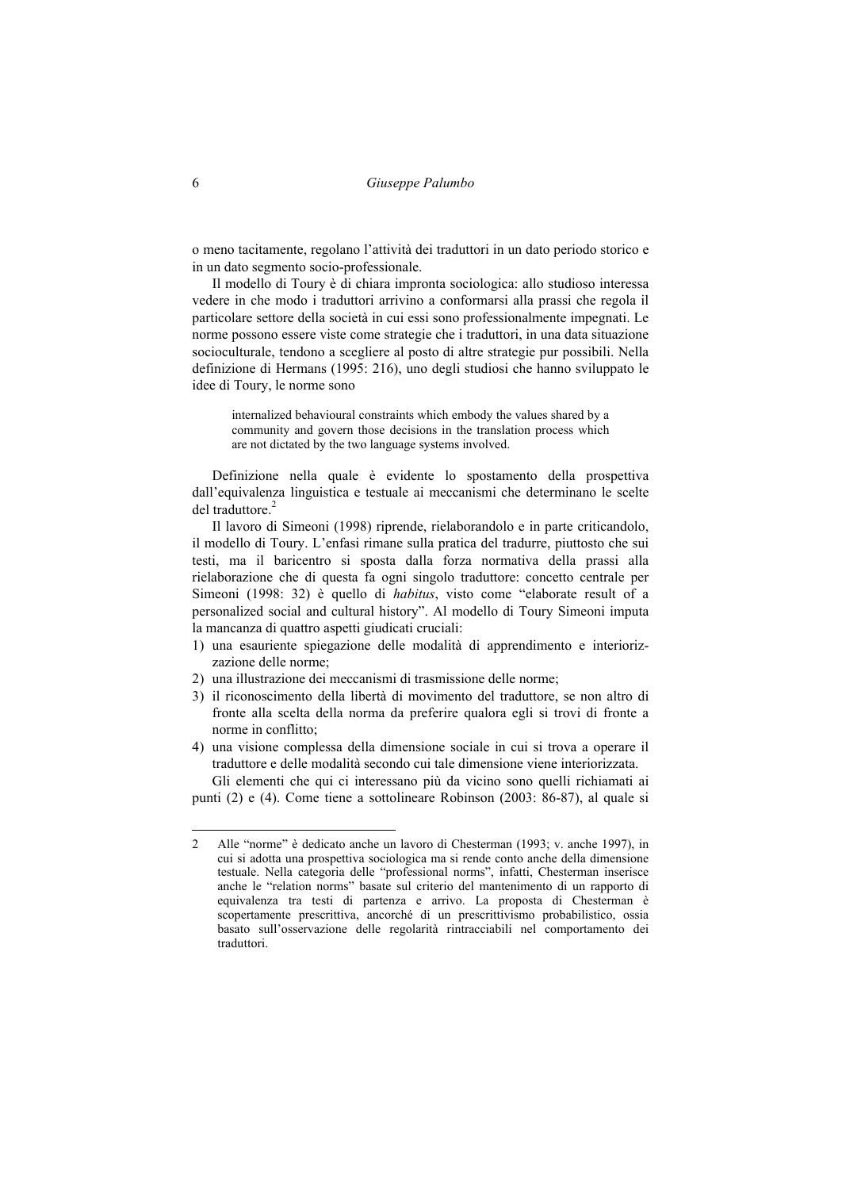o meno tacitamente, regolano l'attività dei traduttori in un dato periodo storico e in un dato segmento socio-professionale.

Il modello di Toury è di chiara impronta sociologica: allo studioso interessa vedere in che modo i traduttori arrivino a conformarsi alla prassi che regola il particolare settore della società in cui essi sono professionalmente impegnati. Le norme possono essere viste come strategie che i traduttori, in una data situazione socioculturale, tendono a scegliere al posto di altre strategie pur possibili. Nella definizione di Hermans (1995: 216), uno degli studiosi che hanno sviluppato le idee di Toury, le norme sono

> internalized behavioural constraints which embody the values shared by a community and govern those decisions in the translation process which are not dictated by the two language systems involved.

Definizione nella quale è evidente lo spostamento della prospettiva dall'equivalenza linguistica e testuale ai meccanismi che determinano le scelte del traduttore.[2]

Il lavoro di Simeoni (1998) riprende, rielaborandolo e in parte criticandolo, il modello di Toury. L'enfasi rimane sulla pratica del tradurre, piuttosto che sui testi, ma il baricentro si sposta dalla forza normativa della prassi alla rielaborazione che di questa fa ogni singolo traduttore: concetto centrale per Simeoni (1998: 32) è quello di *habitus*, visto come "elaborate result of a personalized social and cultural history". Al modello di Toury Simeoni imputa la mancanza di quattro aspetti giudicati cruciali:

1) una esauriente spiegazione delle modalità di apprendimento e interiorizzazione delle norme;
2) una illustrazione dei meccanismi di trasmissione delle norme;
3) il riconoscimento della libertà di movimento del traduttore, se non altro di fronte alla scelta della norma da preferire qualora egli si trovi di fronte a norme in conflitto;
4) una visione complessa della dimensione sociale in cui si trova a operare il traduttore e delle modalità secondo cui tale dimensione viene interiorizzata.

Gli elementi che qui ci interessano più da vicino sono quelli richiamati ai punti (2) e (4). Come tiene a sottolineare Robinson (2003: 86-87), al quale si

---

2 Alle "norme" è dedicato anche un lavoro di Chesterman (1993; v. anche 1997), in cui si adotta una prospettiva sociologica ma si rende conto anche della dimensione testuale. Nella categoria delle "professional norms", infatti, Chesterman inserisce anche le "relation norms" basate sul criterio del mantenimento di un rapporto di equivalenza tra testi di partenza e arrivo. La proposta di Chesterman è scopertamente prescrittiva, ancorché di un prescrittivismo probabilistico, ossia basato sull'osservazione delle regolarità rintracciabili nel comportamento dei traduttori.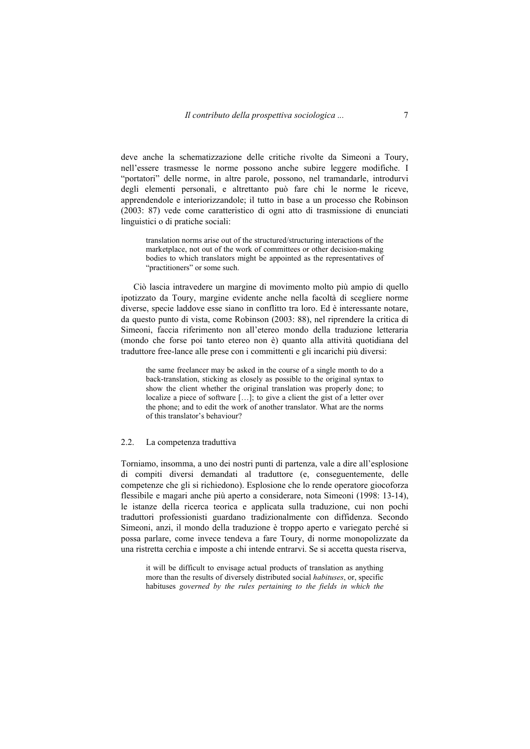deve anche la schematizzazione delle critiche rivolte da Simeoni a Toury, nell'essere trasmesse le norme possono anche subire leggere modifiche. I "portatori" delle norme, in altre parole, possono, nel tramandarle, introdurvi degli elementi personali, e altrettanto può fare chi le norme le riceve, apprendendole e interiorizzandole; il tutto in base a un processo che Robinson (2003: 87) vede come caratteristico di ogni atto di trasmissione di enunciati linguistici o di pratiche sociali:

> translation norms arise out of the structured/structuring interactions of the marketplace, not out of the work of committees or other decision-making bodies to which translators might be appointed as the representatives of "practitioners" or some such.

Ciò lascia intravedere un margine di movimento molto più ampio di quello ipotizzato da Toury, margine evidente anche nella facoltà di scegliere norme diverse, specie laddove esse siano in conflitto tra loro. Ed è interessante notare, da questo punto di vista, come Robinson (2003: 88), nel riprendere la critica di Simeoni, faccia riferimento non all'etereo mondo della traduzione letteraria (mondo che forse poi tanto etereo non è) quanto alla attività quotidiana del traduttore free-lance alle prese con i committenti e gli incarichi più diversi:

> the same freelancer may be asked in the course of a single month to do a back-translation, sticking as closely as possible to the original syntax to show the client whether the original translation was properly done; to localize a piece of software […]; to give a client the gist of a letter over the phone; and to edit the work of another translator. What are the norms of this translator's behaviour?

## 2.2. La competenza traduttiva

Torniamo, insomma, a uno dei nostri punti di partenza, vale a dire all'esplosione di compiti diversi demandati al traduttore (e, conseguentemente, delle competenze che gli si richiedono). Esplosione che lo rende operatore giocoforza flessibile e magari anche più aperto a considerare, nota Simeoni (1998: 13-14), le istanze della ricerca teorica e applicata sulla traduzione, cui non pochi traduttori professionisti guardano tradizionalmente con diffidenza. Secondo Simeoni, anzi, il mondo della traduzione è troppo aperto e variegato perché si possa parlare, come invece tendeva a fare Toury, di norme monopolizzate da una ristretta cerchia e imposte a chi intende entrarvi. Se si accetta questa riserva,

> it will be difficult to envisage actual products of translation as anything more than the results of diversely distributed social *habituses*, or, specific habituses *governed by the rules pertaining to the fields in which the*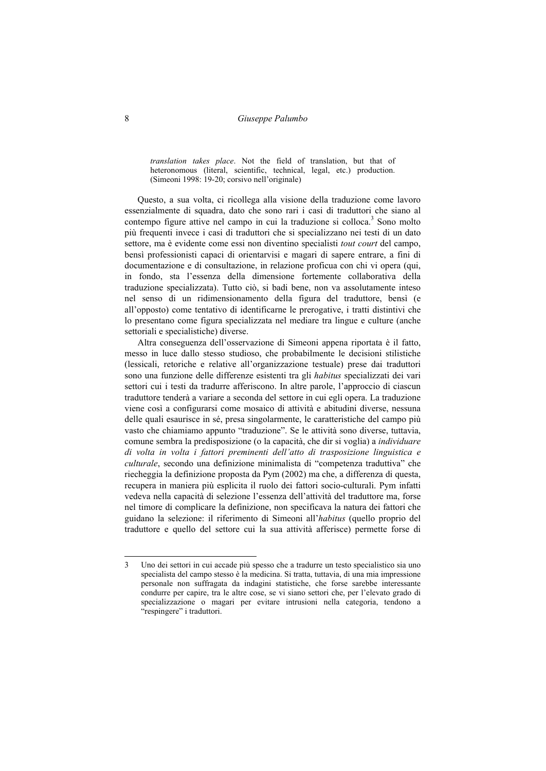> *translation takes place*. Not the field of translation, but that of heteronomous (literal, scientific, technical, legal, etc.) production. (Simeoni 1998: 19-20; corsivo nell'originale)

Questo, a sua volta, ci ricollega alla visione della traduzione come lavoro essenzialmente di squadra, dato che sono rari i casi di traduttori che siano al contempo figure attive nel campo in cui la traduzione si colloca.[3] Sono molto più frequenti invece i casi di traduttori che si specializzano nei testi di un dato settore, ma è evidente come essi non diventino specialisti *tout court* del campo, bensì professionisti capaci di orientarvisi e magari di sapere entrare, a fini di documentazione e di consultazione, in relazione proficua con chi vi opera (qui, in fondo, sta l'essenza della dimensione fortemente collaborativa della traduzione specializzata). Tutto ciò, si badi bene, non va assolutamente inteso nel senso di un ridimensionamento della figura del traduttore, bensì (e all'opposto) come tentativo di identificarne le prerogative, i tratti distintivi che lo presentano come figura specializzata nel mediare tra lingue e culture (anche settoriali e specialistiche) diverse.

Altra conseguenza dell'osservazione di Simeoni appena riportata è il fatto, messo in luce dallo stesso studioso, che probabilmente le decisioni stilistiche (lessicali, retoriche e relative all'organizzazione testuale) prese dai traduttori sono una funzione delle differenze esistenti tra gli *habitus* specializzati dei vari settori cui i testi da tradurre afferiscono. In altre parole, l'approccio di ciascun traduttore tenderà a variare a seconda del settore in cui egli opera. La traduzione viene così a configurarsi come mosaico di attività e abitudini diverse, nessuna delle quali esaurisce in sé, presa singolarmente, le caratteristiche del campo più vasto che chiamiamo appunto "traduzione". Se le attività sono diverse, tuttavia, comune sembra la predisposizione (o la capacità, che dir si voglia) a *individuare di volta in volta i fattori preminenti dell'atto di trasposizione linguistica e culturale*, secondo una definizione minimalista di "competenza traduttiva" che riecheggia la definizione proposta da Pym (2002) ma che, a differenza di questa, recupera in maniera più esplicita il ruolo dei fattori socio-culturali. Pym infatti vedeva nella capacità di selezione l'essenza dell'attività del traduttore ma, forse nel timore di complicare la definizione, non specificava la natura dei fattori che guidano la selezione: il riferimento di Simeoni all'*habitus* (quello proprio del traduttore e quello del settore cui la sua attività afferisce) permette forse di

---

[3] Uno dei settori in cui accade più spesso che a tradurre un testo specialistico sia uno specialista del campo stesso è la medicina. Si tratta, tuttavia, di una mia impressione personale non suffragata da indagini statistiche, che forse sarebbe interessante condurre per capire, tra le altre cose, se vi siano settori che, per l'elevato grado di specializzazione o magari per evitare intrusioni nella categoria, tendono a "respingere" i traduttori.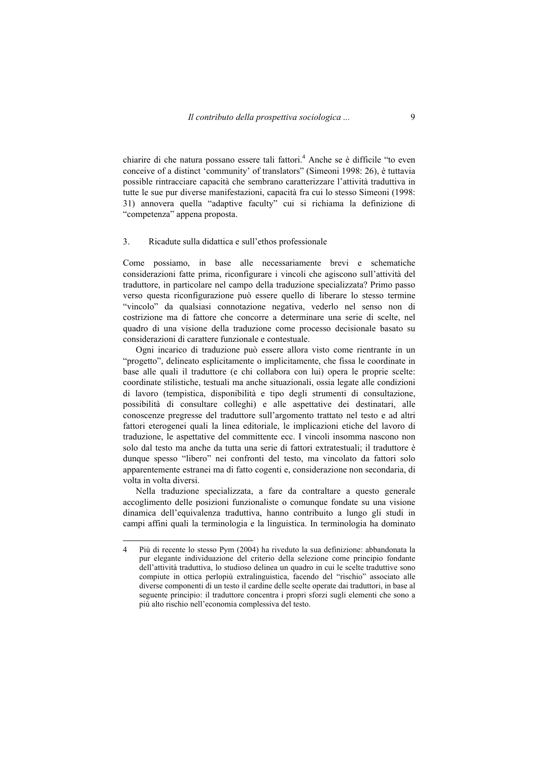chiarire di che natura possano essere tali fattori.[4] Anche se è difficile "to even conceive of a distinct 'community' of translators" (Simeoni 1998: 26), è tuttavia possible rintracciare capacità che sembrano caratterizzare l'attività traduttiva in tutte le sue pur diverse manifestazioni, capacità fra cui lo stesso Simeoni (1998: 31) annovera quella "adaptive faculty" cui si richiama la definizione di "competenza" appena proposta.

## 3. Ricadute sulla didattica e sull'ethos professionale

Come possiamo, in base alle necessariamente brevi e schematiche considerazioni fatte prima, riconfigurare i vincoli che agiscono sull'attività del traduttore, in particolare nel campo della traduzione specializzata? Primo passo verso questa riconfigurazione può essere quello di liberare lo stesso termine "vincolo" da qualsiasi connotazione negativa, vederlo nel senso non di costrizione ma di fattore che concorre a determinare una serie di scelte, nel quadro di una visione della traduzione come processo decisionale basato su considerazioni di carattere funzionale e contestuale.

Ogni incarico di traduzione può essere allora visto come rientrante in un "progetto", delineato esplicitamente o implicitamente, che fissa le coordinate in base alle quali il traduttore (e chi collabora con lui) opera le proprie scelte: coordinate stilistiche, testuali ma anche situazionali, ossia legate alle condizioni di lavoro (tempistica, disponibilità e tipo degli strumenti di consultazione, possibilità di consultare colleghi) e alle aspettative dei destinatari, alle conoscenze pregresse del traduttore sull'argomento trattato nel testo e ad altri fattori eterogenei quali la linea editoriale, le implicazioni etiche del lavoro di traduzione, le aspettative del committente ecc. I vincoli insomma nascono non solo dal testo ma anche da tutta una serie di fattori extratestuali; il traduttore è dunque spesso "libero" nei confronti del testo, ma vincolato da fattori solo apparentemente estranei ma di fatto cogenti e, considerazione non secondaria, di volta in volta diversi.

Nella traduzione specializzata, a fare da contraltare a questo generale accoglimento delle posizioni funzionaliste o comunque fondate su una visione dinamica dell'equivalenza traduttiva, hanno contribuito a lungo gli studi in campi affini quali la terminologia e la linguistica. In terminologia ha dominato

---

[4] Più di recente lo stesso Pym (2004) ha riveduto la sua definizione: abbandonata la pur elegante individuazione del criterio della selezione come principio fondante dell'attività traduttiva, lo studioso delinea un quadro in cui le scelte traduttive sono compiute in ottica perlopiù extralinguistica, facendo del "rischio" associato alle diverse componenti di un testo il cardine delle scelte operate dai traduttori, in base al seguente principio: il traduttore concentra i propri sforzi sugli elementi che sono a più alto rischio nell'economia complessiva del testo.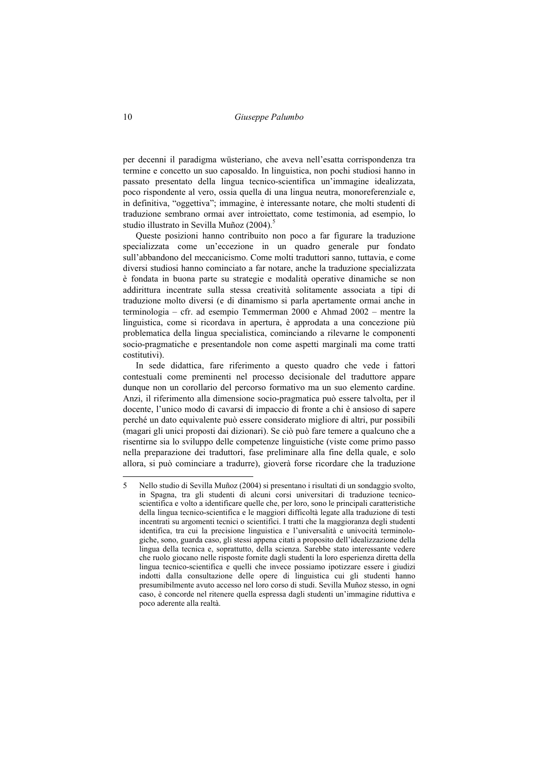per decenni il paradigma wüsteriano, che aveva nell'esatta corrispondenza tra termine e concetto un suo caposaldo. In linguistica, non pochi studiosi hanno in passato presentato della lingua tecnico-scientifica un'immagine idealizzata, poco rispondente al vero, ossia quella di una lingua neutra, monoreferenziale e, in definitiva, "oggettiva"; immagine, è interessante notare, che molti studenti di traduzione sembrano ormai aver introiettato, come testimonia, ad esempio, lo studio illustrato in Sevilla Muñoz (2004).[5]

Queste posizioni hanno contribuito non poco a far figurare la traduzione specializzata come un'eccezione in un quadro generale pur fondato sull'abbandono del meccanicismo. Come molti traduttori sanno, tuttavia, e come diversi studiosi hanno cominciato a far notare, anche la traduzione specializzata è fondata in buona parte su strategie e modalità operative dinamiche se non addirittura incentrate sulla stessa creatività solitamente associata a tipi di traduzione molto diversi (e di dinamismo si parla apertamente ormai anche in terminologia – cfr. ad esempio Temmerman 2000 e Ahmad 2002 – mentre la linguistica, come si ricordava in apertura, è approdata a una concezione più problematica della lingua specialistica, cominciando a rilevarne le componenti socio-pragmatiche e presentandole non come aspetti marginali ma come tratti costitutivi).

In sede didattica, fare riferimento a questo quadro che vede i fattori contestuali come preminenti nel processo decisionale del traduttore appare dunque non un corollario del percorso formativo ma un suo elemento cardine. Anzi, il riferimento alla dimensione socio-pragmatica può essere talvolta, per il docente, l'unico modo di cavarsi di impaccio di fronte a chi è ansioso di sapere perché un dato equivalente può essere considerato migliore di altri, pur possibili (magari gli unici proposti dai dizionari). Se ciò può fare temere a qualcuno che a risentirne sia lo sviluppo delle competenze linguistiche (viste come primo passo nella preparazione dei traduttori, fase preliminare alla fine della quale, e solo allora, si può cominciare a tradurre), gioverà forse ricordare che la traduzione

---

5 Nello studio di Sevilla Muñoz (2004) si presentano i risultati di un sondaggio svolto, in Spagna, tra gli studenti di alcuni corsi universitari di traduzione tecnico-scientifica e volto a identificare quelle che, per loro, sono le principali caratteristiche della lingua tecnico-scientifica e le maggiori difficoltà legate alla traduzione di testi incentrati su argomenti tecnici o scientifici. I tratti che la maggioranza degli studenti identifica, tra cui la precisione linguistica e l'universalità e univocità terminologiche, sono, guarda caso, gli stessi appena citati a proposito dell'idealizzazione della lingua della tecnica e, soprattutto, della scienza. Sarebbe stato interessante vedere che ruolo giocano nelle risposte fornite dagli studenti la loro esperienza diretta della lingua tecnico-scientifica e quelli che invece possiamo ipotizzare essere i giudizi indotti dalla consultazione delle opere di linguistica cui gli studenti hanno presumibilmente avuto accesso nel loro corso di studi. Sevilla Muñoz stesso, in ogni caso, è concorde nel ritenere quella espressa dagli studenti un'immagine riduttiva e poco aderente alla realtà.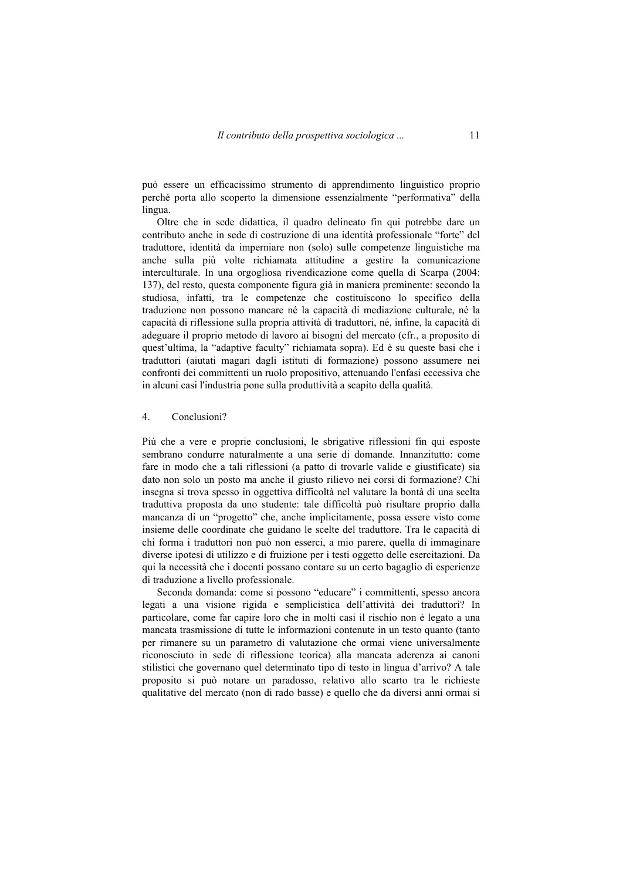può essere un efficacissimo strumento di apprendimento linguistico proprio perché porta allo scoperto la dimensione essenzialmente "performativa" della lingua.

Oltre che in sede didattica, il quadro delineato fin qui potrebbe dare un contributo anche in sede di costruzione di una identità professionale "forte" del traduttore, identità da imperniare non (solo) sulle competenze linguistiche ma anche sulla più volte richiamata attitudine a gestire la comunicazione interculturale. In una orgogliosa rivendicazione come quella di Scarpa (2004: 137), del resto, questa componente figura già in maniera preminente: secondo la studiosa, infatti, tra le competenze che costituiscono lo specifico della traduzione non possono mancare né la capacità di mediazione culturale, né la capacità di riflessione sulla propria attività di traduttori, né, infine, la capacità di adeguare il proprio metodo di lavoro ai bisogni del mercato (cfr., a proposito di quest'ultima, la "adaptive faculty" richiamata sopra). Ed è su queste basi che i traduttori (aiutati magari dagli istituti di formazione) possono assumere nei confronti dei committenti un ruolo propositivo, attenuando l'enfasi eccessiva che in alcuni casi l'industria pone sulla produttività a scapito della qualità.

## 4. Conclusioni?

Più che a vere e proprie conclusioni, le sbrigative riflessioni fin qui esposte sembrano condurre naturalmente a una serie di domande. Innanzitutto: come fare in modo che a tali riflessioni (a patto di trovarle valide e giustificate) sia dato non solo un posto ma anche il giusto rilievo nei corsi di formazione? Chi insegna si trova spesso in oggettiva difficoltà nel valutare la bontà di una scelta traduttiva proposta da uno studente: tale difficoltà può risultare proprio dalla mancanza di un "progetto" che, anche implicitamente, possa essere visto come insieme delle coordinate che guidano le scelte del traduttore. Tra le capacità di chi forma i traduttori non può non esserci, a mio parere, quella di immaginare diverse ipotesi di utilizzo e di fruizione per i testi oggetto delle esercitazioni. Da qui la necessità che i docenti possano contare su un certo bagaglio di esperienze di traduzione a livello professionale.

Seconda domanda: come si possono "educare" i committenti, spesso ancora legati a una visione rigida e semplicistica dell'attività dei traduttori? In particolare, come far capire loro che in molti casi il rischio non è legato a una mancata trasmissione di tutte le informazioni contenute in un testo quanto (tanto per rimanere su un parametro di valutazione che ormai viene universalmente riconosciuto in sede di riflessione teorica) alla mancata aderenza ai canoni stilistici che governano quel determinato tipo di testo in lingua d'arrivo? A tale proposito si può notare un paradosso, relativo allo scarto tra le richieste qualitative del mercato (non di rado basse) e quello che da diversi anni ormai si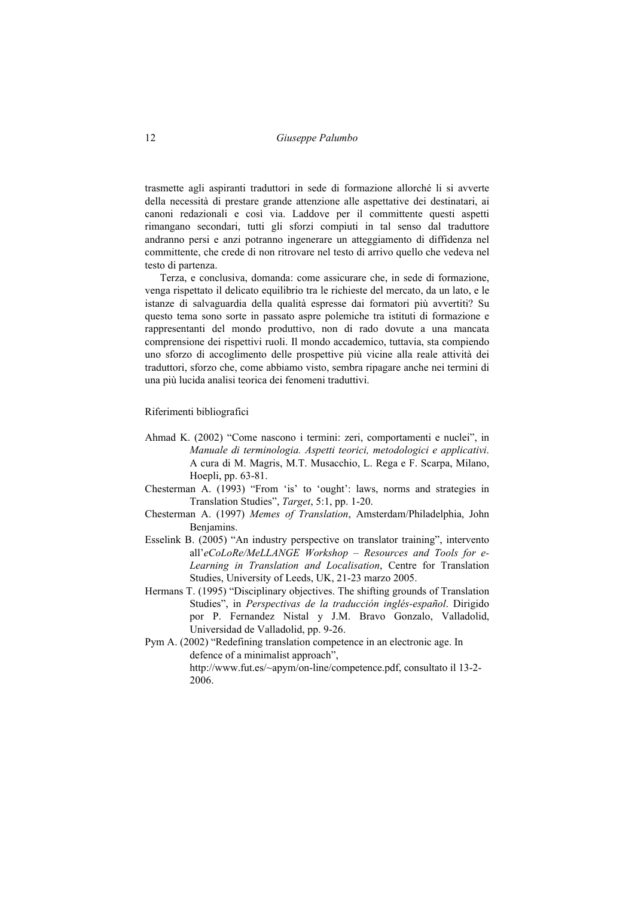trasmette agli aspiranti traduttori in sede di formazione allorché li si avverte della necessità di prestare grande attenzione alle aspettative dei destinatari, ai canoni redazionali e così via. Laddove per il committente questi aspetti rimangano secondari, tutti gli sforzi compiuti in tal senso dal traduttore andranno persi e anzi potranno ingenerare un atteggiamento di diffidenza nel committente, che crede di non ritrovare nel testo di arrivo quello che vedeva nel testo di partenza.

Terza, e conclusiva, domanda: come assicurare che, in sede di formazione, venga rispettato il delicato equilibrio tra le richieste del mercato, da un lato, e le istanze di salvaguardia della qualità espresse dai formatori più avvertiti? Su questo tema sono sorte in passato aspre polemiche tra istituti di formazione e rappresentanti del mondo produttivo, non di rado dovute a una mancata comprensione dei rispettivi ruoli. Il mondo accademico, tuttavia, sta compiendo uno sforzo di accoglimento delle prospettive più vicine alla reale attività dei traduttori, sforzo che, come abbiamo visto, sembra ripagare anche nei termini di una più lucida analisi teorica dei fenomeni traduttivi.

## Riferimenti bibliografici

Ahmad K. (2002) "Come nascono i termini: zeri, comportamenti e nuclei", in *Manuale di terminologia. Aspetti teorici, metodologici e applicativi*. A cura di M. Magris, M.T. Musacchio, L. Rega e F. Scarpa, Milano, Hoepli, pp. 63-81.

Chesterman A. (1993) "From 'is' to 'ought': laws, norms and strategies in Translation Studies", *Target*, 5:1, pp. 1-20.

Chesterman A. (1997) *Memes of Translation*, Amsterdam/Philadelphia, John Benjamins.

Esselink B. (2005) "An industry perspective on translator training", intervento all'*eCoLoRe/MeLLANGE Workshop – Resources and Tools for e-Learning in Translation and Localisation*, Centre for Translation Studies, University of Leeds, UK, 21-23 marzo 2005.

Hermans T. (1995) "Disciplinary objectives. The shifting grounds of Translation Studies", in *Perspectivas de la traducción inglés-español*. Dirigido por P. Fernandez Nistal y J.M. Bravo Gonzalo, Valladolid, Universidad de Valladolid, pp. 9-26.

Pym A. (2002) "Redefining translation competence in an electronic age. In defence of a minimalist approach", http://www.fut.es/~apym/on-line/competence.pdf, consultato il 13-2-2006.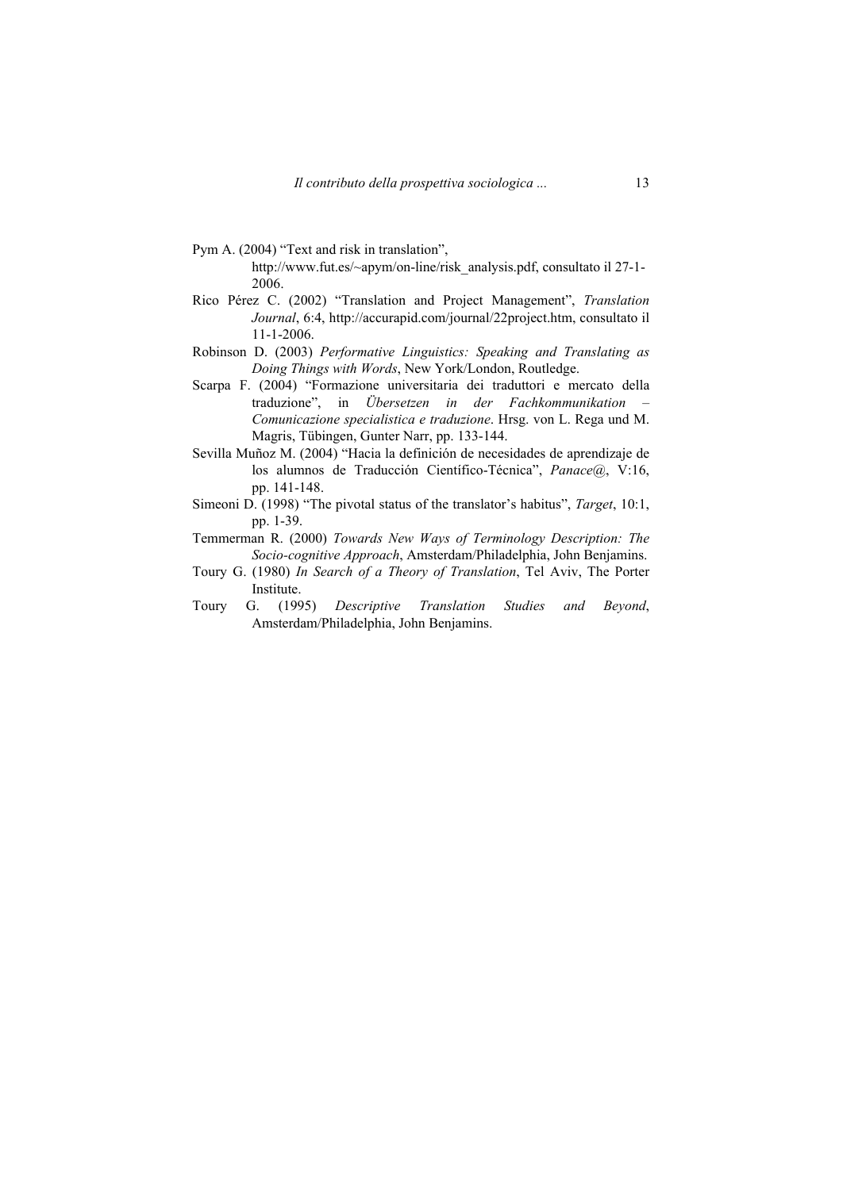Pym A. (2004) "Text and risk in translation", http://www.fut.es/~apym/on-line/risk_analysis.pdf, consultato il 27-1-2006.

Rico Pérez C. (2002) "Translation and Project Management", *Translation Journal*, 6:4, http://accurapid.com/journal/22project.htm, consultato il 11-1-2006.

Robinson D. (2003) *Performative Linguistics: Speaking and Translating as Doing Things with Words*, New York/London, Routledge.

Scarpa F. (2004) "Formazione universitaria dei traduttori e mercato della traduzione", in *Übersetzen in der Fachkommunikation – Comunicazione specialistica e traduzione*. Hrsg. von L. Rega und M. Magris, Tübingen, Gunter Narr, pp. 133-144.

Sevilla Muñoz M. (2004) "Hacia la definición de necesidades de aprendizaje de los alumnos de Traducción Científico-Técnica", *Panace@*, V:16, pp. 141-148.

Simeoni D. (1998) "The pivotal status of the translator's habitus", *Target*, 10:1, pp. 1-39.

Temmerman R. (2000) *Towards New Ways of Terminology Description: The Socio-cognitive Approach*, Amsterdam/Philadelphia, John Benjamins.

Toury G. (1980) *In Search of a Theory of Translation*, Tel Aviv, The Porter Institute.

Toury G. (1995) *Descriptive Translation Studies and Beyond*, Amsterdam/Philadelphia, John Benjamins.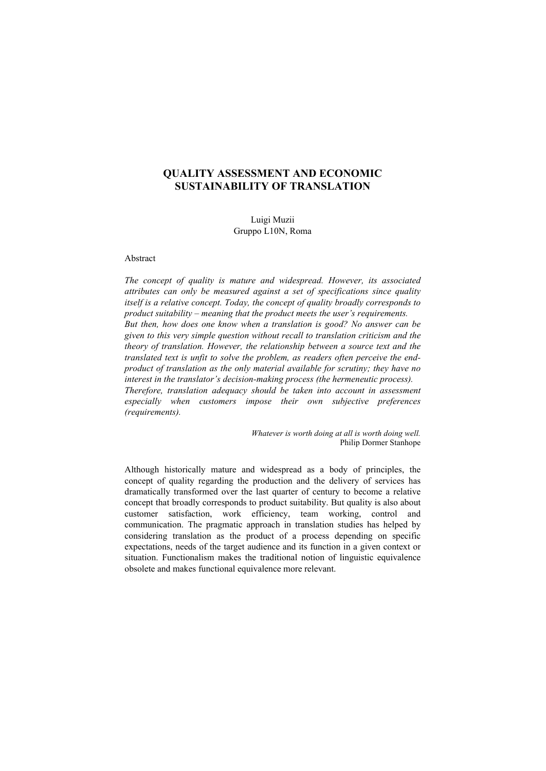# QUALITY ASSESSMENT AND ECONOMIC SUSTAINABILITY OF TRANSLATION

Luigi Muzii
Gruppo L10N, Roma

Abstract

*The concept of quality is mature and widespread. However, its associated attributes can only be measured against a set of specifications since quality itself is a relative concept. Today, the concept of quality broadly corresponds to product suitability – meaning that the product meets the user's requirements.*
*But then, how does one know when a translation is good? No answer can be given to this very simple question without recall to translation criticism and the theory of translation. However, the relationship between a source text and the translated text is unfit to solve the problem, as readers often perceive the end-product of translation as the only material available for scrutiny; they have no interest in the translator's decision-making process (the hermeneutic process).*
*Therefore, translation adequacy should be taken into account in assessment especially when customers impose their own subjective preferences (requirements).*

> *Whatever is worth doing at all is worth doing well.*
> Philip Dormer Stanhope

Although historically mature and widespread as a body of principles, the concept of quality regarding the production and the delivery of services has dramatically transformed over the last quarter of century to become a relative concept that broadly corresponds to product suitability. But quality is also about customer satisfaction, work efficiency, team working, control and communication. The pragmatic approach in translation studies has helped by considering translation as the product of a process depending on specific expectations, needs of the target audience and its function in a given context or situation. Functionalism makes the traditional notion of linguistic equivalence obsolete and makes functional equivalence more relevant.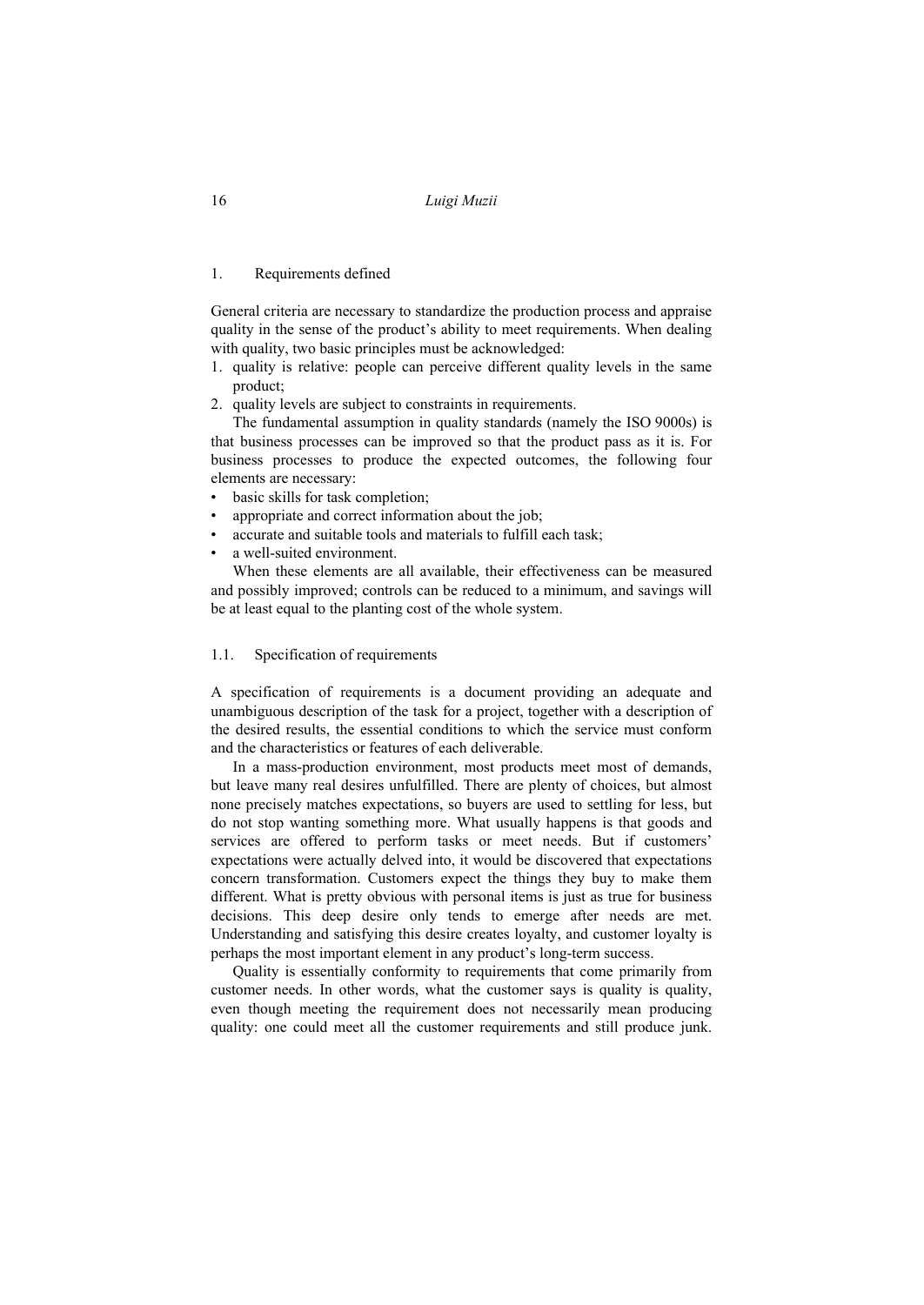## 1. Requirements defined

General criteria are necessary to standardize the production process and appraise quality in the sense of the product's ability to meet requirements. When dealing with quality, two basic principles must be acknowledged:

1. quality is relative: people can perceive different quality levels in the same product;
2. quality levels are subject to constraints in requirements.

The fundamental assumption in quality standards (namely the ISO 9000s) is that business processes can be improved so that the product pass as it is. For business processes to produce the expected outcomes, the following four elements are necessary:

- basic skills for task completion;
- appropriate and correct information about the job;
- accurate and suitable tools and materials to fulfill each task;
- a well-suited environment.

When these elements are all available, their effectiveness can be measured and possibly improved; controls can be reduced to a minimum, and savings will be at least equal to the planting cost of the whole system.

### 1.1. Specification of requirements

A specification of requirements is a document providing an adequate and unambiguous description of the task for a project, together with a description of the desired results, the essential conditions to which the service must conform and the characteristics or features of each deliverable.

In a mass-production environment, most products meet most of demands, but leave many real desires unfulfilled. There are plenty of choices, but almost none precisely matches expectations, so buyers are used to settling for less, but do not stop wanting something more. What usually happens is that goods and services are offered to perform tasks or meet needs. But if customers' expectations were actually delved into, it would be discovered that expectations concern transformation. Customers expect the things they buy to make them different. What is pretty obvious with personal items is just as true for business decisions. This deep desire only tends to emerge after needs are met. Understanding and satisfying this desire creates loyalty, and customer loyalty is perhaps the most important element in any product's long-term success.

Quality is essentially conformity to requirements that come primarily from customer needs. In other words, what the customer says is quality is quality, even though meeting the requirement does not necessarily mean producing quality: one could meet all the customer requirements and still produce junk.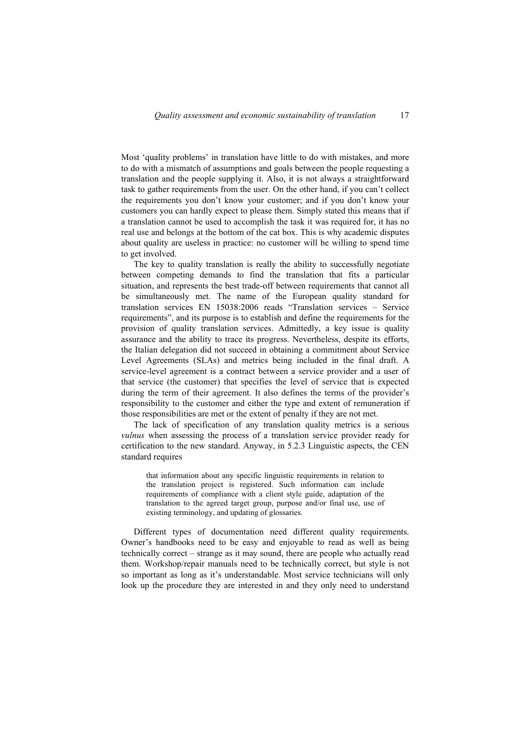Most ‘quality problems’ in translation have little to do with mistakes, and more to do with a mismatch of assumptions and goals between the people requesting a translation and the people supplying it. Also, it is not always a straightforward task to gather requirements from the user. On the other hand, if you can’t collect the requirements you don’t know your customer; and if you don’t know your customers you can hardly expect to please them. Simply stated this means that if a translation cannot be used to accomplish the task it was required for, it has no real use and belongs at the bottom of the cat box. This is why academic disputes about quality are useless in practice: no customer will be willing to spend time to get involved.

The key to quality translation is really the ability to successfully negotiate between competing demands to find the translation that fits a particular situation, and represents the best trade-off between requirements that cannot all be simultaneously met. The name of the European quality standard for translation services EN 15038:2006 reads “Translation services – Service requirements”, and its purpose is to establish and define the requirements for the provision of quality translation services. Admittedly, a key issue is quality assurance and the ability to trace its progress. Nevertheless, despite its efforts, the Italian delegation did not succeed in obtaining a commitment about Service Level Agreements (SLAs) and metrics being included in the final draft. A service-level agreement is a contract between a service provider and a user of that service (the customer) that specifies the level of service that is expected during the term of their agreement. It also defines the terms of the provider’s responsibility to the customer and either the type and extent of remuneration if those responsibilities are met or the extent of penalty if they are not met.

The lack of specification of any translation quality metrics is a serious *vulnus* when assessing the process of a translation service provider ready for certification to the new standard. Anyway, in 5.2.3 Linguistic aspects, the CEN standard requires

> that information about any specific linguistic requirements in relation to the translation project is registered. Such information can include requirements of compliance with a client style guide, adaptation of the translation to the agreed target group, purpose and/or final use, use of existing terminology, and updating of glossaries.

Different types of documentation need different quality requirements. Owner’s handbooks need to be easy and enjoyable to read as well as being technically correct – strange as it may sound, there are people who actually read them. Workshop/repair manuals need to be technically correct, but style is not so important as long as it’s understandable. Most service technicians will only look up the procedure they are interested in and they only need to understand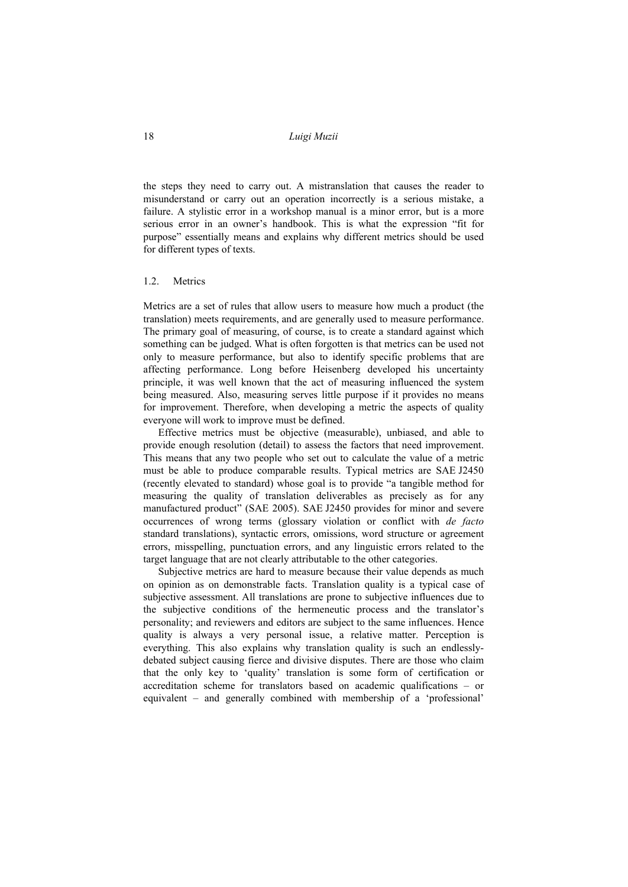the steps they need to carry out. A mistranslation that causes the reader to misunderstand or carry out an operation incorrectly is a serious mistake, a failure. A stylistic error in a workshop manual is a minor error, but is a more serious error in an owner's handbook. This is what the expression "fit for purpose" essentially means and explains why different metrics should be used for different types of texts.

### 1.2. Metrics

Metrics are a set of rules that allow users to measure how much a product (the translation) meets requirements, and are generally used to measure performance. The primary goal of measuring, of course, is to create a standard against which something can be judged. What is often forgotten is that metrics can be used not only to measure performance, but also to identify specific problems that are affecting performance. Long before Heisenberg developed his uncertainty principle, it was well known that the act of measuring influenced the system being measured. Also, measuring serves little purpose if it provides no means for improvement. Therefore, when developing a metric the aspects of quality everyone will work to improve must be defined.

Effective metrics must be objective (measurable), unbiased, and able to provide enough resolution (detail) to assess the factors that need improvement. This means that any two people who set out to calculate the value of a metric must be able to produce comparable results. Typical metrics are SAE J2450 (recently elevated to standard) whose goal is to provide "a tangible method for measuring the quality of translation deliverables as precisely as for any manufactured product" (SAE 2005). SAE J2450 provides for minor and severe occurrences of wrong terms (glossary violation or conflict with *de facto* standard translations), syntactic errors, omissions, word structure or agreement errors, misspelling, punctuation errors, and any linguistic errors related to the target language that are not clearly attributable to the other categories.

Subjective metrics are hard to measure because their value depends as much on opinion as on demonstrable facts. Translation quality is a typical case of subjective assessment. All translations are prone to subjective influences due to the subjective conditions of the hermeneutic process and the translator's personality; and reviewers and editors are subject to the same influences. Hence quality is always a very personal issue, a relative matter. Perception is everything. This also explains why translation quality is such an endlessly-debated subject causing fierce and divisive disputes. There are those who claim that the only key to 'quality' translation is some form of certification or accreditation scheme for translators based on academic qualifications – or equivalent – and generally combined with membership of a 'professional'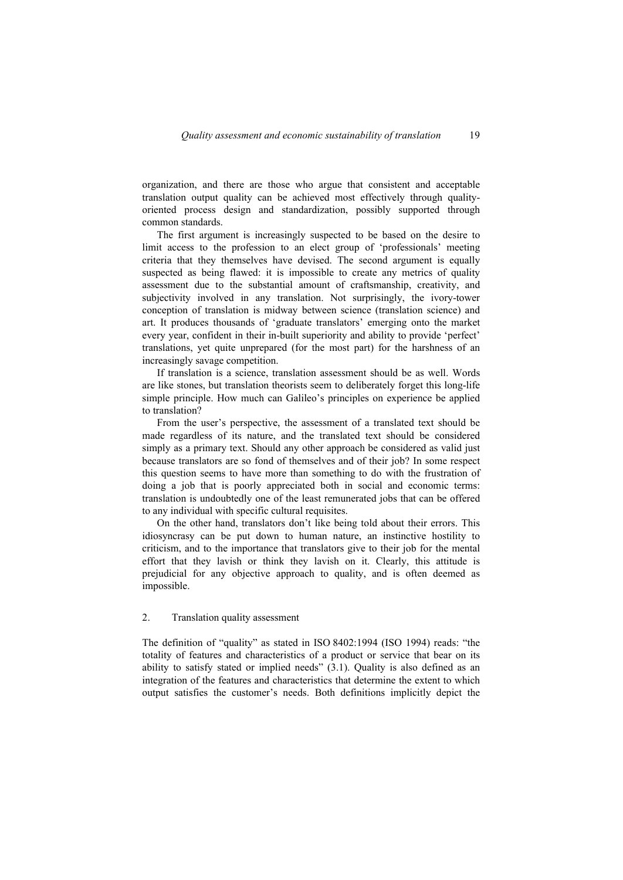organization, and there are those who argue that consistent and acceptable translation output quality can be achieved most effectively through quality-oriented process design and standardization, possibly supported through common standards.

The first argument is increasingly suspected to be based on the desire to limit access to the profession to an elect group of 'professionals' meeting criteria that they themselves have devised. The second argument is equally suspected as being flawed: it is impossible to create any metrics of quality assessment due to the substantial amount of craftsmanship, creativity, and subjectivity involved in any translation. Not surprisingly, the ivory-tower conception of translation is midway between science (translation science) and art. It produces thousands of 'graduate translators' emerging onto the market every year, confident in their in-built superiority and ability to provide 'perfect' translations, yet quite unprepared (for the most part) for the harshness of an increasingly savage competition.

If translation is a science, translation assessment should be as well. Words are like stones, but translation theorists seem to deliberately forget this long-life simple principle. How much can Galileo's principles on experience be applied to translation?

From the user's perspective, the assessment of a translated text should be made regardless of its nature, and the translated text should be considered simply as a primary text. Should any other approach be considered as valid just because translators are so fond of themselves and of their job? In some respect this question seems to have more than something to do with the frustration of doing a job that is poorly appreciated both in social and economic terms: translation is undoubtedly one of the least remunerated jobs that can be offered to any individual with specific cultural requisites.

On the other hand, translators don't like being told about their errors. This idiosyncrasy can be put down to human nature, an instinctive hostility to criticism, and to the importance that translators give to their job for the mental effort that they lavish or think they lavish on it. Clearly, this attitude is prejudicial for any objective approach to quality, and is often deemed as impossible.

## 2. Translation quality assessment

The definition of "quality" as stated in ISO 8402:1994 (ISO 1994) reads: "the totality of features and characteristics of a product or service that bear on its ability to satisfy stated or implied needs" (3.1). Quality is also defined as an integration of the features and characteristics that determine the extent to which output satisfies the customer's needs. Both definitions implicitly depict the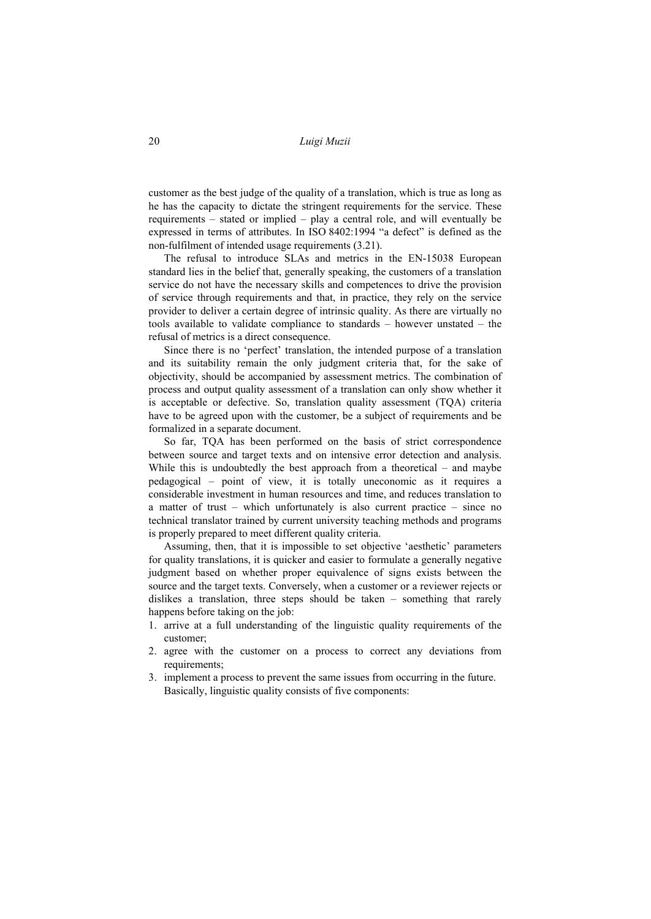customer as the best judge of the quality of a translation, which is true as long as he has the capacity to dictate the stringent requirements for the service. These requirements – stated or implied – play a central role, and will eventually be expressed in terms of attributes. In ISO 8402:1994 "a defect" is defined as the non-fulfilment of intended usage requirements (3.21).

The refusal to introduce SLAs and metrics in the EN-15038 European standard lies in the belief that, generally speaking, the customers of a translation service do not have the necessary skills and competences to drive the provision of service through requirements and that, in practice, they rely on the service provider to deliver a certain degree of intrinsic quality. As there are virtually no tools available to validate compliance to standards – however unstated – the refusal of metrics is a direct consequence.

Since there is no 'perfect' translation, the intended purpose of a translation and its suitability remain the only judgment criteria that, for the sake of objectivity, should be accompanied by assessment metrics. The combination of process and output quality assessment of a translation can only show whether it is acceptable or defective. So, translation quality assessment (TQA) criteria have to be agreed upon with the customer, be a subject of requirements and be formalized in a separate document.

So far, TQA has been performed on the basis of strict correspondence between source and target texts and on intensive error detection and analysis. While this is undoubtedly the best approach from a theoretical – and maybe pedagogical – point of view, it is totally uneconomic as it requires a considerable investment in human resources and time, and reduces translation to a matter of trust – which unfortunately is also current practice – since no technical translator trained by current university teaching methods and programs is properly prepared to meet different quality criteria.

Assuming, then, that it is impossible to set objective 'aesthetic' parameters for quality translations, it is quicker and easier to formulate a generally negative judgment based on whether proper equivalence of signs exists between the source and the target texts. Conversely, when a customer or a reviewer rejects or dislikes a translation, three steps should be taken – something that rarely happens before taking on the job:

1. arrive at a full understanding of the linguistic quality requirements of the customer;
2. agree with the customer on a process to correct any deviations from requirements;
3. implement a process to prevent the same issues from occurring in the future.

Basically, linguistic quality consists of five components: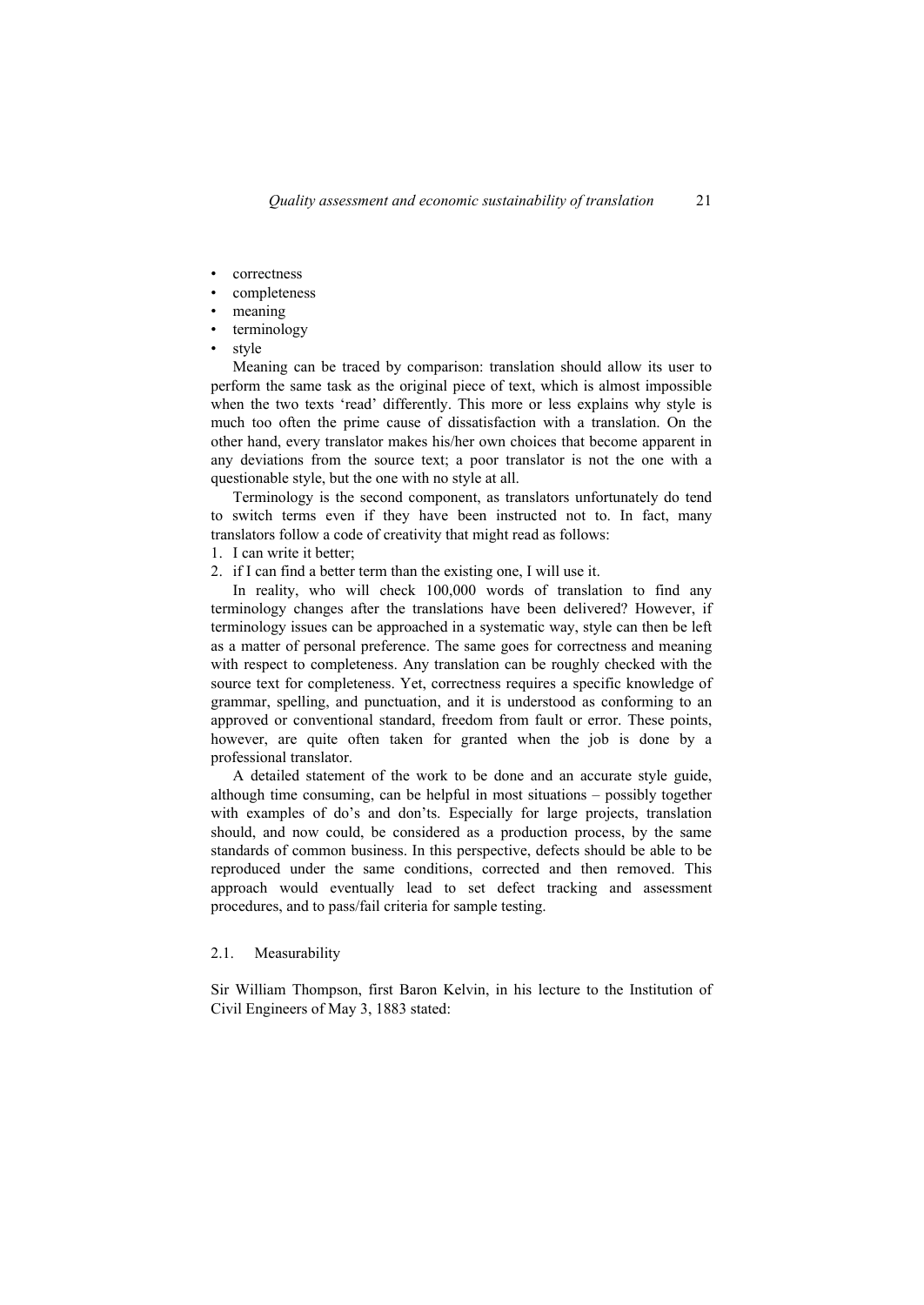- correctness
- completeness
- meaning
- terminology
- style

Meaning can be traced by comparison: translation should allow its user to perform the same task as the original piece of text, which is almost impossible when the two texts 'read' differently. This more or less explains why style is much too often the prime cause of dissatisfaction with a translation. On the other hand, every translator makes his/her own choices that become apparent in any deviations from the source text; a poor translator is not the one with a questionable style, but the one with no style at all.

Terminology is the second component, as translators unfortunately do tend to switch terms even if they have been instructed not to. In fact, many translators follow a code of creativity that might read as follows:

1. I can write it better;
2. if I can find a better term than the existing one, I will use it.

In reality, who will check 100,000 words of translation to find any terminology changes after the translations have been delivered? However, if terminology issues can be approached in a systematic way, style can then be left as a matter of personal preference. The same goes for correctness and meaning with respect to completeness. Any translation can be roughly checked with the source text for completeness. Yet, correctness requires a specific knowledge of grammar, spelling, and punctuation, and it is understood as conforming to an approved or conventional standard, freedom from fault or error. These points, however, are quite often taken for granted when the job is done by a professional translator.

A detailed statement of the work to be done and an accurate style guide, although time consuming, can be helpful in most situations – possibly together with examples of do's and don'ts. Especially for large projects, translation should, and now could, be considered as a production process, by the same standards of common business. In this perspective, defects should be able to be reproduced under the same conditions, corrected and then removed. This approach would eventually lead to set defect tracking and assessment procedures, and to pass/fail criteria for sample testing.

### 2.1. Measurability

Sir William Thompson, first Baron Kelvin, in his lecture to the Institution of Civil Engineers of May 3, 1883 stated: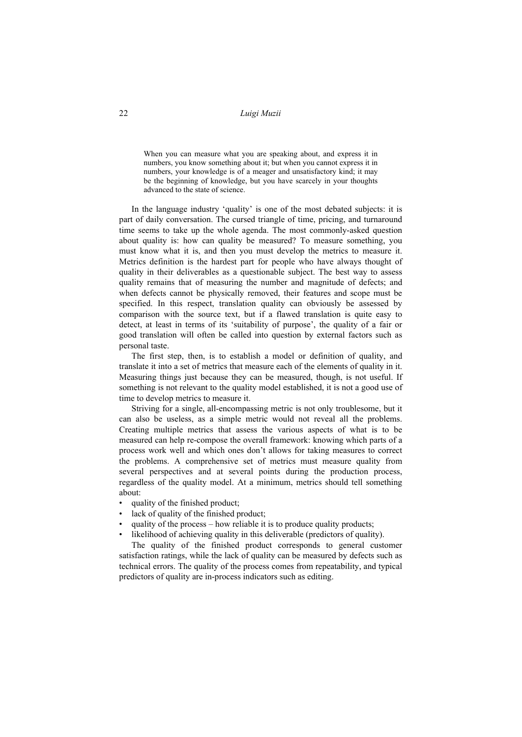> When you can measure what you are speaking about, and express it in numbers, you know something about it; but when you cannot express it in numbers, your knowledge is of a meager and unsatisfactory kind; it may be the beginning of knowledge, but you have scarcely in your thoughts advanced to the state of science.

In the language industry 'quality' is one of the most debated subjects: it is part of daily conversation. The cursed triangle of time, pricing, and turnaround time seems to take up the whole agenda. The most commonly-asked question about quality is: how can quality be measured? To measure something, you must know what it is, and then you must develop the metrics to measure it. Metrics definition is the hardest part for people who have always thought of quality in their deliverables as a questionable subject. The best way to assess quality remains that of measuring the number and magnitude of defects; and when defects cannot be physically removed, their features and scope must be specified. In this respect, translation quality can obviously be assessed by comparison with the source text, but if a flawed translation is quite easy to detect, at least in terms of its 'suitability of purpose', the quality of a fair or good translation will often be called into question by external factors such as personal taste.

The first step, then, is to establish a model or definition of quality, and translate it into a set of metrics that measure each of the elements of quality in it. Measuring things just because they can be measured, though, is not useful. If something is not relevant to the quality model established, it is not a good use of time to develop metrics to measure it.

Striving for a single, all-encompassing metric is not only troublesome, but it can also be useless, as a simple metric would not reveal all the problems. Creating multiple metrics that assess the various aspects of what is to be measured can help re-compose the overall framework: knowing which parts of a process work well and which ones don't allows for taking measures to correct the problems. A comprehensive set of metrics must measure quality from several perspectives and at several points during the production process, regardless of the quality model. At a minimum, metrics should tell something about:

- quality of the finished product;
- lack of quality of the finished product;
- quality of the process – how reliable it is to produce quality products;
- likelihood of achieving quality in this deliverable (predictors of quality).

The quality of the finished product corresponds to general customer satisfaction ratings, while the lack of quality can be measured by defects such as technical errors. The quality of the process comes from repeatability, and typical predictors of quality are in-process indicators such as editing.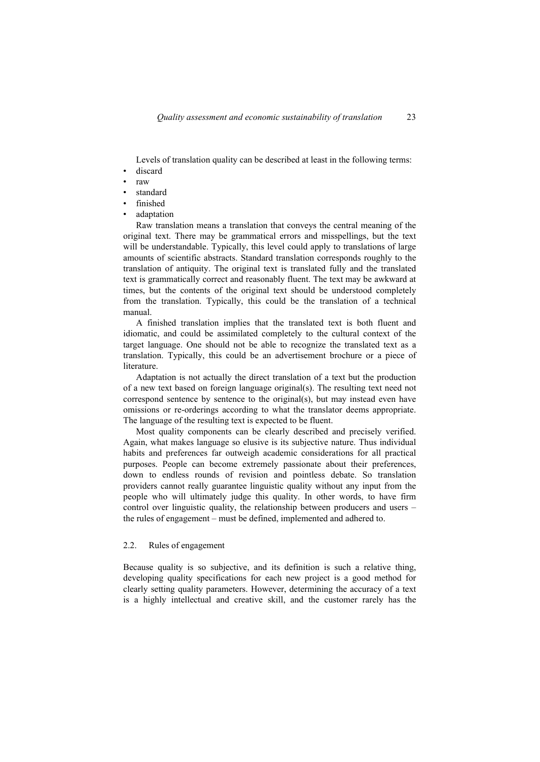Levels of translation quality can be described at least in the following terms:

- discard
- raw
- standard
- finished
- adaptation

Raw translation means a translation that conveys the central meaning of the original text. There may be grammatical errors and misspellings, but the text will be understandable. Typically, this level could apply to translations of large amounts of scientific abstracts. Standard translation corresponds roughly to the translation of antiquity. The original text is translated fully and the translated text is grammatically correct and reasonably fluent. The text may be awkward at times, but the contents of the original text should be understood completely from the translation. Typically, this could be the translation of a technical manual.

A finished translation implies that the translated text is both fluent and idiomatic, and could be assimilated completely to the cultural context of the target language. One should not be able to recognize the translated text as a translation. Typically, this could be an advertisement brochure or a piece of literature.

Adaptation is not actually the direct translation of a text but the production of a new text based on foreign language original(s). The resulting text need not correspond sentence by sentence to the original(s), but may instead even have omissions or re-orderings according to what the translator deems appropriate. The language of the resulting text is expected to be fluent.

Most quality components can be clearly described and precisely verified. Again, what makes language so elusive is its subjective nature. Thus individual habits and preferences far outweigh academic considerations for all practical purposes. People can become extremely passionate about their preferences, down to endless rounds of revision and pointless debate. So translation providers cannot really guarantee linguistic quality without any input from the people who will ultimately judge this quality. In other words, to have firm control over linguistic quality, the relationship between producers and users – the rules of engagement – must be defined, implemented and adhered to.

### 2.2. Rules of engagement

Because quality is so subjective, and its definition is such a relative thing, developing quality specifications for each new project is a good method for clearly setting quality parameters. However, determining the accuracy of a text is a highly intellectual and creative skill, and the customer rarely has the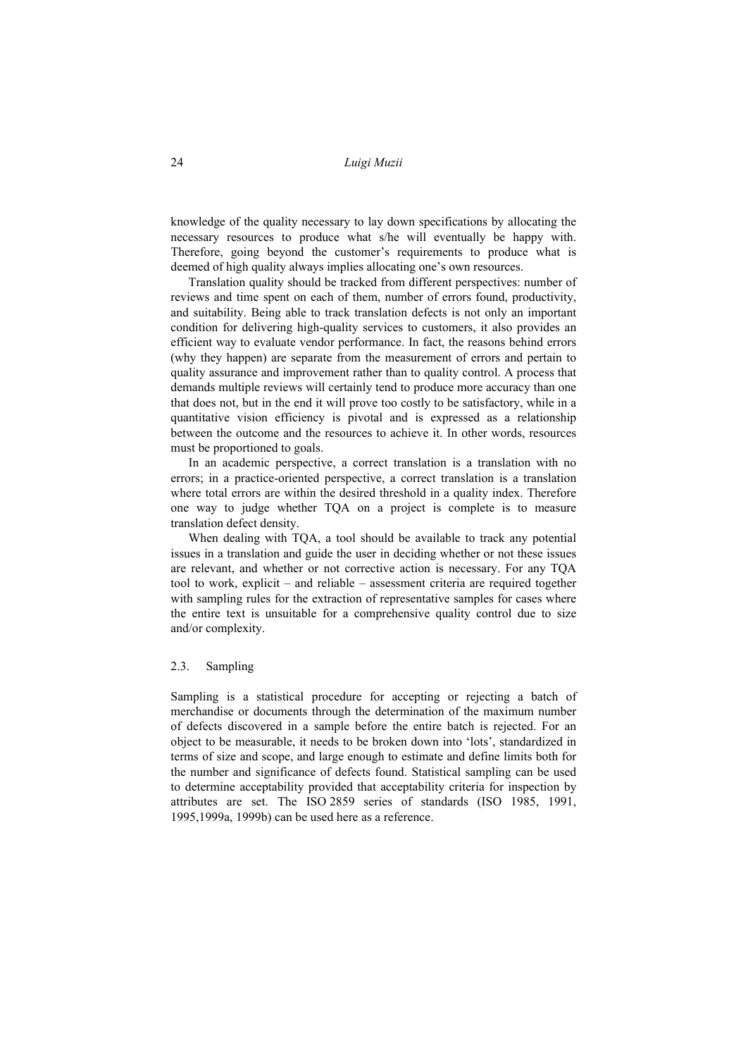knowledge of the quality necessary to lay down specifications by allocating the necessary resources to produce what s/he will eventually be happy with. Therefore, going beyond the customer's requirements to produce what is deemed of high quality always implies allocating one's own resources.

Translation quality should be tracked from different perspectives: number of reviews and time spent on each of them, number of errors found, productivity, and suitability. Being able to track translation defects is not only an important condition for delivering high-quality services to customers, it also provides an efficient way to evaluate vendor performance. In fact, the reasons behind errors (why they happen) are separate from the measurement of errors and pertain to quality assurance and improvement rather than to quality control. A process that demands multiple reviews will certainly tend to produce more accuracy than one that does not, but in the end it will prove too costly to be satisfactory, while in a quantitative vision efficiency is pivotal and is expressed as a relationship between the outcome and the resources to achieve it. In other words, resources must be proportioned to goals.

In an academic perspective, a correct translation is a translation with no errors; in a practice-oriented perspective, a correct translation is a translation where total errors are within the desired threshold in a quality index. Therefore one way to judge whether TQA on a project is complete is to measure translation defect density.

When dealing with TQA, a tool should be available to track any potential issues in a translation and guide the user in deciding whether or not these issues are relevant, and whether or not corrective action is necessary. For any TQA tool to work, explicit – and reliable – assessment criteria are required together with sampling rules for the extraction of representative samples for cases where the entire text is unsuitable for a comprehensive quality control due to size and/or complexity.

### 2.3. Sampling

Sampling is a statistical procedure for accepting or rejecting a batch of merchandise or documents through the determination of the maximum number of defects discovered in a sample before the entire batch is rejected. For an object to be measurable, it needs to be broken down into 'lots', standardized in terms of size and scope, and large enough to estimate and define limits both for the number and significance of defects found. Statistical sampling can be used to determine acceptability provided that acceptability criteria for inspection by attributes are set. The ISO 2859 series of standards (ISO 1985, 1991, 1995,1999a, 1999b) can be used here as a reference.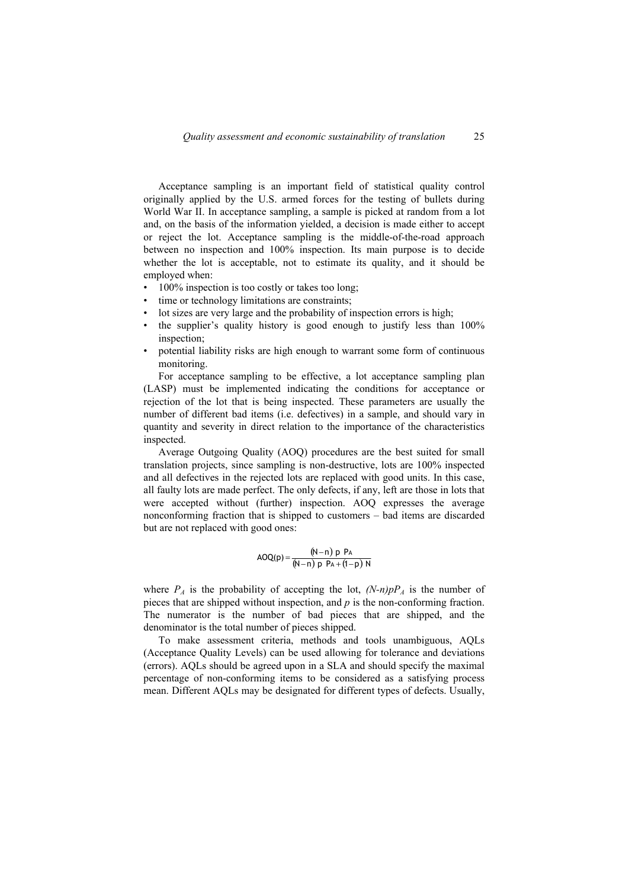Acceptance sampling is an important field of statistical quality control originally applied by the U.S. armed forces for the testing of bullets during World War II. In acceptance sampling, a sample is picked at random from a lot and, on the basis of the information yielded, a decision is made either to accept or reject the lot. Acceptance sampling is the middle-of-the-road approach between no inspection and 100% inspection. Its main purpose is to decide whether the lot is acceptable, not to estimate its quality, and it should be employed when:

- 100% inspection is too costly or takes too long;
- time or technology limitations are constraints;
- lot sizes are very large and the probability of inspection errors is high;
- the supplier's quality history is good enough to justify less than 100% inspection;
- potential liability risks are high enough to warrant some form of continuous monitoring.

For acceptance sampling to be effective, a lot acceptance sampling plan (LASP) must be implemented indicating the conditions for acceptance or rejection of the lot that is being inspected. These parameters are usually the number of different bad items (i.e. defectives) in a sample, and should vary in quantity and severity in direct relation to the importance of the characteristics inspected.

Average Outgoing Quality (AOQ) procedures are the best suited for small translation projects, since sampling is non-destructive, lots are 100% inspected and all defectives in the rejected lots are replaced with good units. In this case, all faulty lots are made perfect. The only defects, if any, left are those in lots that were accepted without (further) inspection. AOQ expresses the average nonconforming fraction that is shipped to customers – bad items are discarded but are not replaced with good ones:

$$AOQ(p) = \frac{(N-n)\ p\ P_A}{(N-n)\ p\ P_A + (1-p)\ N}$$

where $P_A$ is the probability of accepting the lot, $(N\text{-}n)pP_A$ is the number of pieces that are shipped without inspection, and $p$ is the non-conforming fraction. The numerator is the number of bad pieces that are shipped, and the denominator is the total number of pieces shipped.

To make assessment criteria, methods and tools unambiguous, AQLs (Acceptance Quality Levels) can be used allowing for tolerance and deviations (errors). AQLs should be agreed upon in a SLA and should specify the maximal percentage of non-conforming items to be considered as a satisfying process mean. Different AQLs may be designated for different types of defects. Usually,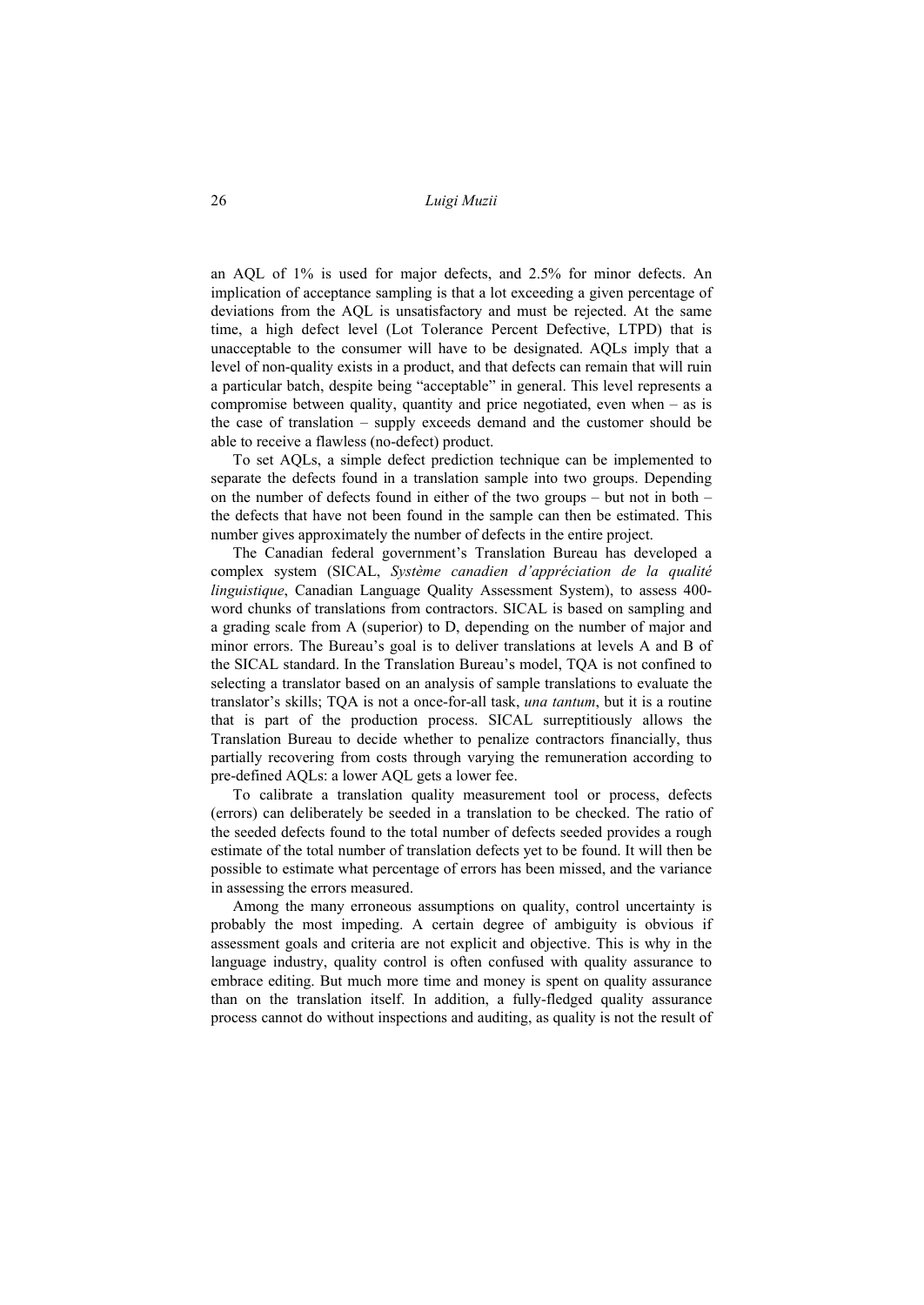an AQL of 1% is used for major defects, and 2.5% for minor defects. An implication of acceptance sampling is that a lot exceeding a given percentage of deviations from the AQL is unsatisfactory and must be rejected. At the same time, a high defect level (Lot Tolerance Percent Defective, LTPD) that is unacceptable to the consumer will have to be designated. AQLs imply that a level of non-quality exists in a product, and that defects can remain that will ruin a particular batch, despite being "acceptable" in general. This level represents a compromise between quality, quantity and price negotiated, even when – as is the case of translation – supply exceeds demand and the customer should be able to receive a flawless (no-defect) product.

To set AQLs, a simple defect prediction technique can be implemented to separate the defects found in a translation sample into two groups. Depending on the number of defects found in either of the two groups – but not in both – the defects that have not been found in the sample can then be estimated. This number gives approximately the number of defects in the entire project.

The Canadian federal government's Translation Bureau has developed a complex system (SICAL, *Système canadien d'appréciation de la qualité linguistique*, Canadian Language Quality Assessment System), to assess 400-word chunks of translations from contractors. SICAL is based on sampling and a grading scale from A (superior) to D, depending on the number of major and minor errors. The Bureau's goal is to deliver translations at levels A and B of the SICAL standard. In the Translation Bureau's model, TQA is not confined to selecting a translator based on an analysis of sample translations to evaluate the translator's skills; TQA is not a once-for-all task, *una tantum*, but it is a routine that is part of the production process. SICAL surreptitiously allows the Translation Bureau to decide whether to penalize contractors financially, thus partially recovering from costs through varying the remuneration according to pre-defined AQLs: a lower AQL gets a lower fee.

To calibrate a translation quality measurement tool or process, defects (errors) can deliberately be seeded in a translation to be checked. The ratio of the seeded defects found to the total number of defects seeded provides a rough estimate of the total number of translation defects yet to be found. It will then be possible to estimate what percentage of errors has been missed, and the variance in assessing the errors measured.

Among the many erroneous assumptions on quality, control uncertainty is probably the most impeding. A certain degree of ambiguity is obvious if assessment goals and criteria are not explicit and objective. This is why in the language industry, quality control is often confused with quality assurance to embrace editing. But much more time and money is spent on quality assurance than on the translation itself. In addition, a fully-fledged quality assurance process cannot do without inspections and auditing, as quality is not the result of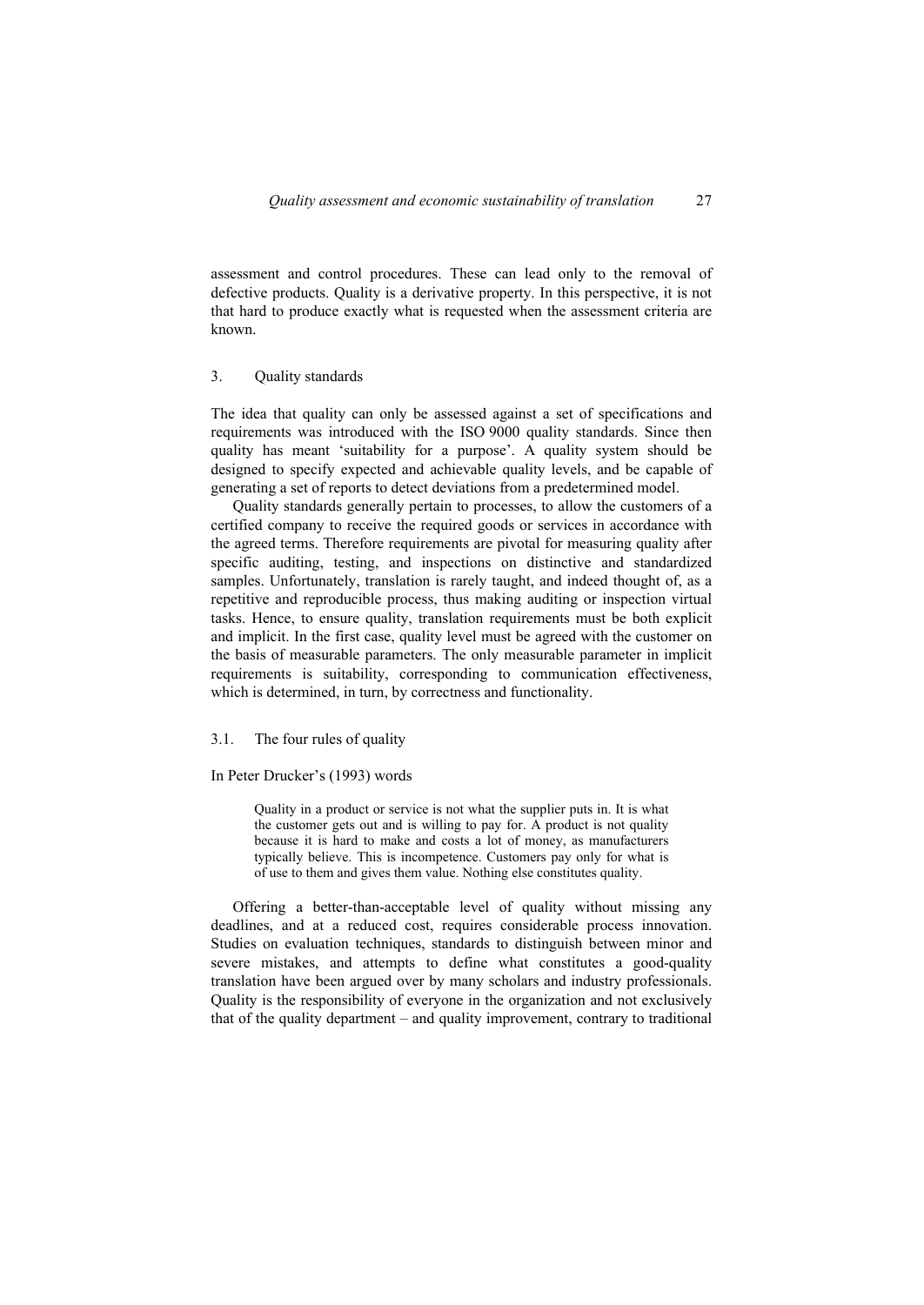assessment and control procedures. These can lead only to the removal of defective products. Quality is a derivative property. In this perspective, it is not that hard to produce exactly what is requested when the assessment criteria are known.

## 3. Quality standards

The idea that quality can only be assessed against a set of specifications and requirements was introduced with the ISO 9000 quality standards. Since then quality has meant 'suitability for a purpose'. A quality system should be designed to specify expected and achievable quality levels, and be capable of generating a set of reports to detect deviations from a predetermined model.

Quality standards generally pertain to processes, to allow the customers of a certified company to receive the required goods or services in accordance with the agreed terms. Therefore requirements are pivotal for measuring quality after specific auditing, testing, and inspections on distinctive and standardized samples. Unfortunately, translation is rarely taught, and indeed thought of, as a repetitive and reproducible process, thus making auditing or inspection virtual tasks. Hence, to ensure quality, translation requirements must be both explicit and implicit. In the first case, quality level must be agreed with the customer on the basis of measurable parameters. The only measurable parameter in implicit requirements is suitability, corresponding to communication effectiveness, which is determined, in turn, by correctness and functionality.

### 3.1. The four rules of quality

In Peter Drucker's (1993) words

> Quality in a product or service is not what the supplier puts in. It is what the customer gets out and is willing to pay for. A product is not quality because it is hard to make and costs a lot of money, as manufacturers typically believe. This is incompetence. Customers pay only for what is of use to them and gives them value. Nothing else constitutes quality.

Offering a better-than-acceptable level of quality without missing any deadlines, and at a reduced cost, requires considerable process innovation. Studies on evaluation techniques, standards to distinguish between minor and severe mistakes, and attempts to define what constitutes a good-quality translation have been argued over by many scholars and industry professionals. Quality is the responsibility of everyone in the organization and not exclusively that of the quality department – and quality improvement, contrary to traditional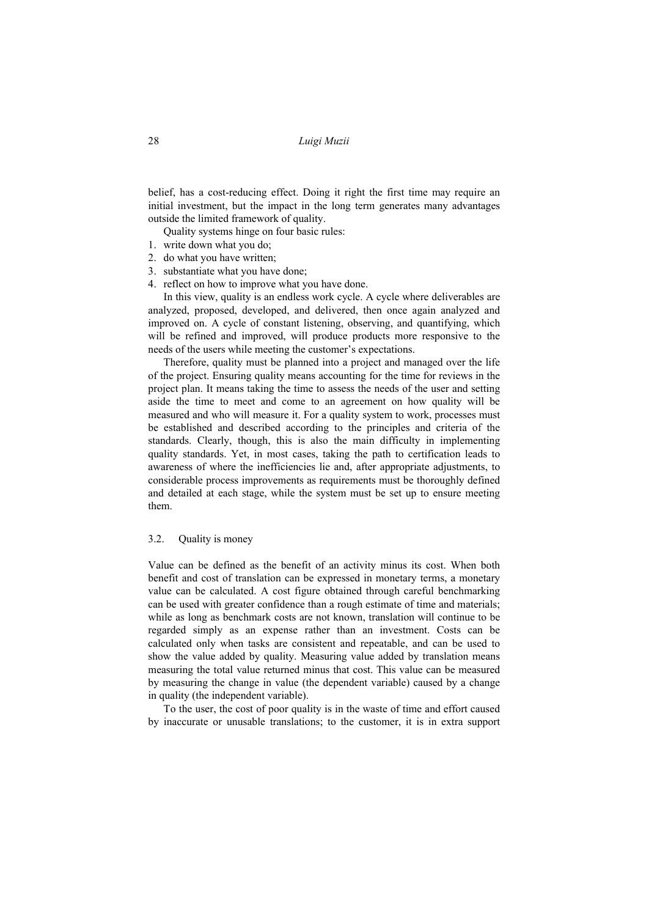belief, has a cost-reducing effect. Doing it right the first time may require an initial investment, but the impact in the long term generates many advantages outside the limited framework of quality.

Quality systems hinge on four basic rules:

1. write down what you do;
2. do what you have written;
3. substantiate what you have done;
4. reflect on how to improve what you have done.

In this view, quality is an endless work cycle. A cycle where deliverables are analyzed, proposed, developed, and delivered, then once again analyzed and improved on. A cycle of constant listening, observing, and quantifying, which will be refined and improved, will produce products more responsive to the needs of the users while meeting the customer's expectations.

Therefore, quality must be planned into a project and managed over the life of the project. Ensuring quality means accounting for the time for reviews in the project plan. It means taking the time to assess the needs of the user and setting aside the time to meet and come to an agreement on how quality will be measured and who will measure it. For a quality system to work, processes must be established and described according to the principles and criteria of the standards. Clearly, though, this is also the main difficulty in implementing quality standards. Yet, in most cases, taking the path to certification leads to awareness of where the inefficiencies lie and, after appropriate adjustments, to considerable process improvements as requirements must be thoroughly defined and detailed at each stage, while the system must be set up to ensure meeting them.

### 3.2. Quality is money

Value can be defined as the benefit of an activity minus its cost. When both benefit and cost of translation can be expressed in monetary terms, a monetary value can be calculated. A cost figure obtained through careful benchmarking can be used with greater confidence than a rough estimate of time and materials; while as long as benchmark costs are not known, translation will continue to be regarded simply as an expense rather than an investment. Costs can be calculated only when tasks are consistent and repeatable, and can be used to show the value added by quality. Measuring value added by translation means measuring the total value returned minus that cost. This value can be measured by measuring the change in value (the dependent variable) caused by a change in quality (the independent variable).

To the user, the cost of poor quality is in the waste of time and effort caused by inaccurate or unusable translations; to the customer, it is in extra support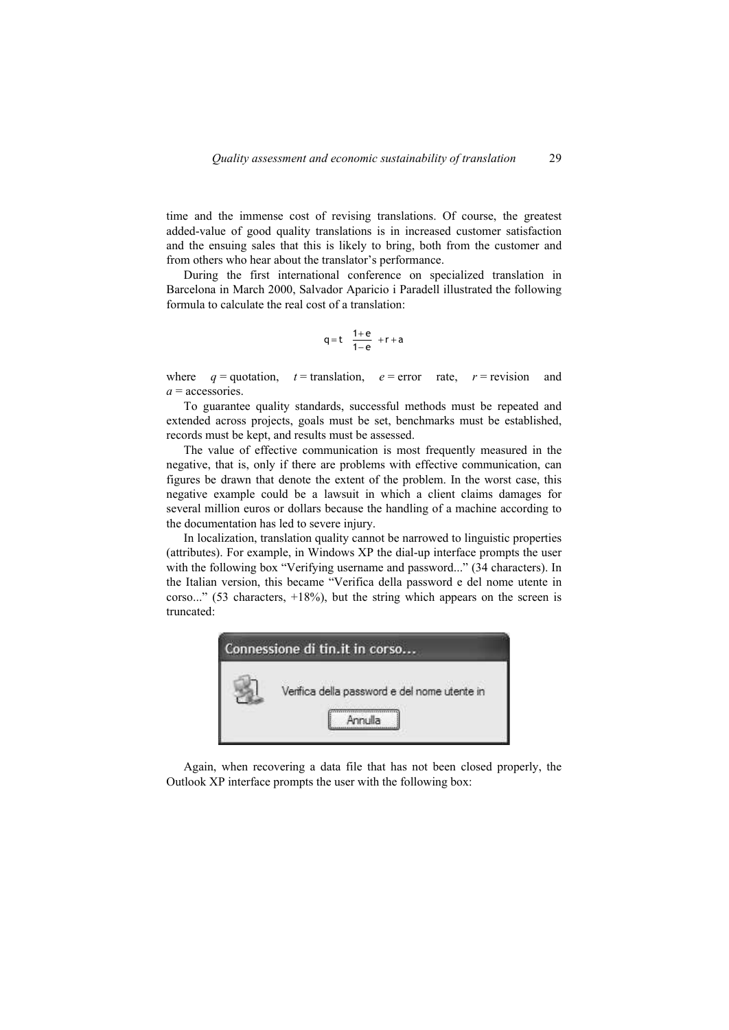time and the immense cost of revising translations. Of course, the greatest added-value of good quality translations is in increased customer satisfaction and the ensuing sales that this is likely to bring, both from the customer and from others who hear about the translator's performance.

During the first international conference on specialized translation in Barcelona in March 2000, Salvador Aparicio i Paradell illustrated the following formula to calculate the real cost of a translation:

$$q = t\ \frac{1+e}{1-e} + r + a$$

where $q$ = quotation, $t$ = translation, $e$ = error rate, $r$ = revision and $a$ = accessories.

To guarantee quality standards, successful methods must be repeated and extended across projects, goals must be set, benchmarks must be established, records must be kept, and results must be assessed.

The value of effective communication is most frequently measured in the negative, that is, only if there are problems with effective communication, can figures be drawn that denote the extent of the problem. In the worst case, this negative example could be a lawsuit in which a client claims damages for several million euros or dollars because the handling of a machine according to the documentation has led to severe injury.

In localization, translation quality cannot be narrowed to linguistic properties (attributes). For example, in Windows XP the dial-up interface prompts the user with the following box "Verifying username and password..." (34 characters). In the Italian version, this became "Verifica della password e del nome utente in corso..." (53 characters, +18%), but the string which appears on the screen is truncated:

Connessione di tin.it in corso...

Verifica della password e del nome utente in

Annulla

Again, when recovering a data file that has not been closed properly, the Outlook XP interface prompts the user with the following box: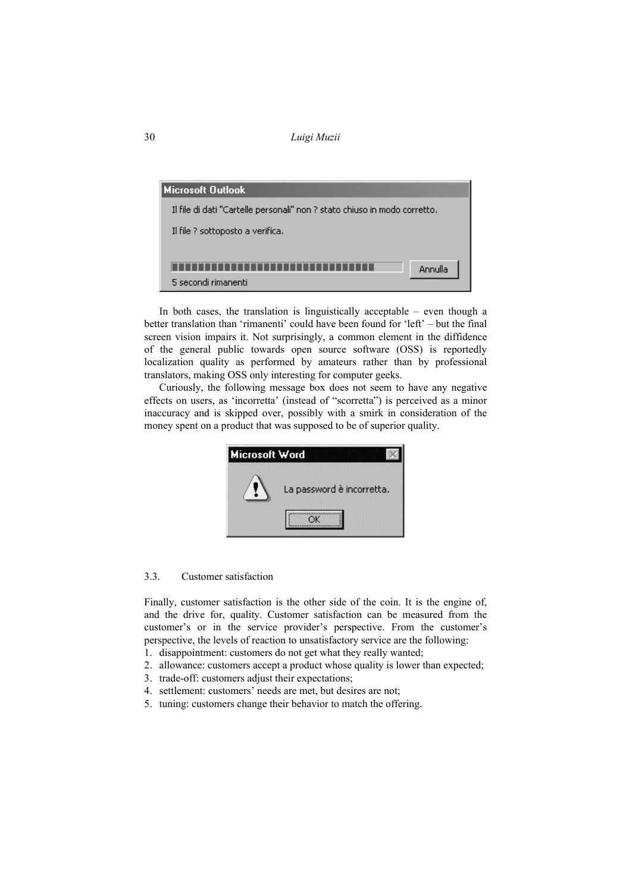> **Microsoft Outlook**
>
> Il file di dati "Cartelle personali" non ? stato chiuso in modo corretto.
>
> Il file ? sottoposto a verifica.
>
> Annulla
>
> 5 secondi rimanenti

In both cases, the translation is linguistically acceptable – even though a better translation than 'rimanenti' could have been found for 'left' – but the final screen vision impairs it. Not surprisingly, a common element in the diffidence of the general public towards open source software (OSS) is reportedly localization quality as performed by amateurs rather than by professional translators, making OSS only interesting for computer geeks.

Curiously, the following message box does not seem to have any negative effects on users, as 'incorretta' (instead of "scorretta") is perceived as a minor inaccuracy and is skipped over, possibly with a smirk in consideration of the money spent on a product that was supposed to be of superior quality.

> **Microsoft Word**
>
> La password è incorretta.
>
> OK

### 3.3. Customer satisfaction

Finally, customer satisfaction is the other side of the coin. It is the engine of, and the drive for, quality. Customer satisfaction can be measured from the customer's or in the service provider's perspective. From the customer's perspective, the levels of reaction to unsatisfactory service are the following:

1. disappointment: customers do not get what they really wanted;
2. allowance: customers accept a product whose quality is lower than expected;
3. trade-off: customers adjust their expectations;
4. settlement: customers' needs are met, but desires are not;
5. tuning: customers change their behavior to match the offering.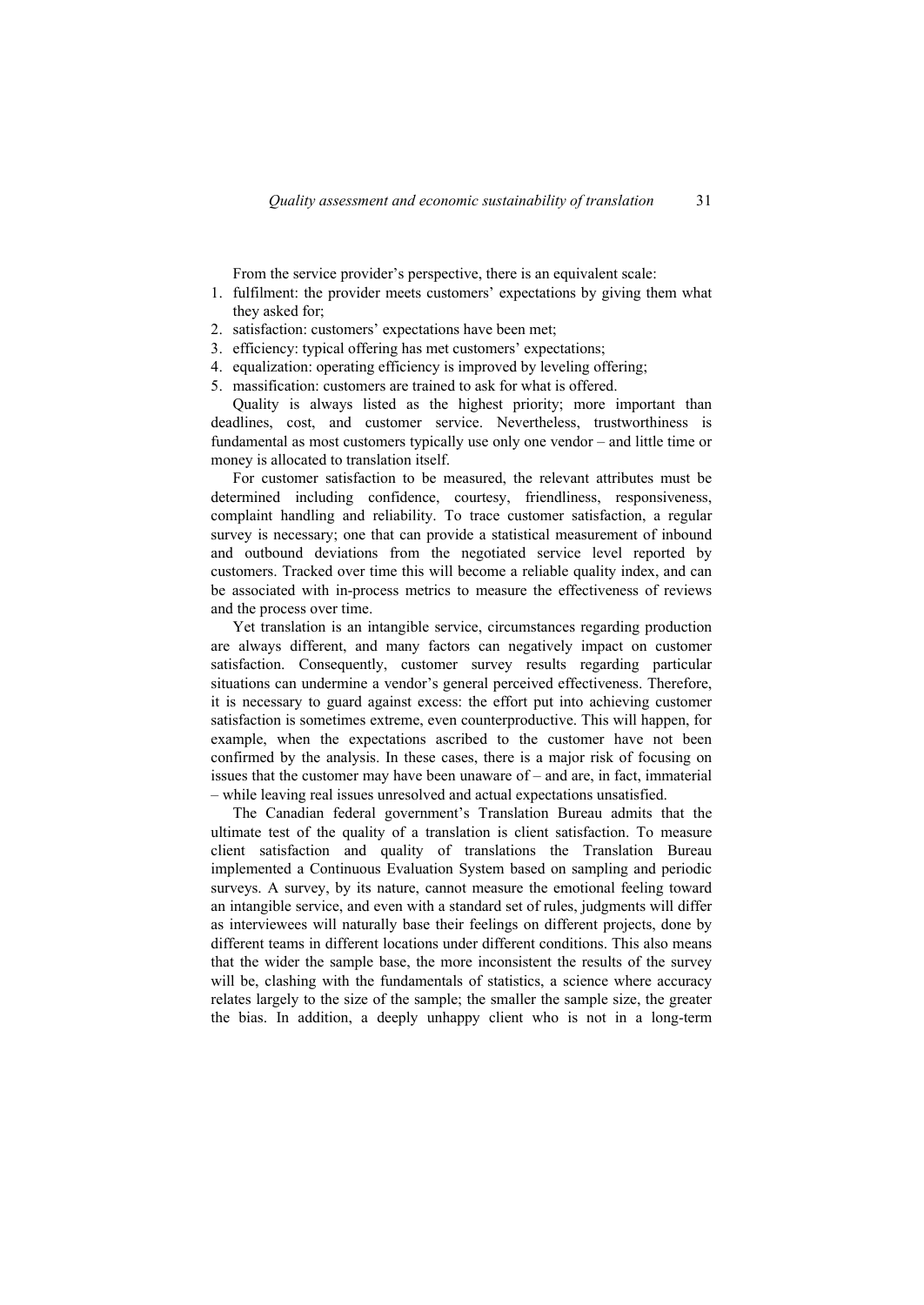From the service provider's perspective, there is an equivalent scale:

1. fulfilment: the provider meets customers' expectations by giving them what they asked for;
2. satisfaction: customers' expectations have been met;
3. efficiency: typical offering has met customers' expectations;
4. equalization: operating efficiency is improved by leveling offering;
5. massification: customers are trained to ask for what is offered.

Quality is always listed as the highest priority; more important than deadlines, cost, and customer service. Nevertheless, trustworthiness is fundamental as most customers typically use only one vendor – and little time or money is allocated to translation itself.

For customer satisfaction to be measured, the relevant attributes must be determined including confidence, courtesy, friendliness, responsiveness, complaint handling and reliability. To trace customer satisfaction, a regular survey is necessary; one that can provide a statistical measurement of inbound and outbound deviations from the negotiated service level reported by customers. Tracked over time this will become a reliable quality index, and can be associated with in-process metrics to measure the effectiveness of reviews and the process over time.

Yet translation is an intangible service, circumstances regarding production are always different, and many factors can negatively impact on customer satisfaction. Consequently, customer survey results regarding particular situations can undermine a vendor's general perceived effectiveness. Therefore, it is necessary to guard against excess: the effort put into achieving customer satisfaction is sometimes extreme, even counterproductive. This will happen, for example, when the expectations ascribed to the customer have not been confirmed by the analysis. In these cases, there is a major risk of focusing on issues that the customer may have been unaware of – and are, in fact, immaterial – while leaving real issues unresolved and actual expectations unsatisfied.

The Canadian federal government's Translation Bureau admits that the ultimate test of the quality of a translation is client satisfaction. To measure client satisfaction and quality of translations the Translation Bureau implemented a Continuous Evaluation System based on sampling and periodic surveys. A survey, by its nature, cannot measure the emotional feeling toward an intangible service, and even with a standard set of rules, judgments will differ as interviewees will naturally base their feelings on different projects, done by different teams in different locations under different conditions. This also means that the wider the sample base, the more inconsistent the results of the survey will be, clashing with the fundamentals of statistics, a science where accuracy relates largely to the size of the sample; the smaller the sample size, the greater the bias. In addition, a deeply unhappy client who is not in a long-term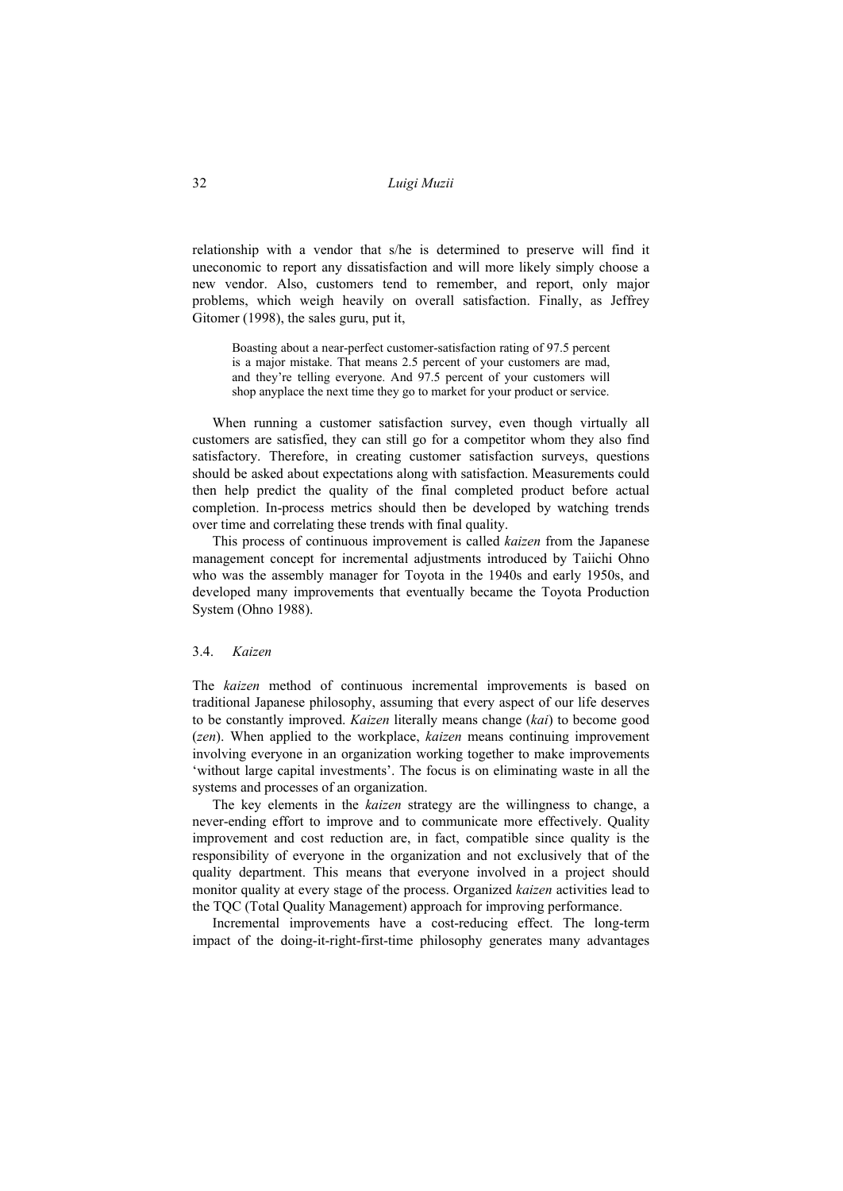relationship with a vendor that s/he is determined to preserve will find it uneconomic to report any dissatisfaction and will more likely simply choose a new vendor. Also, customers tend to remember, and report, only major problems, which weigh heavily on overall satisfaction. Finally, as Jeffrey Gitomer (1998), the sales guru, put it,

> Boasting about a near-perfect customer-satisfaction rating of 97.5 percent is a major mistake. That means 2.5 percent of your customers are mad, and they're telling everyone. And 97.5 percent of your customers will shop anyplace the next time they go to market for your product or service.

When running a customer satisfaction survey, even though virtually all customers are satisfied, they can still go for a competitor whom they also find satisfactory. Therefore, in creating customer satisfaction surveys, questions should be asked about expectations along with satisfaction. Measurements could then help predict the quality of the final completed product before actual completion. In-process metrics should then be developed by watching trends over time and correlating these trends with final quality.

This process of continuous improvement is called *kaizen* from the Japanese management concept for incremental adjustments introduced by Taiichi Ohno who was the assembly manager for Toyota in the 1940s and early 1950s, and developed many improvements that eventually became the Toyota Production System (Ohno 1988).

### 3.4. *Kaizen*

The *kaizen* method of continuous incremental improvements is based on traditional Japanese philosophy, assuming that every aspect of our life deserves to be constantly improved. *Kaizen* literally means change (*kai*) to become good (*zen*). When applied to the workplace, *kaizen* means continuing improvement involving everyone in an organization working together to make improvements 'without large capital investments'. The focus is on eliminating waste in all the systems and processes of an organization.

The key elements in the *kaizen* strategy are the willingness to change, a never-ending effort to improve and to communicate more effectively. Quality improvement and cost reduction are, in fact, compatible since quality is the responsibility of everyone in the organization and not exclusively that of the quality department. This means that everyone involved in a project should monitor quality at every stage of the process. Organized *kaizen* activities lead to the TQC (Total Quality Management) approach for improving performance.

Incremental improvements have a cost-reducing effect. The long-term impact of the doing-it-right-first-time philosophy generates many advantages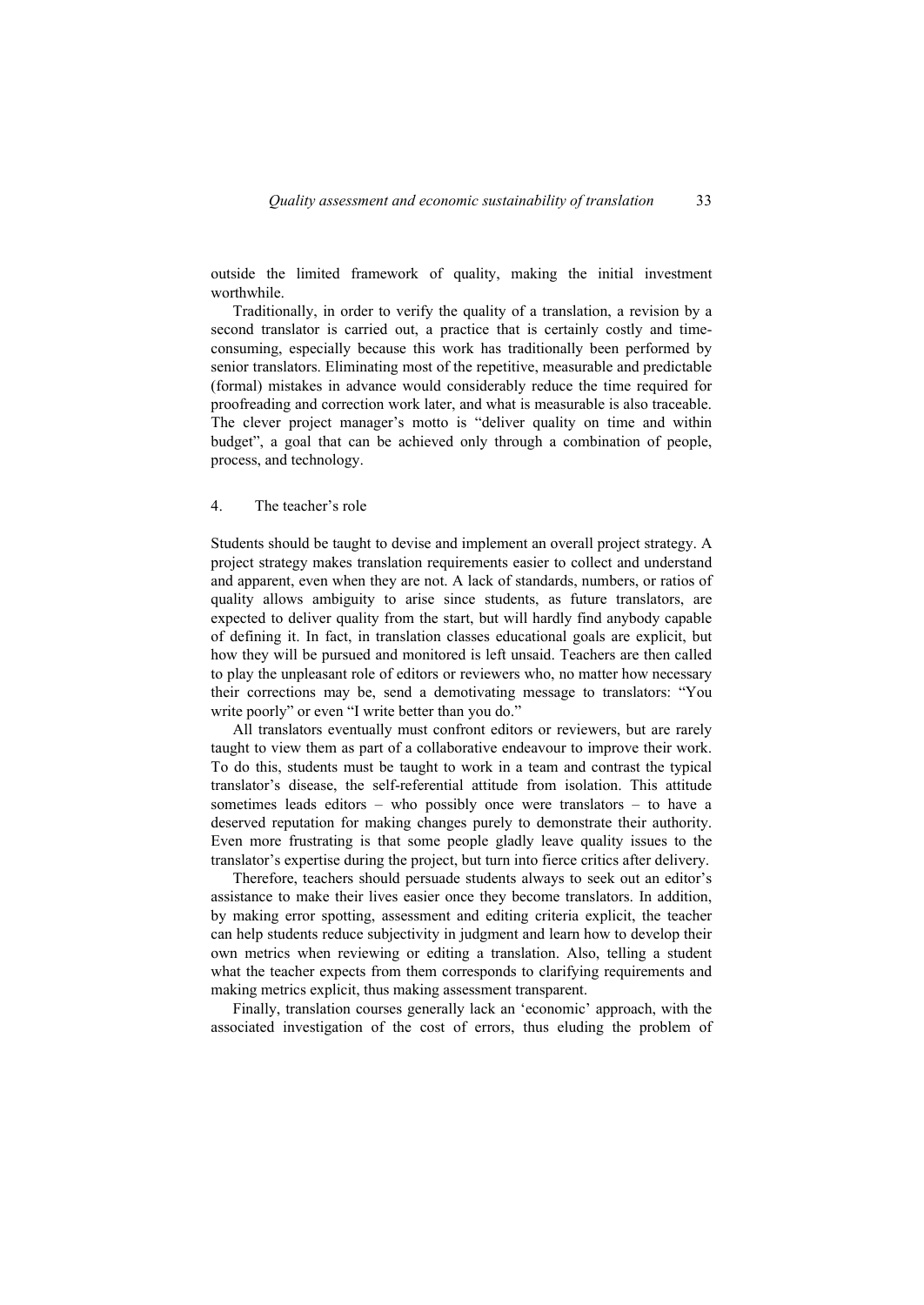outside the limited framework of quality, making the initial investment worthwhile.

Traditionally, in order to verify the quality of a translation, a revision by a second translator is carried out, a practice that is certainly costly and time-consuming, especially because this work has traditionally been performed by senior translators. Eliminating most of the repetitive, measurable and predictable (formal) mistakes in advance would considerably reduce the time required for proofreading and correction work later, and what is measurable is also traceable. The clever project manager's motto is "deliver quality on time and within budget", a goal that can be achieved only through a combination of people, process, and technology.

## 4. The teacher's role

Students should be taught to devise and implement an overall project strategy. A project strategy makes translation requirements easier to collect and understand and apparent, even when they are not. A lack of standards, numbers, or ratios of quality allows ambiguity to arise since students, as future translators, are expected to deliver quality from the start, but will hardly find anybody capable of defining it. In fact, in translation classes educational goals are explicit, but how they will be pursued and monitored is left unsaid. Teachers are then called to play the unpleasant role of editors or reviewers who, no matter how necessary their corrections may be, send a demotivating message to translators: "You write poorly" or even "I write better than you do."

All translators eventually must confront editors or reviewers, but are rarely taught to view them as part of a collaborative endeavour to improve their work. To do this, students must be taught to work in a team and contrast the typical translator's disease, the self-referential attitude from isolation. This attitude sometimes leads editors – who possibly once were translators – to have a deserved reputation for making changes purely to demonstrate their authority. Even more frustrating is that some people gladly leave quality issues to the translator's expertise during the project, but turn into fierce critics after delivery.

Therefore, teachers should persuade students always to seek out an editor's assistance to make their lives easier once they become translators. In addition, by making error spotting, assessment and editing criteria explicit, the teacher can help students reduce subjectivity in judgment and learn how to develop their own metrics when reviewing or editing a translation. Also, telling a student what the teacher expects from them corresponds to clarifying requirements and making metrics explicit, thus making assessment transparent.

Finally, translation courses generally lack an 'economic' approach, with the associated investigation of the cost of errors, thus eluding the problem of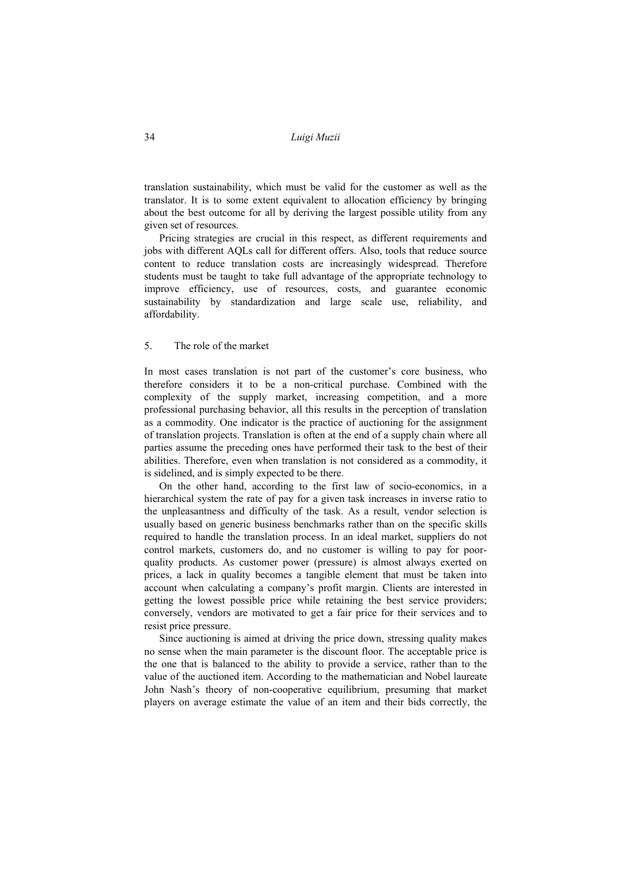translation sustainability, which must be valid for the customer as well as the translator. It is to some extent equivalent to allocation efficiency by bringing about the best outcome for all by deriving the largest possible utility from any given set of resources.

Pricing strategies are crucial in this respect, as different requirements and jobs with different AQLs call for different offers. Also, tools that reduce source content to reduce translation costs are increasingly widespread. Therefore students must be taught to take full advantage of the appropriate technology to improve efficiency, use of resources, costs, and guarantee economic sustainability by standardization and large scale use, reliability, and affordability.

## 5. The role of the market

In most cases translation is not part of the customer's core business, who therefore considers it to be a non-critical purchase. Combined with the complexity of the supply market, increasing competition, and a more professional purchasing behavior, all this results in the perception of translation as a commodity. One indicator is the practice of auctioning for the assignment of translation projects. Translation is often at the end of a supply chain where all parties assume the preceding ones have performed their task to the best of their abilities. Therefore, even when translation is not considered as a commodity, it is sidelined, and is simply expected to be there.

On the other hand, according to the first law of socio-economics, in a hierarchical system the rate of pay for a given task increases in inverse ratio to the unpleasantness and difficulty of the task. As a result, vendor selection is usually based on generic business benchmarks rather than on the specific skills required to handle the translation process. In an ideal market, suppliers do not control markets, customers do, and no customer is willing to pay for poor-quality products. As customer power (pressure) is almost always exerted on prices, a lack in quality becomes a tangible element that must be taken into account when calculating a company's profit margin. Clients are interested in getting the lowest possible price while retaining the best service providers; conversely, vendors are motivated to get a fair price for their services and to resist price pressure.

Since auctioning is aimed at driving the price down, stressing quality makes no sense when the main parameter is the discount floor. The acceptable price is the one that is balanced to the ability to provide a service, rather than to the value of the auctioned item. According to the mathematician and Nobel laureate John Nash's theory of non-cooperative equilibrium, presuming that market players on average estimate the value of an item and their bids correctly, the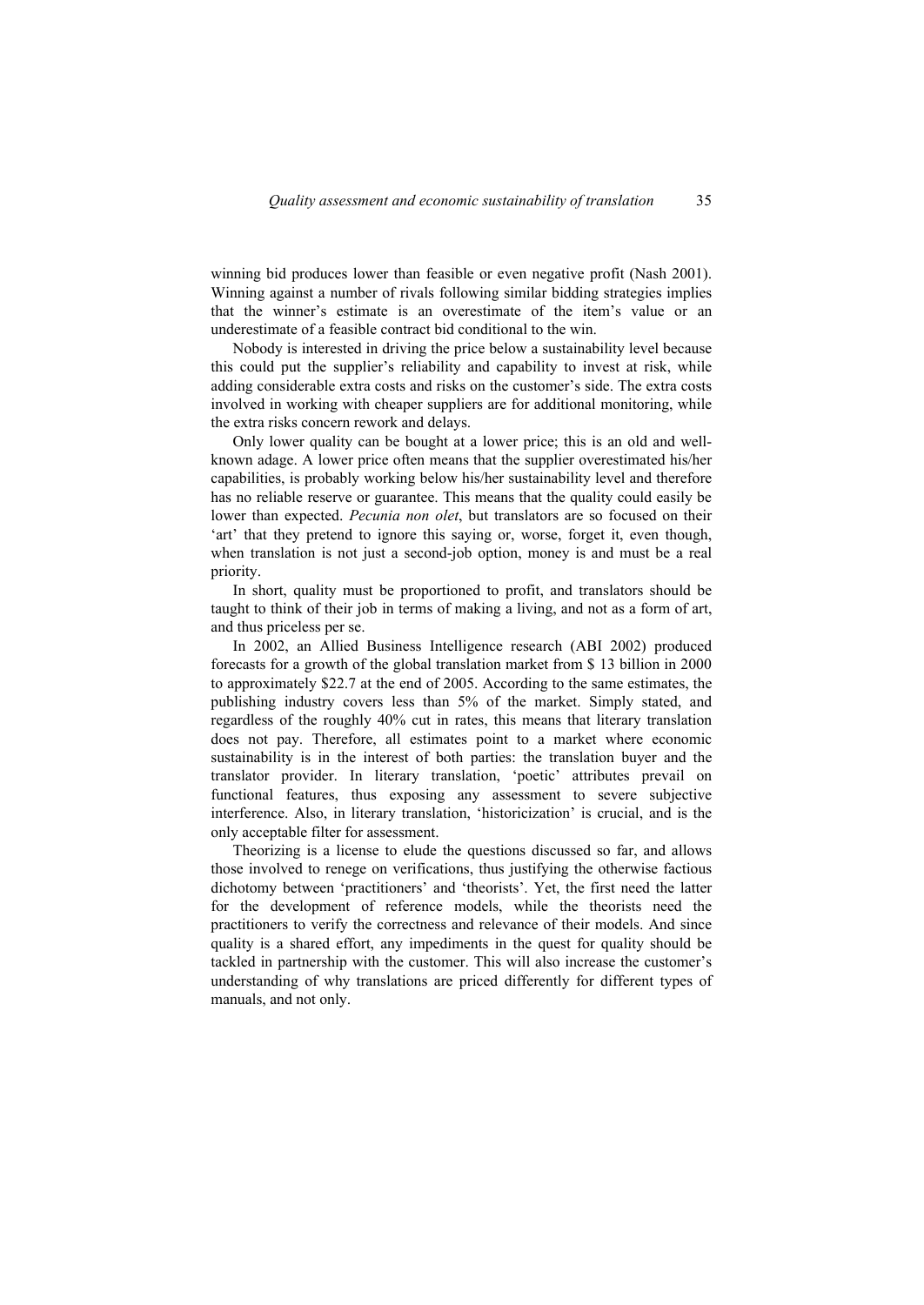winning bid produces lower than feasible or even negative profit (Nash 2001). Winning against a number of rivals following similar bidding strategies implies that the winner's estimate is an overestimate of the item's value or an underestimate of a feasible contract bid conditional to the win.

Nobody is interested in driving the price below a sustainability level because this could put the supplier's reliability and capability to invest at risk, while adding considerable extra costs and risks on the customer's side. The extra costs involved in working with cheaper suppliers are for additional monitoring, while the extra risks concern rework and delays.

Only lower quality can be bought at a lower price; this is an old and well-known adage. A lower price often means that the supplier overestimated his/her capabilities, is probably working below his/her sustainability level and therefore has no reliable reserve or guarantee. This means that the quality could easily be lower than expected. *Pecunia non olet*, but translators are so focused on their 'art' that they pretend to ignore this saying or, worse, forget it, even though, when translation is not just a second-job option, money is and must be a real priority.

In short, quality must be proportioned to profit, and translators should be taught to think of their job in terms of making a living, and not as a form of art, and thus priceless per se.

In 2002, an Allied Business Intelligence research (ABI 2002) produced forecasts for a growth of the global translation market from $ 13 billion in 2000 to approximately $22.7 at the end of 2005. According to the same estimates, the publishing industry covers less than 5% of the market. Simply stated, and regardless of the roughly 40% cut in rates, this means that literary translation does not pay. Therefore, all estimates point to a market where economic sustainability is in the interest of both parties: the translation buyer and the translator provider. In literary translation, 'poetic' attributes prevail on functional features, thus exposing any assessment to severe subjective interference. Also, in literary translation, 'historicization' is crucial, and is the only acceptable filter for assessment.

Theorizing is a license to elude the questions discussed so far, and allows those involved to renege on verifications, thus justifying the otherwise factious dichotomy between 'practitioners' and 'theorists'. Yet, the first need the latter for the development of reference models, while the theorists need the practitioners to verify the correctness and relevance of their models. And since quality is a shared effort, any impediments in the quest for quality should be tackled in partnership with the customer. This will also increase the customer's understanding of why translations are priced differently for different types of manuals, and not only.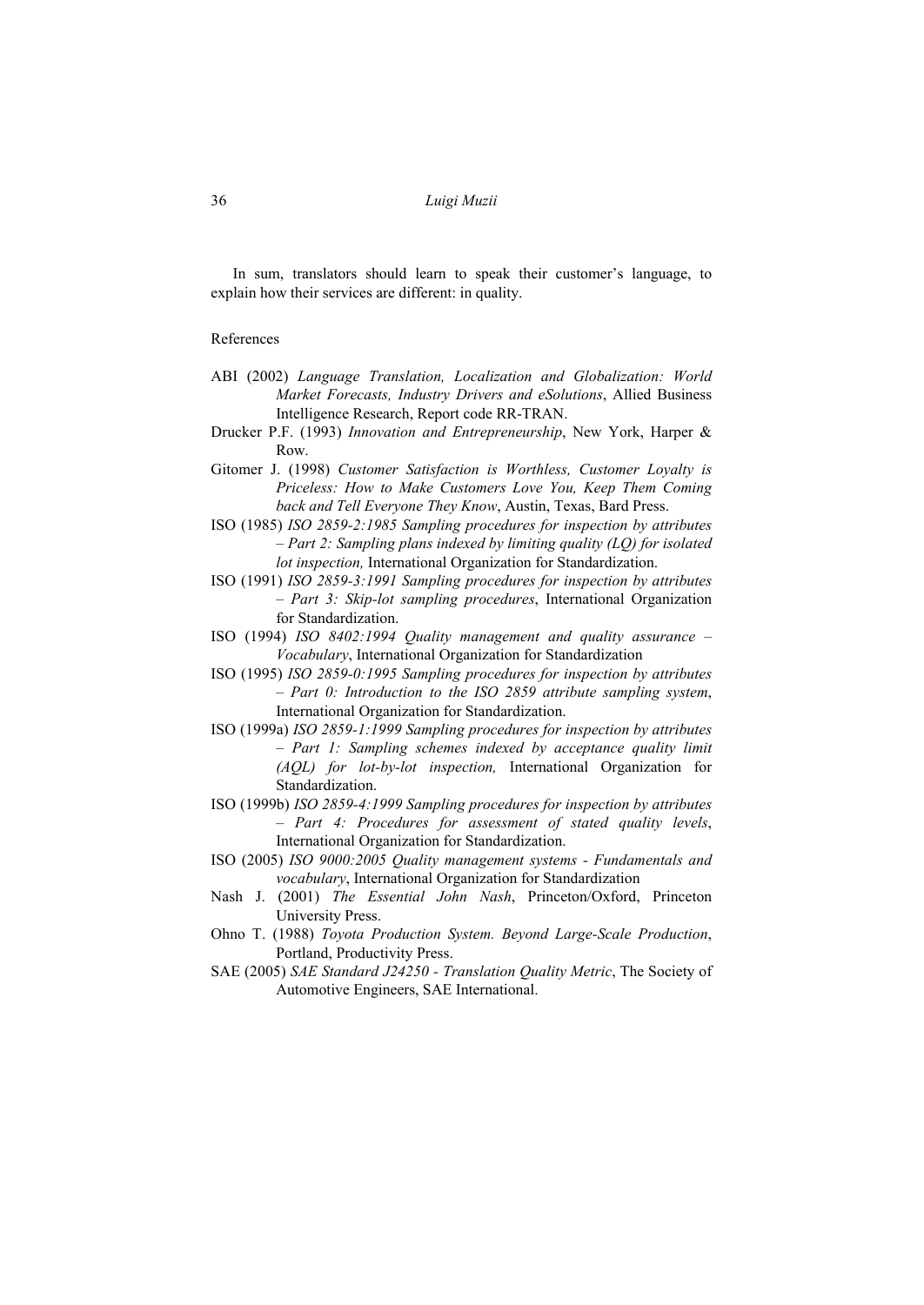In sum, translators should learn to speak their customer's language, to explain how their services are different: in quality.

References

ABI (2002) *Language Translation, Localization and Globalization: World Market Forecasts, Industry Drivers and eSolutions*, Allied Business Intelligence Research, Report code RR-TRAN.

Drucker P.F. (1993) *Innovation and Entrepreneurship*, New York, Harper & Row.

Gitomer J. (1998) *Customer Satisfaction is Worthless, Customer Loyalty is Priceless: How to Make Customers Love You, Keep Them Coming back and Tell Everyone They Know*, Austin, Texas, Bard Press.

ISO (1985) *ISO 2859-2:1985 Sampling procedures for inspection by attributes – Part 2: Sampling plans indexed by limiting quality (LQ) for isolated lot inspection,* International Organization for Standardization.

ISO (1991) *ISO 2859-3:1991 Sampling procedures for inspection by attributes – Part 3: Skip-lot sampling procedures*, International Organization for Standardization.

ISO (1994) *ISO 8402:1994 Quality management and quality assurance – Vocabulary*, International Organization for Standardization

ISO (1995) *ISO 2859-0:1995 Sampling procedures for inspection by attributes – Part 0: Introduction to the ISO 2859 attribute sampling system*, International Organization for Standardization.

ISO (1999a) *ISO 2859-1:1999 Sampling procedures for inspection by attributes – Part 1: Sampling schemes indexed by acceptance quality limit (AQL) for lot-by-lot inspection,* International Organization for Standardization.

ISO (1999b) *ISO 2859-4:1999 Sampling procedures for inspection by attributes – Part 4: Procedures for assessment of stated quality levels*, International Organization for Standardization.

ISO (2005) *ISO 9000:2005 Quality management systems - Fundamentals and vocabulary*, International Organization for Standardization

Nash J. (2001) *The Essential John Nash*, Princeton/Oxford, Princeton University Press.

Ohno T. (1988) *Toyota Production System. Beyond Large-Scale Production*, Portland, Productivity Press.

SAE (2005) *SAE Standard J24250 - Translation Quality Metric*, The Society of Automotive Engineers, SAE International.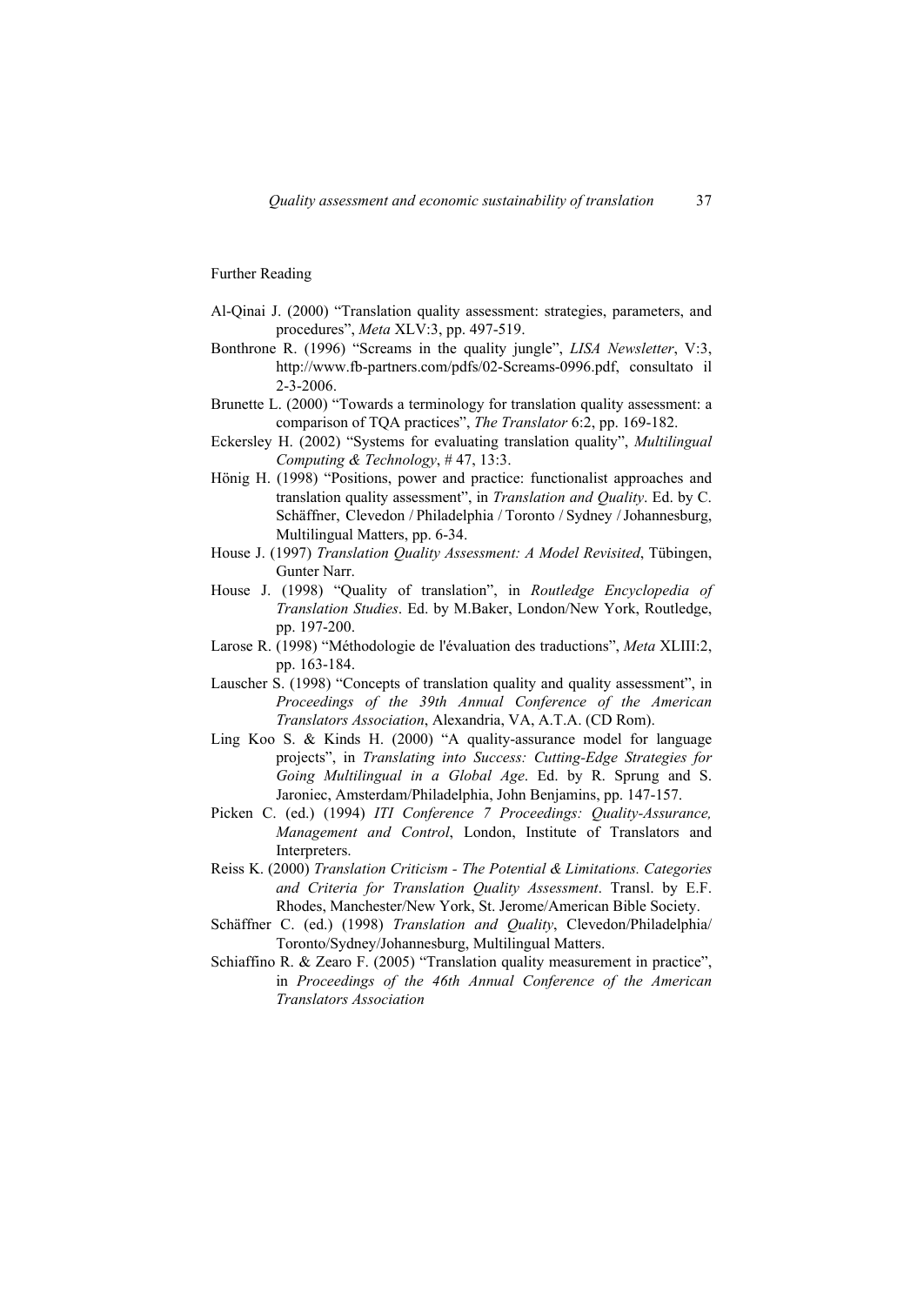Further Reading

Al-Qinai J. (2000) "Translation quality assessment: strategies, parameters, and procedures", *Meta* XLV:3, pp. 497-519.

Bonthrone R. (1996) "Screams in the quality jungle", *LISA Newsletter*, V:3, http://www.fb-partners.com/pdfs/02-Screams-0996.pdf, consultato il 2-3-2006.

Brunette L. (2000) "Towards a terminology for translation quality assessment: a comparison of TQA practices", *The Translator* 6:2, pp. 169-182.

Eckersley H. (2002) "Systems for evaluating translation quality", *Multilingual Computing & Technology*, # 47, 13:3.

Hönig H. (1998) "Positions, power and practice: functionalist approaches and translation quality assessment", in *Translation and Quality*. Ed. by C. Schäffner, Clevedon / Philadelphia / Toronto / Sydney / Johannesburg, Multilingual Matters, pp. 6-34.

House J. (1997) *Translation Quality Assessment: A Model Revisited*, Tübingen, Gunter Narr.

House J. (1998) "Quality of translation", in *Routledge Encyclopedia of Translation Studies*. Ed. by M.Baker, London/New York, Routledge, pp. 197-200.

Larose R. (1998) "Méthodologie de l'évaluation des traductions", *Meta* XLIII:2, pp. 163-184.

Lauscher S. (1998) "Concepts of translation quality and quality assessment", in *Proceedings of the 39th Annual Conference of the American Translators Association*, Alexandria, VA, A.T.A. (CD Rom).

Ling Koo S. & Kinds H. (2000) "A quality-assurance model for language projects", in *Translating into Success: Cutting-Edge Strategies for Going Multilingual in a Global Age*. Ed. by R. Sprung and S. Jaroniec, Amsterdam/Philadelphia, John Benjamins, pp. 147-157.

Picken C. (ed.) (1994) *ITI Conference 7 Proceedings: Quality-Assurance, Management and Control*, London, Institute of Translators and Interpreters.

Reiss K. (2000) *Translation Criticism - The Potential & Limitations. Categories and Criteria for Translation Quality Assessment*. Transl. by E.F. Rhodes, Manchester/New York, St. Jerome/American Bible Society.

Schäffner C. (ed.) (1998) *Translation and Quality*, Clevedon/Philadelphia/ Toronto/Sydney/Johannesburg, Multilingual Matters.

Schiaffino R. & Zearo F. (2005) "Translation quality measurement in practice", in *Proceedings of the 46th Annual Conference of the American Translators Association*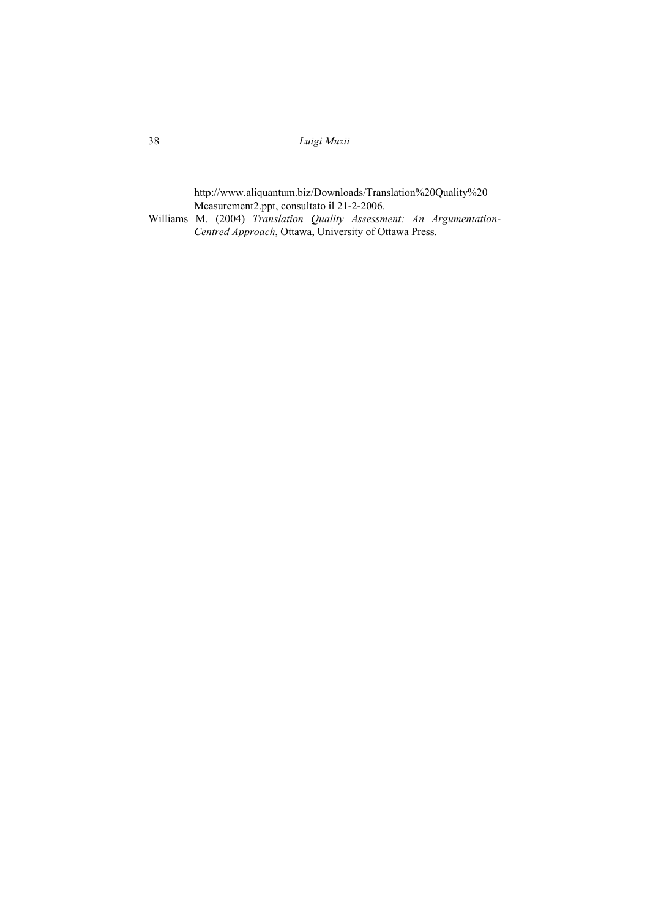http://www.aliquantum.biz/Downloads/Translation%20Quality%20Measurement2.ppt, consultato il 21-2-2006.

Williams M. (2004) *Translation Quality Assessment: An Argumentation-Centred Approach*, Ottawa, University of Ottawa Press.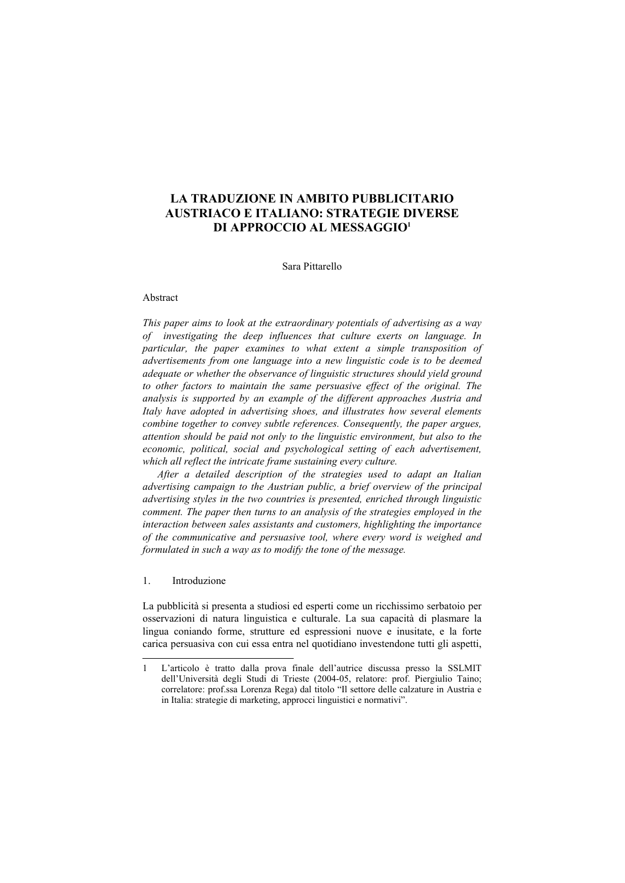# LA TRADUZIONE IN AMBITO PUBBLICITARIO AUSTRIACO E ITALIANO: STRATEGIE DIVERSE DI APPROCCIO AL MESSAGGIO[1]

Sara Pittarello

Abstract

*This paper aims to look at the extraordinary potentials of advertising as a way of investigating the deep influences that culture exerts on language. In particular, the paper examines to what extent a simple transposition of advertisements from one language into a new linguistic code is to be deemed adequate or whether the observance of linguistic structures should yield ground to other factors to maintain the same persuasive effect of the original. The analysis is supported by an example of the different approaches Austria and Italy have adopted in advertising shoes, and illustrates how several elements combine together to convey subtle references. Consequently, the paper argues, attention should be paid not only to the linguistic environment, but also to the economic, political, social and psychological setting of each advertisement, which all reflect the intricate frame sustaining every culture.*

*After a detailed description of the strategies used to adapt an Italian advertising campaign to the Austrian public, a brief overview of the principal advertising styles in the two countries is presented, enriched through linguistic comment. The paper then turns to an analysis of the strategies employed in the interaction between sales assistants and customers, highlighting the importance of the communicative and persuasive tool, where every word is weighed and formulated in such a way as to modify the tone of the message.*

## 1. Introduzione

La pubblicità si presenta a studiosi ed esperti come un ricchissimo serbatoio per osservazioni di natura linguistica e culturale. La sua capacità di plasmare la lingua coniando forme, strutture ed espressioni nuove e inusitate, e la forte carica persuasiva con cui essa entra nel quotidiano investendone tutti gli aspetti,

---

[1] L'articolo è tratto dalla prova finale dell'autrice discussa presso la SSLMIT dell'Università degli Studi di Trieste (2004-05, relatore: prof. Piergiulio Taino; correlatore: prof.ssa Lorenza Rega) dal titolo "Il settore delle calzature in Austria e in Italia: strategie di marketing, approcci linguistici e normativi".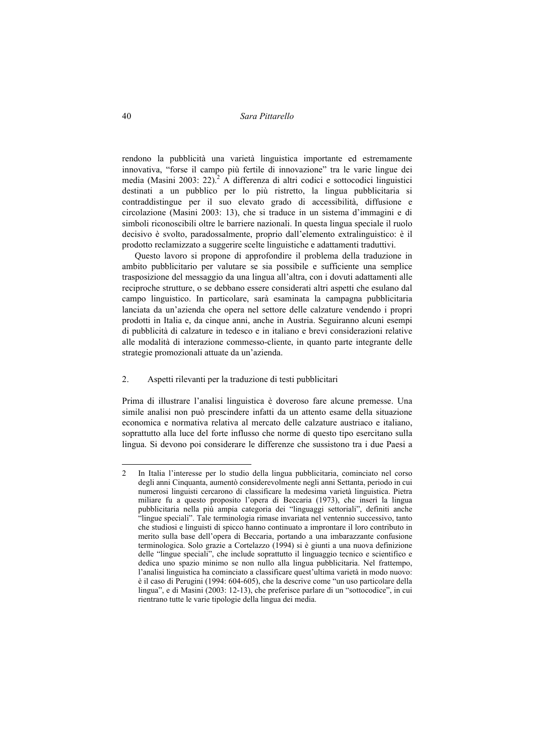rendono la pubblicità una varietà linguistica importante ed estremamente innovativa, "forse il campo più fertile di innovazione" tra le varie lingue dei media (Masini 2003: 22).[2] A differenza di altri codici e sottocodici linguistici destinati a un pubblico per lo più ristretto, la lingua pubblicitaria si contraddistingue per il suo elevato grado di accessibilità, diffusione e circolazione (Masini 2003: 13), che si traduce in un sistema d'immagini e di simboli riconoscibili oltre le barriere nazionali. In questa lingua speciale il ruolo decisivo è svolto, paradossalmente, proprio dall'elemento extralinguistico: è il prodotto reclamizzato a suggerire scelte linguistiche e adattamenti traduttivi.

Questo lavoro si propone di approfondire il problema della traduzione in ambito pubblicitario per valutare se sia possibile e sufficiente una semplice trasposizione del messaggio da una lingua all'altra, con i dovuti adattamenti alle reciproche strutture, o se debbano essere considerati altri aspetti che esulano dal campo linguistico. In particolare, sarà esaminata la campagna pubblicitaria lanciata da un'azienda che opera nel settore delle calzature vendendo i propri prodotti in Italia e, da cinque anni, anche in Austria. Seguiranno alcuni esempi di pubblicità di calzature in tedesco e in italiano e brevi considerazioni relative alle modalità di interazione commesso-cliente, in quanto parte integrante delle strategie promozionali attuate da un'azienda.

## 2. Aspetti rilevanti per la traduzione di testi pubblicitari

Prima di illustrare l'analisi linguistica è doveroso fare alcune premesse. Una simile analisi non può prescindere infatti da un attento esame della situazione economica e normativa relativa al mercato delle calzature austriaco e italiano, soprattutto alla luce del forte influsso che norme di questo tipo esercitano sulla lingua. Si devono poi considerare le differenze che sussistono tra i due Paesi a

---

2 In Italia l'interesse per lo studio della lingua pubblicitaria, cominciato nel corso degli anni Cinquanta, aumentò considerevolmente negli anni Settanta, periodo in cui numerosi linguisti cercarono di classificare la medesima varietà linguistica. Pietra miliare fu a questo proposito l'opera di Beccaria (1973), che inserì la lingua pubblicitaria nella più ampia categoria dei "linguaggi settoriali", definiti anche "lingue speciali". Tale terminologia rimase invariata nel ventennio successivo, tanto che studiosi e linguisti di spicco hanno continuato a improntare il loro contributo in merito sulla base dell'opera di Beccaria, portando a una imbarazzante confusione terminologica. Solo grazie a Cortelazzo (1994) si è giunti a una nuova definizione delle "lingue speciali", che include soprattutto il linguaggio tecnico e scientifico e dedica uno spazio minimo se non nullo alla lingua pubblicitaria. Nel frattempo, l'analisi linguistica ha cominciato a classificare quest'ultima varietà in modo nuovo: è il caso di Perugini (1994: 604-605), che la descrive come "un uso particolare della lingua", e di Masini (2003: 12-13), che preferisce parlare di un "sottocodice", in cui rientrano tutte le varie tipologie della lingua dei media.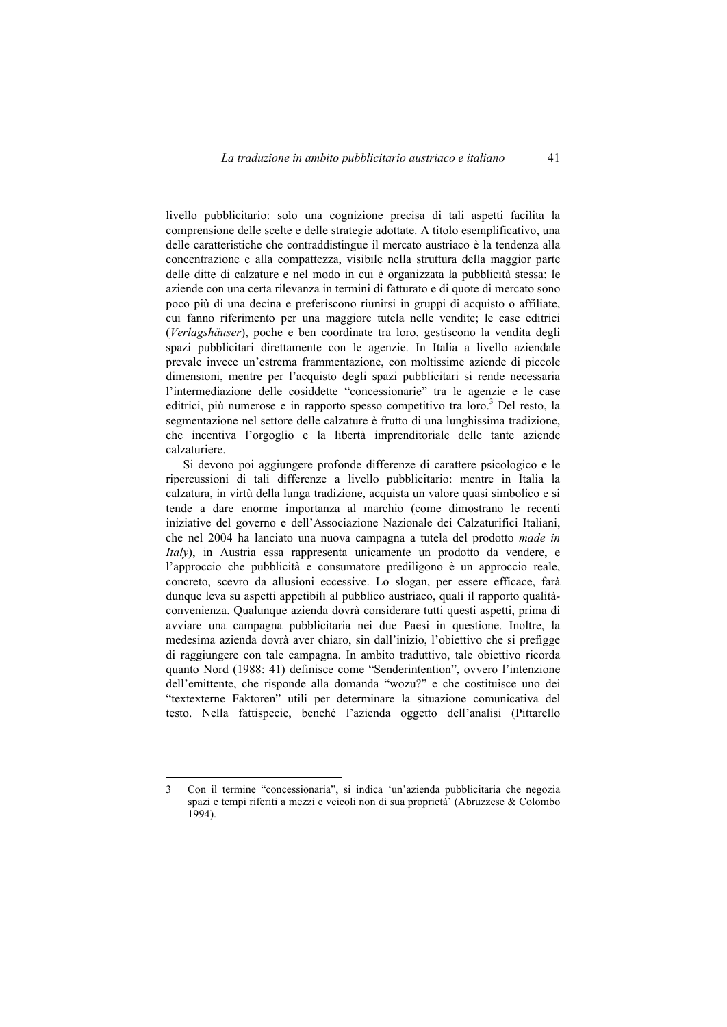livello pubblicitario: solo una cognizione precisa di tali aspetti facilita la comprensione delle scelte e delle strategie adottate. A titolo esemplificativo, una delle caratteristiche che contraddistingue il mercato austriaco è la tendenza alla concentrazione e alla compattezza, visibile nella struttura della maggior parte delle ditte di calzature e nel modo in cui è organizzata la pubblicità stessa: le aziende con una certa rilevanza in termini di fatturato e di quote di mercato sono poco più di una decina e preferiscono riunirsi in gruppi di acquisto o affiliate, cui fanno riferimento per una maggiore tutela nelle vendite; le case editrici (*Verlagshäuser*), poche e ben coordinate tra loro, gestiscono la vendita degli spazi pubblicitari direttamente con le agenzie. In Italia a livello aziendale prevale invece un'estrema frammentazione, con moltissime aziende di piccole dimensioni, mentre per l'acquisto degli spazi pubblicitari si rende necessaria l'intermediazione delle cosiddette "concessionarie" tra le agenzie e le case editrici, più numerose e in rapporto spesso competitivo tra loro.[3] Del resto, la segmentazione nel settore delle calzature è frutto di una lunghissima tradizione, che incentiva l'orgoglio e la libertà imprenditoriale delle tante aziende calzaturiere.

Si devono poi aggiungere profonde differenze di carattere psicologico e le ripercussioni di tali differenze a livello pubblicitario: mentre in Italia la calzatura, in virtù della lunga tradizione, acquista un valore quasi simbolico e si tende a dare enorme importanza al marchio (come dimostrano le recenti iniziative del governo e dell'Associazione Nazionale dei Calzaturifici Italiani, che nel 2004 ha lanciato una nuova campagna a tutela del prodotto *made in Italy*), in Austria essa rappresenta unicamente un prodotto da vendere, e l'approccio che pubblicità e consumatore prediligono è un approccio reale, concreto, scevro da allusioni eccessive. Lo slogan, per essere efficace, farà dunque leva su aspetti appetibili al pubblico austriaco, quali il rapporto qualità-convenienza. Qualunque azienda dovrà considerare tutti questi aspetti, prima di avviare una campagna pubblicitaria nei due Paesi in questione. Inoltre, la medesima azienda dovrà aver chiaro, sin dall'inizio, l'obiettivo che si prefigge di raggiungere con tale campagna. In ambito traduttivo, tale obiettivo ricorda quanto Nord (1988: 41) definisce come "Senderintention", ovvero l'intenzione dell'emittente, che risponde alla domanda "wozu?" e che costituisce uno dei "textexterne Faktoren" utili per determinare la situazione comunicativa del testo. Nella fattispecie, benché l'azienda oggetto dell'analisi (Pittarello

---

3 Con il termine "concessionaria", si indica 'un'azienda pubblicitaria che negozia spazi e tempi riferiti a mezzi e veicoli non di sua proprietà' (Abruzzese & Colombo 1994).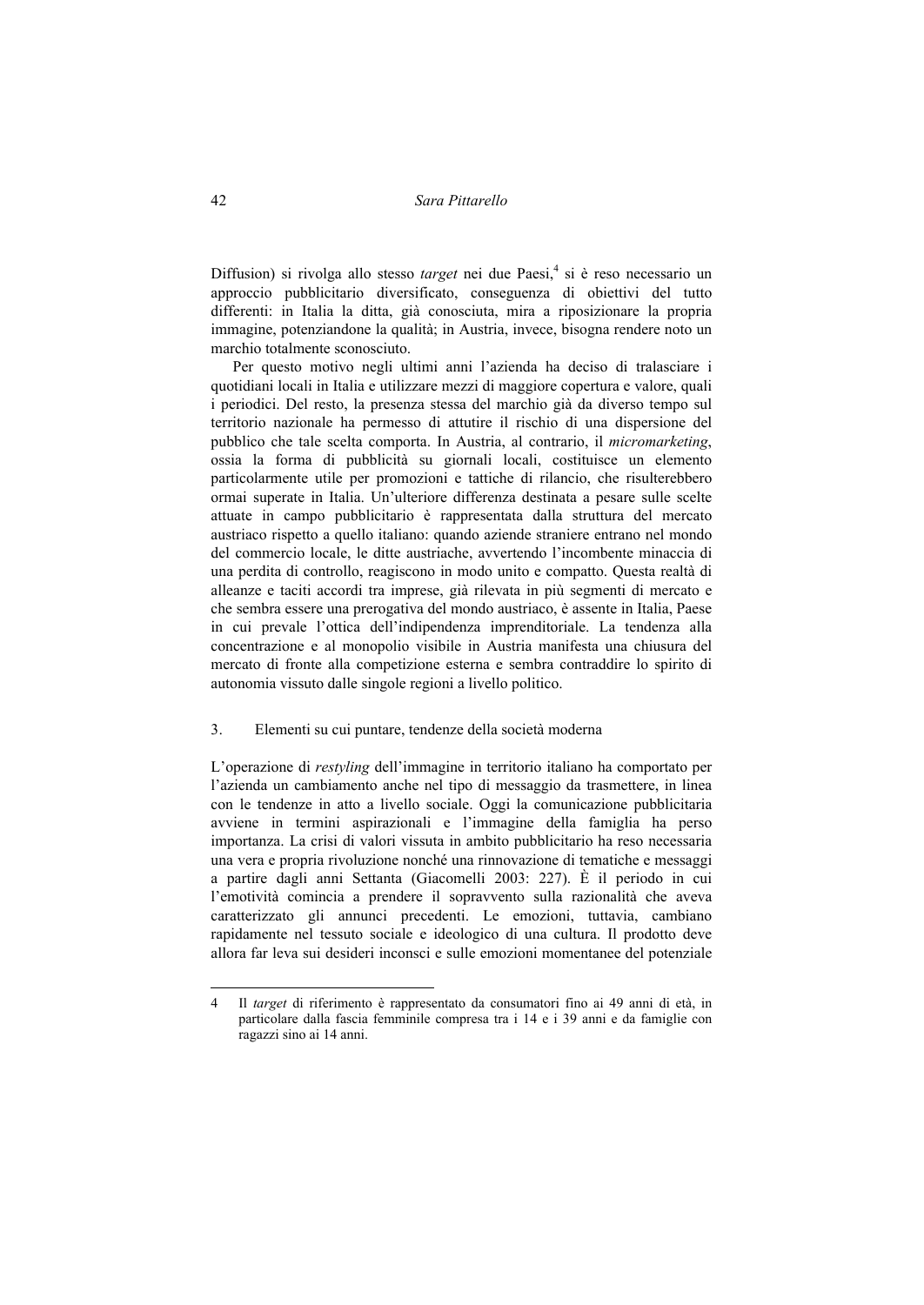Diffusion) si rivolga allo stesso *target* nei due Paesi,[4] si è reso necessario un approccio pubblicitario diversificato, conseguenza di obiettivi del tutto differenti: in Italia la ditta, già conosciuta, mira a riposizionare la propria immagine, potenziandone la qualità; in Austria, invece, bisogna rendere noto un marchio totalmente sconosciuto.

Per questo motivo negli ultimi anni l'azienda ha deciso di tralasciare i quotidiani locali in Italia e utilizzare mezzi di maggiore copertura e valore, quali i periodici. Del resto, la presenza stessa del marchio già da diverso tempo sul territorio nazionale ha permesso di attutire il rischio di una dispersione del pubblico che tale scelta comporta. In Austria, al contrario, il *micromarketing*, ossia la forma di pubblicità su giornali locali, costituisce un elemento particolarmente utile per promozioni e tattiche di rilancio, che risulterebbero ormai superate in Italia. Un'ulteriore differenza destinata a pesare sulle scelte attuate in campo pubblicitario è rappresentata dalla struttura del mercato austriaco rispetto a quello italiano: quando aziende straniere entrano nel mondo del commercio locale, le ditte austriache, avvertendo l'incombente minaccia di una perdita di controllo, reagiscono in modo unito e compatto. Questa realtà di alleanze e taciti accordi tra imprese, già rilevata in più segmenti di mercato e che sembra essere una prerogativa del mondo austriaco, è assente in Italia, Paese in cui prevale l'ottica dell'indipendenza imprenditoriale. La tendenza alla concentrazione e al monopolio visibile in Austria manifesta una chiusura del mercato di fronte alla competizione esterna e sembra contraddire lo spirito di autonomia vissuto dalle singole regioni a livello politico.

## 3. Elementi su cui puntare, tendenze della società moderna

L'operazione di *restyling* dell'immagine in territorio italiano ha comportato per l'azienda un cambiamento anche nel tipo di messaggio da trasmettere, in linea con le tendenze in atto a livello sociale. Oggi la comunicazione pubblicitaria avviene in termini aspirazionali e l'immagine della famiglia ha perso importanza. La crisi di valori vissuta in ambito pubblicitario ha reso necessaria una vera e propria rivoluzione nonché una rinnovazione di tematiche e messaggi a partire dagli anni Settanta (Giacomelli 2003: 227). È il periodo in cui l'emotività comincia a prendere il sopravvento sulla razionalità che aveva caratterizzato gli annunci precedenti. Le emozioni, tuttavia, cambiano rapidamente nel tessuto sociale e ideologico di una cultura. Il prodotto deve allora far leva sui desideri inconsci e sulle emozioni momentanee del potenziale

---

4 Il *target* di riferimento è rappresentato da consumatori fino ai 49 anni di età, in particolare dalla fascia femminile compresa tra i 14 e i 39 anni e da famiglie con ragazzi sino ai 14 anni.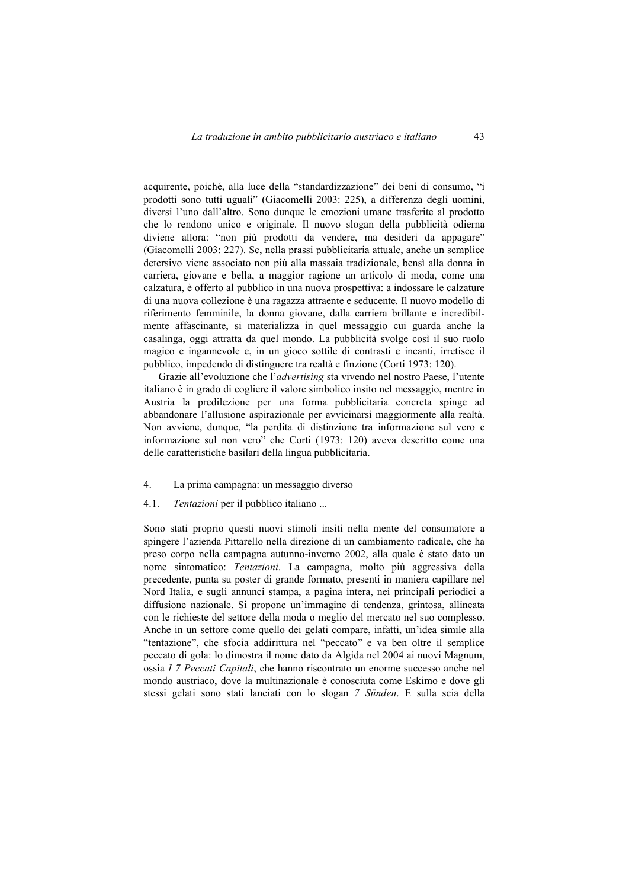acquirente, poiché, alla luce della "standardizzazione" dei beni di consumo, "i prodotti sono tutti uguali" (Giacomelli 2003: 225), a differenza degli uomini, diversi l'uno dall'altro. Sono dunque le emozioni umane trasferite al prodotto che lo rendono unico e originale. Il nuovo slogan della pubblicità odierna diviene allora: "non più prodotti da vendere, ma desideri da appagare" (Giacomelli 2003: 227). Se, nella prassi pubblicitaria attuale, anche un semplice detersivo viene associato non più alla massaia tradizionale, bensì alla donna in carriera, giovane e bella, a maggior ragione un articolo di moda, come una calzatura, è offerto al pubblico in una nuova prospettiva: a indossare le calzature di una nuova collezione è una ragazza attraente e seducente. Il nuovo modello di riferimento femminile, la donna giovane, dalla carriera brillante e incredibilmente affascinante, si materializza in quel messaggio cui guarda anche la casalinga, oggi attratta da quel mondo. La pubblicità svolge così il suo ruolo magico e ingannevole e, in un gioco sottile di contrasti e incanti, irretisce il pubblico, impedendo di distinguere tra realtà e finzione (Corti 1973: 120).

Grazie all'evoluzione che l'*advertising* sta vivendo nel nostro Paese, l'utente italiano è in grado di cogliere il valore simbolico insito nel messaggio, mentre in Austria la predilezione per una forma pubblicitaria concreta spinge ad abbandonare l'allusione aspirazionale per avvicinarsi maggiormente alla realtà. Non avviene, dunque, "la perdita di distinzione tra informazione sul vero e informazione sul non vero" che Corti (1973: 120) aveva descritto come una delle caratteristiche basilari della lingua pubblicitaria.

## 4. La prima campagna: un messaggio diverso

### 4.1. *Tentazioni* per il pubblico italiano ...

Sono stati proprio questi nuovi stimoli insiti nella mente del consumatore a spingere l'azienda Pittarello nella direzione di un cambiamento radicale, che ha preso corpo nella campagna autunno-inverno 2002, alla quale è stato dato un nome sintomatico: *Tentazioni*. La campagna, molto più aggressiva della precedente, punta su poster di grande formato, presenti in maniera capillare nel Nord Italia, e sugli annunci stampa, a pagina intera, nei principali periodici a diffusione nazionale. Si propone un'immagine di tendenza, grintosa, allineata con le richieste del settore della moda o meglio del mercato nel suo complesso. Anche in un settore come quello dei gelati compare, infatti, un'idea simile alla "tentazione", che sfocia addirittura nel "peccato" e va ben oltre il semplice peccato di gola: lo dimostra il nome dato da Algida nel 2004 ai nuovi Magnum, ossia *I 7 Peccati Capitali*, che hanno riscontrato un enorme successo anche nel mondo austriaco, dove la multinazionale è conosciuta come Eskimo e dove gli stessi gelati sono stati lanciati con lo slogan *7 Sünden*. E sulla scia della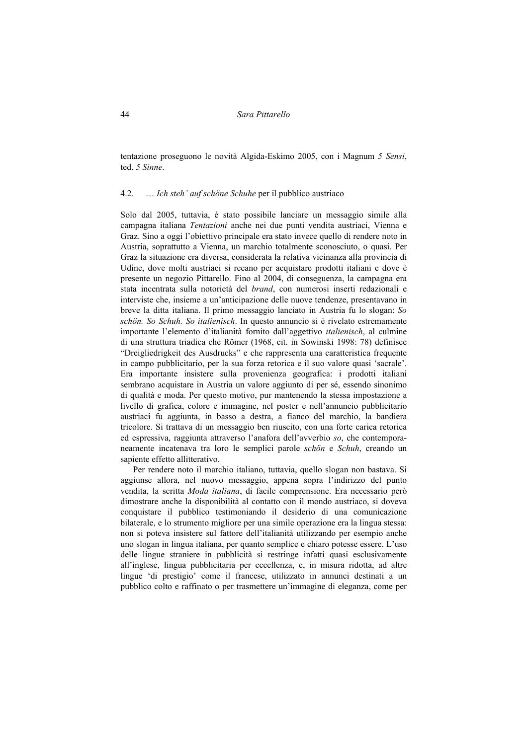tentazione proseguono le novità Algida-Eskimo 2005, con i Magnum *5 Sensi*, ted. *5 Sinne*.

### 4.2. … *Ich steh' auf schöne Schuhe* per il pubblico austriaco

Solo dal 2005, tuttavia, è stato possibile lanciare un messaggio simile alla campagna italiana *Tentazioni* anche nei due punti vendita austriaci, Vienna e Graz. Sino a oggi l'obiettivo principale era stato invece quello di rendere noto in Austria, soprattutto a Vienna, un marchio totalmente sconosciuto, o quasi. Per Graz la situazione era diversa, considerata la relativa vicinanza alla provincia di Udine, dove molti austriaci si recano per acquistare prodotti italiani e dove è presente un negozio Pittarello. Fino al 2004, di conseguenza, la campagna era stata incentrata sulla notorietà del *brand*, con numerosi inserti redazionali e interviste che, insieme a un'anticipazione delle nuove tendenze, presentavano in breve la ditta italiana. Il primo messaggio lanciato in Austria fu lo slogan: *So schön. So Schuh. So italienisch*. In questo annuncio si è rivelato estremamente importante l'elemento d'italianità fornito dall'aggettivo *italienisch*, al culmine di una struttura triadica che Römer (1968, cit. in Sowinski 1998: 78) definisce "Dreigliedrigkeit des Ausdrucks" e che rappresenta una caratteristica frequente in campo pubblicitario, per la sua forza retorica e il suo valore quasi 'sacrale'. Era importante insistere sulla provenienza geografica: i prodotti italiani sembrano acquistare in Austria un valore aggiunto di per sé, essendo sinonimo di qualità e moda. Per questo motivo, pur mantenendo la stessa impostazione a livello di grafica, colore e immagine, nel poster e nell'annuncio pubblicitario austriaci fu aggiunta, in basso a destra, a fianco del marchio, la bandiera tricolore. Si trattava di un messaggio ben riuscito, con una forte carica retorica ed espressiva, raggiunta attraverso l'anafora dell'avverbio *so*, che contemporaneamente incatenava tra loro le semplici parole *schön* e *Schuh*, creando un sapiente effetto allitterativo.

Per rendere noto il marchio italiano, tuttavia, quello slogan non bastava. Si aggiunse allora, nel nuovo messaggio, appena sopra l'indirizzo del punto vendita, la scritta *Moda italiana*, di facile comprensione. Era necessario però dimostrare anche la disponibilità al contatto con il mondo austriaco, si doveva conquistare il pubblico testimoniando il desiderio di una comunicazione bilaterale, e lo strumento migliore per una simile operazione era la lingua stessa: non si poteva insistere sul fattore dell'italianità utilizzando per esempio anche uno slogan in lingua italiana, per quanto semplice e chiaro potesse essere. L'uso delle lingue straniere in pubblicità si restringe infatti quasi esclusivamente all'inglese, lingua pubblicitaria per eccellenza, e, in misura ridotta, ad altre lingue 'di prestigio' come il francese, utilizzato in annunci destinati a un pubblico colto e raffinato o per trasmettere un'immagine di eleganza, come per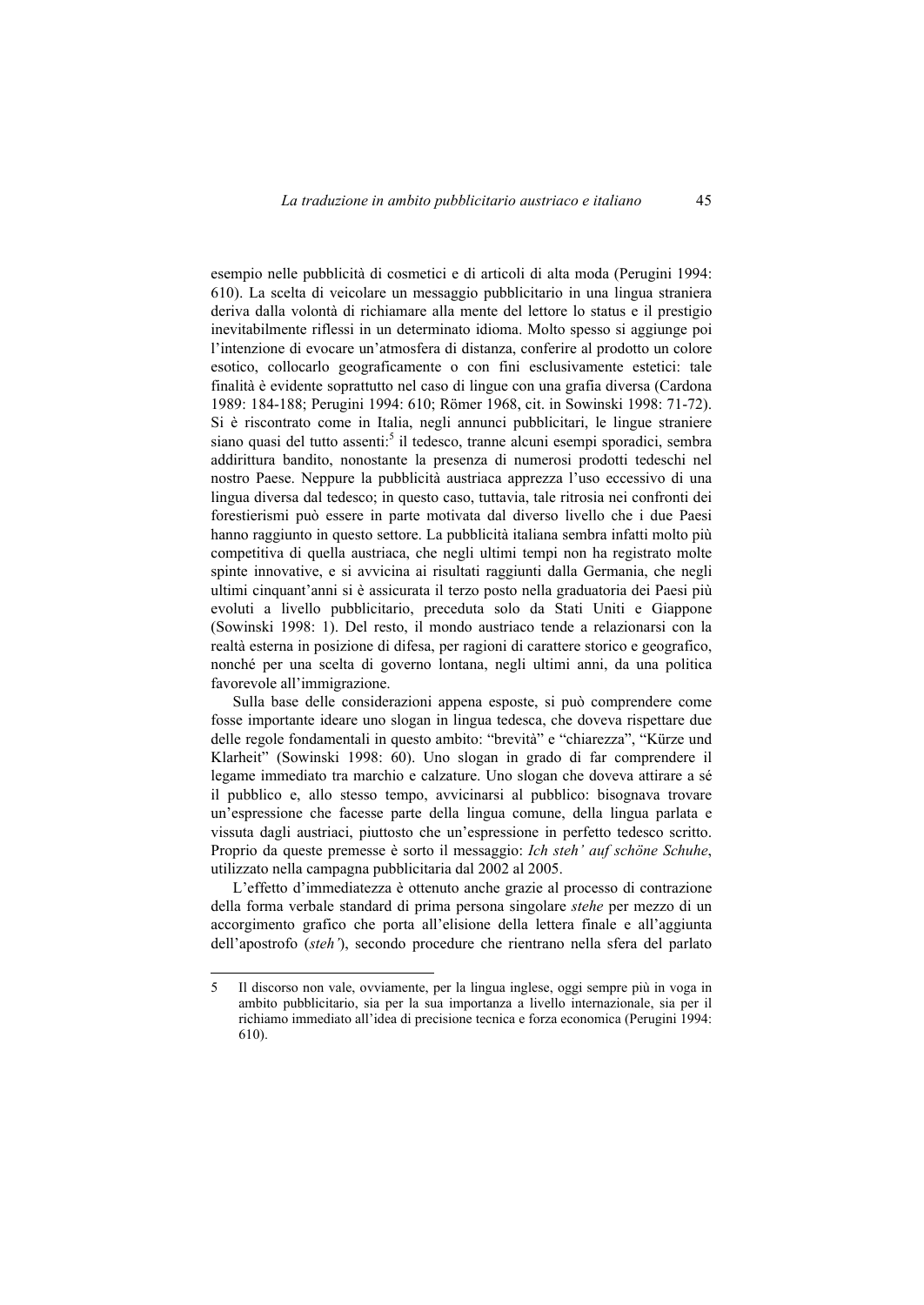esempio nelle pubblicità di cosmetici e di articoli di alta moda (Perugini 1994: 610). La scelta di veicolare un messaggio pubblicitario in una lingua straniera deriva dalla volontà di richiamare alla mente del lettore lo status e il prestigio inevitabilmente riflessi in un determinato idioma. Molto spesso si aggiunge poi l'intenzione di evocare un'atmosfera di distanza, conferire al prodotto un colore esotico, collocarlo geograficamente o con fini esclusivamente estetici: tale finalità è evidente soprattutto nel caso di lingue con una grafia diversa (Cardona 1989: 184-188; Perugini 1994: 610; Römer 1968, cit. in Sowinski 1998: 71-72). Si è riscontrato come in Italia, negli annunci pubblicitari, le lingue straniere siano quasi del tutto assenti:[5] il tedesco, tranne alcuni esempi sporadici, sembra addirittura bandito, nonostante la presenza di numerosi prodotti tedeschi nel nostro Paese. Neppure la pubblicità austriaca apprezza l'uso eccessivo di una lingua diversa dal tedesco; in questo caso, tuttavia, tale ritrosia nei confronti dei forestierismi può essere in parte motivata dal diverso livello che i due Paesi hanno raggiunto in questo settore. La pubblicità italiana sembra infatti molto più competitiva di quella austriaca, che negli ultimi tempi non ha registrato molte spinte innovative, e si avvicina ai risultati raggiunti dalla Germania, che negli ultimi cinquant'anni si è assicurata il terzo posto nella graduatoria dei Paesi più evoluti a livello pubblicitario, preceduta solo da Stati Uniti e Giappone (Sowinski 1998: 1). Del resto, il mondo austriaco tende a relazionarsi con la realtà esterna in posizione di difesa, per ragioni di carattere storico e geografico, nonché per una scelta di governo lontana, negli ultimi anni, da una politica favorevole all'immigrazione.

Sulla base delle considerazioni appena esposte, si può comprendere come fosse importante ideare uno slogan in lingua tedesca, che doveva rispettare due delle regole fondamentali in questo ambito: "brevità" e "chiarezza", "Kürze und Klarheit" (Sowinski 1998: 60). Uno slogan in grado di far comprendere il legame immediato tra marchio e calzature. Uno slogan che doveva attirare a sé il pubblico e, allo stesso tempo, avvicinarsi al pubblico: bisognava trovare un'espressione che facesse parte della lingua comune, della lingua parlata e vissuta dagli austriaci, piuttosto che un'espressione in perfetto tedesco scritto. Proprio da queste premesse è sorto il messaggio: *Ich steh' auf schöne Schuhe*, utilizzato nella campagna pubblicitaria dal 2002 al 2005.

L'effetto d'immediatezza è ottenuto anche grazie al processo di contrazione della forma verbale standard di prima persona singolare *stehe* per mezzo di un accorgimento grafico che porta all'elisione della lettera finale e all'aggiunta dell'apostrofo (*steh'*), secondo procedure che rientrano nella sfera del parlato

---

5 Il discorso non vale, ovviamente, per la lingua inglese, oggi sempre più in voga in ambito pubblicitario, sia per la sua importanza a livello internazionale, sia per il richiamo immediato all'idea di precisione tecnica e forza economica (Perugini 1994: 610).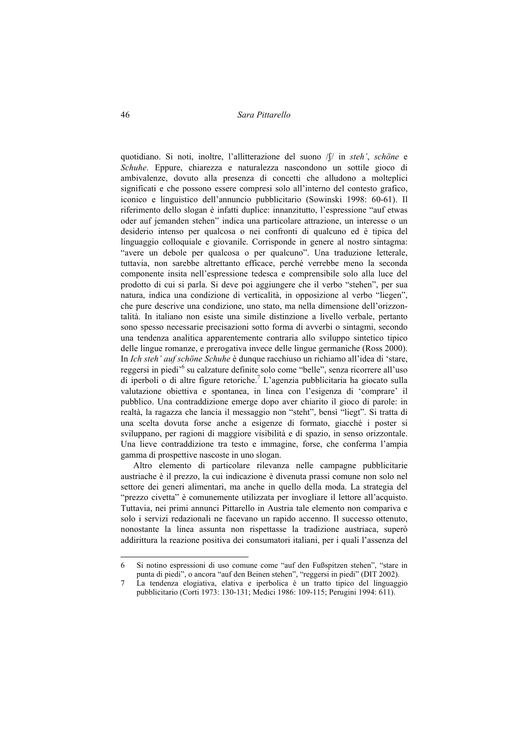quotidiano. Si noti, inoltre, l'allitterazione del suono /ʃ/ in *steh'*, *schöne* e *Schuhe*. Eppure, chiarezza e naturalezza nascondono un sottile gioco di ambivalenze, dovuto alla presenza di concetti che alludono a molteplici significati e che possono essere compresi solo all'interno del contesto grafico, iconico e linguistico dell'annuncio pubblicitario (Sowinski 1998: 60-61). Il riferimento dello slogan è infatti duplice: innanzitutto, l'espressione "auf etwas oder auf jemanden stehen" indica una particolare attrazione, un interesse o un desiderio intenso per qualcosa o nei confronti di qualcuno ed è tipica del linguaggio colloquiale e giovanile. Corrisponde in genere al nostro sintagma: "avere un debole per qualcosa o per qualcuno". Una traduzione letterale, tuttavia, non sarebbe altrettanto efficace, perché verrebbe meno la seconda componente insita nell'espressione tedesca e comprensibile solo alla luce del prodotto di cui si parla. Si deve poi aggiungere che il verbo "stehen", per sua natura, indica una condizione di verticalità, in opposizione al verbo "liegen", che pure descrive una condizione, uno stato, ma nella dimensione dell'orizzontalità. In italiano non esiste una simile distinzione a livello verbale, pertanto sono spesso necessarie precisazioni sotto forma di avverbi o sintagmi, secondo una tendenza analitica apparentemente contraria allo sviluppo sintetico tipico delle lingue romanze, e prerogativa invece delle lingue germaniche (Ross 2000). In *Ich steh' auf schöne Schuhe* è dunque racchiuso un richiamo all'idea di 'stare, reggersi in piedi'[6] su calzature definite solo come "belle", senza ricorrere all'uso di iperboli o di altre figure retoriche.[7] L'agenzia pubblicitaria ha giocato sulla valutazione obiettiva e spontanea, in linea con l'esigenza di 'comprare' il pubblico. Una contraddizione emerge dopo aver chiarito il gioco di parole: in realtà, la ragazza che lancia il messaggio non "steht", bensì "liegt". Si tratta di una scelta dovuta forse anche a esigenze di formato, giacché i poster si sviluppano, per ragioni di maggiore visibilità e di spazio, in senso orizzontale. Una lieve contraddizione tra testo e immagine, forse, che conferma l'ampia gamma di prospettive nascoste in uno slogan.

Altro elemento di particolare rilevanza nelle campagne pubblicitarie austriache è il prezzo, la cui indicazione è divenuta prassi comune non solo nel settore dei generi alimentari, ma anche in quello della moda. La strategia del "prezzo civetta" è comunemente utilizzata per invogliare il lettore all'acquisto. Tuttavia, nei primi annunci Pittarello in Austria tale elemento non compariva e solo i servizi redazionali ne facevano un rapido accenno. Il successo ottenuto, nonostante la linea assunta non rispettasse la tradizione austriaca, superò addirittura la reazione positiva dei consumatori italiani, per i quali l'assenza del

---

6 Si notino espressioni di uso comune come "auf den Fußspitzen stehen", "stare in punta di piedi", o ancora "auf den Beinen stehen", "reggersi in piedi" (DIT 2002).

7 La tendenza elogiativa, elativa e iperbolica è un tratto tipico del linguaggio pubblicitario (Corti 1973: 130-131; Medici 1986: 109-115; Perugini 1994: 611).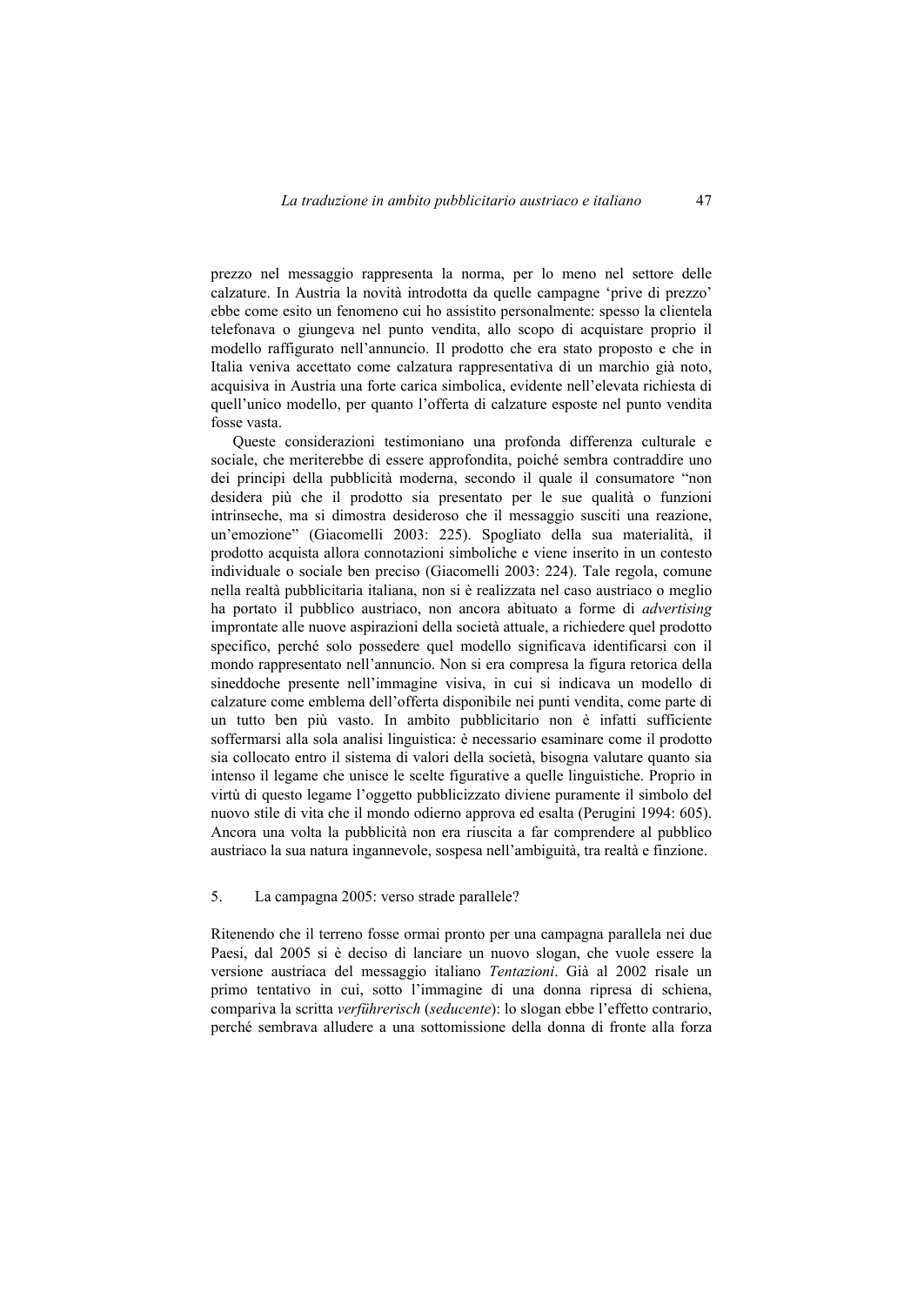prezzo nel messaggio rappresenta la norma, per lo meno nel settore delle calzature. In Austria la novità introdotta da quelle campagne 'prive di prezzo' ebbe come esito un fenomeno cui ho assistito personalmente: spesso la clientela telefonava o giungeva nel punto vendita, allo scopo di acquistare proprio il modello raffigurato nell'annuncio. Il prodotto che era stato proposto e che in Italia veniva accettato come calzatura rappresentativa di un marchio già noto, acquisiva in Austria una forte carica simbolica, evidente nell'elevata richiesta di quell'unico modello, per quanto l'offerta di calzature esposte nel punto vendita fosse vasta.

Queste considerazioni testimoniano una profonda differenza culturale e sociale, che meriterebbe di essere approfondita, poiché sembra contraddire uno dei principi della pubblicità moderna, secondo il quale il consumatore "non desidera più che il prodotto sia presentato per le sue qualità o funzioni intrinseche, ma si dimostra desideroso che il messaggio susciti una reazione, un'emozione" (Giacomelli 2003: 225). Spogliato della sua materialità, il prodotto acquista allora connotazioni simboliche e viene inserito in un contesto individuale o sociale ben preciso (Giacomelli 2003: 224). Tale regola, comune nella realtà pubblicitaria italiana, non si è realizzata nel caso austriaco o meglio ha portato il pubblico austriaco, non ancora abituato a forme di *advertising* improntate alle nuove aspirazioni della società attuale, a richiedere quel prodotto specifico, perché solo possedere quel modello significava identificarsi con il mondo rappresentato nell'annuncio. Non si era compresa la figura retorica della sineddoche presente nell'immagine visiva, in cui si indicava un modello di calzature come emblema dell'offerta disponibile nei punti vendita, come parte di un tutto ben più vasto. In ambito pubblicitario non è infatti sufficiente soffermarsi alla sola analisi linguistica: è necessario esaminare come il prodotto sia collocato entro il sistema di valori della società, bisogna valutare quanto sia intenso il legame che unisce le scelte figurative a quelle linguistiche. Proprio in virtù di questo legame l'oggetto pubblicizzato diviene puramente il simbolo del nuovo stile di vita che il mondo odierno approva ed esalta (Perugini 1994: 605). Ancora una volta la pubblicità non era riuscita a far comprendere al pubblico austriaco la sua natura ingannevole, sospesa nell'ambiguità, tra realtà e finzione.

## 5. La campagna 2005: verso strade parallele?

Ritenendo che il terreno fosse ormai pronto per una campagna parallela nei due Paesi, dal 2005 si è deciso di lanciare un nuovo slogan, che vuole essere la versione austriaca del messaggio italiano *Tentazioni*. Già al 2002 risale un primo tentativo in cui, sotto l'immagine di una donna ripresa di schiena, compariva la scritta *verführerisch* (*seducente*): lo slogan ebbe l'effetto contrario, perché sembrava alludere a una sottomissione della donna di fronte alla forza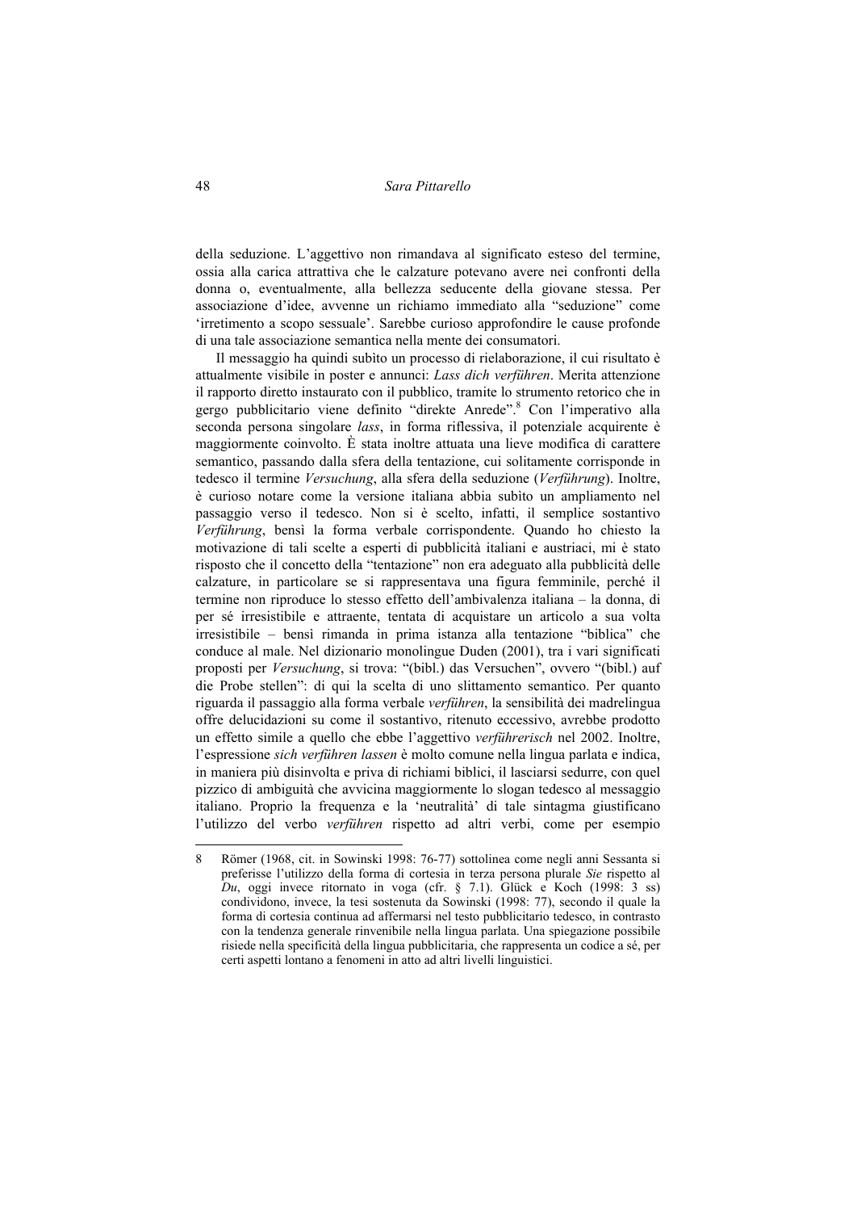della seduzione. L'aggettivo non rimandava al significato esteso del termine, ossia alla carica attrattiva che le calzature potevano avere nei confronti della donna o, eventualmente, alla bellezza seducente della giovane stessa. Per associazione d'idee, avvenne un richiamo immediato alla "seduzione" come 'irretimento a scopo sessuale'. Sarebbe curioso approfondire le cause profonde di una tale associazione semantica nella mente dei consumatori.

Il messaggio ha quindi subìto un processo di rielaborazione, il cui risultato è attualmente visibile in poster e annunci: *Lass dich verführen*. Merita attenzione il rapporto diretto instaurato con il pubblico, tramite lo strumento retorico che in gergo pubblicitario viene definito "direkte Anrede".[8] Con l'imperativo alla seconda persona singolare *lass*, in forma riflessiva, il potenziale acquirente è maggiormente coinvolto. È stata inoltre attuata una lieve modifica di carattere semantico, passando dalla sfera della tentazione, cui solitamente corrisponde in tedesco il termine *Versuchung*, alla sfera della seduzione (*Verführung*). Inoltre, è curioso notare come la versione italiana abbia subìto un ampliamento nel passaggio verso il tedesco. Non si è scelto, infatti, il semplice sostantivo *Verführung*, bensì la forma verbale corrispondente. Quando ho chiesto la motivazione di tali scelte a esperti di pubblicità italiani e austriaci, mi è stato risposto che il concetto della "tentazione" non era adeguato alla pubblicità delle calzature, in particolare se si rappresentava una figura femminile, perché il termine non riproduce lo stesso effetto dell'ambivalenza italiana – la donna, di per sé irresistibile e attraente, tentata di acquistare un articolo a sua volta irresistibile – bensì rimanda in prima istanza alla tentazione "biblica" che conduce al male. Nel dizionario monolingue Duden (2001), tra i vari significati proposti per *Versuchung*, si trova: "(bibl.) das Versuchen", ovvero "(bibl.) auf die Probe stellen": di qui la scelta di uno slittamento semantico. Per quanto riguarda il passaggio alla forma verbale *verführen*, la sensibilità dei madrelingua offre delucidazioni su come il sostantivo, ritenuto eccessivo, avrebbe prodotto un effetto simile a quello che ebbe l'aggettivo *verführerisch* nel 2002. Inoltre, l'espressione *sich verführen lassen* è molto comune nella lingua parlata e indica, in maniera più disinvolta e priva di richiami biblici, il lasciarsi sedurre, con quel pizzico di ambiguità che avvicina maggiormente lo slogan tedesco al messaggio italiano. Proprio la frequenza e la 'neutralità' di tale sintagma giustificano l'utilizzo del verbo *verführen* rispetto ad altri verbi, come per esempio

---

8 Römer (1968, cit. in Sowinski 1998: 76-77) sottolinea come negli anni Sessanta si preferisse l'utilizzo della forma di cortesia in terza persona plurale *Sie* rispetto al *Du*, oggi invece ritornato in voga (cfr. § 7.1). Glück e Koch (1998: 3 ss) condividono, invece, la tesi sostenuta da Sowinski (1998: 77), secondo il quale la forma di cortesia continua ad affermarsi nel testo pubblicitario tedesco, in contrasto con la tendenza generale rinvenibile nella lingua parlata. Una spiegazione possibile risiede nella specificità della lingua pubblicitaria, che rappresenta un codice a sé, per certi aspetti lontano a fenomeni in atto ad altri livelli linguistici.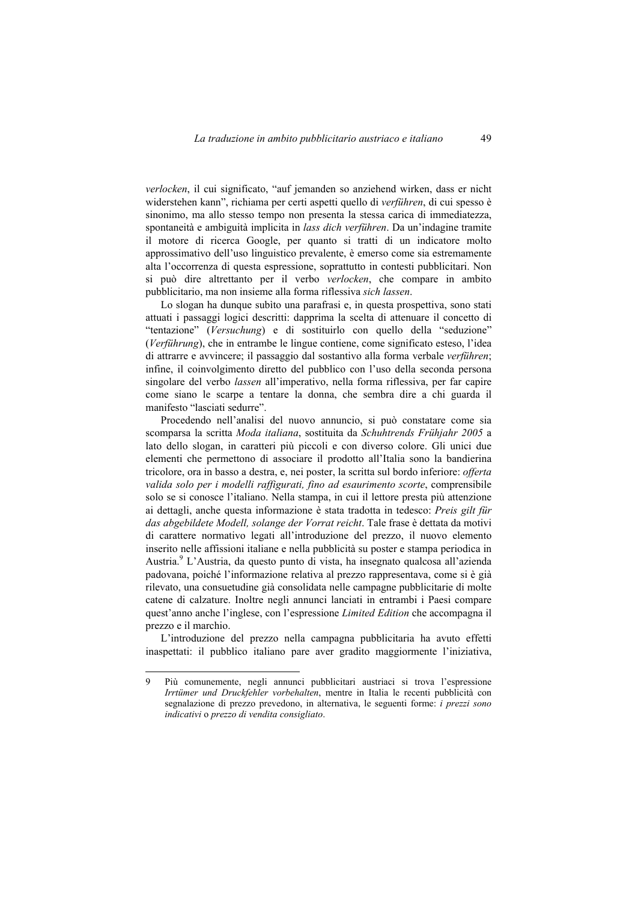*verlocken*, il cui significato, “auf jemanden so anziehend wirken, dass er nicht widerstehen kann”, richiama per certi aspetti quello di *verführen*, di cui spesso è sinonimo, ma allo stesso tempo non presenta la stessa carica di immediatezza, spontaneità e ambiguità implicita in *lass dich verführen*. Da un’indagine tramite il motore di ricerca Google, per quanto si tratti di un indicatore molto approssimativo dell’uso linguistico prevalente, è emerso come sia estremamente alta l’occorrenza di questa espressione, soprattutto in contesti pubblicitari. Non si può dire altrettanto per il verbo *verlocken*, che compare in ambito pubblicitario, ma non insieme alla forma riflessiva *sich lassen*.

Lo slogan ha dunque subìto una parafrasi e, in questa prospettiva, sono stati attuati i passaggi logici descritti: dapprima la scelta di attenuare il concetto di “tentazione” (*Versuchung*) e di sostituirlo con quello della “seduzione” (*Verführung*), che in entrambe le lingue contiene, come significato esteso, l’idea di attrarre e avvincere; il passaggio dal sostantivo alla forma verbale *verführen*; infine, il coinvolgimento diretto del pubblico con l’uso della seconda persona singolare del verbo *lassen* all’imperativo, nella forma riflessiva, per far capire come siano le scarpe a tentare la donna, che sembra dire a chi guarda il manifesto “lasciati sedurre”.

Procedendo nell’analisi del nuovo annuncio, si può constatare come sia scomparsa la scritta *Moda italiana*, sostituita da *Schuhtrends Frühjahr 2005* a lato dello slogan, in caratteri più piccoli e con diverso colore. Gli unici due elementi che permettono di associare il prodotto all’Italia sono la bandierina tricolore, ora in basso a destra, e, nei poster, la scritta sul bordo inferiore: *offerta valida solo per i modelli raffigurati, fino ad esaurimento scorte*, comprensibile solo se si conosce l’italiano. Nella stampa, in cui il lettore presta più attenzione ai dettagli, anche questa informazione è stata tradotta in tedesco: *Preis gilt für das abgebildete Modell, solange der Vorrat reicht*. Tale frase è dettata da motivi di carattere normativo legati all’introduzione del prezzo, il nuovo elemento inserito nelle affissioni italiane e nella pubblicità su poster e stampa periodica in Austria.[9] L’Austria, da questo punto di vista, ha insegnato qualcosa all’azienda padovana, poiché l’informazione relativa al prezzo rappresentava, come si è già rilevato, una consuetudine già consolidata nelle campagne pubblicitarie di molte catene di calzature. Inoltre negli annunci lanciati in entrambi i Paesi compare quest’anno anche l’inglese, con l’espressione *Limited Edition* che accompagna il prezzo e il marchio.

L’introduzione del prezzo nella campagna pubblicitaria ha avuto effetti inaspettati: il pubblico italiano pare aver gradito maggiormente l’iniziativa,

---

9 Più comunemente, negli annunci pubblicitari austriaci si trova l’espressione *Irrtümer und Druckfehler vorbehalten*, mentre in Italia le recenti pubblicità con segnalazione di prezzo prevedono, in alternativa, le seguenti forme: *i prezzi sono indicativi* o *prezzo di vendita consigliato*.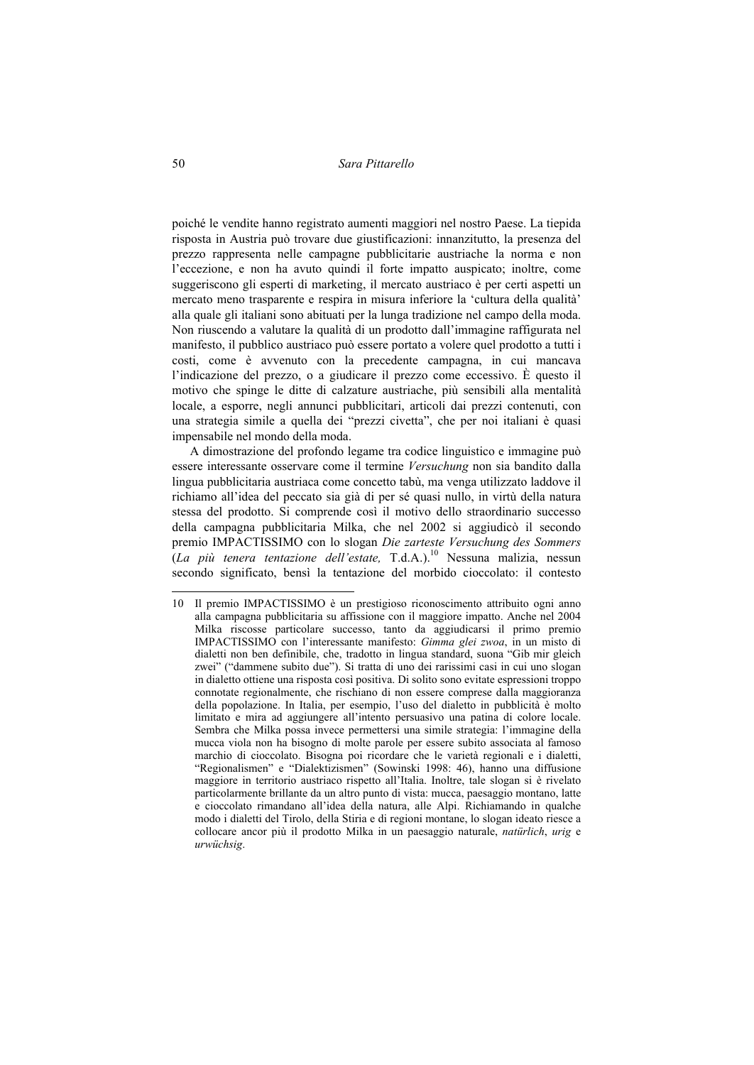poiché le vendite hanno registrato aumenti maggiori nel nostro Paese. La tiepida risposta in Austria può trovare due giustificazioni: innanzitutto, la presenza del prezzo rappresenta nelle campagne pubblicitarie austriache la norma e non l'eccezione, e non ha avuto quindi il forte impatto auspicato; inoltre, come suggeriscono gli esperti di marketing, il mercato austriaco è per certi aspetti un mercato meno trasparente e respira in misura inferiore la 'cultura della qualità' alla quale gli italiani sono abituati per la lunga tradizione nel campo della moda. Non riuscendo a valutare la qualità di un prodotto dall'immagine raffigurata nel manifesto, il pubblico austriaco può essere portato a volere quel prodotto a tutti i costi, come è avvenuto con la precedente campagna, in cui mancava l'indicazione del prezzo, o a giudicare il prezzo come eccessivo. È questo il motivo che spinge le ditte di calzature austriache, più sensibili alla mentalità locale, a esporre, negli annunci pubblicitari, articoli dai prezzi contenuti, con una strategia simile a quella dei "prezzi civetta", che per noi italiani è quasi impensabile nel mondo della moda.

A dimostrazione del profondo legame tra codice linguistico e immagine può essere interessante osservare come il termine *Versuchung* non sia bandito dalla lingua pubblicitaria austriaca come concetto tabù, ma venga utilizzato laddove il richiamo all'idea del peccato sia già di per sé quasi nullo, in virtù della natura stessa del prodotto. Si comprende così il motivo dello straordinario successo della campagna pubblicitaria Milka, che nel 2002 si aggiudicò il secondo premio IMPACTISSIMO con lo slogan *Die zarteste Versuchung des Sommers* (*La più tenera tentazione dell'estate,* T.d.A.).[10] Nessuna malizia, nessun secondo significato, bensì la tentazione del morbido cioccolato: il contesto

---

10 Il premio IMPACTISSIMO è un prestigioso riconoscimento attribuito ogni anno alla campagna pubblicitaria su affissione con il maggiore impatto. Anche nel 2004 Milka riscosse particolare successo, tanto da aggiudicarsi il primo premio IMPACTISSIMO con l'interessante manifesto: *Gimma glei zwoa*, in un misto di dialetti non ben definibile, che, tradotto in lingua standard, suona "Gib mir gleich zwei" ("dammene subito due"). Si tratta di uno dei rarissimi casi in cui uno slogan in dialetto ottiene una risposta così positiva. Di solito sono evitate espressioni troppo connotate regionalmente, che rischiano di non essere comprese dalla maggioranza della popolazione. In Italia, per esempio, l'uso del dialetto in pubblicità è molto limitato e mira ad aggiungere all'intento persuasivo una patina di colore locale. Sembra che Milka possa invece permettersi una simile strategia: l'immagine della mucca viola non ha bisogno di molte parole per essere subito associata al famoso marchio di cioccolato. Bisogna poi ricordare che le varietà regionali e i dialetti, "Regionalismen" e "Dialektizismen" (Sowinski 1998: 46), hanno una diffusione maggiore in territorio austriaco rispetto all'Italia. Inoltre, tale slogan si è rivelato particolarmente brillante da un altro punto di vista: mucca, paesaggio montano, latte e cioccolato rimandano all'idea della natura, alle Alpi. Richiamando in qualche modo i dialetti del Tirolo, della Stiria e di regioni montane, lo slogan ideato riesce a collocare ancor più il prodotto Milka in un paesaggio naturale, *natürlich*, *urig* e *urwüchsig*.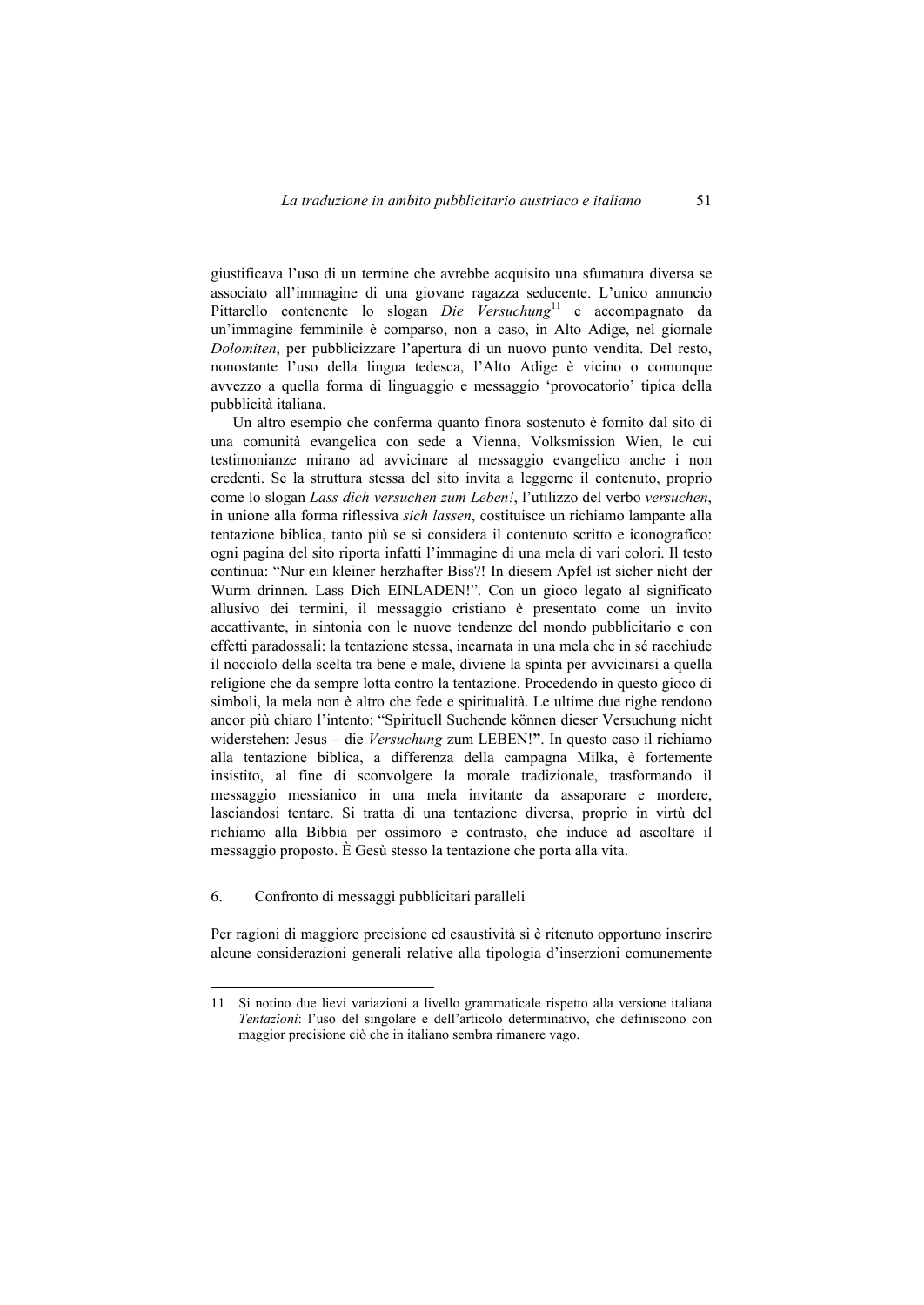giustificava l'uso di un termine che avrebbe acquisito una sfumatura diversa se associato all'immagine di una giovane ragazza seducente. L'unico annuncio Pittarello contenente lo slogan *Die Versuchung*[11] e accompagnato da un'immagine femminile è comparso, non a caso, in Alto Adige, nel giornale *Dolomiten*, per pubblicizzare l'apertura di un nuovo punto vendita. Del resto, nonostante l'uso della lingua tedesca, l'Alto Adige è vicino o comunque avvezzo a quella forma di linguaggio e messaggio 'provocatorio' tipica della pubblicità italiana.

Un altro esempio che conferma quanto finora sostenuto è fornito dal sito di una comunità evangelica con sede a Vienna, Volksmission Wien, le cui testimonianze mirano ad avvicinare al messaggio evangelico anche i non credenti. Se la struttura stessa del sito invita a leggerne il contenuto, proprio come lo slogan *Lass dich versuchen zum Leben!*, l'utilizzo del verbo *versuchen*, in unione alla forma riflessiva *sich lassen*, costituisce un richiamo lampante alla tentazione biblica, tanto più se si considera il contenuto scritto e iconografico: ogni pagina del sito riporta infatti l'immagine di una mela di vari colori. Il testo continua: "Nur ein kleiner herzhafter Biss?! In diesem Apfel ist sicher nicht der Wurm drinnen. Lass Dich EINLADEN!". Con un gioco legato al significato allusivo dei termini, il messaggio cristiano è presentato come un invito accattivante, in sintonia con le nuove tendenze del mondo pubblicitario e con effetti paradossali: la tentazione stessa, incarnata in una mela che in sé racchiude il nocciolo della scelta tra bene e male, diviene la spinta per avvicinarsi a quella religione che da sempre lotta contro la tentazione. Procedendo in questo gioco di simboli, la mela non è altro che fede e spiritualità. Le ultime due righe rendono ancor più chiaro l'intento: "Spirituell Suchende können dieser Versuchung nicht widerstehen: Jesus – die *Versuchung* zum LEBEN!**"**. In questo caso il richiamo alla tentazione biblica, a differenza della campagna Milka, è fortemente insistito, al fine di sconvolgere la morale tradizionale, trasformando il messaggio messianico in una mela invitante da assaporare e mordere, lasciandosi tentare. Si tratta di una tentazione diversa, proprio in virtù del richiamo alla Bibbia per ossimoro e contrasto, che induce ad ascoltare il messaggio proposto. È Gesù stesso la tentazione che porta alla vita.

## 6. Confronto di messaggi pubblicitari paralleli

Per ragioni di maggiore precisione ed esaustività si è ritenuto opportuno inserire alcune considerazioni generali relative alla tipologia d'inserzioni comunemente

---

[11] Si notino due lievi variazioni a livello grammaticale rispetto alla versione italiana *Tentazioni*: l'uso del singolare e dell'articolo determinativo, che definiscono con maggior precisione ciò che in italiano sembra rimanere vago.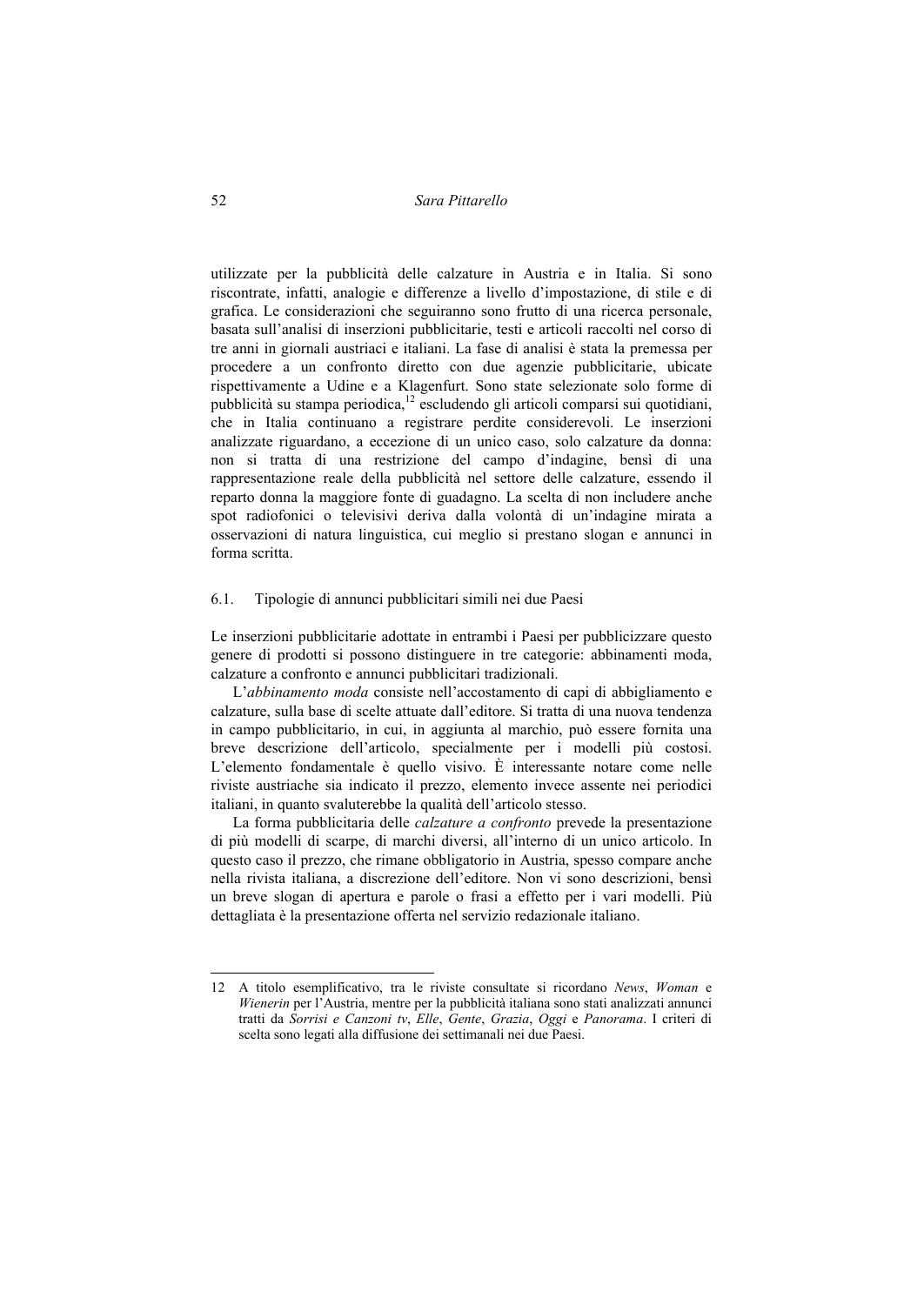utilizzate per la pubblicità delle calzature in Austria e in Italia. Si sono riscontrate, infatti, analogie e differenze a livello d'impostazione, di stile e di grafica. Le considerazioni che seguiranno sono frutto di una ricerca personale, basata sull'analisi di inserzioni pubblicitarie, testi e articoli raccolti nel corso di tre anni in giornali austriaci e italiani. La fase di analisi è stata la premessa per procedere a un confronto diretto con due agenzie pubblicitarie, ubicate rispettivamente a Udine e a Klagenfurt. Sono state selezionate solo forme di pubblicità su stampa periodica,[12] escludendo gli articoli comparsi sui quotidiani, che in Italia continuano a registrare perdite considerevoli. Le inserzioni analizzate riguardano, a eccezione di un unico caso, solo calzature da donna: non si tratta di una restrizione del campo d'indagine, bensì di una rappresentazione reale della pubblicità nel settore delle calzature, essendo il reparto donna la maggiore fonte di guadagno. La scelta di non includere anche spot radiofonici o televisivi deriva dalla volontà di un'indagine mirata a osservazioni di natura linguistica, cui meglio si prestano slogan e annunci in forma scritta.

### 6.1. Tipologie di annunci pubblicitari simili nei due Paesi

Le inserzioni pubblicitarie adottate in entrambi i Paesi per pubblicizzare questo genere di prodotti si possono distinguere in tre categorie: abbinamenti moda, calzature a confronto e annunci pubblicitari tradizionali.

L'*abbinamento moda* consiste nell'accostamento di capi di abbigliamento e calzature, sulla base di scelte attuate dall'editore. Si tratta di una nuova tendenza in campo pubblicitario, in cui, in aggiunta al marchio, può essere fornita una breve descrizione dell'articolo, specialmente per i modelli più costosi. L'elemento fondamentale è quello visivo. È interessante notare come nelle riviste austriache sia indicato il prezzo, elemento invece assente nei periodici italiani, in quanto svaluterebbe la qualità dell'articolo stesso.

La forma pubblicitaria delle *calzature a confronto* prevede la presentazione di più modelli di scarpe, di marchi diversi, all'interno di un unico articolo. In questo caso il prezzo, che rimane obbligatorio in Austria, spesso compare anche nella rivista italiana, a discrezione dell'editore. Non vi sono descrizioni, bensì un breve slogan di apertura e parole o frasi a effetto per i vari modelli. Più dettagliata è la presentazione offerta nel servizio redazionale italiano.

---

12 A titolo esemplificativo, tra le riviste consultate si ricordano *News*, *Woman* e *Wienerin* per l'Austria, mentre per la pubblicità italiana sono stati analizzati annunci tratti da *Sorrisi e Canzoni tv*, *Elle*, *Gente*, *Grazia*, *Oggi* e *Panorama*. I criteri di scelta sono legati alla diffusione dei settimanali nei due Paesi.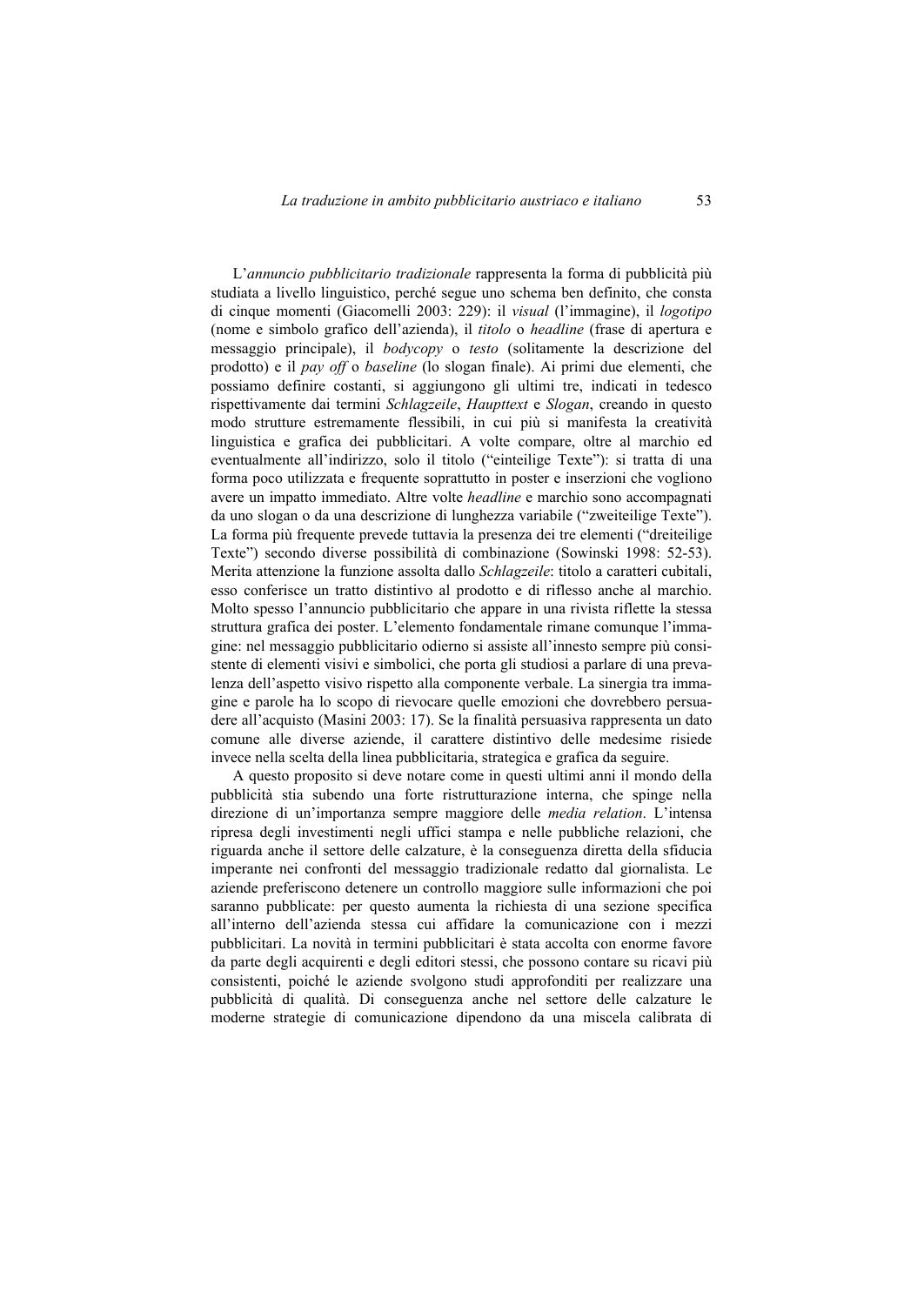L'*annuncio pubblicitario tradizionale* rappresenta la forma di pubblicità più studiata a livello linguistico, perché segue uno schema ben definito, che consta di cinque momenti (Giacomelli 2003: 229): il *visual* (l'immagine), il *logotipo* (nome e simbolo grafico dell'azienda), il *titolo* o *headline* (frase di apertura e messaggio principale), il *bodycopy* o *testo* (solitamente la descrizione del prodotto) e il *pay off* o *baseline* (lo slogan finale). Ai primi due elementi, che possiamo definire costanti, si aggiungono gli ultimi tre, indicati in tedesco rispettivamente dai termini *Schlagzeile*, *Haupttext* e *Slogan*, creando in questo modo strutture estremamente flessibili, in cui più si manifesta la creatività linguistica e grafica dei pubblicitari. A volte compare, oltre al marchio ed eventualmente all'indirizzo, solo il titolo ("einteilige Texte"): si tratta di una forma poco utilizzata e frequente soprattutto in poster e inserzioni che vogliono avere un impatto immediato. Altre volte *headline* e marchio sono accompagnati da uno slogan o da una descrizione di lunghezza variabile ("zweiteilige Texte"). La forma più frequente prevede tuttavia la presenza dei tre elementi ("dreiteilige Texte") secondo diverse possibilità di combinazione (Sowinski 1998: 52-53). Merita attenzione la funzione assolta dallo *Schlagzeile*: titolo a caratteri cubitali, esso conferisce un tratto distintivo al prodotto e di riflesso anche al marchio. Molto spesso l'annuncio pubblicitario che appare in una rivista riflette la stessa struttura grafica dei poster. L'elemento fondamentale rimane comunque l'immagine: nel messaggio pubblicitario odierno si assiste all'innesto sempre più consistente di elementi visivi e simbolici, che porta gli studiosi a parlare di una prevalenza dell'aspetto visivo rispetto alla componente verbale. La sinergia tra immagine e parole ha lo scopo di rievocare quelle emozioni che dovrebbero persuadere all'acquisto (Masini 2003: 17). Se la finalità persuasiva rappresenta un dato comune alle diverse aziende, il carattere distintivo delle medesime risiede invece nella scelta della linea pubblicitaria, strategica e grafica da seguire.

A questo proposito si deve notare come in questi ultimi anni il mondo della pubblicità stia subendo una forte ristrutturazione interna, che spinge nella direzione di un'importanza sempre maggiore delle *media relation*. L'intensa ripresa degli investimenti negli uffici stampa e nelle pubbliche relazioni, che riguarda anche il settore delle calzature, è la conseguenza diretta della sfiducia imperante nei confronti del messaggio tradizionale redatto dal giornalista. Le aziende preferiscono detenere un controllo maggiore sulle informazioni che poi saranno pubblicate: per questo aumenta la richiesta di una sezione specifica all'interno dell'azienda stessa cui affidare la comunicazione con i mezzi pubblicitari. La novità in termini pubblicitari è stata accolta con enorme favore da parte degli acquirenti e degli editori stessi, che possono contare su ricavi più consistenti, poiché le aziende svolgono studi approfonditi per realizzare una pubblicità di qualità. Di conseguenza anche nel settore delle calzature le moderne strategie di comunicazione dipendono da una miscela calibrata di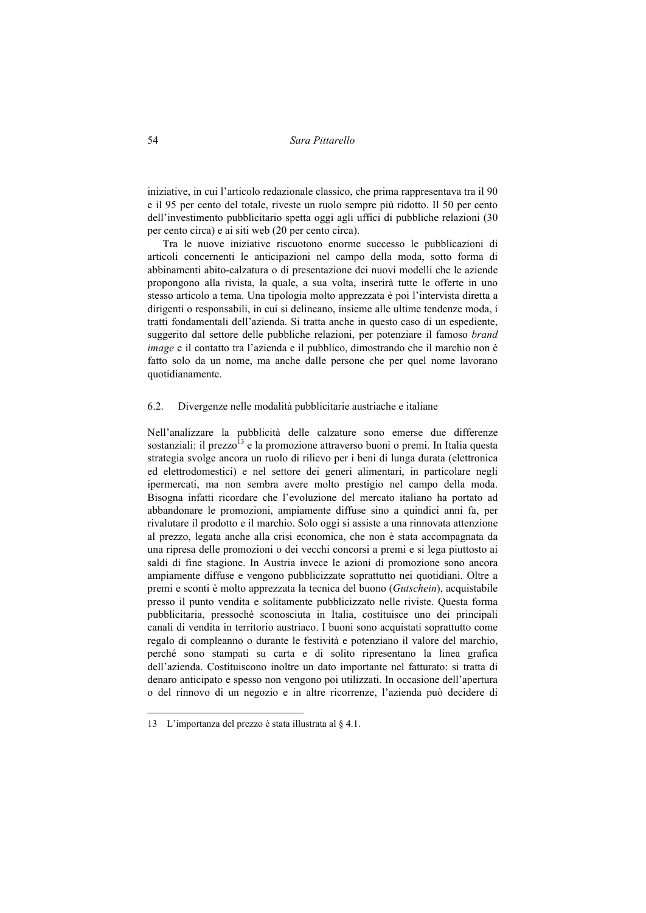iniziative, in cui l'articolo redazionale classico, che prima rappresentava tra il 90 e il 95 per cento del totale, riveste un ruolo sempre più ridotto. Il 50 per cento dell'investimento pubblicitario spetta oggi agli uffici di pubbliche relazioni (30 per cento circa) e ai siti web (20 per cento circa).

Tra le nuove iniziative riscuotono enorme successo le pubblicazioni di articoli concernenti le anticipazioni nel campo della moda, sotto forma di abbinamenti abito-calzatura o di presentazione dei nuovi modelli che le aziende propongono alla rivista, la quale, a sua volta, inserirà tutte le offerte in uno stesso articolo a tema. Una tipologia molto apprezzata è poi l'intervista diretta a dirigenti o responsabili, in cui si delineano, insieme alle ultime tendenze moda, i tratti fondamentali dell'azienda. Si tratta anche in questo caso di un espediente, suggerito dal settore delle pubbliche relazioni, per potenziare il famoso *brand image* e il contatto tra l'azienda e il pubblico, dimostrando che il marchio non è fatto solo da un nome, ma anche dalle persone che per quel nome lavorano quotidianamente.

### 6.2. Divergenze nelle modalità pubblicitarie austriache e italiane

Nell'analizzare la pubblicità delle calzature sono emerse due differenze sostanziali: il prezzo[13] e la promozione attraverso buoni o premi. In Italia questa strategia svolge ancora un ruolo di rilievo per i beni di lunga durata (elettronica ed elettrodomestici) e nel settore dei generi alimentari, in particolare negli ipermercati, ma non sembra avere molto prestigio nel campo della moda. Bisogna infatti ricordare che l'evoluzione del mercato italiano ha portato ad abbandonare le promozioni, ampiamente diffuse sino a quindici anni fa, per rivalutare il prodotto e il marchio. Solo oggi si assiste a una rinnovata attenzione al prezzo, legata anche alla crisi economica, che non è stata accompagnata da una ripresa delle promozioni o dei vecchi concorsi a premi e si lega piuttosto ai saldi di fine stagione. In Austria invece le azioni di promozione sono ancora ampiamente diffuse e vengono pubblicizzate soprattutto nei quotidiani. Oltre a premi e sconti è molto apprezzata la tecnica del buono (*Gutschein*), acquistabile presso il punto vendita e solitamente pubblicizzato nelle riviste. Questa forma pubblicitaria, pressoché sconosciuta in Italia, costituisce uno dei principali canali di vendita in territorio austriaco. I buoni sono acquistati soprattutto come regalo di compleanno o durante le festività e potenziano il valore del marchio, perché sono stampati su carta e di solito ripresentano la linea grafica dell'azienda. Costituiscono inoltre un dato importante nel fatturato: si tratta di denaro anticipato e spesso non vengono poi utilizzati. In occasione dell'apertura o del rinnovo di un negozio e in altre ricorrenze, l'azienda può decidere di

---

13 L'importanza del prezzo è stata illustrata al § 4.1.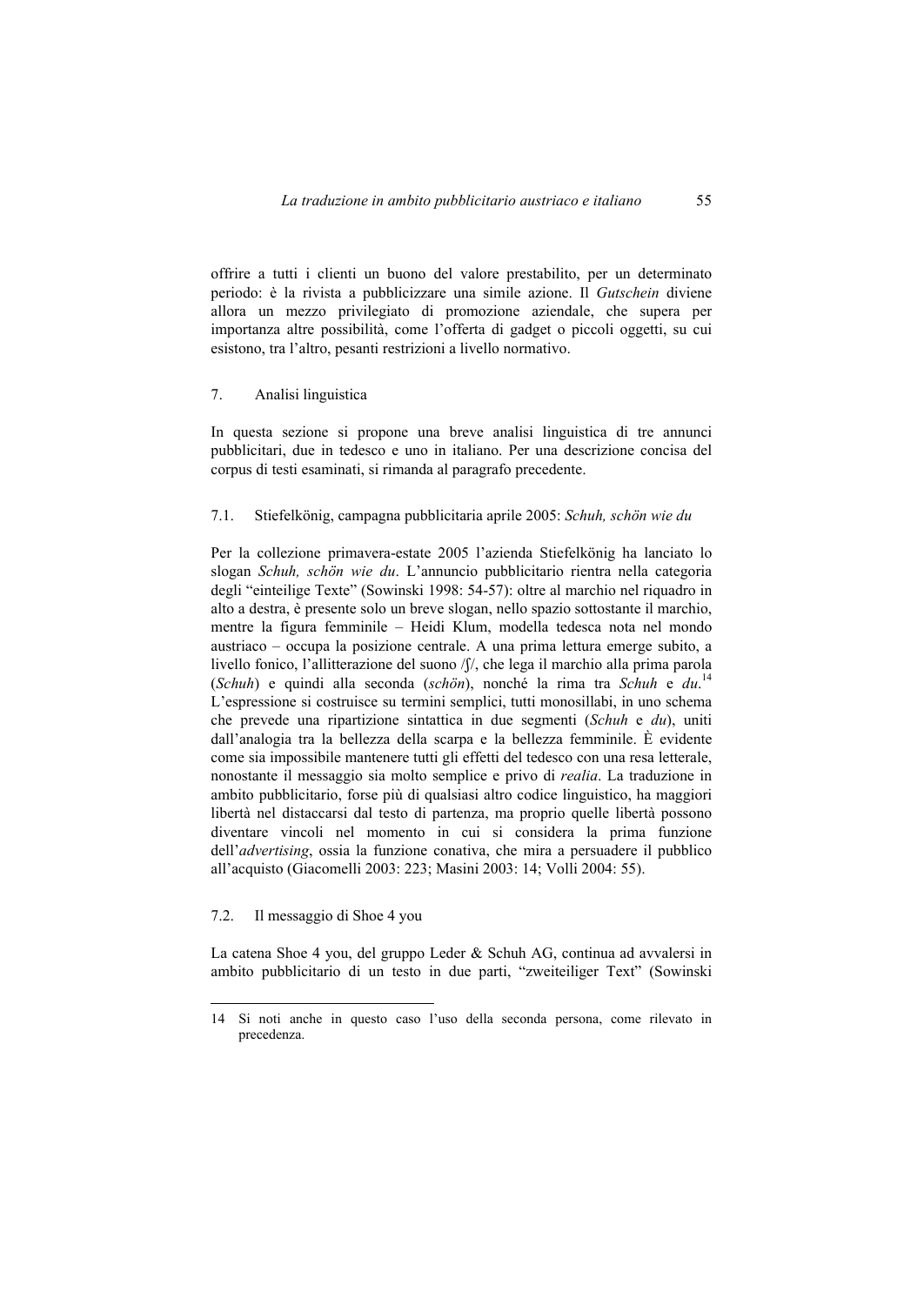offrire a tutti i clienti un buono del valore prestabilito, per un determinato periodo: è la rivista a pubblicizzare una simile azione. Il *Gutschein* diviene allora un mezzo privilegiato di promozione aziendale, che supera per importanza altre possibilità, come l'offerta di gadget o piccoli oggetti, su cui esistono, tra l'altro, pesanti restrizioni a livello normativo.

## 7. Analisi linguistica

In questa sezione si propone una breve analisi linguistica di tre annunci pubblicitari, due in tedesco e uno in italiano. Per una descrizione concisa del corpus di testi esaminati, si rimanda al paragrafo precedente.

### 7.1. Stiefelkönig, campagna pubblicitaria aprile 2005: *Schuh, schön wie du*

Per la collezione primavera-estate 2005 l'azienda Stiefelkönig ha lanciato lo slogan *Schuh, schön wie du*. L'annuncio pubblicitario rientra nella categoria degli "einteilige Texte" (Sowinski 1998: 54-57): oltre al marchio nel riquadro in alto a destra, è presente solo un breve slogan, nello spazio sottostante il marchio, mentre la figura femminile – Heidi Klum, modella tedesca nota nel mondo austriaco – occupa la posizione centrale. A una prima lettura emerge subito, a livello fonico, l'allitterazione del suono /ʃ/, che lega il marchio alla prima parola (*Schuh*) e quindi alla seconda (*schön*), nonché la rima tra *Schuh* e *du*.[14] L'espressione si costruisce su termini semplici, tutti monosillabi, in uno schema che prevede una ripartizione sintattica in due segmenti (*Schuh* e *du*), uniti dall'analogia tra la bellezza della scarpa e la bellezza femminile. È evidente come sia impossibile mantenere tutti gli effetti del tedesco con una resa letterale, nonostante il messaggio sia molto semplice e privo di *realia*. La traduzione in ambito pubblicitario, forse più di qualsiasi altro codice linguistico, ha maggiori libertà nel distaccarsi dal testo di partenza, ma proprio quelle libertà possono diventare vincoli nel momento in cui si considera la prima funzione dell'*advertising*, ossia la funzione conativa, che mira a persuadere il pubblico all'acquisto (Giacomelli 2003: 223; Masini 2003: 14; Volli 2004: 55).

### 7.2. Il messaggio di Shoe 4 you

La catena Shoe 4 you, del gruppo Leder & Schuh AG, continua ad avvalersi in ambito pubblicitario di un testo in due parti, "zweiteiliger Text" (Sowinski

---

14 Si noti anche in questo caso l'uso della seconda persona, come rilevato in precedenza.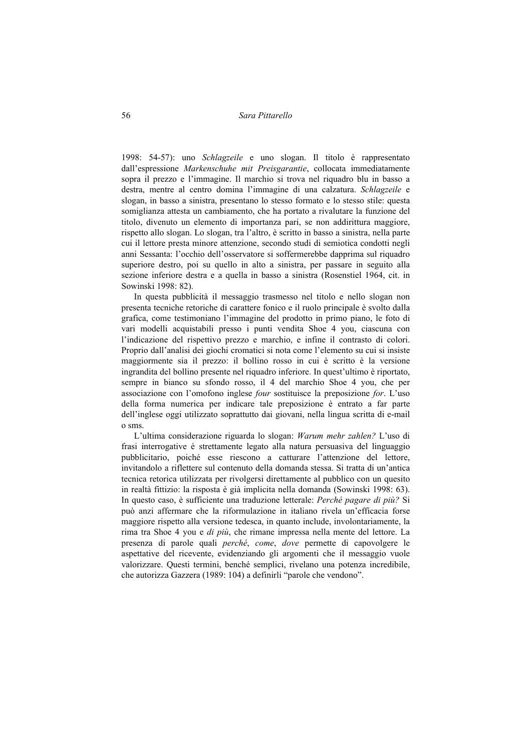1998: 54-57): uno *Schlagzeile* e uno slogan. Il titolo è rappresentato dall'espressione *Markenschuhe mit Preisgarantie*, collocata immediatamente sopra il prezzo e l'immagine. Il marchio si trova nel riquadro blu in basso a destra, mentre al centro domina l'immagine di una calzatura. *Schlagzeile* e slogan, in basso a sinistra, presentano lo stesso formato e lo stesso stile: questa somiglianza attesta un cambiamento, che ha portato a rivalutare la funzione del titolo, divenuto un elemento di importanza pari, se non addirittura maggiore, rispetto allo slogan. Lo slogan, tra l'altro, è scritto in basso a sinistra, nella parte cui il lettore presta minore attenzione, secondo studi di semiotica condotti negli anni Sessanta: l'occhio dell'osservatore si soffermerebbe dapprima sul riquadro superiore destro, poi su quello in alto a sinistra, per passare in seguito alla sezione inferiore destra e a quella in basso a sinistra (Rosenstiel 1964, cit. in Sowinski 1998: 82).

In questa pubblicità il messaggio trasmesso nel titolo e nello slogan non presenta tecniche retoriche di carattere fonico e il ruolo principale è svolto dalla grafica, come testimoniano l'immagine del prodotto in primo piano, le foto di vari modelli acquistabili presso i punti vendita Shoe 4 you, ciascuna con l'indicazione del rispettivo prezzo e marchio, e infine il contrasto di colori. Proprio dall'analisi dei giochi cromatici si nota come l'elemento su cui si insiste maggiormente sia il prezzo: il bollino rosso in cui è scritto è la versione ingrandita del bollino presente nel riquadro inferiore. In quest'ultimo è riportato, sempre in bianco su sfondo rosso, il 4 del marchio Shoe 4 you, che per associazione con l'omofono inglese *four* sostituisce la preposizione *for*. L'uso della forma numerica per indicare tale preposizione è entrato a far parte dell'inglese oggi utilizzato soprattutto dai giovani, nella lingua scritta di e-mail o sms.

L'ultima considerazione riguarda lo slogan: *Warum mehr zahlen?* L'uso di frasi interrogative è strettamente legato alla natura persuasiva del linguaggio pubblicitario, poiché esse riescono a catturare l'attenzione del lettore, invitandolo a riflettere sul contenuto della domanda stessa. Si tratta di un'antica tecnica retorica utilizzata per rivolgersi direttamente al pubblico con un quesito in realtà fittizio: la risposta è già implicita nella domanda (Sowinski 1998: 63). In questo caso, è sufficiente una traduzione letterale: *Perché pagare di più?* Si può anzi affermare che la riformulazione in italiano rivela un'efficacia forse maggiore rispetto alla versione tedesca, in quanto include, involontariamente, la rima tra Shoe 4 you e *di più*, che rimane impressa nella mente del lettore. La presenza di parole quali *perché*, *come*, *dove* permette di capovolgere le aspettative del ricevente, evidenziando gli argomenti che il messaggio vuole valorizzare. Questi termini, benché semplici, rivelano una potenza incredibile, che autorizza Gazzera (1989: 104) a definirli "parole che vendono".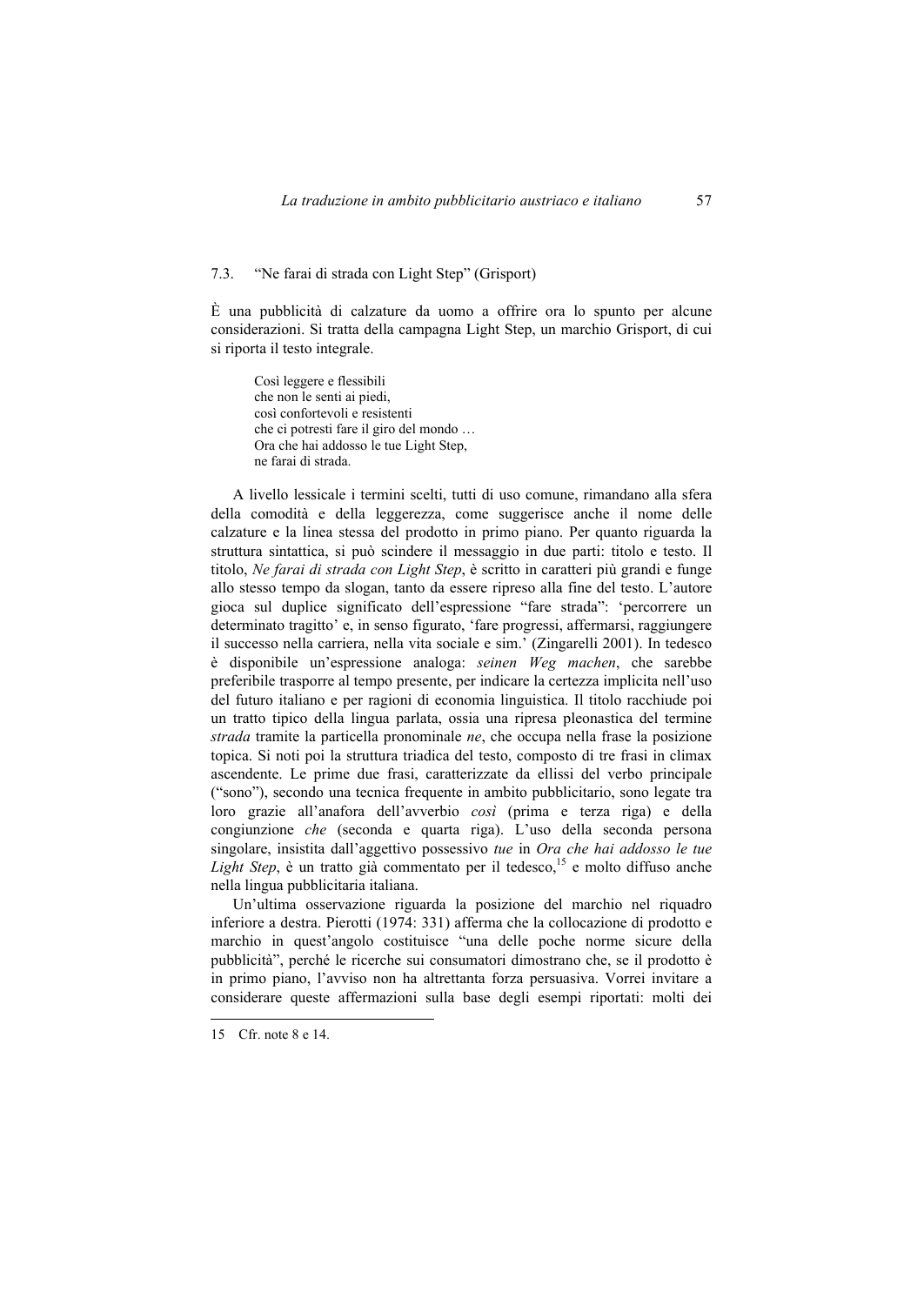### 7.3. "Ne farai di strada con Light Step" (Grisport)

È una pubblicità di calzature da uomo a offrire ora lo spunto per alcune considerazioni. Si tratta della campagna Light Step, un marchio Grisport, di cui si riporta il testo integrale.

> Così leggere e flessibili
> che non le senti ai piedi,
> così confortevoli e resistenti
> che ci potresti fare il giro del mondo …
> Ora che hai addosso le tue Light Step,
> ne farai di strada.

A livello lessicale i termini scelti, tutti di uso comune, rimandano alla sfera della comodità e della leggerezza, come suggerisce anche il nome delle calzature e la linea stessa del prodotto in primo piano. Per quanto riguarda la struttura sintattica, si può scindere il messaggio in due parti: titolo e testo. Il titolo, *Ne farai di strada con Light Step*, è scritto in caratteri più grandi e funge allo stesso tempo da slogan, tanto da essere ripreso alla fine del testo. L'autore gioca sul duplice significato dell'espressione "fare strada": 'percorrere un determinato tragitto' e, in senso figurato, 'fare progressi, affermarsi, raggiungere il successo nella carriera, nella vita sociale e sim.' (Zingarelli 2001). In tedesco è disponibile un'espressione analoga: *seinen Weg machen*, che sarebbe preferibile trasporre al tempo presente, per indicare la certezza implicita nell'uso del futuro italiano e per ragioni di economia linguistica. Il titolo racchiude poi un tratto tipico della lingua parlata, ossia una ripresa pleonastica del termine *strada* tramite la particella pronominale *ne*, che occupa nella frase la posizione topica. Si noti poi la struttura triadica del testo, composto di tre frasi in climax ascendente. Le prime due frasi, caratterizzate da ellissi del verbo principale ("sono"), secondo una tecnica frequente in ambito pubblicitario, sono legate tra loro grazie all'anafora dell'avverbio *così* (prima e terza riga) e della congiunzione *che* (seconda e quarta riga). L'uso della seconda persona singolare, insistita dall'aggettivo possessivo *tue* in *Ora che hai addosso le tue Light Step*, è un tratto già commentato per il tedesco,[15] e molto diffuso anche nella lingua pubblicitaria italiana.

Un'ultima osservazione riguarda la posizione del marchio nel riquadro inferiore a destra. Pierotti (1974: 331) afferma che la collocazione di prodotto e marchio in quest'angolo costituisce "una delle poche norme sicure della pubblicità", perché le ricerche sui consumatori dimostrano che, se il prodotto è in primo piano, l'avviso non ha altrettanta forza persuasiva. Vorrei invitare a considerare queste affermazioni sulla base degli esempi riportati: molti dei

---

15 Cfr. note 8 e 14.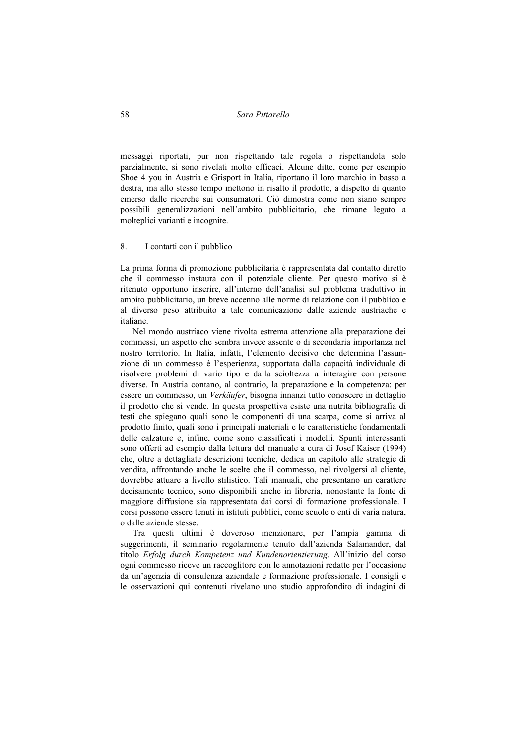messaggi riportati, pur non rispettando tale regola o rispettandola solo parzialmente, si sono rivelati molto efficaci. Alcune ditte, come per esempio Shoe 4 you in Austria e Grisport in Italia, riportano il loro marchio in basso a destra, ma allo stesso tempo mettono in risalto il prodotto, a dispetto di quanto emerso dalle ricerche sui consumatori. Ciò dimostra come non siano sempre possibili generalizzazioni nell'ambito pubblicitario, che rimane legato a molteplici varianti e incognite.

## 8. I contatti con il pubblico

La prima forma di promozione pubblicitaria è rappresentata dal contatto diretto che il commesso instaura con il potenziale cliente. Per questo motivo si è ritenuto opportuno inserire, all'interno dell'analisi sul problema traduttivo in ambito pubblicitario, un breve accenno alle norme di relazione con il pubblico e al diverso peso attribuito a tale comunicazione dalle aziende austriache e italiane.

Nel mondo austriaco viene rivolta estrema attenzione alla preparazione dei commessi, un aspetto che sembra invece assente o di secondaria importanza nel nostro territorio. In Italia, infatti, l'elemento decisivo che determina l'assunzione di un commesso è l'esperienza, supportata dalla capacità individuale di risolvere problemi di vario tipo e dalla scioltezza a interagire con persone diverse. In Austria contano, al contrario, la preparazione e la competenza: per essere un commesso, un *Verkäufer*, bisogna innanzi tutto conoscere in dettaglio il prodotto che si vende. In questa prospettiva esiste una nutrita bibliografia di testi che spiegano quali sono le componenti di una scarpa, come si arriva al prodotto finito, quali sono i principali materiali e le caratteristiche fondamentali delle calzature e, infine, come sono classificati i modelli. Spunti interessanti sono offerti ad esempio dalla lettura del manuale a cura di Josef Kaiser (1994) che, oltre a dettagliate descrizioni tecniche, dedica un capitolo alle strategie di vendita, affrontando anche le scelte che il commesso, nel rivolgersi al cliente, dovrebbe attuare a livello stilistico. Tali manuali, che presentano un carattere decisamente tecnico, sono disponibili anche in libreria, nonostante la fonte di maggiore diffusione sia rappresentata dai corsi di formazione professionale. I corsi possono essere tenuti in istituti pubblici, come scuole o enti di varia natura, o dalle aziende stesse.

Tra questi ultimi è doveroso menzionare, per l'ampia gamma di suggerimenti, il seminario regolarmente tenuto dall'azienda Salamander, dal titolo *Erfolg durch Kompetenz und Kundenorientierung*. All'inizio del corso ogni commesso riceve un raccoglitore con le annotazioni redatte per l'occasione da un'agenzia di consulenza aziendale e formazione professionale. I consigli e le osservazioni qui contenuti rivelano uno studio approfondito di indagini di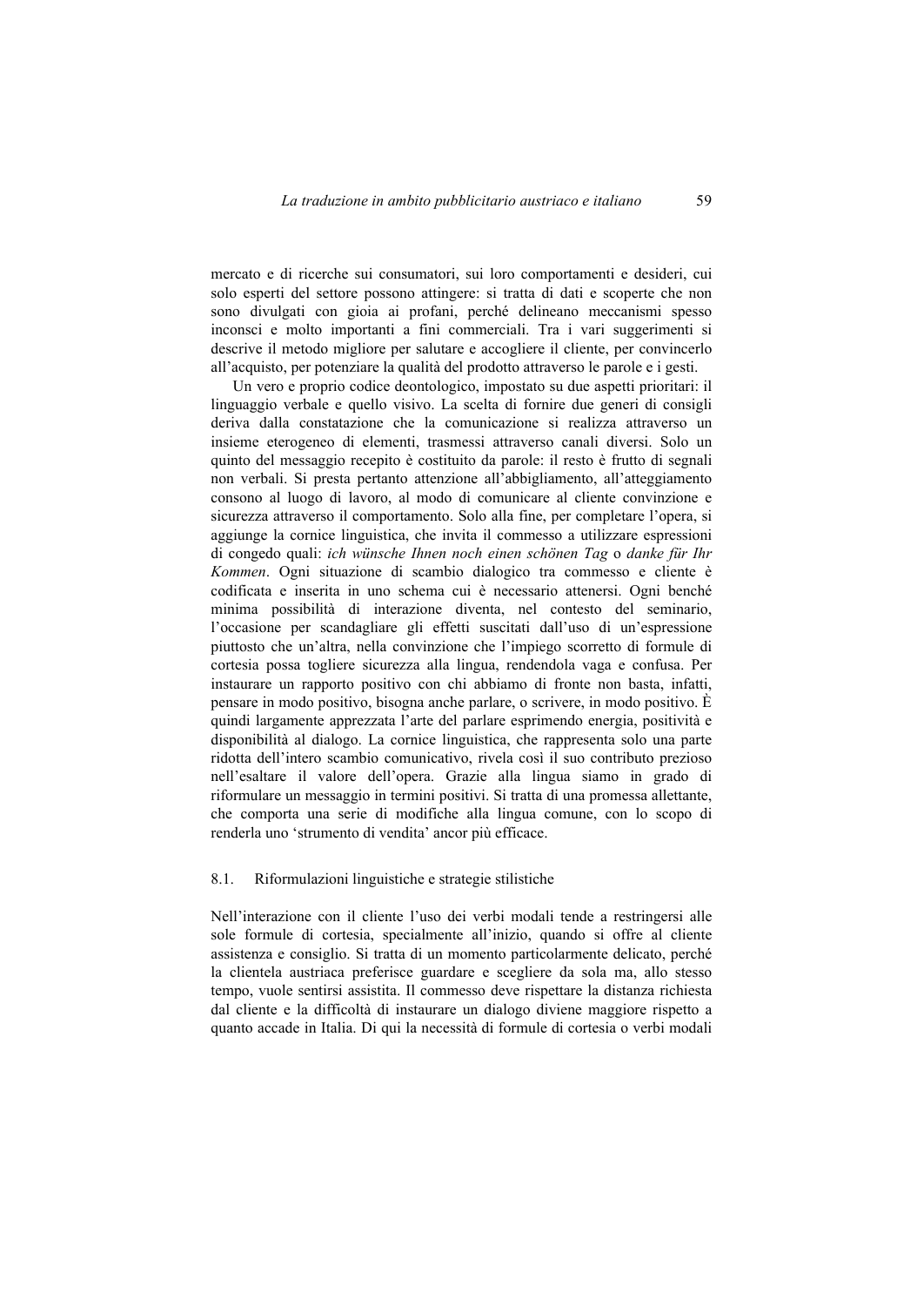mercato e di ricerche sui consumatori, sui loro comportamenti e desideri, cui solo esperti del settore possono attingere: si tratta di dati e scoperte che non sono divulgati con gioia ai profani, perché delineano meccanismi spesso inconsci e molto importanti a fini commerciali. Tra i vari suggerimenti si descrive il metodo migliore per salutare e accogliere il cliente, per convincerlo all'acquisto, per potenziare la qualità del prodotto attraverso le parole e i gesti.

Un vero e proprio codice deontologico, impostato su due aspetti prioritari: il linguaggio verbale e quello visivo. La scelta di fornire due generi di consigli deriva dalla constatazione che la comunicazione si realizza attraverso un insieme eterogeneo di elementi, trasmessi attraverso canali diversi. Solo un quinto del messaggio recepito è costituito da parole: il resto è frutto di segnali non verbali. Si presta pertanto attenzione all'abbigliamento, all'atteggiamento consono al luogo di lavoro, al modo di comunicare al cliente convinzione e sicurezza attraverso il comportamento. Solo alla fine, per completare l'opera, si aggiunge la cornice linguistica, che invita il commesso a utilizzare espressioni di congedo quali: *ich wünsche Ihnen noch einen schönen Tag* o *danke für Ihr Kommen*. Ogni situazione di scambio dialogico tra commesso e cliente è codificata e inserita in uno schema cui è necessario attenersi. Ogni benché minima possibilità di interazione diventa, nel contesto del seminario, l'occasione per scandagliare gli effetti suscitati dall'uso di un'espressione piuttosto che un'altra, nella convinzione che l'impiego scorretto di formule di cortesia possa togliere sicurezza alla lingua, rendendola vaga e confusa. Per instaurare un rapporto positivo con chi abbiamo di fronte non basta, infatti, pensare in modo positivo, bisogna anche parlare, o scrivere, in modo positivo. È quindi largamente apprezzata l'arte del parlare esprimendo energia, positività e disponibilità al dialogo. La cornice linguistica, che rappresenta solo una parte ridotta dell'intero scambio comunicativo, rivela così il suo contributo prezioso nell'esaltare il valore dell'opera. Grazie alla lingua siamo in grado di riformulare un messaggio in termini positivi. Si tratta di una promessa allettante, che comporta una serie di modifiche alla lingua comune, con lo scopo di renderla uno 'strumento di vendita' ancor più efficace.

### 8.1. Riformulazioni linguistiche e strategie stilistiche

Nell'interazione con il cliente l'uso dei verbi modali tende a restringersi alle sole formule di cortesia, specialmente all'inizio, quando si offre al cliente assistenza e consiglio. Si tratta di un momento particolarmente delicato, perché la clientela austriaca preferisce guardare e scegliere da sola ma, allo stesso tempo, vuole sentirsi assistita. Il commesso deve rispettare la distanza richiesta dal cliente e la difficoltà di instaurare un dialogo diviene maggiore rispetto a quanto accade in Italia. Di qui la necessità di formule di cortesia o verbi modali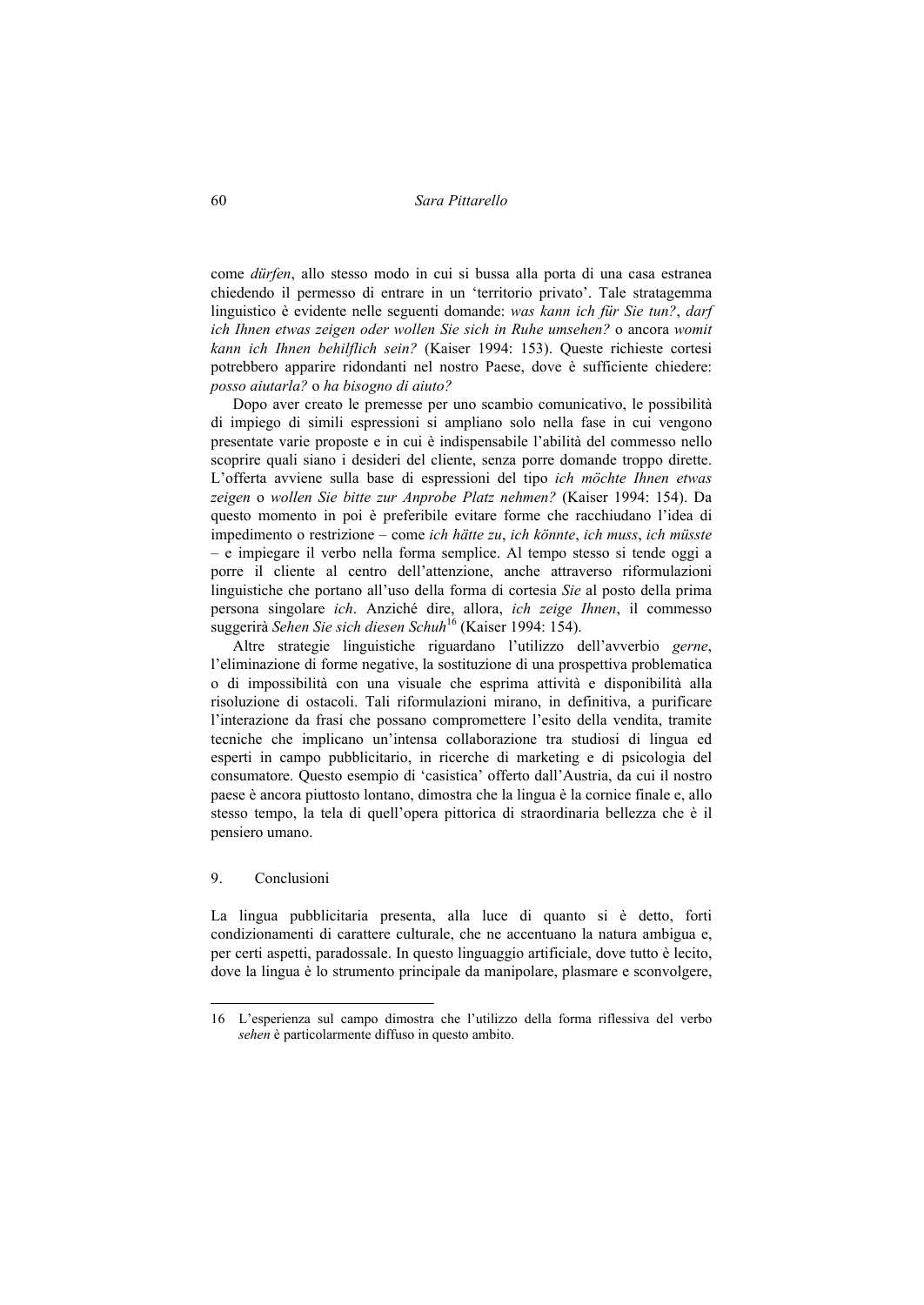come *dürfen*, allo stesso modo in cui si bussa alla porta di una casa estranea chiedendo il permesso di entrare in un 'territorio privato'. Tale stratagemma linguistico è evidente nelle seguenti domande: *was kann ich für Sie tun?*, *darf ich Ihnen etwas zeigen oder wollen Sie sich in Ruhe umsehen?* o ancora *womit kann ich Ihnen behilflich sein?* (Kaiser 1994: 153). Queste richieste cortesi potrebbero apparire ridondanti nel nostro Paese, dove è sufficiente chiedere: *posso aiutarla?* o *ha bisogno di aiuto?*

Dopo aver creato le premesse per uno scambio comunicativo, le possibilità di impiego di simili espressioni si ampliano solo nella fase in cui vengono presentate varie proposte e in cui è indispensabile l'abilità del commesso nello scoprire quali siano i desideri del cliente, senza porre domande troppo dirette. L'offerta avviene sulla base di espressioni del tipo *ich möchte Ihnen etwas zeigen* o *wollen Sie bitte zur Anprobe Platz nehmen?* (Kaiser 1994: 154). Da questo momento in poi è preferibile evitare forme che racchiudano l'idea di impedimento o restrizione – come *ich hätte zu*, *ich könnte*, *ich muss*, *ich müsste* – e impiegare il verbo nella forma semplice. Al tempo stesso si tende oggi a porre il cliente al centro dell'attenzione, anche attraverso riformulazioni linguistiche che portano all'uso della forma di cortesia *Sie* al posto della prima persona singolare *ich*. Anziché dire, allora, *ich zeige Ihnen*, il commesso suggerirà *Sehen Sie sich diesen Schuh*[16] (Kaiser 1994: 154).

Altre strategie linguistiche riguardano l'utilizzo dell'avverbio *gerne*, l'eliminazione di forme negative, la sostituzione di una prospettiva problematica o di impossibilità con una visuale che esprima attività e disponibilità alla risoluzione di ostacoli. Tali riformulazioni mirano, in definitiva, a purificare l'interazione da frasi che possano compromettere l'esito della vendita, tramite tecniche che implicano un'intensa collaborazione tra studiosi di lingua ed esperti in campo pubblicitario, in ricerche di marketing e di psicologia del consumatore. Questo esempio di 'casistica' offerto dall'Austria, da cui il nostro paese è ancora piuttosto lontano, dimostra che la lingua è la cornice finale e, allo stesso tempo, la tela di quell'opera pittorica di straordinaria bellezza che è il pensiero umano.

## 9. Conclusioni

La lingua pubblicitaria presenta, alla luce di quanto si è detto, forti condizionamenti di carattere culturale, che ne accentuano la natura ambigua e, per certi aspetti, paradossale. In questo linguaggio artificiale, dove tutto è lecito, dove la lingua è lo strumento principale da manipolare, plasmare e sconvolgere,

---

16 L'esperienza sul campo dimostra che l'utilizzo della forma riflessiva del verbo *sehen* è particolarmente diffuso in questo ambito.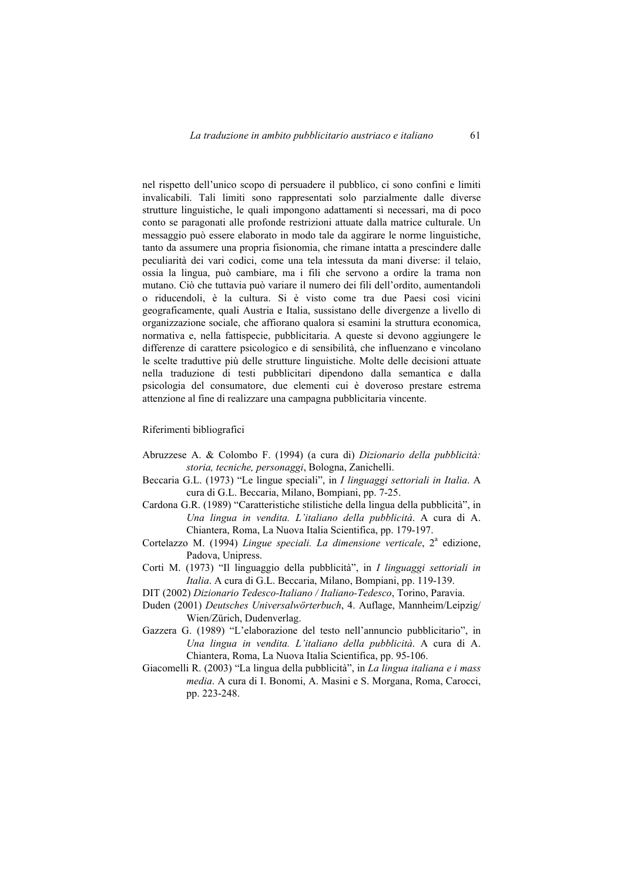nel rispetto dell'unico scopo di persuadere il pubblico, ci sono confini e limiti invalicabili. Tali limiti sono rappresentati solo parzialmente dalle diverse strutture linguistiche, le quali impongono adattamenti sì necessari, ma di poco conto se paragonati alle profonde restrizioni attuate dalla matrice culturale. Un messaggio può essere elaborato in modo tale da aggirare le norme linguistiche, tanto da assumere una propria fisionomia, che rimane intatta a prescindere dalle peculiarità dei vari codici, come una tela intessuta da mani diverse: il telaio, ossia la lingua, può cambiare, ma i fili che servono a ordire la trama non mutano. Ciò che tuttavia può variare il numero dei fili dell'ordito, aumentandoli o riducendoli, è la cultura. Si è visto come tra due Paesi così vicini geograficamente, quali Austria e Italia, sussistano delle divergenze a livello di organizzazione sociale, che affiorano qualora si esamini la struttura economica, normativa e, nella fattispecie, pubblicitaria. A queste si devono aggiungere le differenze di carattere psicologico e di sensibilità, che influenzano e vincolano le scelte traduttive più delle strutture linguistiche. Molte delle decisioni attuate nella traduzione di testi pubblicitari dipendono dalla semantica e dalla psicologia del consumatore, due elementi cui è doveroso prestare estrema attenzione al fine di realizzare una campagna pubblicitaria vincente.

## Riferimenti bibliografici

Abruzzese A. & Colombo F. (1994) (a cura di) *Dizionario della pubblicità: storia, tecniche, personaggi*, Bologna, Zanichelli.

Beccaria G.L. (1973) "Le lingue speciali", in *I linguaggi settoriali in Italia*. A cura di G.L. Beccaria, Milano, Bompiani, pp. 7-25.

Cardona G.R. (1989) "Caratteristiche stilistiche della lingua della pubblicità", in *Una lingua in vendita. L'italiano della pubblicità*. A cura di A. Chiantera, Roma, La Nuova Italia Scientifica, pp. 179-197.

Cortelazzo M. (1994) *Lingue speciali. La dimensione verticale*, 2ª edizione, Padova, Unipress.

Corti M. (1973) "Il linguaggio della pubblicità", in *I linguaggi settoriali in Italia*. A cura di G.L. Beccaria, Milano, Bompiani, pp. 119-139.

DIT (2002) *Dizionario Tedesco-Italiano / Italiano-Tedesco*, Torino, Paravia.

Duden (2001) *Deutsches Universalwörterbuch*, 4. Auflage, Mannheim/Leipzig/Wien/Zürich, Dudenverlag.

Gazzera G. (1989) "L'elaborazione del testo nell'annuncio pubblicitario", in *Una lingua in vendita. L'italiano della pubblicità*. A cura di A. Chiantera, Roma, La Nuova Italia Scientifica, pp. 95-106.

Giacomelli R. (2003) "La lingua della pubblicità", in *La lingua italiana e i mass media*. A cura di I. Bonomi, A. Masini e S. Morgana, Roma, Carocci, pp. 223-248.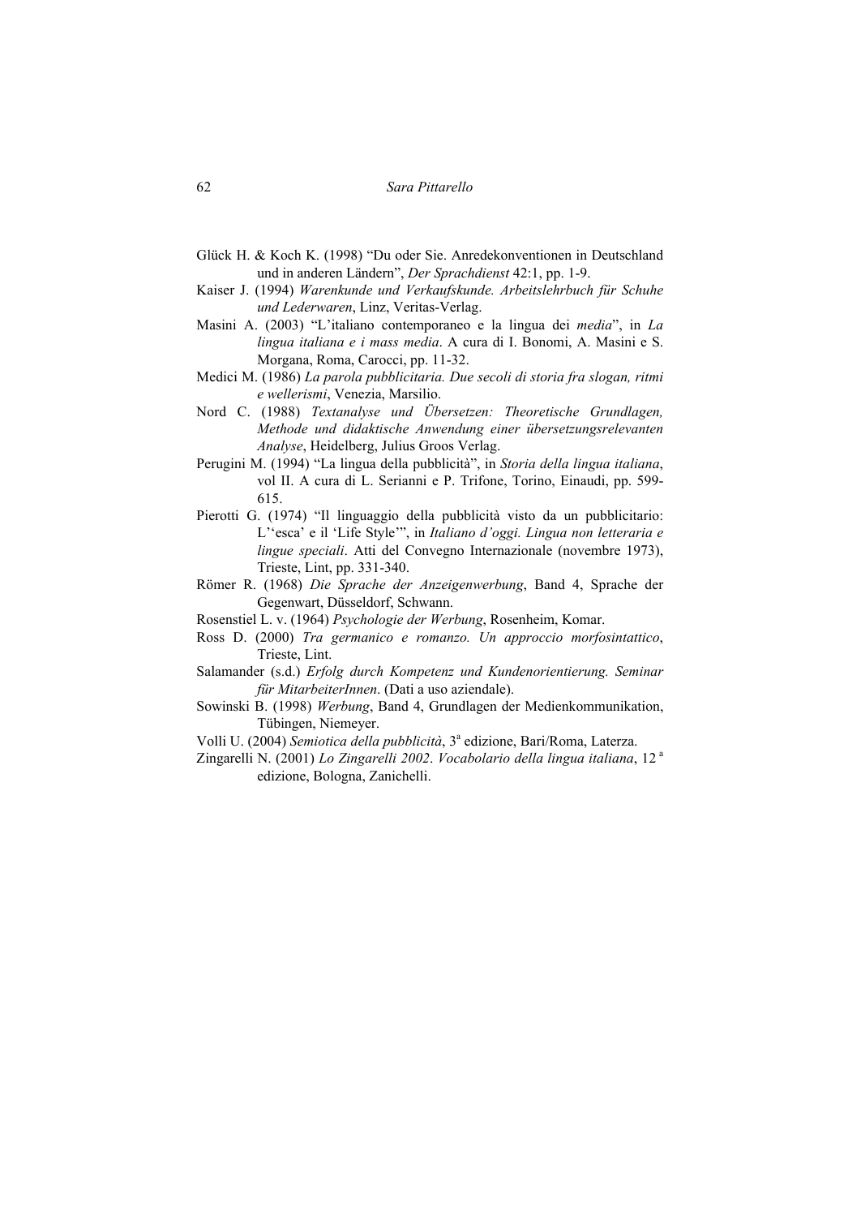Glück H. & Koch K. (1998) “Du oder Sie. Anredekonventionen in Deutschland und in anderen Ländern”, *Der Sprachdienst* 42:1, pp. 1-9.

Kaiser J. (1994) *Warenkunde und Verkaufskunde. Arbeitslehrbuch für Schuhe und Lederwaren*, Linz, Veritas-Verlag.

Masini A. (2003) “L’italiano contemporaneo e la lingua dei *media*”, in *La lingua italiana e i mass media*. A cura di I. Bonomi, A. Masini e S. Morgana, Roma, Carocci, pp. 11-32.

Medici M. (1986) *La parola pubblicitaria. Due secoli di storia fra slogan, ritmi e wellerismi*, Venezia, Marsilio.

Nord C. (1988) *Textanalyse und Übersetzen: Theoretische Grundlagen, Methode und didaktische Anwendung einer übersetzungsrelevanten Analyse*, Heidelberg, Julius Groos Verlag.

Perugini M. (1994) “La lingua della pubblicità”, in *Storia della lingua italiana*, vol II. A cura di L. Serianni e P. Trifone, Torino, Einaudi, pp. 599-615.

Pierotti G. (1974) “Il linguaggio della pubblicità visto da un pubblicitario: L’‘esca’ e il ‘Life Style’”, in *Italiano d’oggi. Lingua non letteraria e lingue speciali*. Atti del Convegno Internazionale (novembre 1973), Trieste, Lint, pp. 331-340.

Römer R. (1968) *Die Sprache der Anzeigenwerbung*, Band 4, Sprache der Gegenwart, Düsseldorf, Schwann.

Rosenstiel L. v. (1964) *Psychologie der Werbung*, Rosenheim, Komar.

Ross D. (2000) *Tra germanico e romanzo. Un approccio morfosintattico*, Trieste, Lint.

Salamander (s.d.) *Erfolg durch Kompetenz und Kundenorientierung. Seminar für MitarbeiterInnen*. (Dati a uso aziendale).

Sowinski B. (1998) *Werbung*, Band 4, Grundlagen der Medienkommunikation, Tübingen, Niemeyer.

Volli U. (2004) *Semiotica della pubblicità*, 3ª edizione, Bari/Roma, Laterza.

Zingarelli N. (2001) *Lo Zingarelli 2002*. *Vocabolario della lingua italiana*, 12ª edizione, Bologna, Zanichelli.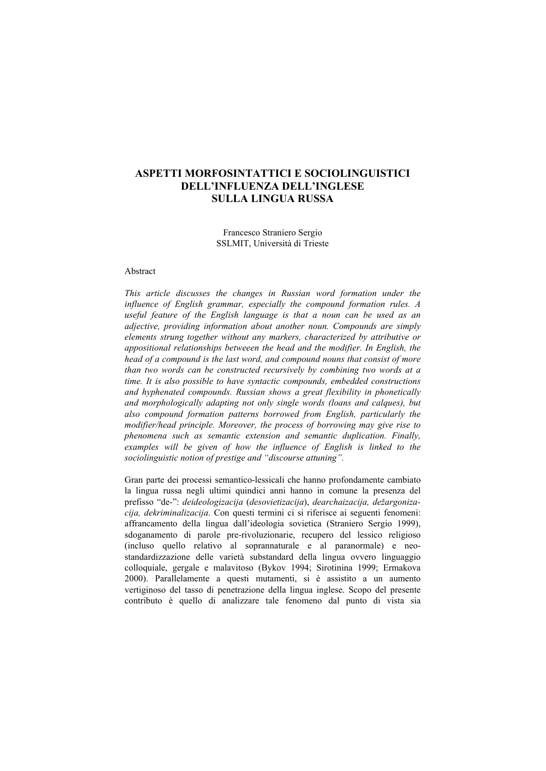# ASPETTI MORFOSINTATTICI E SOCIOLINGUISTICI DELL'INFLUENZA DELL'INGLESE SULLA LINGUA RUSSA

Francesco Straniero Sergio  
SSLMIT, Università di Trieste

Abstract

*This article discusses the changes in Russian word formation under the influence of English grammar, especially the compound formation rules. A useful feature of the English language is that a noun can be used as an adjective, providing information about another noun. Compounds are simply elements strung together without any markers, characterized by attributive or appositional relationships betweeen the head and the modifier. In English, the head of a compound is the last word, and compound nouns that consist of more than two words can be constructed recursively by combining two words at a time. It is also possible to have syntactic compounds, embedded constructions and hyphenated compounds. Russian shows a great flexibility in phonetically and morphologically adapting not only single words (loans and calques), but also compound formation patterns borrowed from English, particularly the modifier/head principle. Moreover, the process of borrowing may give rise to phenomena such as semantic extension and semantic duplication. Finally, examples will be given of how the influence of English is linked to the sociolinguistic notion of prestige and "discourse attuning".*

Gran parte dei processi semantico-lessicali che hanno profondamente cambiato la lingua russa negli ultimi quindici anni hanno in comune la presenza del prefisso "de-": *deideologizacija* (*desovietizacija*), *dearchaizacija, dežargonizacija, dekriminalizacija*. Con questi termini ci si riferisce ai seguenti fenomeni: affrancamento della lingua dall'ideologia sovietica (Straniero Sergio 1999), sdoganamento di parole pre-rivoluzionarie, recupero del lessico religioso (incluso quello relativo al soprannaturale e al paranormale) e neo-standardizzazione delle varietà substandard della lingua ovvero linguaggio colloquiale, gergale e malavitoso (Bykov 1994; Sirotinina 1999; Ermakova 2000). Parallelamente a questi mutamenti, si è assistito a un aumento vertiginoso del tasso di penetrazione della lingua inglese. Scopo del presente contributo è quello di analizzare tale fenomeno dal punto di vista sia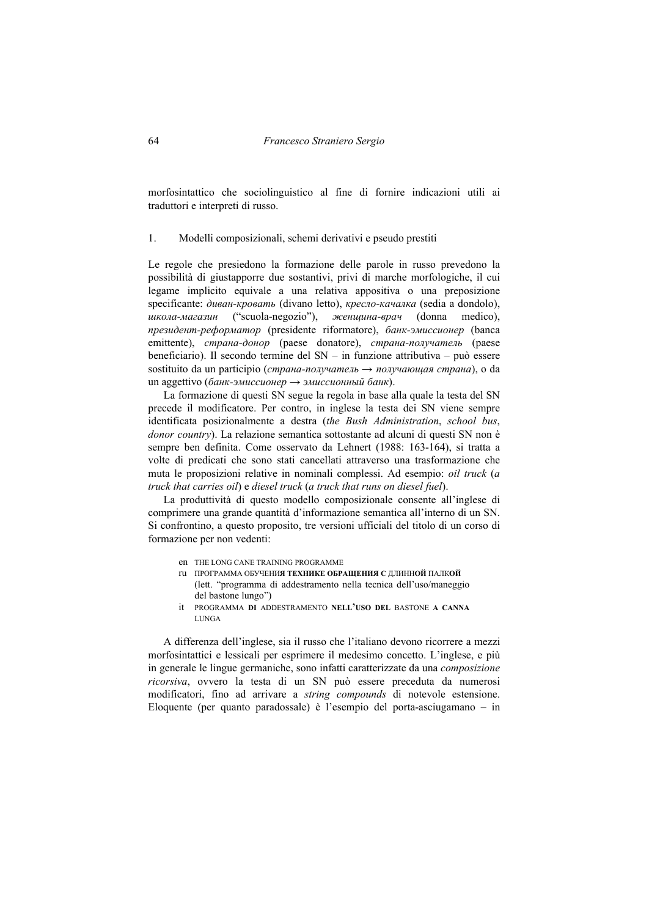morfosintattico che sociolinguistico al fine di fornire indicazioni utili ai traduttori e interpreti di russo.

## 1. Modelli composizionali, schemi derivativi e pseudo prestiti

Le regole che presiedono la formazione delle parole in russo prevedono la possibilità di giustapporre due sostantivi, privi di marche morfologiche, il cui legame implicito equivale a una relativa appositiva o una preposizione specificante: *диван-кровать* (divano letto), *кресло-качалка* (sedia a dondolo), *школа-магазин* ("scuola-negozio"), *женщина-врач* (donna medico), *президент-реформатор* (presidente riformatore), *банк-эмиссионер* (banca emittente), *страна-донор* (paese donatore), *страна-получатель* (paese beneficiario). Il secondo termine del SN – in funzione attributiva – può essere sostituito da un participio (*страна-получатель → получающая страна*), o da un aggettivo (*банк-эмиссионер → эмиссионный банк*).

La formazione di questi SN segue la regola in base alla quale la testa del SN precede il modificatore. Per contro, in inglese la testa dei SN viene sempre identificata posizionalmente a destra (*the Bush Administration*, *school bus*, *donor country*). La relazione semantica sottostante ad alcuni di questi SN non è sempre ben definita. Come osservato da Lehnert (1988: 163-164), si tratta a volte di predicati che sono stati cancellati attraverso una trasformazione che muta le proposizioni relative in nominali complessi. Ad esempio: *oil truck* (*a truck that carries oil*) e *diesel truck* (*a truck that runs on diesel fuel*).

La produttività di questo modello composizionale consente all'inglese di comprimere una grande quantità d'informazione semantica all'interno di un SN. Si confrontino, a questo proposito, tre versioni ufficiali del titolo di un corso di formazione per non vedenti:

en THE LONG CANE TRAINING PROGRAMME
ru ПРОГРАММА ОБУЧЕНИ**Я** **ТЕХНИКЕ** **ОБРАЩЕНИЯ** **С** ДЛИНН**ОЙ** ПАЛК**ОЙ**
(lett. "programma di addestramento nella tecnica dell'uso/maneggio del bastone lungo")
it PROGRAMMA **DI** ADDESTRAMENTO **NELL'USO** **DEL** BASTONE **A** **CANNA** LUNGA

A differenza dell'inglese, sia il russo che l'italiano devono ricorrere a mezzi morfosintattici e lessicali per esprimere il medesimo concetto. L'inglese, e più in generale le lingue germaniche, sono infatti caratterizzate da una *composizione ricorsiva*, ovvero la testa di un SN può essere preceduta da numerosi modificatori, fino ad arrivare a *string compounds* di notevole estensione. Eloquente (per quanto paradossale) è l'esempio del porta-asciugamano – in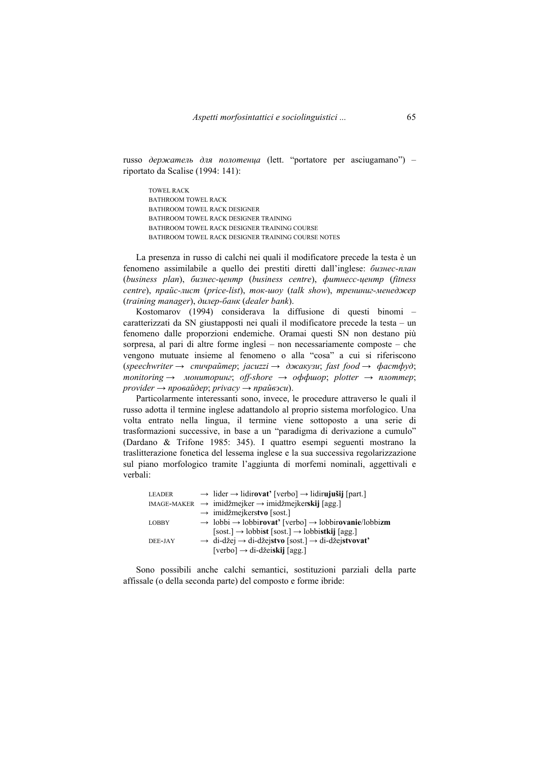russo *держатель для полотенца* (lett. "portatore per asciugamano") – riportato da Scalise (1994: 141):

> TOWEL RACK
> BATHROOM TOWEL RACK
> BATHROOM TOWEL RACK DESIGNER
> BATHROOM TOWEL RACK DESIGNER TRAINING
> BATHROOM TOWEL RACK DESIGNER TRAINING COURSE
> BATHROOM TOWEL RACK DESIGNER TRAINING COURSE NOTES

La presenza in russo di calchi nei quali il modificatore precede la testa è un fenomeno assimilabile a quello dei prestiti diretti dall'inglese: *бизнес-план* (*business plan*), *бизнес-центр* (*business centre*), *фитнесс-центр* (*fitness centre*), *прайс-лист* (*price-list*), *ток-шоу* (*talk show*), *трениниг-менеджер* (*training manager*), *дилер-банк* (*dealer bank*).

Kostomarov (1994) considerava la diffusione di questi binomi – caratterizzati da SN giustapposti nei quali il modificatore precede la testa – un fenomeno dalle proporzioni endemiche. Oramai questi SN non destano più sorpresa, al pari di altre forme inglesi – non necessariamente composte – che vengono mutuate insieme al fenomeno o alla "cosa" a cui si riferiscono (*speechwriter* → *спичрайтер*; *jacuzzi* → *джакузи*; *fast food* → *фастфуд*; *monitoring* → *мониторинг*; *off-shore* → *оффшор*; *plotter* → *плоттер*; *provider* → *провайдер*; *privacy* → *прайвэси*).

Particolarmente interessanti sono, invece, le procedure attraverso le quali il russo adotta il termine inglese adattandolo al proprio sistema morfologico. Una volta entrato nella lingua, il termine viene sottoposto a una serie di trasformazioni successive, in base a un "paradigma di derivazione a cumulo" (Dardano & Trifone 1985: 345). I quattro esempi seguenti mostrano la traslitterazione fonetica del lessema inglese e la sua successiva regolarizzazione sul piano morfologico tramite l'aggiunta di morfemi nominali, aggettivali e verbali:

> LEADER → lider → lidir**ovat'** [verbo] → lidir**ujušij** [part.]
> IMAGE-MAKER → imidžmejker → imidžmejker**skij** [agg.]
> → imidžmejker**stvo** [sost.]
> LOBBY → lobbi → lobbi**rovat'** [verbo] → lobbi**rovanie**/lobbi**zm** [sost.] → lobbi**st** [sost.] → lobbi**stkij** [agg.]
> DEE-JAY → di-džej → di-džej**stvo** [sost.] → di-džej**stvovat'** [verbo] → di-džei**skij** [agg.]

Sono possibili anche calchi semantici, sostituzioni parziali della parte affissale (o della seconda parte) del composto e forme ibride: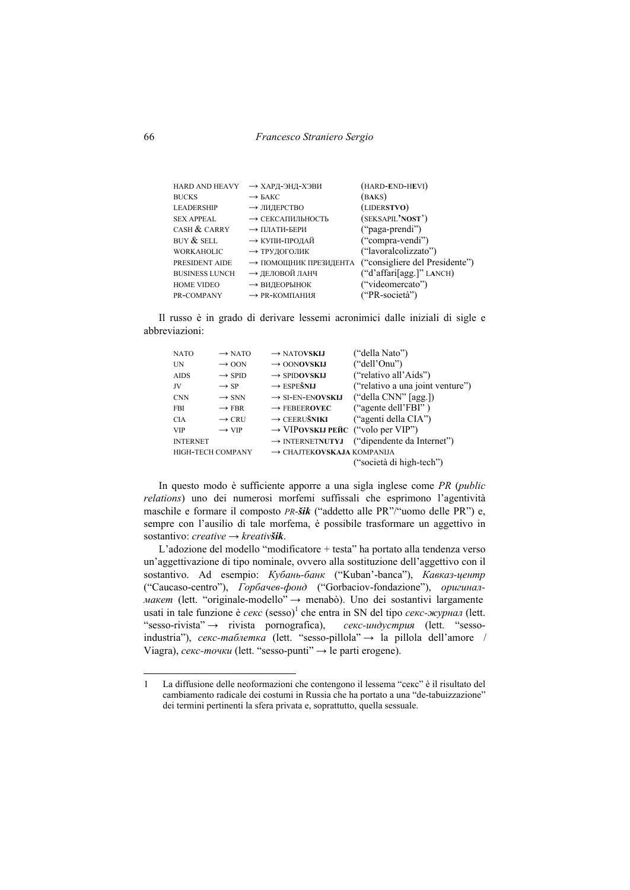| | | |
|---|---|---|
| HARD AND HEAVY | → ХАРД-ЭНД-ХЭВИ | (HARD-**E**ND-H**E**VI) |
| BUCKS | → БАКС | (B**A**KS) |
| LEADERSHIP | → ЛИДЕРСТВО | (LIDER**STVO**) |
| SEX APPEAL | → СЕКСАПИЛЬНОСТЬ | (SEKSAPIL**'NOST'**) |
| CASH & CARRY | → ПЛАТИ-БЕРИ | ("paga-prendi") |
| BUY & SELL | → КУПИ-ПРОДАЙ | ("compra-vendi") |
| WORKAHOLIC | → ТРУДОГОЛИК | ("lavoralcolizzato") |
| PRESIDENT AIDE | → ПОМОЩНИК ПРЕЗИДЕНТА | ("consigliere del Presidente") |
| BUSINESS LUNCH | → ДЕЛОВОЙ ЛАНЧ | ("d'affari[agg.]" L**A**NCH) |
| HOME VIDEO | → ВИДЕОРЫНОК | ("videomercato") |
| PR-COMPANY | → PR-КОМПАНИЯ | ("PR-società") |

Il russo è in grado di derivare lessemi acronimici dalle iniziali di sigle e abbreviazioni:

| | | | |
|---|---|---|---|
| NATO | → NATO | → NATO**VSKIJ** | ("della Nato") |
| UN | → OON | → OON**OVSKIJ** | ("dell'Onu") |
| AIDS | → SPID | → SPID**OVSKIJ** | ("relativo all'Aids") |
| JV | → SP | → ESPE**ŠNIJ** | ("relativo a una joint venture") |
| CNN | → SNN | → SI-EN-EN**OVSKIJ** | ("della CNN" [agg.]) |
| FBI | → FBR | → FEBEER**OVEC** | ("agente dell'FBI") |
| CIA | → CRU | → CEERU**ŠNIKI** | ("agenti della CIA") |
| VIP | → VIP | → VIP**OVSKIJ** РЕЙС | ("volo per VIP") |
| INTERNET | | → INTERNET**NUTYJ** | ("dipendente da Internet") |
| HIGH-TECH COMPANY | | → CHAJTEK**OVSKAJA** KOMPANIJA | ("società di high-tech") |

In questo modo è sufficiente apporre a una sigla inglese come *PR* (*public relations*) uno dei numerosi morfemi suffissali che esprimono l'agentività maschile e formare il composto *PR-**šik*** ("addetto alle PR"/"uomo delle PR") e, sempre con l'ausilio di tale morfema, è possibile trasformare un aggettivo in sostantivo: *creative* → *kreativ**šik***.

L'adozione del modello "modificatore + testa" ha portato alla tendenza verso un'aggettivazione di tipo nominale, ovvero alla sostituzione dell'aggettivo con il sostantivo. Ad esempio: *Кубань-банк* ("Kuban'-banca"), *Кавказ-центр* ("Caucaso-centro"), *Горбачев-фонд* ("Gorbaciov-fondazione"), *оригинал-макет* (lett. "originale-modello" → menabò). Uno dei sostantivi largamente usati in tale funzione è *секс* (sesso)[1] che entra in SN del tipo *секс-журнал* (lett. "sesso-rivista" → rivista pornografica), *секс-индустрия* (lett. "sesso-industria"), *секс-таблетка* (lett. "sesso-pillola" → la pillola dell'amore / Viagra), *секс-точки* (lett. "sesso-punti" → le parti erogene).

1 La diffusione delle neoformazioni che contengono il lessema "секс" è il risultato del cambiamento radicale dei costumi in Russia che ha portato a una "de-tabuizzazione" dei termini pertinenti la sfera privata e, soprattutto, quella sessuale.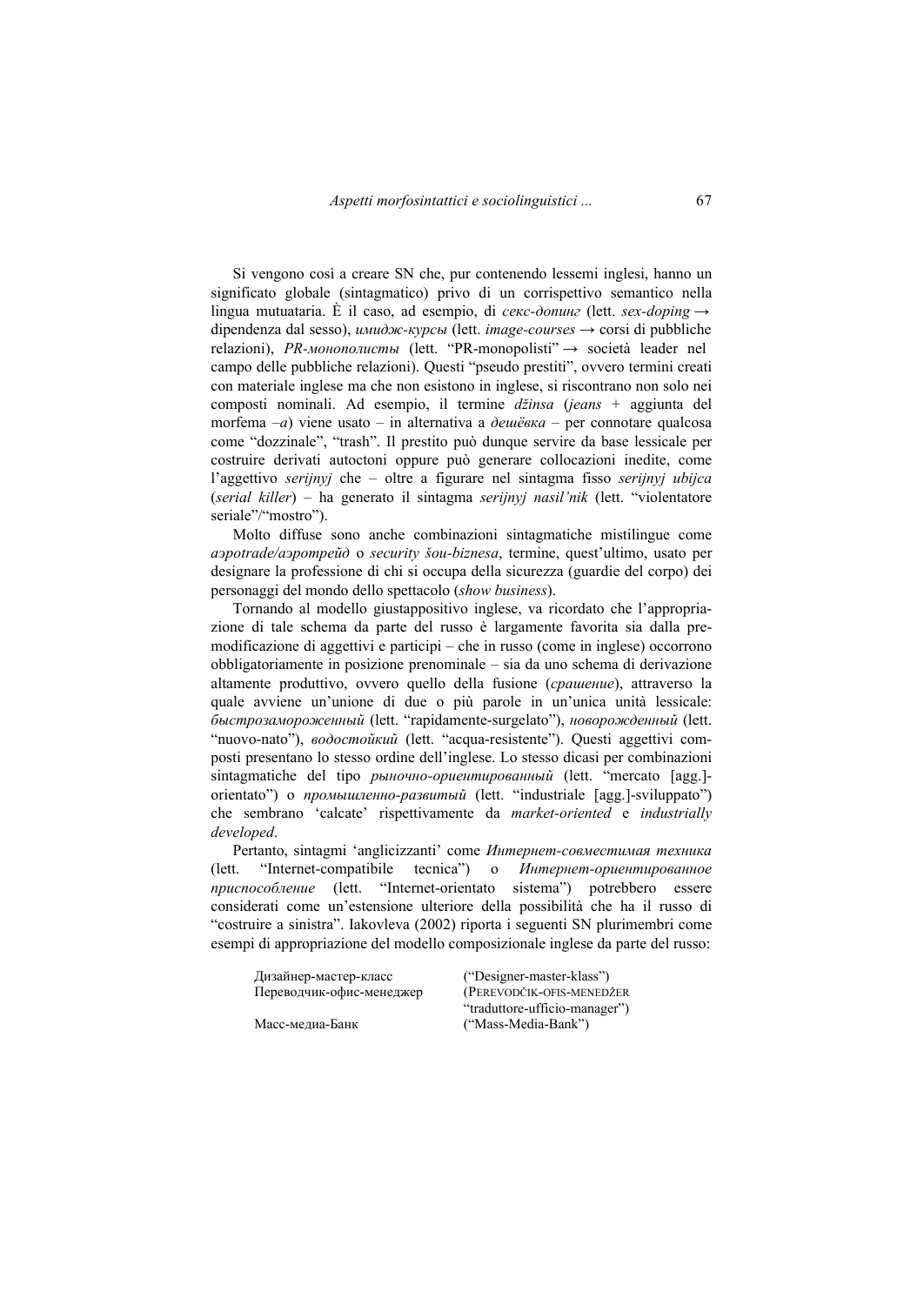Si vengono così a creare SN che, pur contenendo lessemi inglesi, hanno un significato globale (sintagmatico) privo di un corrispettivo semantico nella lingua mutuataria. È il caso, ad esempio, di *секс-допинг* (lett. *sex-doping* → dipendenza dal sesso), *имидж-курсы* (lett. *image-courses* → corsi di pubbliche relazioni), *PR-монополисты* (lett. "PR-monopolisti" → società leader nel campo delle pubbliche relazioni). Questi "pseudo prestiti", ovvero termini creati con materiale inglese ma che non esistono in inglese, si riscontrano non solo nei composti nominali. Ad esempio, il termine *džinsa* (*jeans* + aggiunta del morfema *–a*) viene usato – in alternativa a *дешёвка* – per connotare qualcosa come "dozzinale", "trash". Il prestito può dunque servire da base lessicale per costruire derivati autoctoni oppure può generare collocazioni inedite, come l'aggettivo *serijnyj* che – oltre a figurare nel sintagma fisso *serijnyj ubijca* (*serial killer*) – ha generato il sintagma *serijnyj nasil'nik* (lett. "violentatore seriale"/"mostro").

Molto diffuse sono anche combinazioni sintagmatiche mistilingue come *аэроtrade/аэротрейд* o *security šou-biznesa*, termine, quest'ultimo, usato per designare la professione di chi si occupa della sicurezza (guardie del corpo) dei personaggi del mondo dello spettacolo (*show business*).

Tornando al modello giustappositivo inglese, va ricordato che l'appropriazione di tale schema da parte del russo è largamente favorita sia dalla premodificazione di aggettivi e participi – che in russo (come in inglese) occorrono obbligatoriamente in posizione prenominale – sia da uno schema di derivazione altamente produttivo, ovvero quello della fusione (*сращение*), attraverso la quale avviene un'unione di due o più parole in un'unica unità lessicale: *быстрозамороженный* (lett. "rapidamente-surgelato"), *новорожденный* (lett. "nuovo-nato"), *водостойкий* (lett. "acqua-resistente"). Questi aggettivi composti presentano lo stesso ordine dell'inglese. Lo stesso dicasi per combinazioni sintagmatiche del tipo *рыночно-ориентированный* (lett. "mercato [agg.]-orientato") o *промышленно-развитый* (lett. "industriale [agg.]-sviluppato") che sembrano 'calcate' rispettivamente da *market-oriented* e *industrially developed*.

Pertanto, sintagmi 'anglicizzanti' come *Интернет-совместимая техника* (lett. "Internet-compatibile tecnica") o *Интернет-ориентированное приспособление* (lett. "Internet-orientato sistema") potrebbero essere considerati come un'estensione ulteriore della possibilità che ha il russo di "costruire a sinistra". Iakovleva (2002) riporta i seguenti SN plurimembri come esempi di appropriazione del modello composizionale inglese da parte del russo:

| | |
|---|---|
| Дизайнер-мастер-класс | ("Designer-master-klass") |
| Переводчик-офис-менеджер | (PEREVODČIK-OFIS-MENEDŽER "traduttore-ufficio-manager") |
| Масс-медиа-Банк | ("Mass-Media-Bank") |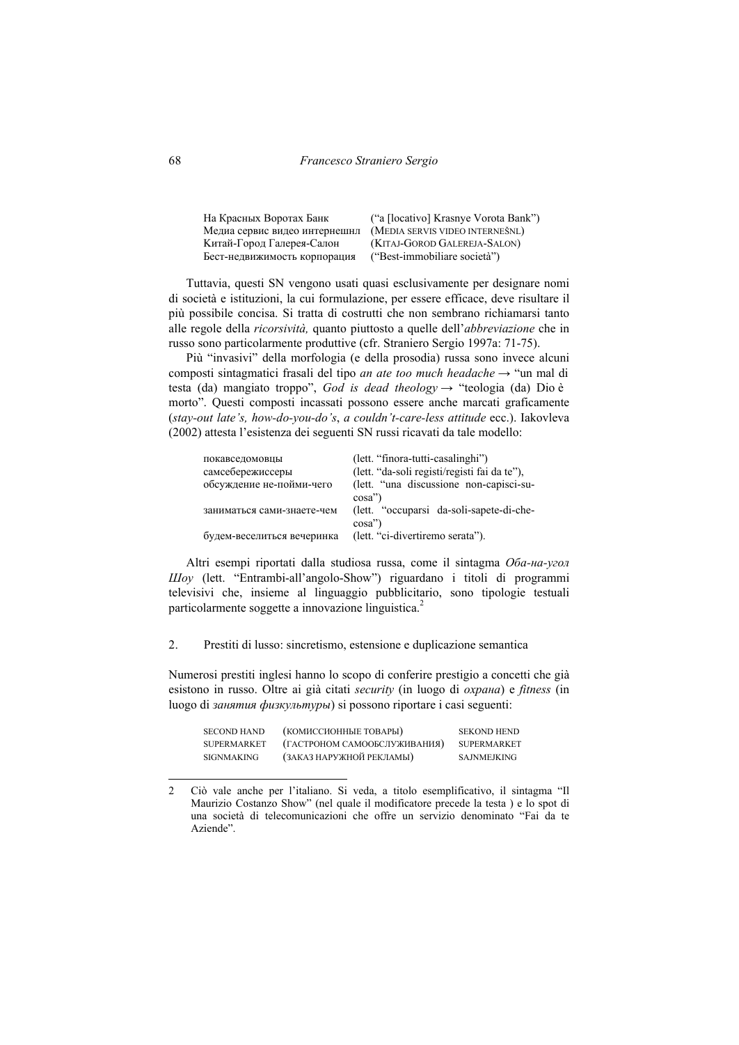| | |
|---|---|
| На Красных Воротах Банк | ("a [locativo] Krasnye Vorota Bank") |
| Медиа сервис видео интернешнл | (MEDIA SERVIS VIDEO INTERNEŠNL) |
| Китай-Город Галерея-Салон | (KITAJ-GOROD GALEREJA-SALON) |
| Бест-недвижимость корпорация | ("Best-immobiliare società") |

Tuttavia, questi SN vengono usati quasi esclusivamente per designare nomi di società e istituzioni, la cui formulazione, per essere efficace, deve risultare il più possibile concisa. Si tratta di costrutti che non sembrano richiamarsi tanto alle regole della *ricorsività,* quanto piuttosto a quelle dell'*abbreviazione* che in russo sono particolarmente produttive (cfr. Straniero Sergio 1997a: 71-75).

Più "invasivi" della morfologia (e della prosodia) russa sono invece alcuni composti sintagmatici frasali del tipo *an ate too much headache* → "un mal di testa (da) mangiato troppo", *God is dead theology* → "teologia (da) Dio è morto". Questi composti incassati possono essere anche marcati graficamente (*stay-out late's, how-do-you-do's*, *a couldn't-care-less attitude* ecc.). Iakovleva (2002) attesta l'esistenza dei seguenti SN russi ricavati da tale modello:

| | |
|---|---|
| покавседомовцы | (lett. "finora-tutti-casalinghi") |
| самсебережиссеры | (lett. "da-soli registi/registi fai da te"), |
| обсуждение не-пойми-чего | (lett. "una discussione non-capisci-su-cosa") |
| заниматься сами-знаете-чем | (lett. "occuparsi da-soli-sapete-di-che-cosa") |
| будем-веселиться вечеринка | (lett. "ci-divertiremo serata"). |

Altri esempi riportati dalla studiosa russa, come il sintagma *Оба-на-угол Шоу* (lett. "Entrambi-all'angolo-Show") riguardano i titoli di programmi televisivi che, insieme al linguaggio pubblicitario, sono tipologie testuali particolarmente soggette a innovazione linguistica.[2]

## 2. Prestiti di lusso: sincretismo, estensione e duplicazione semantica

Numerosi prestiti inglesi hanno lo scopo di conferire prestigio a concetti che già esistono in russo. Oltre ai già citati *security* (in luogo di *охрана*) e *fitness* (in luogo di *занятия физкультуры*) si possono riportare i casi seguenti:

| | | |
|---|---|---|
| SECOND HAND | (КОМИССИОННЫЕ ТОВАРЫ) | SEKOND HEND |
| SUPERMARKET | (ГАСТРОНОМ САМООБСЛУЖИВАНИЯ) | SUPERMARKET |
| SIGNMAKING | (ЗАКАЗ НАРУЖНОЙ РЕКЛАМЫ) | SAJNMEJKING |

---

2 Ciò vale anche per l'italiano. Si veda, a titolo esemplificativo, il sintagma "Il Maurizio Costanzo Show" (nel quale il modificatore precede la testa ) e lo spot di una società di telecomunicazioni che offre un servizio denominato "Fai da te Aziende".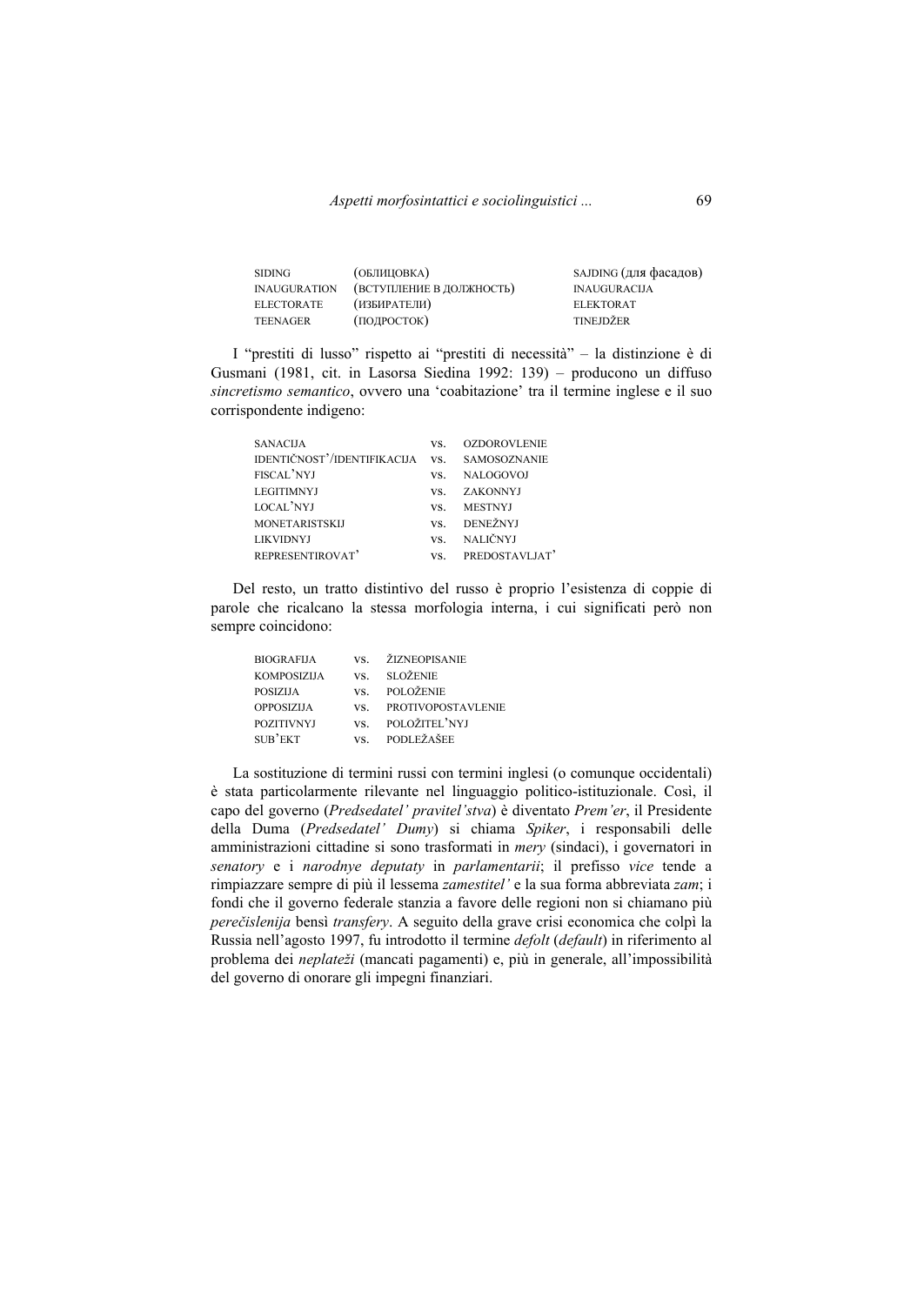| | | |
|---|---|---|
| SIDING | (ОБЛИЦОВКА) | SAJDING (для фасадов) |
| INAUGURATION | (ВСТУПЛЕНИЕ В ДОЛЖНОСТЬ) | INAUGURACIJA |
| ELECTORATE | (ИЗБИРАТЕЛИ) | ELEKTORAT |
| TEENAGER | (ПОДРОСТОК) | TINEJDŽER |

I "prestiti di lusso" rispetto ai "prestiti di necessità" – la distinzione è di Gusmani (1981, cit. in Lasorsa Siedina 1992: 139) – producono un diffuso *sincretismo semantico*, ovvero una 'coabitazione' tra il termine inglese e il suo corrispondente indigeno:

| | | |
|---|---|---|
| SANACIJA | VS. | OZDOROVLENIE |
| IDENTIČNOST'/IDENTIFIKACIJA | VS. | SAMOSOZNANIE |
| FISCAL'NYJ | VS. | NALOGOVOJ |
| LEGITIMNYJ | VS. | ZAKONNYJ |
| LOCAL'NYJ | VS. | MESTNYJ |
| MONETARISTSKIJ | VS. | DENEŽNYJ |
| LIKVIDNYJ | VS. | NALIČNYJ |
| REPRESENTIROVAT' | VS. | PREDOSTAVLJAT' |

Del resto, un tratto distintivo del russo è proprio l'esistenza di coppie di parole che ricalcano la stessa morfologia interna, i cui significati però non sempre coincidono:

| | | |
|---|---|---|
| BIOGRAFIJA | VS. | ŽIZNEOPISANIE |
| KOMPOSIZIJA | VS. | SLOŽENIE |
| POSIZIJA | VS. | POLOŽENIE |
| OPPOSIZIJA | VS. | PROTIVOPOSTAVLENIE |
| POZITIVNYJ | VS. | POLOŽITEL'NYJ |
| SUB'EKT | VS. | PODLEŽAŠEE |

La sostituzione di termini russi con termini inglesi (o comunque occidentali) è stata particolarmente rilevante nel linguaggio politico-istituzionale. Così, il capo del governo (*Predsedatel' pravitel'stva*) è diventato *Prem'er*, il Presidente della Duma (*Predsedatel' Dumy*) si chiama *Spiker*, i responsabili delle amministrazioni cittadine si sono trasformati in *mery* (sindaci), i governatori in *senatory* e i *narodnye deputaty* in *parlamentarii*; il prefisso *vice* tende a rimpiazzare sempre di più il lessema *zamestitel'* e la sua forma abbreviata *zam*; i fondi che il governo federale stanzia a favore delle regioni non si chiamano più *perečislenija* bensì *transfery*. A seguito della grave crisi economica che colpì la Russia nell'agosto 1997, fu introdotto il termine *defolt* (*default*) in riferimento al problema dei *neplateži* (mancati pagamenti) e, più in generale, all'impossibilità del governo di onorare gli impegni finanziari.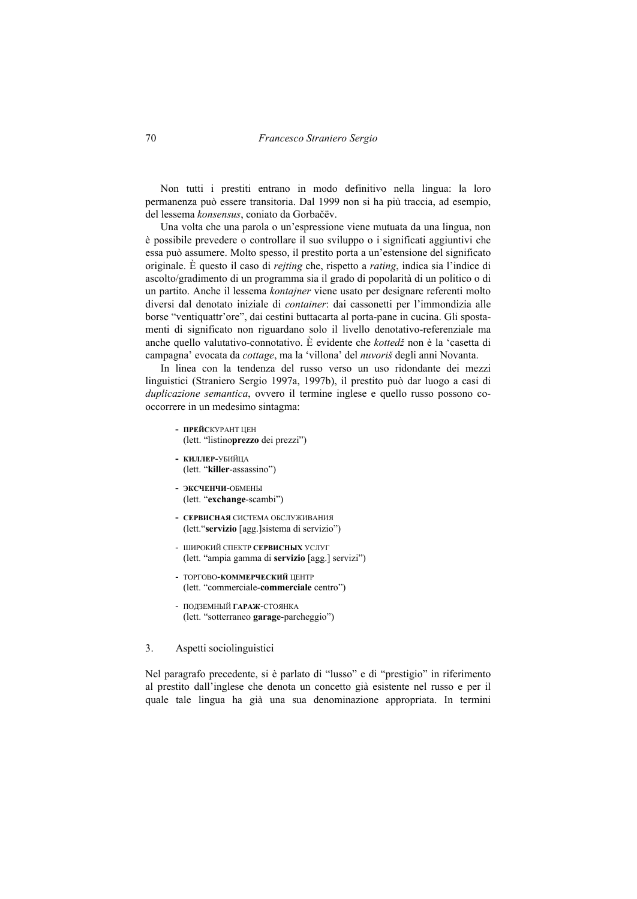Non tutti i prestiti entrano in modo definitivo nella lingua: la loro permanenza può essere transitoria. Dal 1999 non si ha più traccia, ad esempio, del lessema *konsensus*, coniato da Gorbačëv.

Una volta che una parola o un'espressione viene mutuata da una lingua, non è possibile prevedere o controllare il suo sviluppo o i significati aggiuntivi che essa può assumere. Molto spesso, il prestito porta a un'estensione del significato originale. È questo il caso di *rejting* che, rispetto a *rating*, indica sia l'indice di ascolto/gradimento di un programma sia il grado di popolarità di un politico o di un partito. Anche il lessema *kontajner* viene usato per designare referenti molto diversi dal denotato iniziale di *container*: dai cassonetti per l'immondizia alle borse "ventiquattr'ore", dai cestini buttacarta al porta-pane in cucina. Gli spostamenti di significato non riguardano solo il livello denotativo-referenziale ma anche quello valutativo-connotativo. È evidente che *kottedž* non è la 'casetta di campagna' evocata da *cottage*, ma la 'villona' del *nuvoriš* degli anni Novanta.

In linea con la tendenza del russo verso un uso ridondante dei mezzi linguistici (Straniero Sergio 1997a, 1997b), il prestito può dar luogo a casi di *duplicazione semantica*, ovvero il termine inglese e quello russo possono co-occorrere in un medesimo sintagma:

- **ПРЕЙС**КУРАНТ ЦЕН
  (lett. "listino**prezzo** dei prezzi")
- **КИЛЛЕР**-УБИЙЦА
  (lett. "**killer**-assassino")
- **ЭКСЧЕНЧИ**-ОБМЕНЫ
  (lett. "**exchange**-scambi")
- **СЕРВИСНАЯ** СИСТЕМА ОБСЛУЖИВАНИЯ
  (lett."**servizio** [agg.]sistema di servizio")
- ШИРОКИЙ СПЕКТР **СЕРВИСНЫХ** УСЛУГ
  (lett. "ampia gamma di **servizio** [agg.] servizi")
- ТОРГОВО-**КОММЕРЧЕСКИЙ** ЦЕНТР
  (lett. "commerciale-**commerciale** centro")
- ПОДЗЕМНЫЙ **ГАРАЖ**-СТОЯНКА
  (lett. "sotterraneo **garage**-parcheggio")

## 3. Aspetti sociolinguistici

Nel paragrafo precedente, si è parlato di "lusso" e di "prestigio" in riferimento al prestito dall'inglese che denota un concetto già esistente nel russo e per il quale tale lingua ha già una sua denominazione appropriata. In termini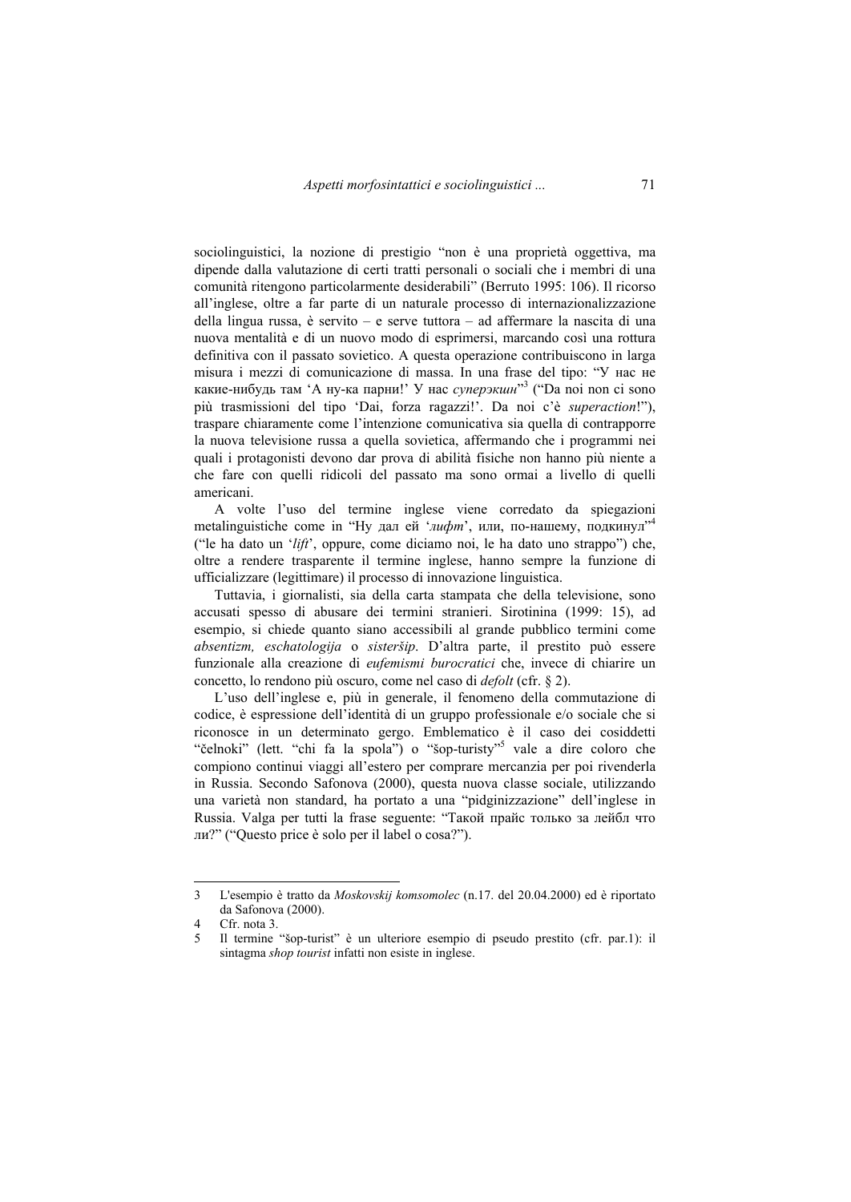sociolinguistici, la nozione di prestigio "non è una proprietà oggettiva, ma dipende dalla valutazione di certi tratti personali o sociali che i membri di una comunità ritengono particolarmente desiderabili" (Berruto 1995: 106). Il ricorso all'inglese, oltre a far parte di un naturale processo di internazionalizzazione della lingua russa, è servito – e serve tuttora – ad affermare la nascita di una nuova mentalità e di un nuovo modo di esprimersi, marcando così una rottura definitiva con il passato sovietico. A questa operazione contribuiscono in larga misura i mezzi di comunicazione di massa. In una frase del tipo: "У нас не какие-нибудь там 'А ну-ка парни!' У нас *суперэкшн*"[3] ("Da noi non ci sono più trasmissioni del tipo 'Dai, forza ragazzi!'. Da noi c'è *superaction*!"), traspare chiaramente come l'intenzione comunicativa sia quella di contrapporre la nuova televisione russa a quella sovietica, affermando che i programmi nei quali i protagonisti devono dar prova di abilità fisiche non hanno più niente a che fare con quelli ridicoli del passato ma sono ormai a livello di quelli americani.

A volte l'uso del termine inglese viene corredato da spiegazioni metalinguistiche come in "Ну дал ей '*лифт*', или, по-нашему, подкинул"[4] ("le ha dato un '*lift*', oppure, come diciamo noi, le ha dato uno strappo") che, oltre a rendere trasparente il termine inglese, hanno sempre la funzione di ufficializzare (legittimare) il processo di innovazione linguistica.

Tuttavia, i giornalisti, sia della carta stampata che della televisione, sono accusati spesso di abusare dei termini stranieri. Sirotinina (1999: 15), ad esempio, si chiede quanto siano accessibili al grande pubblico termini come *absentizm, eschatologija* o *sisteršip*. D'altra parte, il prestito può essere funzionale alla creazione di *eufemismi burocratici* che, invece di chiarire un concetto, lo rendono più oscuro, come nel caso di *defolt* (cfr. § 2).

L'uso dell'inglese e, più in generale, il fenomeno della commutazione di codice, è espressione dell'identità di un gruppo professionale e/o sociale che si riconosce in un determinato gergo. Emblematico è il caso dei cosiddetti "čelnoki" (lett. "chi fa la spola") o "šop-turisty"[5] vale a dire coloro che compiono continui viaggi all'estero per comprare mercanzia per poi rivenderla in Russia. Secondo Safonova (2000), questa nuova classe sociale, utilizzando una varietà non standard, ha portato a una "pidginizzazione" dell'inglese in Russia. Valga per tutti la frase seguente: "Такой прайс только за лейбл что ли?" ("Questo price è solo per il label o cosa?").

---

3 L'esempio è tratto da *Moskovskij komsomolec* (n.17. del 20.04.2000) ed è riportato da Safonova (2000).

4 Cfr. nota 3.

5 Il termine "šop-turist" è un ulteriore esempio di pseudo prestito (cfr. par.1): il sintagma *shop tourist* infatti non esiste in inglese.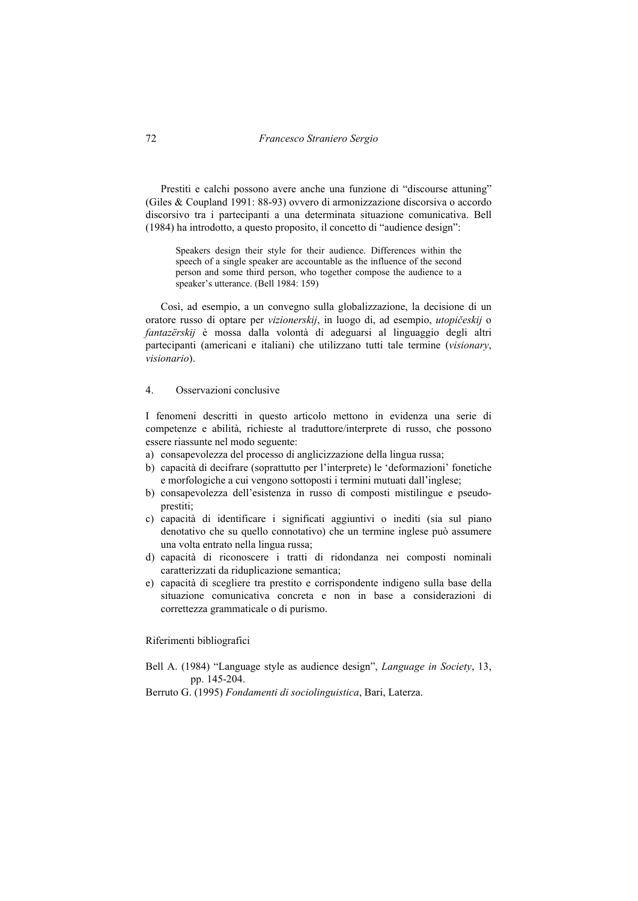Prestiti e calchi possono avere anche una funzione di "discourse attuning" (Giles & Coupland 1991: 88-93) ovvero di armonizzazione discorsiva o accordo discorsivo tra i partecipanti a una determinata situazione comunicativa. Bell (1984) ha introdotto, a questo proposito, il concetto di "audience design":

> Speakers design their style for their audience. Differences within the speech of a single speaker are accountable as the influence of the second person and some third person, who together compose the audience to a speaker's utterance. (Bell 1984: 159)

Così, ad esempio, a un convegno sulla globalizzazione, la decisione di un oratore russo di optare per *vizionerskij*, in luogo di, ad esempio, *utopičeskij* o *fantazërskij* è mossa dalla volontà di adeguarsi al linguaggio degli altri partecipanti (americani e italiani) che utilizzano tutti tale termine (*visionary*, *visionario*).

## 4. Osservazioni conclusive

I fenomeni descritti in questo articolo mettono in evidenza una serie di competenze e abilità, richieste al traduttore/interprete di russo, che possono essere riassunte nel modo seguente:

a) consapevolezza del processo di anglicizzazione della lingua russa;
b) capacità di decifrare (soprattutto per l'interprete) le 'deformazioni' fonetiche e morfologiche a cui vengono sottoposti i termini mutuati dall'inglese;
b) consapevolezza dell'esistenza in russo di composti mistilingue e pseudo-prestiti;
c) capacità di identificare i significati aggiuntivi o inediti (sia sul piano denotativo che su quello connotativo) che un termine inglese può assumere una volta entrato nella lingua russa;
d) capacità di riconoscere i tratti di ridondanza nei composti nominali caratterizzati da riduplicazione semantica;
e) capacità di scegliere tra prestito e corrispondente indigeno sulla base della situazione comunicativa concreta e non in base a considerazioni di correttezza grammaticale o di purismo.

## Riferimenti bibliografici

Bell A. (1984) "Language style as audience design", *Language in Society*, 13, pp. 145-204.

Berruto G. (1995) *Fondamenti di sociolinguistica*, Bari, Laterza.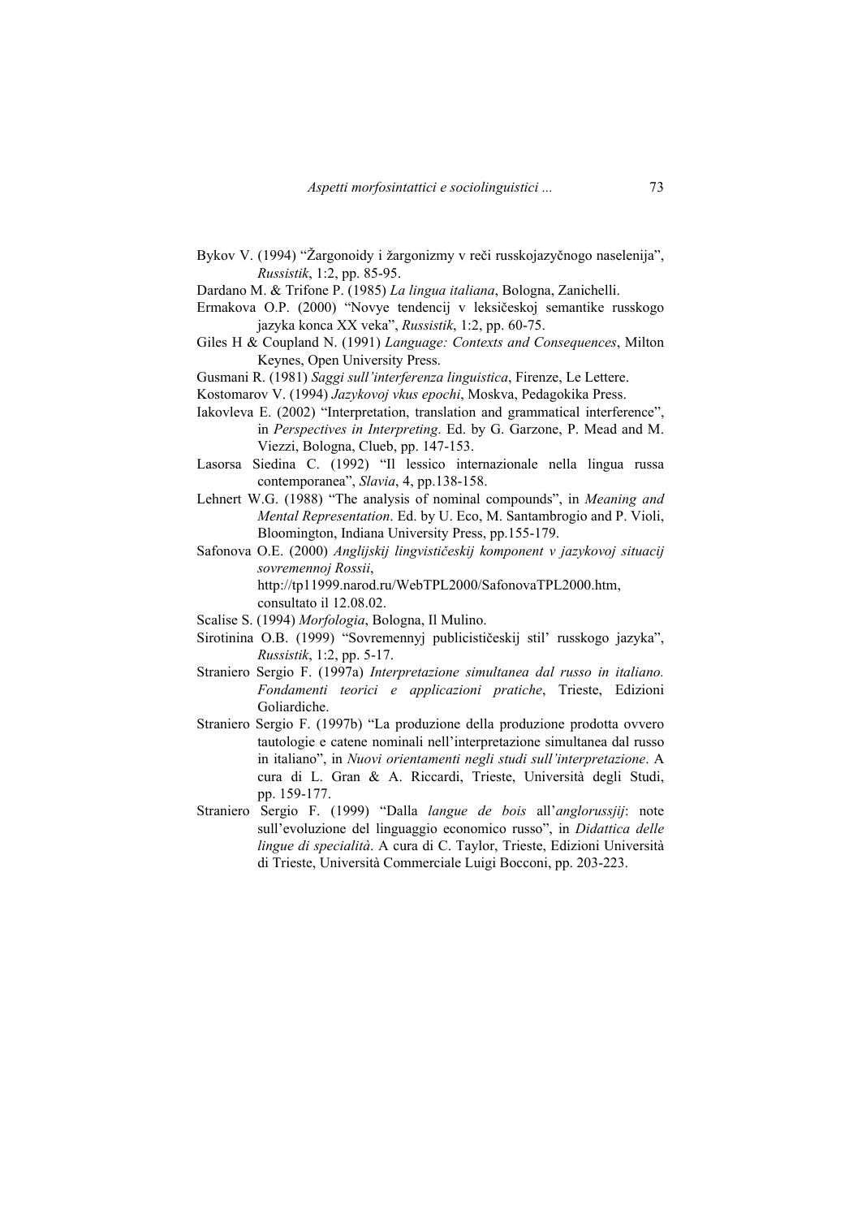Bykov V. (1994) "Žargonoidy i žargonizmy v reči russkojazyčnogo naselenija", *Russistik*, 1:2, pp. 85-95.

Dardano M. & Trifone P. (1985) *La lingua italiana*, Bologna, Zanichelli.

Ermakova O.P. (2000) "Novye tendencij v leksičeskoj semantike russkogo jazyka konca XX veka", *Russistik*, 1:2, pp. 60-75.

Giles H & Coupland N. (1991) *Language: Contexts and Consequences*, Milton Keynes, Open University Press.

Gusmani R. (1981) *Saggi sull'interferenza linguistica*, Firenze, Le Lettere.

Kostomarov V. (1994) *Jazykovoj vkus epochi*, Moskva, Pedagokika Press.

Iakovleva E. (2002) "Interpretation, translation and grammatical interference", in *Perspectives in Interpreting*. Ed. by G. Garzone, P. Mead and M. Viezzi, Bologna, Clueb, pp. 147-153.

Lasorsa Siedina C. (1992) "Il lessico internazionale nella lingua russa contemporanea", *Slavia*, 4, pp.138-158.

Lehnert W.G. (1988) "The analysis of nominal compounds", in *Meaning and Mental Representation*. Ed. by U. Eco, M. Santambrogio and P. Violi, Bloomington, Indiana University Press, pp.155-179.

Safonova O.E. (2000) *Anglijskij lingvističeskij komponent v jazykovoj situacij sovremennoj Rossii*, http://tp11999.narod.ru/WebTPL2000/SafonovaTPL2000.htm, consultato il 12.08.02.

Scalise S. (1994) *Morfologia*, Bologna, Il Mulino.

Sirotinina O.B. (1999) "Sovremennyj publicističeskij stil' russkogo jazyka", *Russistik*, 1:2, pp. 5-17.

Straniero Sergio F. (1997a) *Interpretazione simultanea dal russo in italiano. Fondamenti teorici e applicazioni pratiche*, Trieste, Edizioni Goliardiche.

Straniero Sergio F. (1997b) "La produzione della produzione prodotta ovvero tautologie e catene nominali nell'interpretazione simultanea dal russo in italiano", in *Nuovi orientamenti negli studi sull'interpretazione*. A cura di L. Gran & A. Riccardi, Trieste, Università degli Studi, pp. 159-177.

Straniero Sergio F. (1999) "Dalla *langue de bois* all'*anglorussjij*: note sull'evoluzione del linguaggio economico russo", in *Didattica delle lingue di specialità*. A cura di C. Taylor, Trieste, Edizioni Università di Trieste, Università Commerciale Luigi Bocconi, pp. 203-223.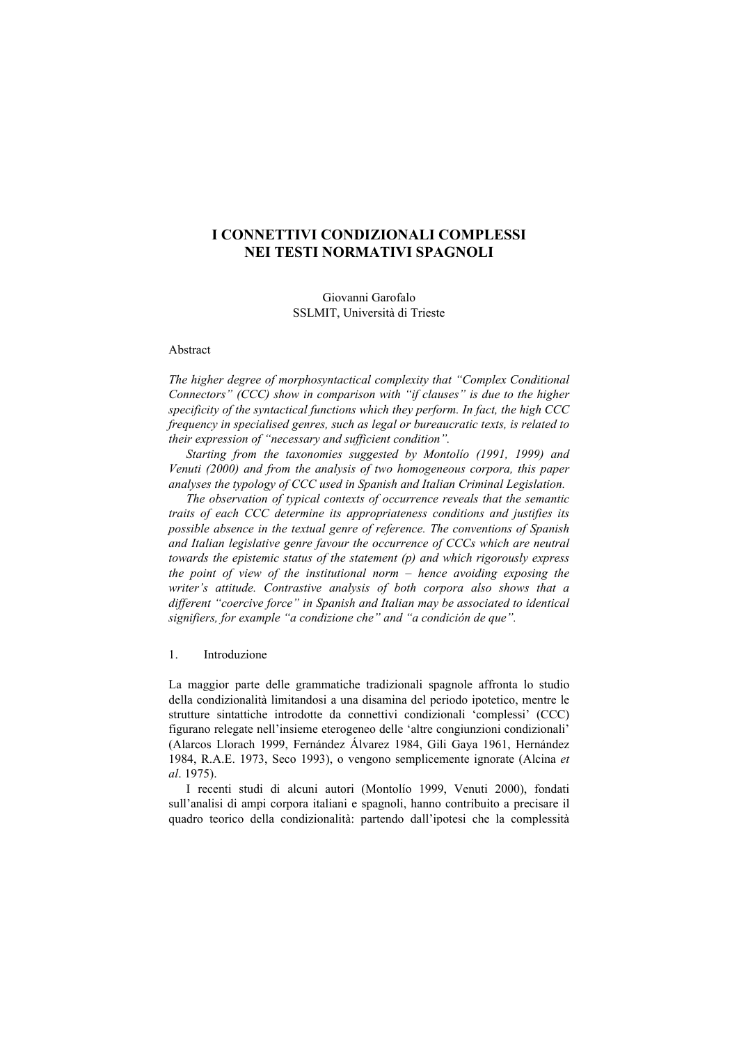# I CONNETTIVI CONDIZIONALI COMPLESSI NEI TESTI NORMATIVI SPAGNOLI

Giovanni Garofalo
SSLMIT, Università di Trieste

Abstract

*The higher degree of morphosyntactical complexity that "Complex Conditional Connectors" (CCC) show in comparison with "if clauses" is due to the higher specificity of the syntactical functions which they perform. In fact, the high CCC frequency in specialised genres, such as legal or bureaucratic texts, is related to their expression of "necessary and sufficient condition".*

*Starting from the taxonomies suggested by Montolío (1991, 1999) and Venuti (2000) and from the analysis of two homogeneous corpora, this paper analyses the typology of CCC used in Spanish and Italian Criminal Legislation.*

*The observation of typical contexts of occurrence reveals that the semantic traits of each CCC determine its appropriateness conditions and justifies its possible absence in the textual genre of reference. The conventions of Spanish and Italian legislative genre favour the occurrence of CCCs which are neutral towards the epistemic status of the statement (p) and which rigorously express the point of view of the institutional norm – hence avoiding exposing the writer's attitude. Contrastive analysis of both corpora also shows that a different "coercive force" in Spanish and Italian may be associated to identical signifiers, for example "a condizione che" and "a condición de que".*

## 1. Introduzione

La maggior parte delle grammatiche tradizionali spagnole affronta lo studio della condizionalità limitandosi a una disamina del periodo ipotetico, mentre le strutture sintattiche introdotte da connettivi condizionali 'complessi' (CCC) figurano relegate nell'insieme eterogeneo delle 'altre congiunzioni condizionali' (Alarcos Llorach 1999, Fernández Álvarez 1984, Gili Gaya 1961, Hernández 1984, R.A.E. 1973, Seco 1993), o vengono semplicemente ignorate (Alcina *et al*. 1975).

I recenti studi di alcuni autori (Montolío 1999, Venuti 2000), fondati sull'analisi di ampi corpora italiani e spagnoli, hanno contribuito a precisare il quadro teorico della condizionalità: partendo dall'ipotesi che la complessità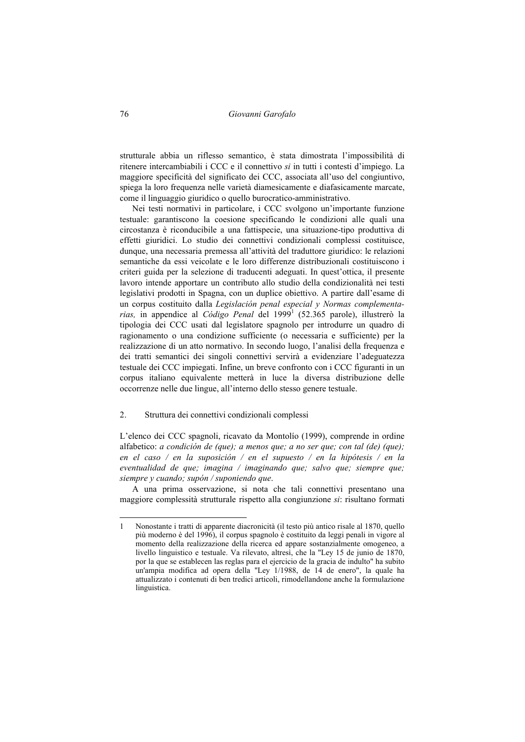strutturale abbia un riflesso semantico, è stata dimostrata l'impossibilità di ritenere intercambiabili i CCC e il connettivo *si* in tutti i contesti d'impiego. La maggiore specificità del significato dei CCC, associata all'uso del congiuntivo, spiega la loro frequenza nelle varietà diamesicamente e diafasicamente marcate, come il linguaggio giuridico o quello burocratico-amministrativo.

Nei testi normativi in particolare, i CCC svolgono un'importante funzione testuale: garantiscono la coesione specificando le condizioni alle quali una circostanza è riconducibile a una fattispecie, una situazione-tipo produttiva di effetti giuridici. Lo studio dei connettivi condizionali complessi costituisce, dunque, una necessaria premessa all'attività del traduttore giuridico: le relazioni semantiche da essi veicolate e le loro differenze distribuzionali costituiscono i criteri guida per la selezione di traducenti adeguati. In quest'ottica, il presente lavoro intende apportare un contributo allo studio della condizionalità nei testi legislativi prodotti in Spagna, con un duplice obiettivo. A partire dall'esame di un corpus costituito dalla *Legislación penal especial y Normas complementarias,* in appendice al *Código Penal* del 1999[1] (52.365 parole), illustrerò la tipologia dei CCC usati dal legislatore spagnolo per introdurre un quadro di ragionamento o una condizione sufficiente (o necessaria e sufficiente) per la realizzazione di un atto normativo. In secondo luogo, l'analisi della frequenza e dei tratti semantici dei singoli connettivi servirà a evidenziare l'adeguatezza testuale dei CCC impiegati. Infine, un breve confronto con i CCC figuranti in un corpus italiano equivalente metterà in luce la diversa distribuzione delle occorrenze nelle due lingue, all'interno dello stesso genere testuale.

## 2. Struttura dei connettivi condizionali complessi

L'elenco dei CCC spagnoli, ricavato da Montolío (1999), comprende in ordine alfabetico: *a condición de (que); a menos que; a no ser que; con tal (de) (que); en el caso / en la suposición / en el supuesto / en la hipótesis / en la eventualidad de que; imagina / imaginando que; salvo que; siempre que; siempre y cuando; supón / suponiendo que*.

A una prima osservazione, si nota che tali connettivi presentano una maggiore complessità strutturale rispetto alla congiunzione *si*: risultano formati

---

1 Nonostante i tratti di apparente diacronicità (il testo più antico risale al 1870, quello più moderno è del 1996), il corpus spagnolo è costituito da leggi penali in vigore al momento della realizzazione della ricerca ed appare sostanzialmente omogeneo, a livello linguistico e testuale. Va rilevato, altresì, che la "Ley 15 de junio de 1870, por la que se establecen las reglas para el ejercicio de la gracia de indulto" ha subito un'ampia modifica ad opera della "Ley 1/1988, de 14 de enero", la quale ha attualizzato i contenuti di ben tredici articoli, rimodellandone anche la formulazione linguistica.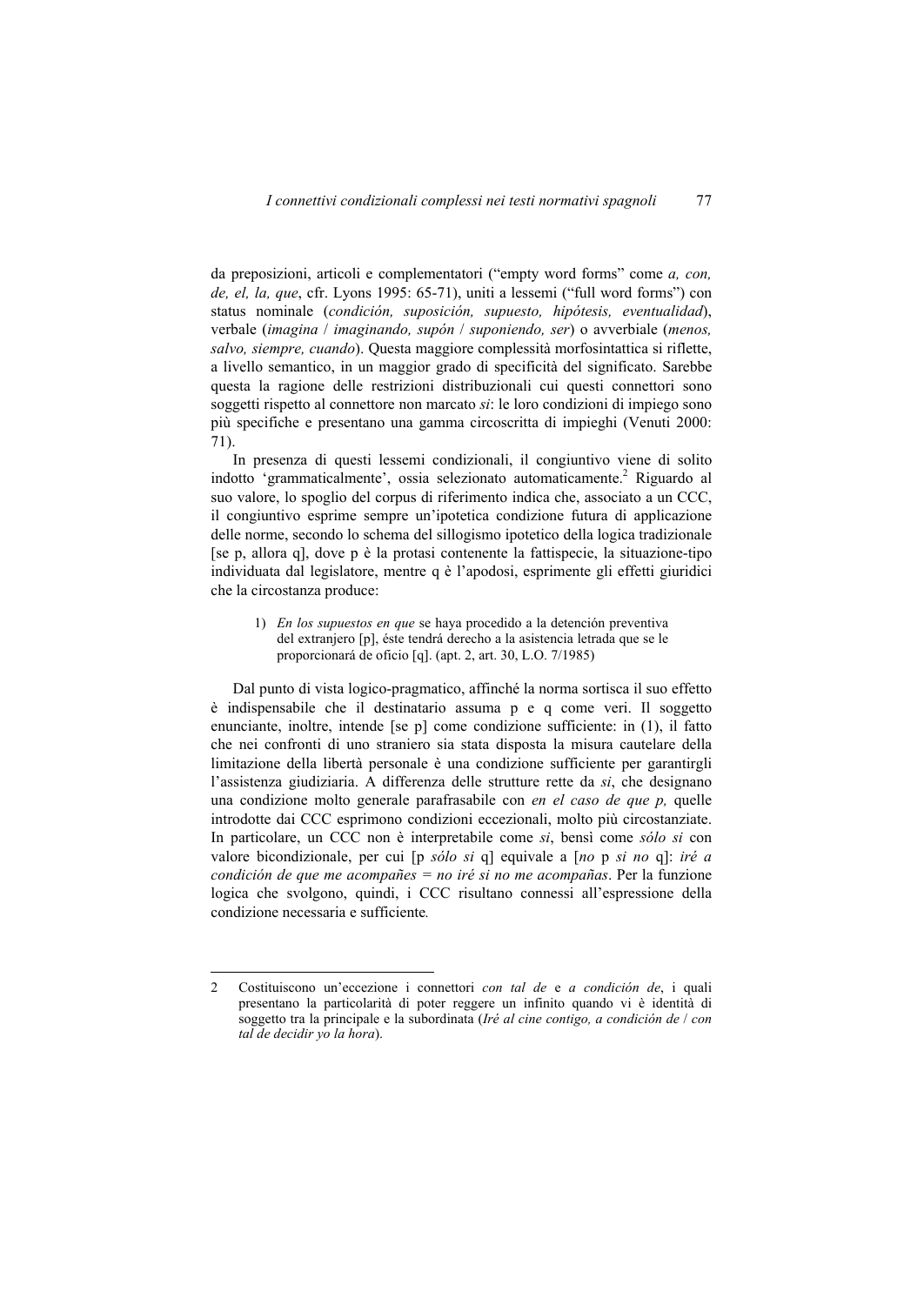da preposizioni, articoli e complementatori ("empty word forms" come *a, con, de, el, la, que*, cfr. Lyons 1995: 65-71), uniti a lessemi ("full word forms") con status nominale (*condición, suposición, supuesto, hipótesis, eventualidad*), verbale (*imagina* / *imaginando, supón* / *suponiendo, ser*) o avverbiale (*menos, salvo, siempre, cuando*). Questa maggiore complessità morfosintattica si riflette, a livello semantico, in un maggior grado di specificità del significato. Sarebbe questa la ragione delle restrizioni distribuzionali cui questi connettori sono soggetti rispetto al connettore non marcato *si*: le loro condizioni di impiego sono più specifiche e presentano una gamma circoscritta di impieghi (Venuti 2000: 71).

In presenza di questi lessemi condizionali, il congiuntivo viene di solito indotto 'grammaticalmente', ossia selezionato automaticamente.[2] Riguardo al suo valore, lo spoglio del corpus di riferimento indica che, associato a un CCC, il congiuntivo esprime sempre un'ipotetica condizione futura di applicazione delle norme, secondo lo schema del sillogismo ipotetico della logica tradizionale [se p, allora q], dove p è la protasi contenente la fattispecie, la situazione-tipo individuata dal legislatore, mentre q è l'apodosi, esprimente gli effetti giuridici che la circostanza produce:

> 1) *En los supuestos en que* se haya procedido a la detención preventiva del extranjero [p], éste tendrá derecho a la asistencia letrada que se le proporcionará de oficio [q]. (apt. 2, art. 30, L.O. 7/1985)

Dal punto di vista logico-pragmatico, affinché la norma sortisca il suo effetto è indispensabile che il destinatario assuma p e q come veri. Il soggetto enunciante, inoltre, intende [se p] come condizione sufficiente: in (1), il fatto che nei confronti di uno straniero sia stata disposta la misura cautelare della limitazione della libertà personale è una condizione sufficiente per garantirgli l'assistenza giudiziaria. A differenza delle strutture rette da *si*, che designano una condizione molto generale parafrasabile con *en el caso de que p,* quelle introdotte dai CCC esprimono condizioni eccezionali, molto più circostanziate. In particolare, un CCC non è interpretabile come *si*, bensì come *sólo si* con valore bicondizionale, per cui [p *sólo si* q] equivale a [*no* p *si no* q]: *iré a condición de que me acompañes = no iré si no me acompañas*. Per la funzione logica che svolgono, quindi, i CCC risultano connessi all'espressione della condizione necessaria e sufficiente*.*

---

2 Costituiscono un'eccezione i connettori *con tal de* e *a condición de*, i quali presentano la particolarità di poter reggere un infinito quando vi è identità di soggetto tra la principale e la subordinata (*Iré al cine contigo, a condición de* / *con tal de decidir yo la hora*).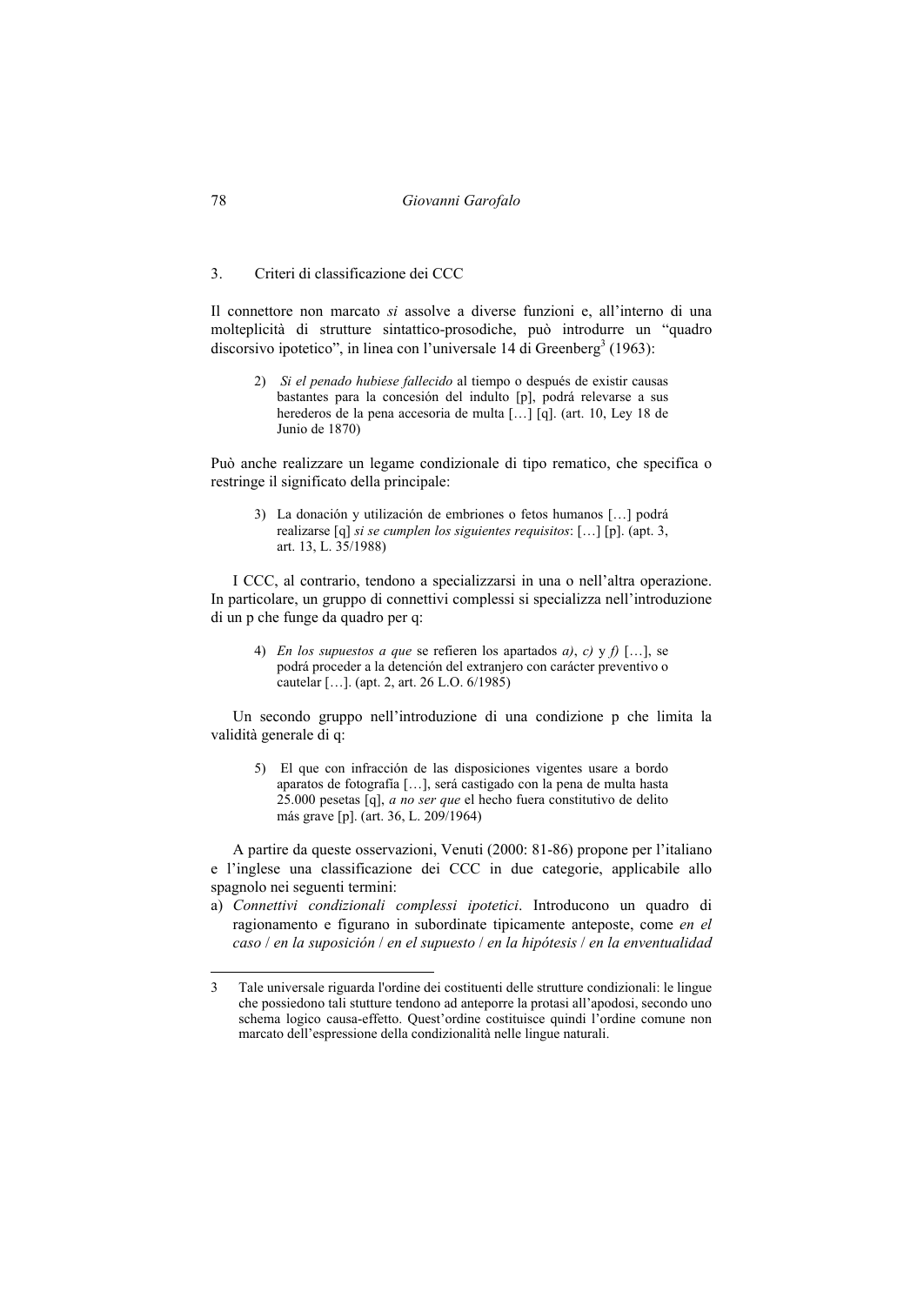## 3. Criteri di classificazione dei CCC

Il connettore non marcato *si* assolve a diverse funzioni e, all'interno di una molteplicità di strutture sintattico-prosodiche, può introdurre un "quadro discorsivo ipotetico", in linea con l'universale 14 di Greenberg[3] (1963):

> 2) *Si el penado hubiese fallecido* al tiempo o después de existir causas bastantes para la concesión del indulto [p], podrá relevarse a sus herederos de la pena accesoria de multa […] [q]. (art. 10, Ley 18 de Junio de 1870)

Può anche realizzare un legame condizionale di tipo rematico, che specifica o restringe il significato della principale:

> 3) La donación y utilización de embriones o fetos humanos […] podrá realizarse [q] *si se cumplen los siguientes requisitos*: […] [p]. (apt. 3, art. 13, L. 35/1988)

I CCC, al contrario, tendono a specializzarsi in una o nell'altra operazione. In particolare, un gruppo di connettivi complessi si specializza nell'introduzione di un p che funge da quadro per q:

> 4) *En los supuestos a que* se refieren los apartados *a)*, *c)* y *f)* […], se podrá proceder a la detención del extranjero con carácter preventivo o cautelar […]. (apt. 2, art. 26 L.O. 6/1985)

Un secondo gruppo nell'introduzione di una condizione p che limita la validità generale di q:

> 5) El que con infracción de las disposiciones vigentes usare a bordo aparatos de fotografía […], será castigado con la pena de multa hasta 25.000 pesetas [q], *a no ser que* el hecho fuera constitutivo de delito más grave [p]. (art. 36, L. 209/1964)

A partire da queste osservazioni, Venuti (2000: 81-86) propone per l'italiano e l'inglese una classificazione dei CCC in due categorie, applicabile allo spagnolo nei seguenti termini:

a) *Connettivi condizionali complessi ipotetici*. Introducono un quadro di ragionamento e figurano in subordinate tipicamente anteposte, come *en el caso* / *en la suposición* / *en el supuesto* / *en la hipótesis* / *en la enventualidad*

---

[3] Tale universale riguarda l'ordine dei costituenti delle strutture condizionali: le lingue che possiedono tali stutture tendono ad anteporre la protasi all'apodosi, secondo uno schema logico causa-effetto. Quest'ordine costituisce quindi l'ordine comune non marcato dell'espressione della condizionalità nelle lingue naturali.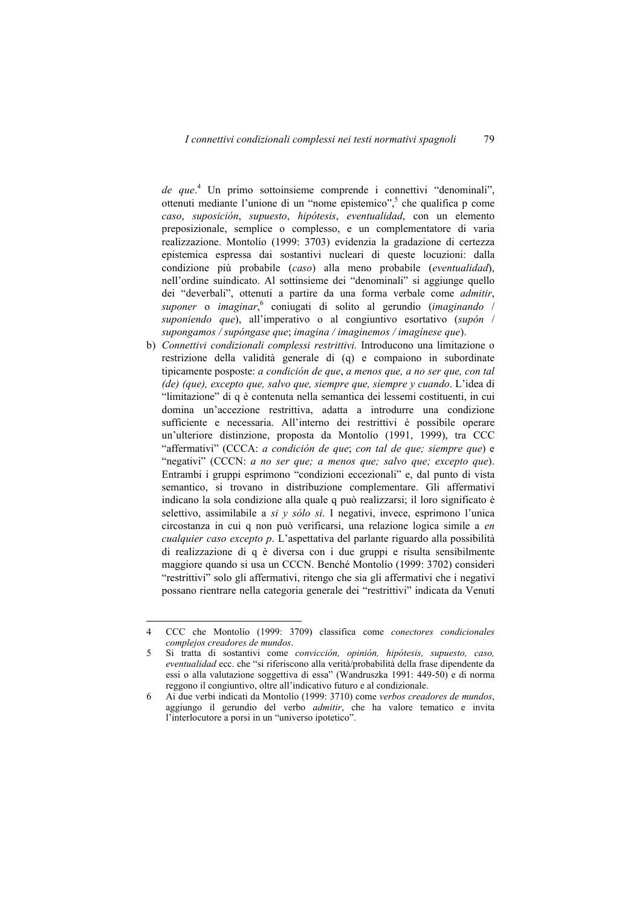*de que*.[4] Un primo sottoinsieme comprende i connettivi "denominali", ottenuti mediante l'unione di un "nome epistemico",[5] che qualifica p come *caso*, *suposición*, *supuesto*, *hipótesis*, *eventualidad*, con un elemento preposizionale, semplice o complesso, e un complementatore di varia realizzazione. Montolío (1999: 3703) evidenzia la gradazione di certezza epistemica espressa dai sostantivi nucleari di queste locuzioni: dalla condizione più probabile (*caso*) alla meno probabile (*eventualidad*), nell'ordine suindicato. Al sottinsieme dei "denominali" si aggiunge quello dei "deverbali", ottenuti a partire da una forma verbale come *admitir*, *suponer* o *imaginar*,[6] coniugati di solito al gerundio (*imaginando* / *suponiendo que*), all'imperativo o al congiuntivo esortativo (*supón* / *supongamos / supóngase que*; *imagina / imaginemos / imagínese que*).

b) *Connettivi condizionali complessi restrittivi.* Introducono una limitazione o restrizione della validità generale di (q) e compaiono in subordinate tipicamente posposte: *a condición de que*, *a menos que*, *a no ser que*, *con tal (de) (que)*, *excepto que*, *salvo que*, *siempre que*, *siempre y cuando*. L'idea di "limitazione" di q è contenuta nella semantica dei lessemi costituenti, in cui domina un'accezione restrittiva, adatta a introdurre una condizione sufficiente e necessaria. All'interno dei restrittivi è possibile operare un'ulteriore distinzione, proposta da Montolío (1991, 1999), tra CCC "affermativi" (CCCA: *a condición de que*; *con tal de que; siempre que*) e "negativi" (CCCN: *a no ser que; a menos que; salvo que; excepto que*). Entrambi i gruppi esprimono "condizioni eccezionali" e, dal punto di vista semantico, si trovano in distribuzione complementare. Gli affermativi indicano la sola condizione alla quale q può realizzarsi; il loro significato è selettivo, assimilabile a *si y sólo si*. I negativi, invece, esprimono l'unica circostanza in cui q non può verificarsi, una relazione logica simile a *en cualquier caso excepto p*. L'aspettativa del parlante riguardo alla possibilità di realizzazione di q è diversa con i due gruppi e risulta sensibilmente maggiore quando si usa un CCCN. Benché Montolío (1999: 3702) consideri "restrittivi" solo gli affermativi, ritengo che sia gli affermativi che i negativi possano rientrare nella categoria generale dei "restrittivi" indicata da Venuti

---

4 CCC che Montolío (1999: 3709) classifica come *conectores condicionales complejos creadores de mundos*.

5 Si tratta di sostantivi come *convicción, opinión, hipótesis, supuesto, caso, eventualidad* ecc. che "si riferiscono alla verità/probabilità della frase dipendente da essi o alla valutazione soggettiva di essa" (Wandruszka 1991: 449-50) e di norma reggono il congiuntivo, oltre all'indicativo futuro e al condizionale.

6 Ai due verbi indicati da Montolío (1999: 3710) come *verbos creadores de mundos*, aggiungo il gerundio del verbo *admitir*, che ha valore tematico e invita l'interlocutore a porsi in un "universo ipotetico".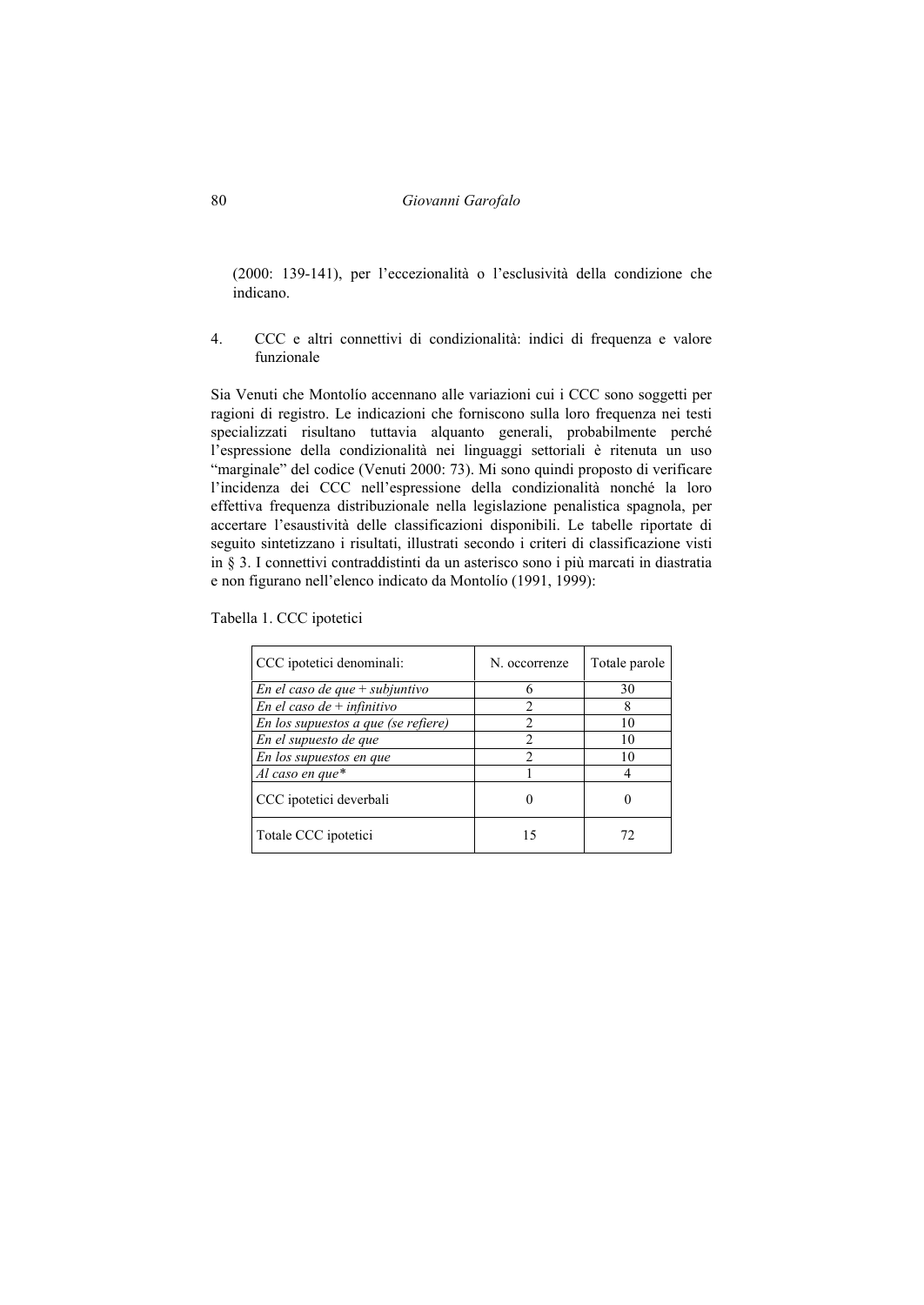(2000: 139-141), per l'eccezionalità o l'esclusività della condizione che indicano.

## 4. CCC e altri connettivi di condizionalità: indici di frequenza e valore funzionale

Sia Venuti che Montolío accennano alle variazioni cui i CCC sono soggetti per ragioni di registro. Le indicazioni che forniscono sulla loro frequenza nei testi specializzati risultano tuttavia alquanto generali, probabilmente perché l'espressione della condizionalità nei linguaggi settoriali è ritenuta un uso "marginale" del codice (Venuti 2000: 73). Mi sono quindi proposto di verificare l'incidenza dei CCC nell'espressione della condizionalità nonché la loro effettiva frequenza distribuzionale nella legislazione penalistica spagnola, per accertare l'esaustività delle classificazioni disponibili. Le tabelle riportate di seguito sintetizzano i risultati, illustrati secondo i criteri di classificazione visti in § 3. I connettivi contraddistinti da un asterisco sono i più marcati in diastratia e non figurano nell'elenco indicato da Montolío (1991, 1999):

Tabella 1. CCC ipotetici

| CCC ipotetici denominali: | N. occorrenze | Totale parole |
|---|---|---|
| *En el caso de que + subjuntivo* | 6 | 30 |
| *En el caso de + infinitivo* | 2 | 8 |
| *En los supuestos a que (se refiere)* | 2 | 10 |
| *En el supuesto de que* | 2 | 10 |
| *En los supuestos en que* | 2 | 10 |
| *Al caso en que** | 1 | 4 |
| CCC ipotetici deverbali | 0 | 0 |
| Totale CCC ipotetici | 15 | 72 |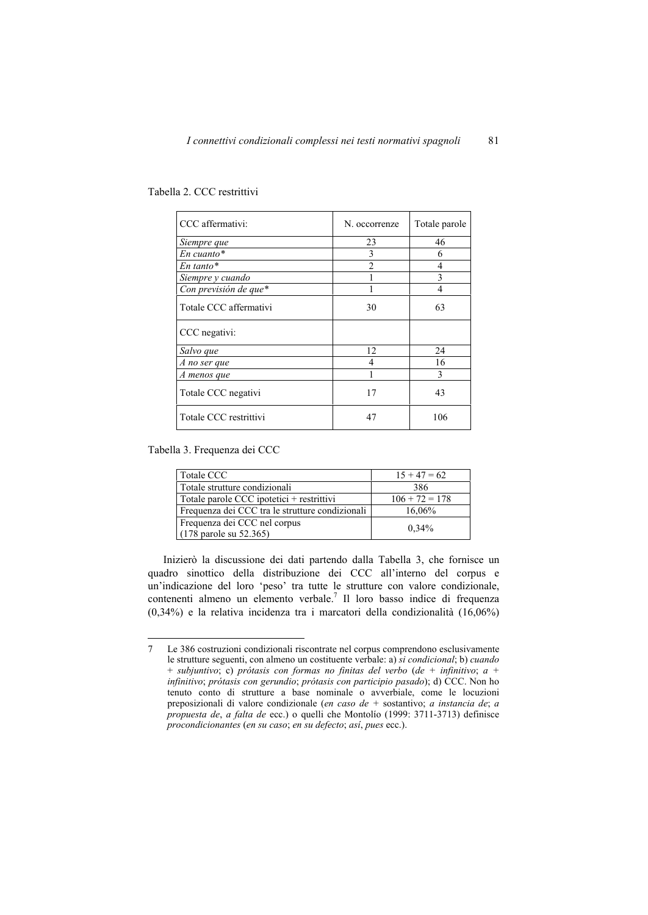Tabella 2. CCC restrittivi

| CCC affermativi: | N. occorrenze | Totale parole |
|---|---|---|
| *Siempre que* | 23 | 46 |
| *En cuanto\** | 3 | 6 |
| *En tanto\** | 2 | 4 |
| *Siempre y cuando* | 1 | 3 |
| *Con previsión de que\** | 1 | 4 |
| Totale CCC affermativi | 30 | 63 |
| CCC negativi: | | |
| *Salvo que* | 12 | 24 |
| *A no ser que* | 4 | 16 |
| *A menos que* | 1 | 3 |
| Totale CCC negativi | 17 | 43 |
| Totale CCC restrittivi | 47 | 106 |

Tabella 3. Frequenza dei CCC

| Totale CCC | 15 + 47 = 62 |
|---|---|
| Totale strutture condizionali | 386 |
| Totale parole CCC ipotetici + restrittivi | 106 + 72 = 178 |
| Frequenza dei CCC tra le strutture condizionali | 16,06% |
| Frequenza dei CCC nel corpus (178 parole su 52.365) | 0,34% |

Inizierò la discussione dei dati partendo dalla Tabella 3, che fornisce un quadro sinottico della distribuzione dei CCC all'interno del corpus e un'indicazione del loro 'peso' tra tutte le strutture con valore condizionale, contenenti almeno un elemento verbale.[7] Il loro basso indice di frequenza (0,34%) e la relativa incidenza tra i marcatori della condizionalità (16,06%)

7 Le 386 costruzioni condizionali riscontrate nel corpus comprendono esclusivamente le strutture seguenti, con almeno un costituente verbale: a) *si condicional*; b) *cuando + subjuntivo*; c) *prótasis con formas no finitas del verbo* (*de + infinitivo*; *a + infinitivo*; *prótasis con gerundio*; *prótasis con participio pasado*); d) CCC. Non ho tenuto conto di strutture a base nominale o avverbiale, come le locuzioni preposizionali di valore condizionale (*en caso de* + sostantivo; *a instancia de*; *a propuesta de*, *a falta de* ecc.) o quelli che Montolío (1999: 3711-3713) definisce *procondicionantes* (*en su caso*; *en su defecto*; *así*, *pues* ecc.).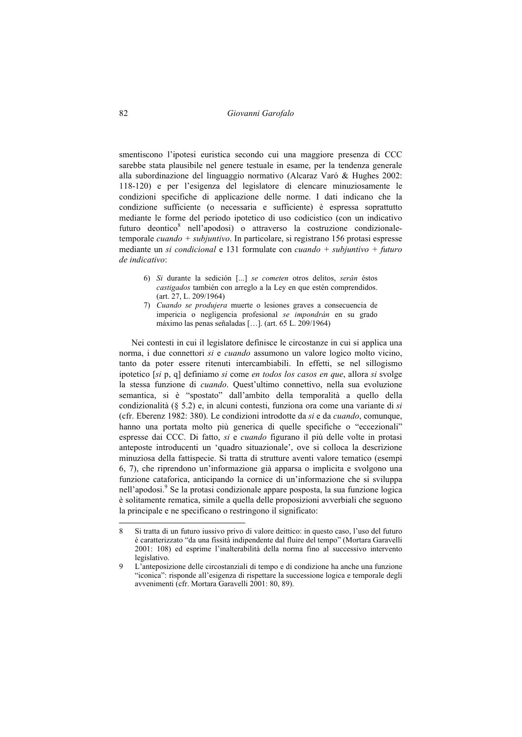smentiscono l'ipotesi euristica secondo cui una maggiore presenza di CCC sarebbe stata plausibile nel genere testuale in esame, per la tendenza generale alla subordinazione del linguaggio normativo (Alcaraz Varó & Hughes 2002: 118-120) e per l'esigenza del legislatore di elencare minuziosamente le condizioni specifiche di applicazione delle norme. I dati indicano che la condizione sufficiente (o necessaria e sufficiente) è espressa soprattutto mediante le forme del periodo ipotetico di uso codicistico (con un indicativo futuro deontico[8] nell'apodosi) o attraverso la costruzione condizionale-temporale *cuando + subjuntivo*. In particolare, si registrano 156 protasi espresse mediante un *si condicional* e 131 formulate con *cuando + subjuntivo + futuro de indicativo*:

6) *Si* durante la sedición [...] *se cometen* otros delitos, *serán* éstos *castigados* también con arreglo a la Ley en que estén comprendidos. (art. 27, L. 209/1964)
7) *Cuando se produjera* muerte o lesiones graves a consecuencia de impericia o negligencia profesional *se impondrán* en su grado máximo las penas señaladas [...]. (art. 65 L. 209/1964)

Nei contesti in cui il legislatore definisce le circostanze in cui si applica una norma, i due connettori *si* e *cuando* assumono un valore logico molto vicino, tanto da poter essere ritenuti intercambiabili. In effetti, se nel sillogismo ipotetico [*si* p, q] definiamo *si* come *en todos los casos en que*, allora *si* svolge la stessa funzione di *cuando*. Quest'ultimo connettivo, nella sua evoluzione semantica, si è "spostato" dall'ambito della temporalità a quello della condizionalità (§ 5.2) e, in alcuni contesti, funziona ora come una variante di *si* (cfr. Eberenz 1982: 380). Le condizioni introdotte da *si* e da *cuando*, comunque, hanno una portata molto più generica di quelle specifiche o "eccezionali" espresse dai CCC. Di fatto, *si* e *cuando* figurano il più delle volte in protasi anteposte introducenti un 'quadro situazionale', ove si colloca la descrizione minuziosa della fattispecie. Si tratta di strutture aventi valore tematico (esempi 6, 7), che riprendono un'informazione già apparsa o implicita e svolgono una funzione cataforica, anticipando la cornice di un'informazione che si sviluppa nell'apodosi.[9] Se la protasi condizionale appare posposta, la sua funzione logica è solitamente rematica, simile a quella delle proposizioni avverbiali che seguono la principale e ne specificano o restringono il significato:

---

8 Si tratta di un futuro iussivo privo di valore deittico: in questo caso, l'uso del futuro è caratterizzato "da una fissità indipendente dal fluire del tempo" (Mortara Garavelli 2001: 108) ed esprime l'inalterabilità della norma fino al successivo intervento legislativo.

9 L'anteposizione delle circostanziali di tempo e di condizione ha anche una funzione "iconica": risponde all'esigenza di rispettare la successione logica e temporale degli avvenimenti (cfr. Mortara Garavelli 2001: 80, 89).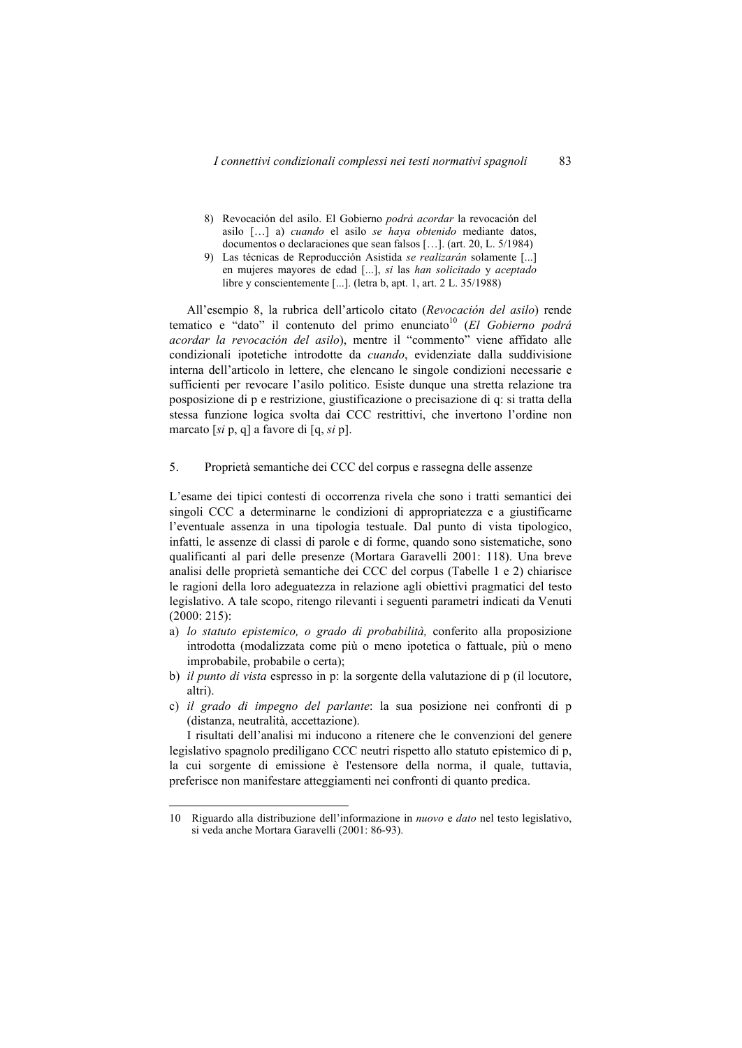8) Revocación del asilo. El Gobierno *podrá acordar* la revocación del asilo […] a) *cuando* el asilo *se haya obtenido* mediante datos, documentos o declaraciones que sean falsos […]. (art. 20, L. 5/1984)
9) Las técnicas de Reproducción Asistida *se realizarán* solamente [...] en mujeres mayores de edad [...], *si* las *han solicitado* y *aceptado* libre y conscientemente [...]. (letra b, apt. 1, art. 2 L. 35/1988)

All'esempio 8, la rubrica dell'articolo citato (*Revocación del asilo*) rende tematico e "dato" il contenuto del primo enunciato[10] (*El Gobierno podrá acordar la revocación del asilo*), mentre il "commento" viene affidato alle condizionali ipotetiche introdotte da *cuando*, evidenziate dalla suddivisione interna dell'articolo in lettere, che elencano le singole condizioni necessarie e sufficienti per revocare l'asilo politico. Esiste dunque una stretta relazione tra posposizione di p e restrizione, giustificazione o precisazione di q: si tratta della stessa funzione logica svolta dai CCC restrittivi, che invertono l'ordine non marcato [*si* p, q] a favore di [q, *si* p].

## 5. Proprietà semantiche dei CCC del corpus e rassegna delle assenze

L'esame dei tipici contesti di occorrenza rivela che sono i tratti semantici dei singoli CCC a determinarne le condizioni di appropriatezza e a giustificarne l'eventuale assenza in una tipologia testuale. Dal punto di vista tipologico, infatti, le assenze di classi di parole e di forme, quando sono sistematiche, sono qualificanti al pari delle presenze (Mortara Garavelli 2001: 118). Una breve analisi delle proprietà semantiche dei CCC del corpus (Tabelle 1 e 2) chiarisce le ragioni della loro adeguatezza in relazione agli obiettivi pragmatici del testo legislativo. A tale scopo, ritengo rilevanti i seguenti parametri indicati da Venuti (2000: 215):

a) *lo statuto epistemico, o grado di probabilità,* conferito alla proposizione introdotta (modalizzata come più o meno ipotetica o fattuale, più o meno improbabile, probabile o certa);
b) *il punto di vista* espresso in p: la sorgente della valutazione di p (il locutore, altri).
c) *il grado di impegno del parlante*: la sua posizione nei confronti di p (distanza, neutralità, accettazione).

I risultati dell'analisi mi inducono a ritenere che le convenzioni del genere legislativo spagnolo prediligano CCC neutri rispetto allo statuto epistemico di p, la cui sorgente di emissione è l'estensore della norma, il quale, tuttavia, preferisce non manifestare atteggiamenti nei confronti di quanto predica.

---

10 Riguardo alla distribuzione dell'informazione in *nuovo* e *dato* nel testo legislativo, si veda anche Mortara Garavelli (2001: 86-93).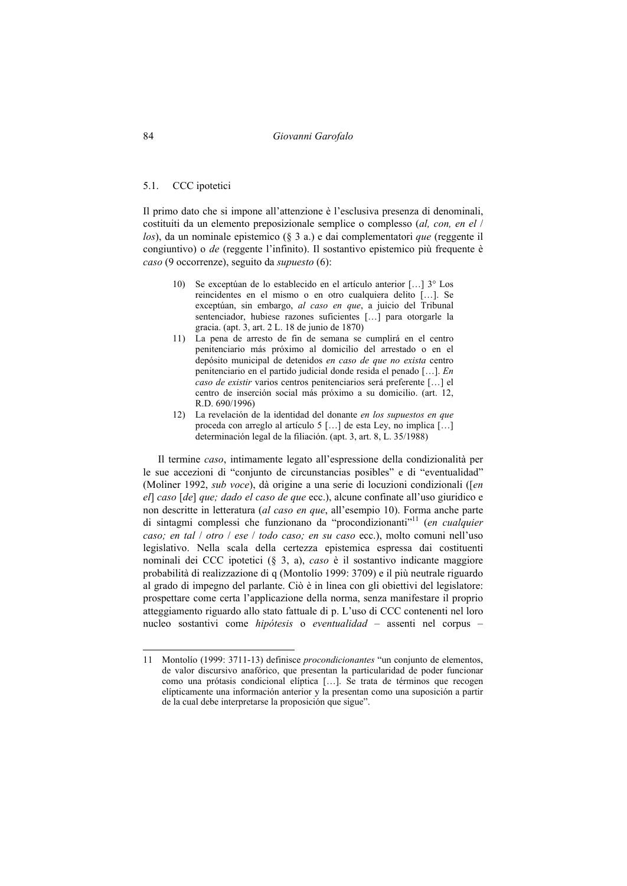### 5.1. CCC ipotetici

Il primo dato che si impone all'attenzione è l'esclusiva presenza di denominali, costituiti da un elemento preposizionale semplice o complesso (*al, con, en el* / *los*), da un nominale epistemico (§ 3 a.) e dai complementatori *que* (reggente il congiuntivo) o *de* (reggente l'infinito). Il sostantivo epistemico più frequente è *caso* (9 occorrenze), seguito da *supuesto* (6):

10) Se exceptúan de lo establecido en el artículo anterior […] 3° Los reincidentes en el mismo o en otro cualquiera delito […]. Se exceptúan, sin embargo, *al caso en que*, a juicio del Tribunal sentenciador, hubiese razones suficientes […] para otorgarle la gracia. (apt. 3, art. 2 L. 18 de junio de 1870)

11) La pena de arresto de fin de semana se cumplirá en el centro penitenciario más próximo al domicilio del arrestado o en el depósito municipal de detenidos *en caso de que no exista* centro penitenciario en el partido judicial donde resida el penado […]. *En caso de existir* varios centros penitenciarios será preferente […] el centro de inserción social más próximo a su domicilio. (art. 12, R.D. 690/1996)

12) La revelación de la identidad del donante *en los supuestos en que* proceda con arreglo al artículo 5 […] de esta Ley, no implica […] determinación legal de la filiación. (apt. 3, art. 8, L. 35/1988)

Il termine *caso*, intimamente legato all'espressione della condizionalità per le sue accezioni di "conjunto de circunstancias posibles" e di "eventualidad" (Moliner 1992, *sub voce*), dà origine a una serie di locuzioni condizionali ([*en el*] *caso* [*de*] *que; dado el caso de que* ecc.), alcune confinate all'uso giuridico e non descritte in letteratura (*al caso en que*, all'esempio 10). Forma anche parte di sintagmi complessi che funzionano da "procondizionanti"[11] (*en cualquier caso; en tal* / *otro* / *ese* / *todo caso; en su caso* ecc.), molto comuni nell'uso legislativo. Nella scala della certezza epistemica espressa dai costituenti nominali dei CCC ipotetici (§ 3, a), *caso* è il sostantivo indicante maggiore probabilità di realizzazione di q (Montolío 1999: 3709) e il più neutrale riguardo al grado di impegno del parlante. Ciò è in linea con gli obiettivi del legislatore: prospettare come certa l'applicazione della norma, senza manifestare il proprio atteggiamento riguardo allo stato fattuale di p. L'uso di CCC contenenti nel loro nucleo sostantivi come *hipótesis* o *eventualidad* – assenti nel corpus –

---

11 Montolío (1999: 3711-13) definisce *procondicionantes* "un conjunto de elementos, de valor discursivo anafórico, que presentan la particularidad de poder funcionar como una prótasis condicional elíptica […]. Se trata de términos que recogen elípticamente una información anterior y la presentan como una suposición a partir de la cual debe interpretarse la proposición que sigue".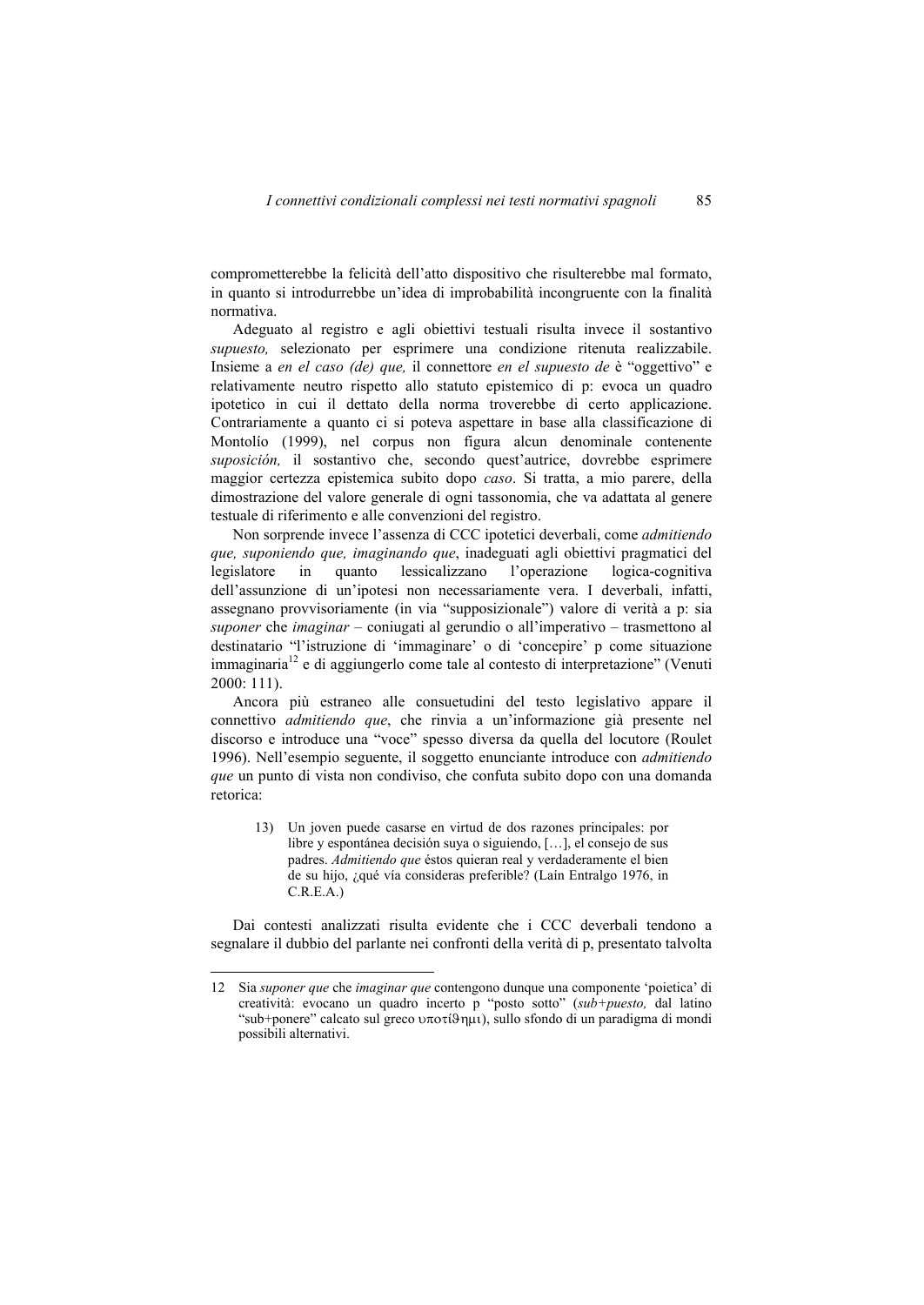comprometterebbe la felicità dell'atto dispositivo che risulterebbe mal formato, in quanto si introdurrebbe un'idea di improbabilità incongruente con la finalità normativa.

Adeguato al registro e agli obiettivi testuali risulta invece il sostantivo *supuesto,* selezionato per esprimere una condizione ritenuta realizzabile. Insieme a *en el caso (de) que,* il connettore *en el supuesto de* è "oggettivo" e relativamente neutro rispetto allo statuto epistemico di p: evoca un quadro ipotetico in cui il dettato della norma troverebbe di certo applicazione. Contrariamente a quanto ci si poteva aspettare in base alla classificazione di Montolío (1999), nel corpus non figura alcun denominale contenente *suposición,* il sostantivo che, secondo quest'autrice, dovrebbe esprimere maggior certezza epistemica subito dopo *caso*. Si tratta, a mio parere, della dimostrazione del valore generale di ogni tassonomia, che va adattata al genere testuale di riferimento e alle convenzioni del registro.

Non sorprende invece l'assenza di CCC ipotetici deverbali, come *admitiendo que, suponiendo que, imaginando que*, inadeguati agli obiettivi pragmatici del legislatore in quanto lessicalizzano l'operazione logica-cognitiva dell'assunzione di un'ipotesi non necessariamente vera. I deverbali, infatti, assegnano provvisoriamente (in via "supposizionale") valore di verità a p: sia *suponer* che *imaginar* – coniugati al gerundio o all'imperativo – trasmettono al destinatario "l'istruzione di 'immaginare' o di 'concepire' p come situazione immaginaria[12] e di aggiungerlo come tale al contesto di interpretazione" (Venuti 2000: 111).

Ancora più estraneo alle consuetudini del testo legislativo appare il connettivo *admitiendo que*, che rinvia a un'informazione già presente nel discorso e introduce una "voce" spesso diversa da quella del locutore (Roulet 1996). Nell'esempio seguente, il soggetto enunciante introduce con *admitiendo que* un punto di vista non condiviso, che confuta subito dopo con una domanda retorica:

> 13) Un joven puede casarse en virtud de dos razones principales: por libre y espontánea decisión suya o siguiendo, […], el consejo de sus padres. *Admitiendo que* éstos quieran real y verdaderamente el bien de su hijo, ¿qué vía consideras preferible? (Laín Entralgo 1976, in C.R.E.A.)

Dai contesti analizzati risulta evidente che i CCC deverbali tendono a segnalare il dubbio del parlante nei confronti della verità di p, presentato talvolta

---

12 Sia *suponer que* che *imaginar que* contengono dunque una componente 'poietica' di creatività: evocano un quadro incerto p "posto sotto" (*sub+puesto,* dal latino "sub+ponere" calcato sul greco υποτίθημι), sullo sfondo di un paradigma di mondi possibili alternativi.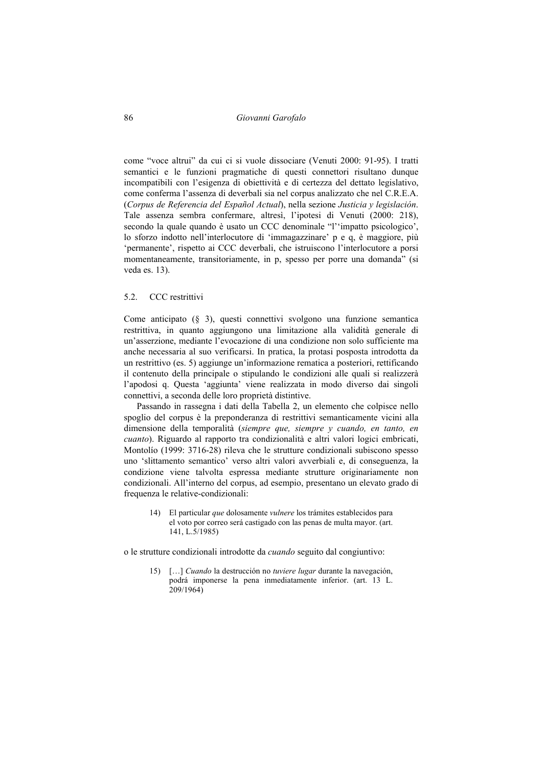come "voce altrui" da cui ci si vuole dissociare (Venuti 2000: 91-95). I tratti semantici e le funzioni pragmatiche di questi connettori risultano dunque incompatibili con l'esigenza di obiettività e di certezza del dettato legislativo, come conferma l'assenza di deverbali sia nel corpus analizzato che nel C.R.E.A. (*Corpus de Referencia del Español Actual*), nella sezione *Justicia y legislación*. Tale assenza sembra confermare, altresì, l'ipotesi di Venuti (2000: 218), secondo la quale quando è usato un CCC denominale "l''impatto psicologico', lo sforzo indotto nell'interlocutore di 'immagazzinare' p e q, è maggiore, più 'permanente', rispetto ai CCC deverbali, che istruiscono l'interlocutore a porsi momentaneamente, transitoriamente, in p, spesso per porre una domanda" (si veda es. 13).

## 5.2. CCC restrittivi

Come anticipato (§ 3), questi connettivi svolgono una funzione semantica restrittiva, in quanto aggiungono una limitazione alla validità generale di un'asserzione, mediante l'evocazione di una condizione non solo sufficiente ma anche necessaria al suo verificarsi. In pratica, la protasi posposta introdotta da un restrittivo (es. 5) aggiunge un'informazione rematica a posteriori, rettificando il contenuto della principale o stipulando le condizioni alle quali si realizzerà l'apodosi q. Questa 'aggiunta' viene realizzata in modo diverso dai singoli connettivi, a seconda delle loro proprietà distintive.

Passando in rassegna i dati della Tabella 2, un elemento che colpisce nello spoglio del corpus è la preponderanza di restrittivi semanticamente vicini alla dimensione della temporalità (*siempre que, siempre y cuando, en tanto, en cuanto*). Riguardo al rapporto tra condizionalità e altri valori logici embricati, Montolío (1999: 3716-28) rileva che le strutture condizionali subiscono spesso uno 'slittamento semantico' verso altri valori avverbiali e, di conseguenza, la condizione viene talvolta espressa mediante strutture originariamente non condizionali. All'interno del corpus, ad esempio, presentano un elevato grado di frequenza le relative-condizionali:

> 14) El particular *que* dolosamente *vulnere* los trámites establecidos para el voto por correo será castigado con las penas de multa mayor. (art. 141, L.5/1985)

o le strutture condizionali introdotte da *cuando* seguito dal congiuntivo:

> 15) […] *Cuando* la destrucción no *tuviere lugar* durante la navegación, podrá imponerse la pena inmediatamente inferior. (art. 13 L. 209/1964)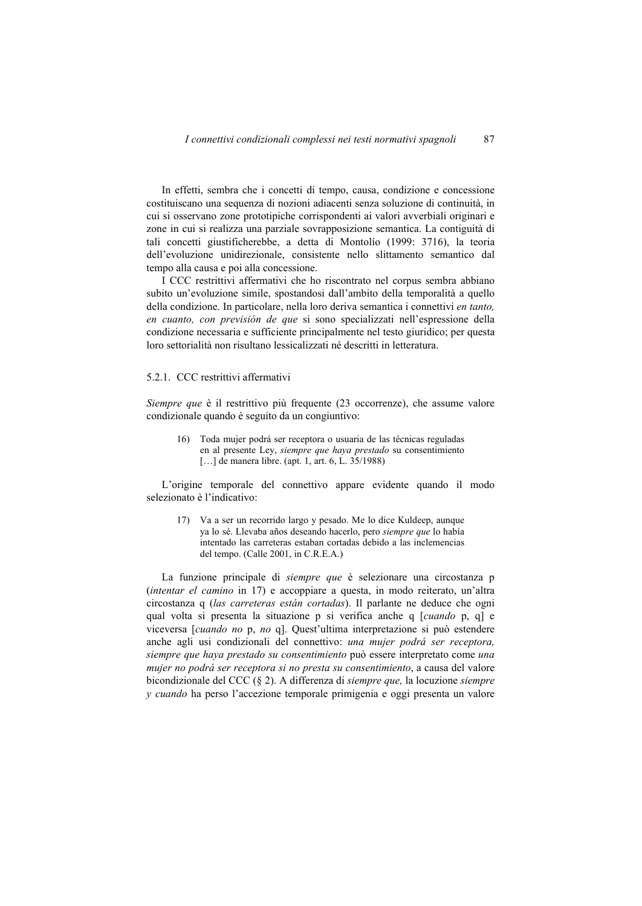In effetti, sembra che i concetti di tempo, causa, condizione e concessione costituiscano una sequenza di nozioni adiacenti senza soluzione di continuità, in cui si osservano zone prototipiche corrispondenti ai valori avverbiali originari e zone in cui si realizza una parziale sovrapposizione semantica. La contiguità di tali concetti giustificherebbe, a detta di Montolío (1999: 3716), la teoria dell'evoluzione unidirezionale, consistente nello slittamento semantico dal tempo alla causa e poi alla concessione.

I CCC restrittivi affermativi che ho riscontrato nel corpus sembra abbiano subito un'evoluzione simile, spostandosi dall'ambito della temporalità a quello della condizione. In particolare, nella loro deriva semantica i connettivi *en tanto, en cuanto, con previsión de que* si sono specializzati nell'espressione della condizione necessaria e sufficiente principalmente nel testo giuridico; per questa loro settorialità non risultano lessicalizzati né descritti in letteratura.

### 5.2.1. CCC restrittivi affermativi

*Siempre que* è il restrittivo più frequente (23 occorrenze), che assume valore condizionale quando è seguito da un congiuntivo:

> 16) Toda mujer podrá ser receptora o usuaria de las técnicas reguladas en al presente Ley, *siempre que haya prestado* su consentimiento […] de manera libre. (apt. 1, art. 6, L. 35/1988)

L'origine temporale del connettivo appare evidente quando il modo selezionato è l'indicativo:

> 17) Va a ser un recorrido largo y pesado. Me lo dice Kuldeep, aunque ya lo sé. Llevaba años deseando hacerlo, pero *siempre que* lo había intentado las carreteras estaban cortadas debido a las inclemencias del tempo. (Calle 2001, in C.R.E.A.)

La funzione principale di *siempre que* è selezionare una circostanza p (*intentar el camino* in 17) e accoppiare a questa, in modo reiterato, un'altra circostanza q (*las carreteras están cortadas*). Il parlante ne deduce che ogni qual volta si presenta la situazione p si verifica anche q [*cuando* p, q] e viceversa [*cuando no* p, *no* q]. Quest'ultima interpretazione si può estendere anche agli usi condizionali del connettivo: *una mujer podrá ser receptora, siempre que haya prestado su consentimiento* può essere interpretato come *una mujer no podrá ser receptora si no presta su consentimiento*, a causa del valore bicondizionale del CCC (§ 2). A differenza di *siempre que,* la locuzione *siempre y cuando* ha perso l'accezione temporale primigenia e oggi presenta un valore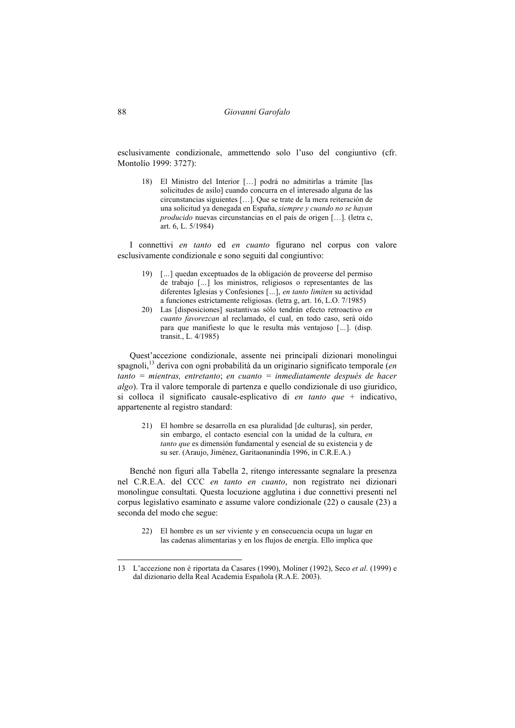esclusivamente condizionale, ammettendo solo l'uso del congiuntivo (cfr. Montolío 1999: 3727):

> 18) El Ministro del Interior […] podrá no admitirlas a trámite [las solicitudes de asilo] cuando concurra en el interesado alguna de las circunstancias siguientes […]. Que se trate de la mera reiteración de una solicitud ya denegada en España, *siempre y cuando no se hayan producido* nuevas circunstancias en el país de origen […]. (letra c, art. 6, L. 5/1984)

I connettivi *en tanto* ed *en cuanto* figurano nel corpus con valore esclusivamente condizionale e sono seguiti dal congiuntivo:

> 19) [...] quedan exceptuados de la obligación de proveerse del permiso de trabajo [...] los ministros, religiosos o representantes de las diferentes Iglesias y Confesiones [...], *en tanto limiten* su actividad a funciones estrictamente religiosas. (letra g, art. 16, L.O. 7/1985)
>
> 20) Las [disposiciones] sustantivas sólo tendrán efecto retroactivo *en cuanto favorezcan* al reclamado, el cual, en todo caso, será oído para que manifieste lo que le resulta más ventajoso [...]. (disp. transit., L. 4/1985)

Quest'accezione condizionale, assente nei principali dizionari monolingui spagnoli,[13] deriva con ogni probabilità da un originario significato temporale (*en tanto = mientras, entretanto*; *en cuanto = inmediatamente después de hacer algo*). Tra il valore temporale di partenza e quello condizionale di uso giuridico, si colloca il significato causale-esplicativo di *en tanto que* + indicativo, appartenente al registro standard:

> 21) El hombre se desarrolla en esa pluralidad [de culturas], sin perder, sin embargo, el contacto esencial con la unidad de la cultura, *en tanto que* es dimensión fundamental y esencial de su existencia y de su ser. (Araujo, Jiménez, Garitaonanindía 1996, in C.R.E.A.)

Benché non figuri alla Tabella 2, ritengo interessante segnalare la presenza nel C.R.E.A. del CCC *en tanto en cuanto*, non registrato nei dizionari monolingue consultati. Questa locuzione agglutina i due connettivi presenti nel corpus legislativo esaminato e assume valore condizionale (22) o causale (23) a seconda del modo che segue:

> 22) El hombre es un ser viviente y en consecuencia ocupa un lugar en las cadenas alimentarias y en los flujos de energía. Ello implica que

---

13 L'accezione non è riportata da Casares (1990), Moliner (1992), Seco *et al*. (1999) e dal dizionario della Real Academia Española (R.A.E. 2003).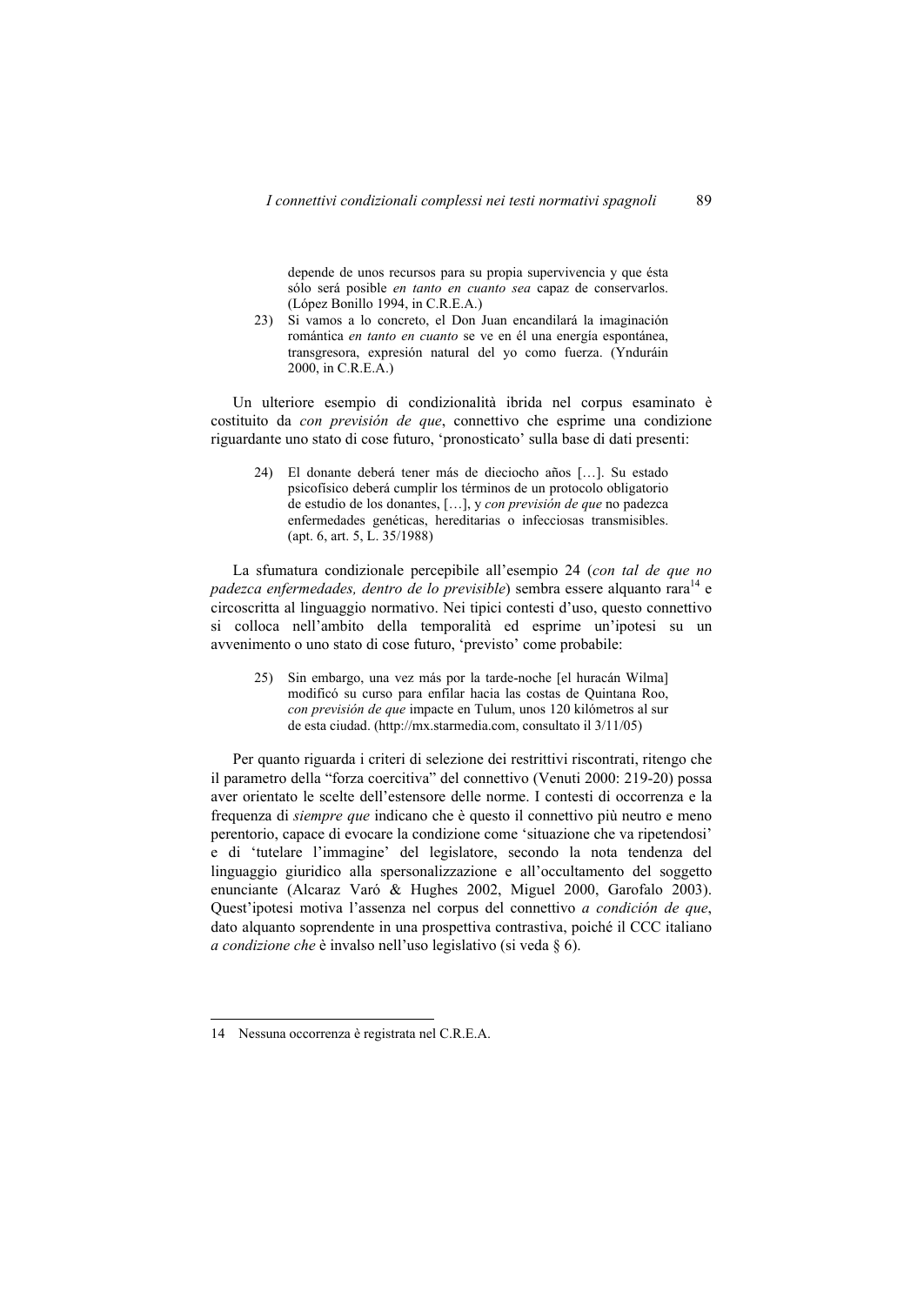depende de unos recursos para su propia supervivencia y que ésta sólo será posible *en tanto en cuanto sea* capaz de conservarlos. (López Bonillo 1994, in C.R.E.A.)

23) Si vamos a lo concreto, el Don Juan encandilará la imaginación romántica *en tanto en cuanto* se ve en él una energía espontánea, transgresora, expresión natural del yo como fuerza. (Ynduráin 2000, in C.R.E.A.)

Un ulteriore esempio di condizionalità ibrida nel corpus esaminato è costituito da *con previsión de que*, connettivo che esprime una condizione riguardante uno stato di cose futuro, 'pronosticato' sulla base di dati presenti:

24) El donante deberá tener más de dieciocho años […]. Su estado psicofísico deberá cumplir los términos de un protocolo obligatorio de estudio de los donantes, […], y *con previsión de que* no padezca enfermedades genéticas, hereditarias o infecciosas transmisibles. (apt. 6, art. 5, L. 35/1988)

La sfumatura condizionale percepibile all'esempio 24 (*con tal de que no padezca enfermedades, dentro de lo previsible*) sembra essere alquanto rara[14] e circoscritta al linguaggio normativo. Nei tipici contesti d'uso, questo connettivo si colloca nell'ambito della temporalità ed esprime un'ipotesi su un avvenimento o uno stato di cose futuro, 'previsto' come probabile:

25) Sin embargo, una vez más por la tarde-noche [el huracán Wilma] modificó su curso para enfilar hacia las costas de Quintana Roo, *con previsión de que* impacte en Tulum, unos 120 kilómetros al sur de esta ciudad. (http://mx.starmedia.com, consultato il 3/11/05)

Per quanto riguarda i criteri di selezione dei restrittivi riscontrati, ritengo che il parametro della "forza coercitiva" del connettivo (Venuti 2000: 219-20) possa aver orientato le scelte dell'estensore delle norme. I contesti di occorrenza e la frequenza di *siempre que* indicano che è questo il connettivo più neutro e meno perentorio, capace di evocare la condizione come 'situazione che va ripetendosi' e di 'tutelare l'immagine' del legislatore, secondo la nota tendenza del linguaggio giuridico alla spersonalizzazione e all'occultamento del soggetto enunciante (Alcaraz Varó & Hughes 2002, Miguel 2000, Garofalo 2003). Quest'ipotesi motiva l'assenza nel corpus del connettivo *a condición de que*, dato alquanto soprendente in una prospettiva contrastiva, poiché il CCC italiano *a condizione che* è invalso nell'uso legislativo (si veda § 6).

---

14 Nessuna occorrenza è registrata nel C.R.E.A.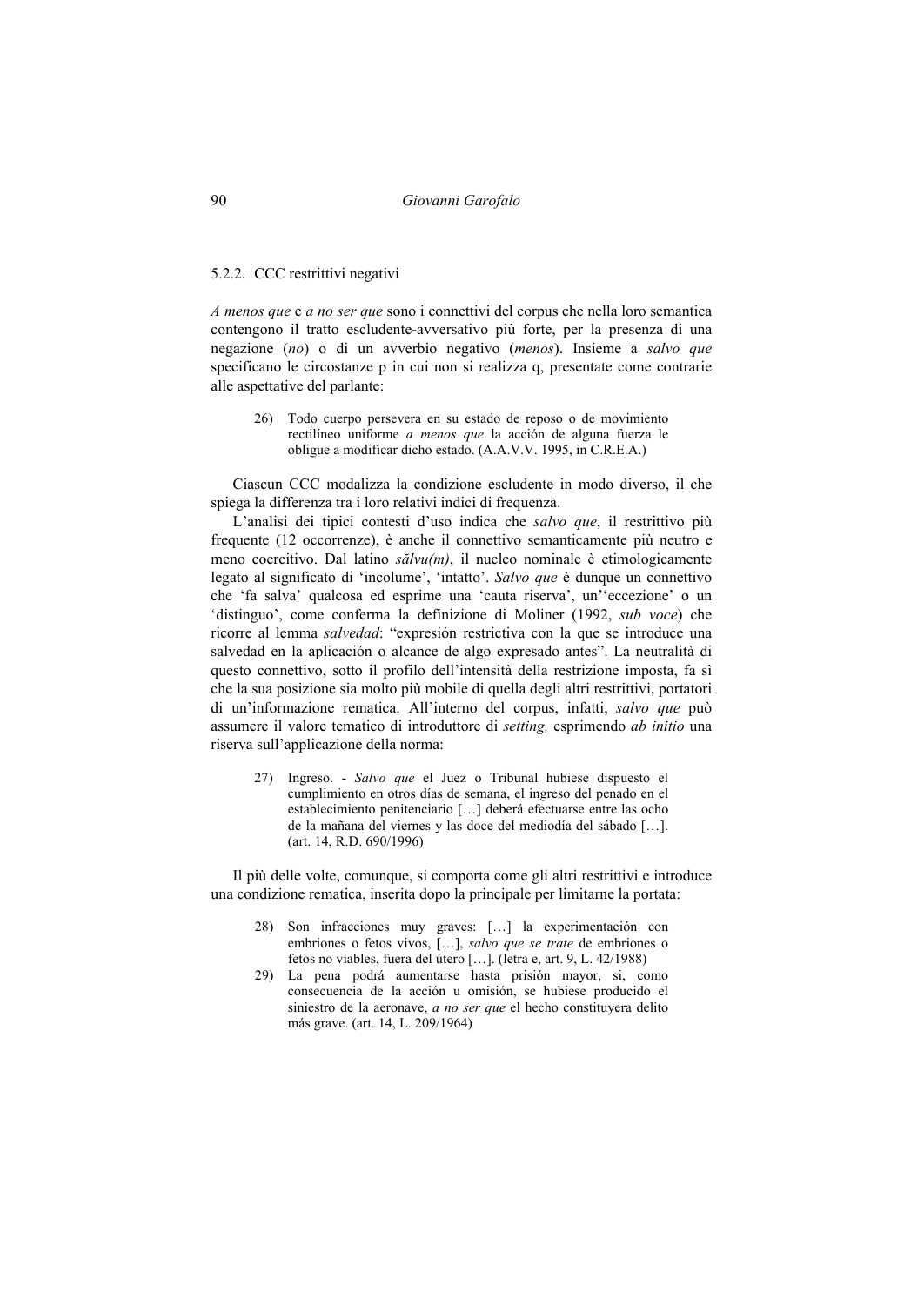### 5.2.2. CCC restrittivi negativi

*A menos que* e *a no ser que* sono i connettivi del corpus che nella loro semantica contengono il tratto escludente-avversativo più forte, per la presenza di una negazione (*no*) o di un avverbio negativo (*menos*). Insieme a *salvo que* specificano le circostanze p in cui non si realizza q, presentate come contrarie alle aspettative del parlante:

> 26) Todo cuerpo persevera en su estado de reposo o de movimiento rectilíneo uniforme *a menos que* la acción de alguna fuerza le obligue a modificar dicho estado. (A.A.V.V. 1995, in C.R.E.A.)

Ciascun CCC modalizza la condizione escludente in modo diverso, il che spiega la differenza tra i loro relativi indici di frequenza.

L'analisi dei tipici contesti d'uso indica che *salvo que*, il restrittivo più frequente (12 occorrenze), è anche il connettivo semanticamente più neutro e meno coercitivo. Dal latino *sălvu(m)*, il nucleo nominale è etimologicamente legato al significato di 'incolume', 'intatto'. *Salvo que* è dunque un connettivo che 'fa salva' qualcosa ed esprime una 'cauta riserva', un''eccezione' o un 'distinguo', come conferma la definizione di Moliner (1992, *sub voce*) che ricorre al lemma *salvedad*: "expresión restrictiva con la que se introduce una salvedad en la aplicación o alcance de algo expresado antes". La neutralità di questo connettivo, sotto il profilo dell'intensità della restrizione imposta, fa sì che la sua posizione sia molto più mobile di quella degli altri restrittivi, portatori di un'informazione rematica. All'interno del corpus, infatti, *salvo que* può assumere il valore tematico di introduttore di *setting,* esprimendo *ab initio* una riserva sull'applicazione della norma:

> 27) Ingreso. - *Salvo que* el Juez o Tribunal hubiese dispuesto el cumplimiento en otros días de semana, el ingreso del penado en el establecimiento penitenciario […] deberá efectuarse entre las ocho de la mañana del viernes y las doce del mediodía del sábado […]. (art. 14, R.D. 690/1996)

Il più delle volte, comunque, si comporta come gli altri restrittivi e introduce una condizione rematica, inserita dopo la principale per limitarne la portata:

> 28) Son infracciones muy graves: […] la experimentación con embriones o fetos vivos, […], *salvo que se trate* de embriones o fetos no viables, fuera del útero […]. (letra e, art. 9, L. 42/1988)
>
> 29) La pena podrá aumentarse hasta prisión mayor, si, como consecuencia de la acción u omisión, se hubiese producido el siniestro de la aeronave, *a no ser que* el hecho constituyera delito más grave. (art. 14, L. 209/1964)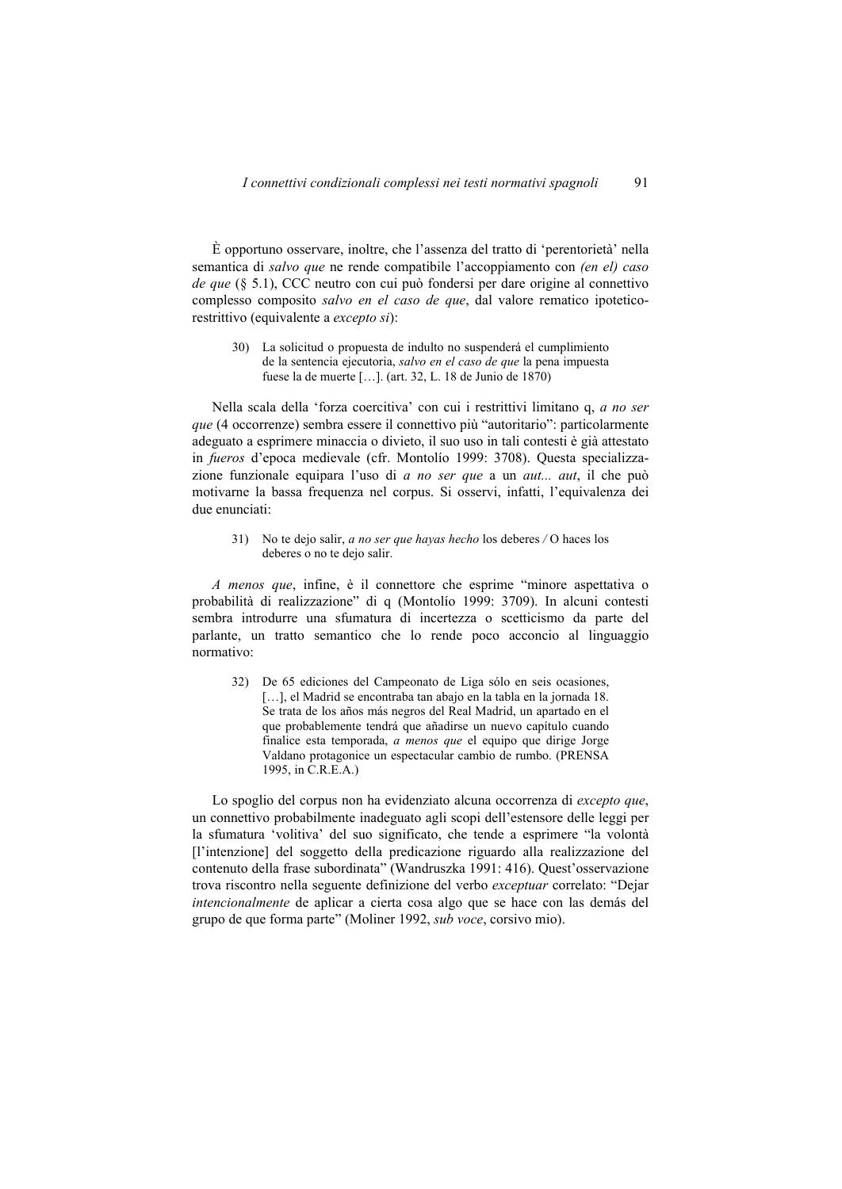È opportuno osservare, inoltre, che l'assenza del tratto di 'perentorietà' nella semantica di *salvo que* ne rende compatibile l'accoppiamento con *(en el) caso de que* (§ 5.1), CCC neutro con cui può fondersi per dare origine al connettivo complesso composito *salvo en el caso de que*, dal valore rematico ipotetico-restrittivo (equivalente a *excepto si*):

> 30) La solicitud o propuesta de indulto no suspenderá el cumplimiento de la sentencia ejecutoria, *salvo en el caso de que* la pena impuesta fuese la de muerte […]. (art. 32, L. 18 de Junio de 1870)

Nella scala della 'forza coercitiva' con cui i restrittivi limitano q, *a no ser que* (4 occorrenze) sembra essere il connettivo più "autoritario": particolarmente adeguato a esprimere minaccia o divieto, il suo uso in tali contesti è già attestato in *fueros* d'epoca medievale (cfr. Montolío 1999: 3708). Questa specializzazione funzionale equipara l'uso di *a no ser que* a un *aut... aut*, il che può motivarne la bassa frequenza nel corpus. Si osservi, infatti, l'equivalenza dei due enunciati:

> 31) No te dejo salir, *a no ser que hayas hecho* los deberes */* O haces los deberes o no te dejo salir.

*A menos que*, infine, è il connettore che esprime "minore aspettativa o probabilità di realizzazione" di q (Montolío 1999: 3709). In alcuni contesti sembra introdurre una sfumatura di incertezza o scetticismo da parte del parlante, un tratto semantico che lo rende poco acconcio al linguaggio normativo:

> 32) De 65 ediciones del Campeonato de Liga sólo en seis ocasiones, […], el Madrid se encontraba tan abajo en la tabla en la jornada 18. Se trata de los años más negros del Real Madrid, un apartado en el que probablemente tendrá que añadirse un nuevo capítulo cuando finalice esta temporada, *a menos que* el equipo que dirige Jorge Valdano protagonice un espectacular cambio de rumbo. (PRENSA 1995, in C.R.E.A.)

Lo spoglio del corpus non ha evidenziato alcuna occorrenza di *excepto que*, un connettivo probabilmente inadeguato agli scopi dell'estensore delle leggi per la sfumatura 'volitiva' del suo significato, che tende a esprimere "la volontà [l'intenzione] del soggetto della predicazione riguardo alla realizzazione del contenuto della frase subordinata" (Wandruszka 1991: 416). Quest'osservazione trova riscontro nella seguente definizione del verbo *exceptuar* correlato: "Dejar *intencionalmente* de aplicar a cierta cosa algo que se hace con las demás del grupo de que forma parte" (Moliner 1992, *sub voce*, corsivo mio).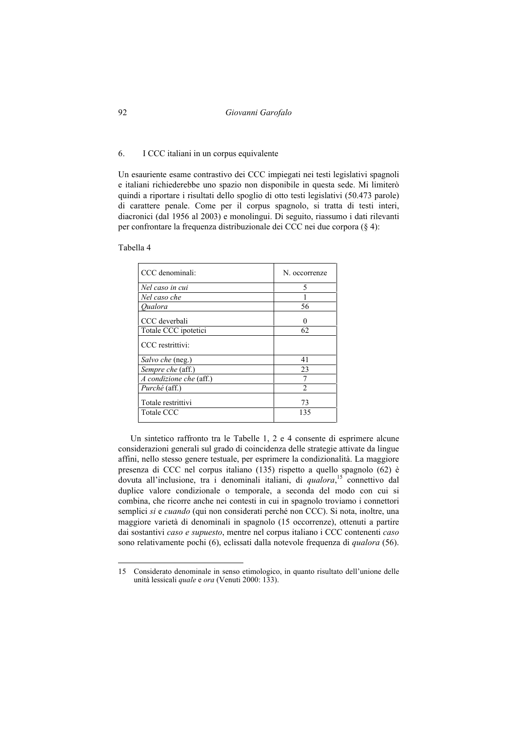## 6. I CCC italiani in un corpus equivalente

Un esauriente esame contrastivo dei CCC impiegati nei testi legislativi spagnoli e italiani richiederebbe uno spazio non disponibile in questa sede. Mi limiterò quindi a riportare i risultati dello spoglio di otto testi legislativi (50.473 parole) di carattere penale. Come per il corpus spagnolo, si tratta di testi interi, diacronici (dal 1956 al 2003) e monolingui. Di seguito, riassumo i dati rilevanti per confrontare la frequenza distribuzionale dei CCC nei due corpora (§ 4):

Tabella 4

| CCC denominali: | N. occorrenze |
|---|---|
| *Nel caso in cui* | 5 |
| *Nel caso che* | 1 |
| *Qualora* | 56 |
| CCC deverbali | 0 |
| Totale CCC ipotetici | 62 |
| CCC restrittivi: | |
| *Salvo che* (neg.) | 41 |
| *Sempre che* (aff.) | 23 |
| *A condizione che* (aff.) | 7 |
| *Purché* (aff.) | 2 |
| Totale restrittivi | 73 |
| Totale CCC | 135 |

Un sintetico raffronto tra le Tabelle 1, 2 e 4 consente di esprimere alcune considerazioni generali sul grado di coincidenza delle strategie attivate da lingue affini, nello stesso genere testuale, per esprimere la condizionalità. La maggiore presenza di CCC nel corpus italiano (135) rispetto a quello spagnolo (62) è dovuta all'inclusione, tra i denominali italiani, di *qualora*,[15] connettivo dal duplice valore condizionale o temporale, a seconda del modo con cui si combina, che ricorre anche nei contesti in cui in spagnolo troviamo i connettori semplici *si* e *cuando* (qui non considerati perché non CCC). Si nota, inoltre, una maggiore varietà di denominali in spagnolo (15 occorrenze), ottenuti a partire dai sostantivi *caso e supuesto*, mentre nel corpus italiano i CCC contenenti *caso* sono relativamente pochi (6), eclissati dalla notevole frequenza di *qualora* (56).

---

15 Considerato denominale in senso etimologico, in quanto risultato dell'unione delle unità lessicali *quale* e *ora* (Venuti 2000: 133).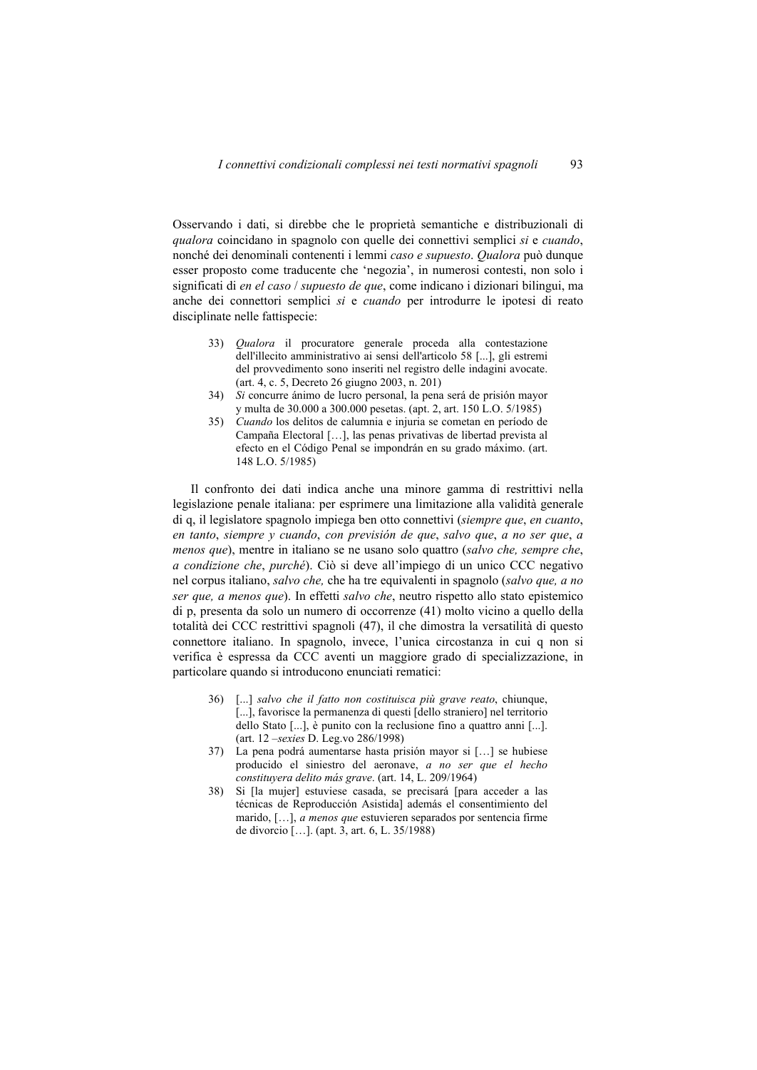Osservando i dati, si direbbe che le proprietà semantiche e distribuzionali di *qualora* coincidano in spagnolo con quelle dei connettivi semplici *si* e *cuando*, nonché dei denominali contenenti i lemmi *caso e supuesto*. *Qualora* può dunque esser proposto come traducente che 'negozia', in numerosi contesti, non solo i significati di *en el caso* / *supuesto de que*, come indicano i dizionari bilingui, ma anche dei connettori semplici *si* e *cuando* per introdurre le ipotesi di reato disciplinate nelle fattispecie:

33) *Qualora* il procuratore generale proceda alla contestazione dell'illecito amministrativo ai sensi dell'articolo 58 [...], gli estremi del provvedimento sono inseriti nel registro delle indagini avocate. (art. 4, c. 5, Decreto 26 giugno 2003, n. 201)
34) *Si* concurre ánimo de lucro personal, la pena será de prisión mayor y multa de 30.000 a 300.000 pesetas. (apt. 2, art. 150 L.O. 5/1985)
35) *Cuando* los delitos de calumnia e injuria se cometan en período de Campaña Electoral […], las penas privativas de libertad prevista al efecto en el Código Penal se impondrán en su grado máximo. (art. 148 L.O. 5/1985)

Il confronto dei dati indica anche una minore gamma di restrittivi nella legislazione penale italiana: per esprimere una limitazione alla validità generale di q, il legislatore spagnolo impiega ben otto connettivi (*siempre que*, *en cuanto*, *en tanto*, *siempre y cuando*, *con previsión de que*, *salvo que*, *a no ser que*, *a menos que*), mentre in italiano se ne usano solo quattro (*salvo che, sempre che*, *a condizione che*, *purché*). Ciò si deve all'impiego di un unico CCC negativo nel corpus italiano, *salvo che,* che ha tre equivalenti in spagnolo (*salvo que, a no ser que, a menos que*). In effetti *salvo che*, neutro rispetto allo stato epistemico di p, presenta da solo un numero di occorrenze (41) molto vicino a quello della totalità dei CCC restrittivi spagnoli (47), il che dimostra la versatilità di questo connettore italiano. In spagnolo, invece, l'unica circostanza in cui q non si verifica è espressa da CCC aventi un maggiore grado di specializzazione, in particolare quando si introducono enunciati rematici:

36) [...] *salvo che il fatto non costituisca più grave reato*, chiunque, [...], favorisce la permanenza di questi [dello straniero] nel territorio dello Stato [...], è punito con la reclusione fino a quattro anni [...]. (art. 12 –*sexies* D. Leg.vo 286/1998)
37) La pena podrá aumentarse hasta prisión mayor si […] se hubiese producido el siniestro del aeronave, *a no ser que el hecho constituyera delito más grave*. (art. 14, L. 209/1964)
38) Si [la mujer] estuviese casada, se precisará [para acceder a las técnicas de Reproducción Asistida] además el consentimiento del marido, […], *a menos que* estuvieren separados por sentencia firme de divorcio […]. (apt. 3, art. 6, L. 35/1988)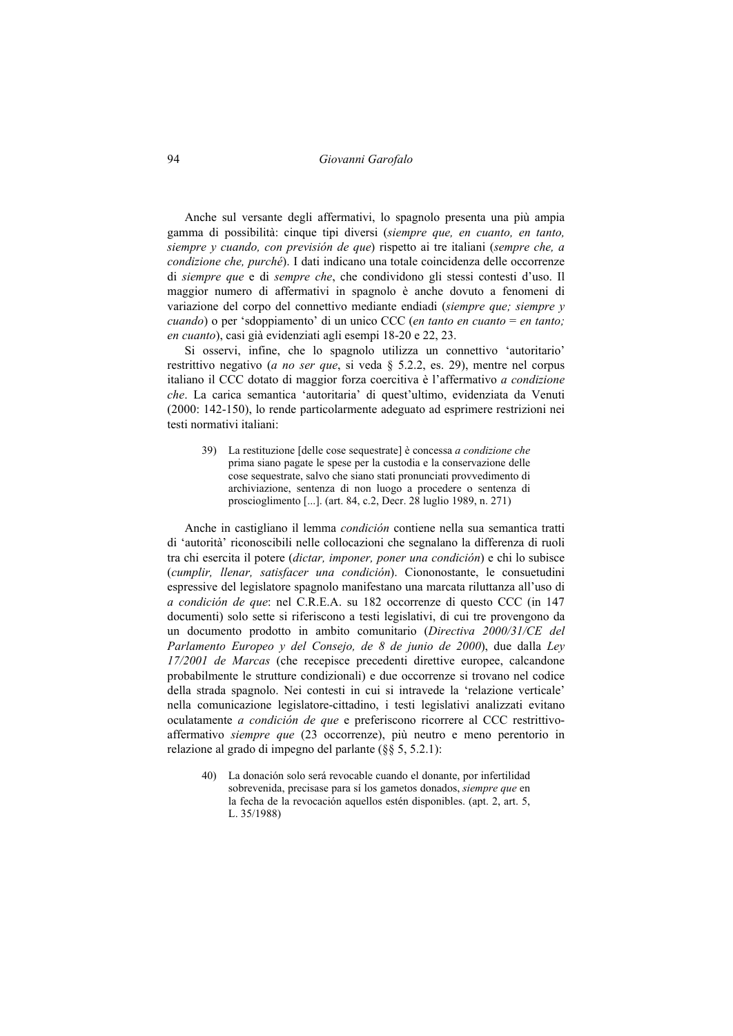Anche sul versante degli affermativi, lo spagnolo presenta una più ampia gamma di possibilità: cinque tipi diversi (*siempre que, en cuanto, en tanto, siempre y cuando, con previsión de que*) rispetto ai tre italiani (*sempre che, a condizione che, purché*). I dati indicano una totale coincidenza delle occorrenze di *siempre que* e di *sempre che*, che condividono gli stessi contesti d'uso. Il maggior numero di affermativi in spagnolo è anche dovuto a fenomeni di variazione del corpo del connettivo mediante endiadi (*siempre que; siempre y cuando*) o per 'sdoppiamento' di un unico CCC (*en tanto en cuanto = en tanto; en cuanto*), casi già evidenziati agli esempi 18-20 e 22, 23.

Si osservi, infine, che lo spagnolo utilizza un connettivo 'autoritario' restrittivo negativo (*a no ser que*, si veda § 5.2.2, es. 29), mentre nel corpus italiano il CCC dotato di maggior forza coercitiva è l'affermativo *a condizione che*. La carica semantica 'autoritaria' di quest'ultimo, evidenziata da Venuti (2000: 142-150), lo rende particolarmente adeguato ad esprimere restrizioni nei testi normativi italiani:

> 39) La restituzione [delle cose sequestrate] è concessa *a condizione che* prima siano pagate le spese per la custodia e la conservazione delle cose sequestrate, salvo che siano stati pronunciati provvedimento di archiviazione, sentenza di non luogo a procedere o sentenza di proscioglimento [...]. (art. 84, c.2, Decr. 28 luglio 1989, n. 271)

Anche in castigliano il lemma *condición* contiene nella sua semantica tratti di 'autorità' riconoscibili nelle collocazioni che segnalano la differenza di ruoli tra chi esercita il potere (*dictar, imponer, poner una condición*) e chi lo subisce (*cumplir, llenar, satisfacer una condición*). Ciononostante, le consuetudini espressive del legislatore spagnolo manifestano una marcata riluttanza all'uso di *a condición de que*: nel C.R.E.A. su 182 occorrenze di questo CCC (in 147 documenti) solo sette si riferiscono a testi legislativi, di cui tre provengono da un documento prodotto in ambito comunitario (*Directiva 2000/31/CE del Parlamento Europeo y del Consejo, de 8 de junio de 2000*), due dalla *Ley 17/2001 de Marcas* (che recepisce precedenti direttive europee, calcandone probabilmente le strutture condizionali) e due occorrenze si trovano nel codice della strada spagnolo. Nei contesti in cui si intravede la 'relazione verticale' nella comunicazione legislatore-cittadino, i testi legislativi analizzati evitano oculatamente *a condición de que* e preferiscono ricorrere al CCC restrittivo-affermativo *siempre que* (23 occorrenze), più neutro e meno perentorio in relazione al grado di impegno del parlante (§§ 5, 5.2.1):

> 40) La donación solo será revocable cuando el donante, por infertilidad sobrevenida, precisase para sí los gametos donados, *siempre que* en la fecha de la revocación aquellos estén disponibles. (apt. 2, art. 5, L. 35/1988)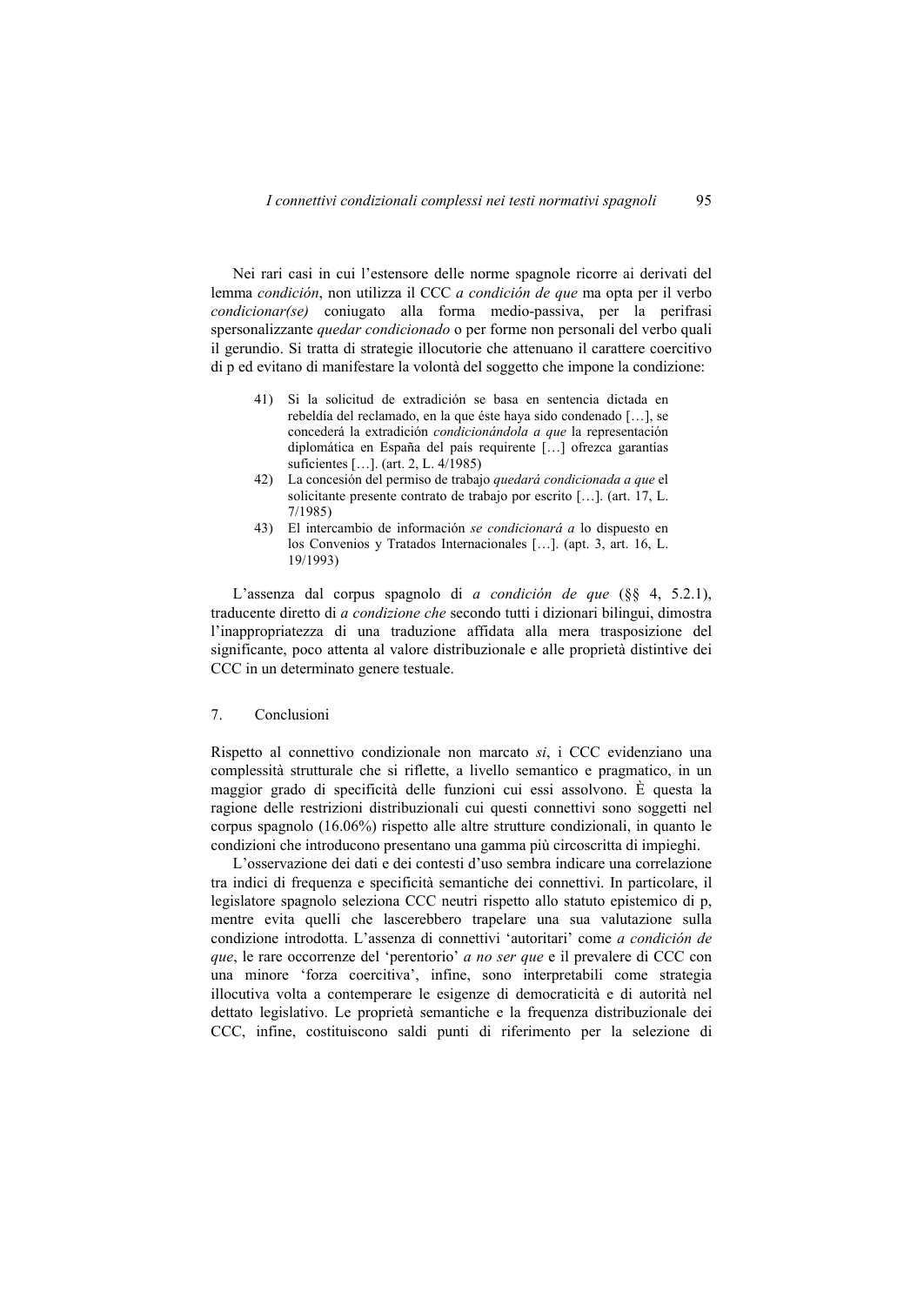Nei rari casi in cui l'estensore delle norme spagnole ricorre ai derivati del lemma *condición*, non utilizza il CCC *a condición de que* ma opta per il verbo *condicionar(se)* coniugato alla forma medio-passiva, per la perifrasi spersonalizzante *quedar condicionado* o per forme non personali del verbo quali il gerundio. Si tratta di strategie illocutorie che attenuano il carattere coercitivo di p ed evitano di manifestare la volontà del soggetto che impone la condizione:

41) Si la solicitud de extradición se basa en sentencia dictada en rebeldía del reclamado, en la que éste haya sido condenado […], se concederá la extradición *condicionándola a que* la representación diplomática en España del país requirente […] ofrezca garantías suficientes […]. (art. 2, L. 4/1985)

42) La concesión del permiso de trabajo *quedará condicionada a que* el solicitante presente contrato de trabajo por escrito […]. (art. 17, L. 7/1985)

43) El intercambio de información *se condicionará a* lo dispuesto en los Convenios y Tratados Internacionales […]. (apt. 3, art. 16, L. 19/1993)

L'assenza dal corpus spagnolo di *a condición de que* (§§ 4, 5.2.1), traducente diretto di *a condizione che* secondo tutti i dizionari bilingui, dimostra l'inappropriatezza di una traduzione affidata alla mera trasposizione del significante, poco attenta al valore distribuzionale e alle proprietà distintive dei CCC in un determinato genere testuale.

## 7. Conclusioni

Rispetto al connettivo condizionale non marcato *si*, i CCC evidenziano una complessità strutturale che si riflette, a livello semantico e pragmatico, in un maggior grado di specificità delle funzioni cui essi assolvono. È questa la ragione delle restrizioni distribuzionali cui questi connettivi sono soggetti nel corpus spagnolo (16.06%) rispetto alle altre strutture condizionali, in quanto le condizioni che introducono presentano una gamma più circoscritta di impieghi.

L'osservazione dei dati e dei contesti d'uso sembra indicare una correlazione tra indici di frequenza e specificità semantiche dei connettivi. In particolare, il legislatore spagnolo seleziona CCC neutri rispetto allo statuto epistemico di p, mentre evita quelli che lascerebbero trapelare una sua valutazione sulla condizione introdotta. L'assenza di connettivi 'autoritari' come *a condición de que*, le rare occorrenze del 'perentorio' *a no ser que* e il prevalere di CCC con una minore 'forza coercitiva', infine, sono interpretabili come strategia illocutiva volta a contemperare le esigenze di democraticità e di autorità nel dettato legislativo. Le proprietà semantiche e la frequenza distribuzionale dei CCC, infine, costituiscono saldi punti di riferimento per la selezione di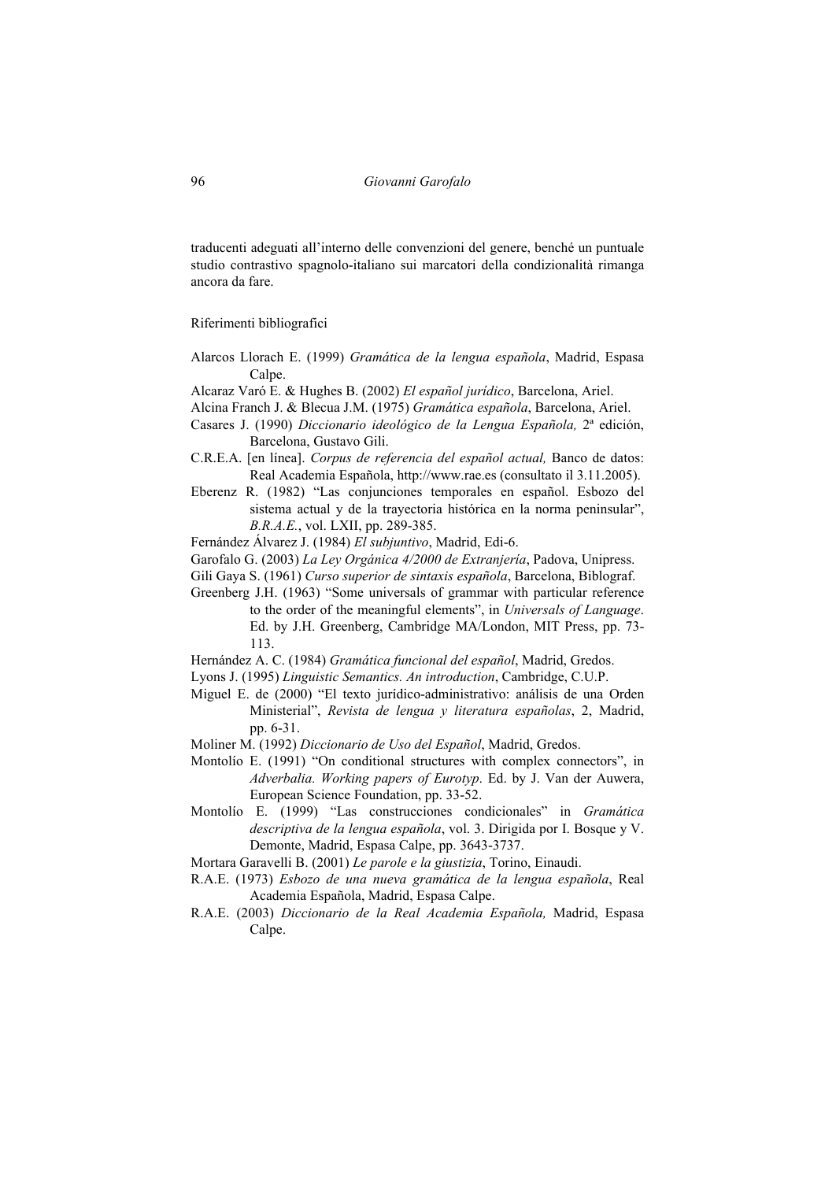traducenti adeguati all'interno delle convenzioni del genere, benché un puntuale studio contrastivo spagnolo-italiano sui marcatori della condizionalità rimanga ancora da fare.

## Riferimenti bibliografici

Alarcos Llorach E. (1999) *Gramática de la lengua española*, Madrid, Espasa Calpe.

Alcaraz Varó E. & Hughes B. (2002) *El español jurídico*, Barcelona, Ariel.

Alcina Franch J. & Blecua J.M. (1975) *Gramática española*, Barcelona, Ariel.

Casares J. (1990) *Diccionario ideológico de la Lengua Española,* 2ª edición, Barcelona, Gustavo Gili.

C.R.E.A. [en línea]. *Corpus de referencia del español actual,* Banco de datos: Real Academia Española, http://www.rae.es (consultato il 3.11.2005).

Eberenz R. (1982) "Las conjunciones temporales en español. Esbozo del sistema actual y de la trayectoria histórica en la norma peninsular", *B.R.A.E.*, vol. LXII, pp. 289-385.

Fernández Álvarez J. (1984) *El subjuntivo*, Madrid, Edi-6.

Garofalo G. (2003) *La Ley Orgánica 4/2000 de Extranjería*, Padova, Unipress.

Gili Gaya S. (1961) *Curso superior de sintaxis española*, Barcelona, Biblograf.

Greenberg J.H. (1963) "Some universals of grammar with particular reference to the order of the meaningful elements", in *Universals of Language*. Ed. by J.H. Greenberg, Cambridge MA/London, MIT Press, pp. 73-113.

Hernández A. C. (1984) *Gramática funcional del español*, Madrid, Gredos.

Lyons J. (1995) *Linguistic Semantics. An introduction*, Cambridge, C.U.P.

Miguel E. de (2000) "El texto jurídico-administrativo: análisis de una Orden Ministerial", *Revista de lengua y literatura españolas*, 2, Madrid, pp. 6-31.

Moliner M. (1992) *Diccionario de Uso del Español*, Madrid, Gredos.

Montolío E. (1991) "On conditional structures with complex connectors", in *Adverbalia. Working papers of Eurotyp*. Ed. by J. Van der Auwera, European Science Foundation, pp. 33-52.

Montolío E. (1999) "Las construcciones condicionales" in *Gramática descriptiva de la lengua española*, vol. 3. Dirigida por I. Bosque y V. Demonte, Madrid, Espasa Calpe, pp. 3643-3737.

Mortara Garavelli B. (2001) *Le parole e la giustizia*, Torino, Einaudi.

R.A.E. (1973) *Esbozo de una nueva gramática de la lengua española*, Real Academia Española, Madrid, Espasa Calpe.

R.A.E. (2003) *Diccionario de la Real Academia Española,* Madrid, Espasa Calpe.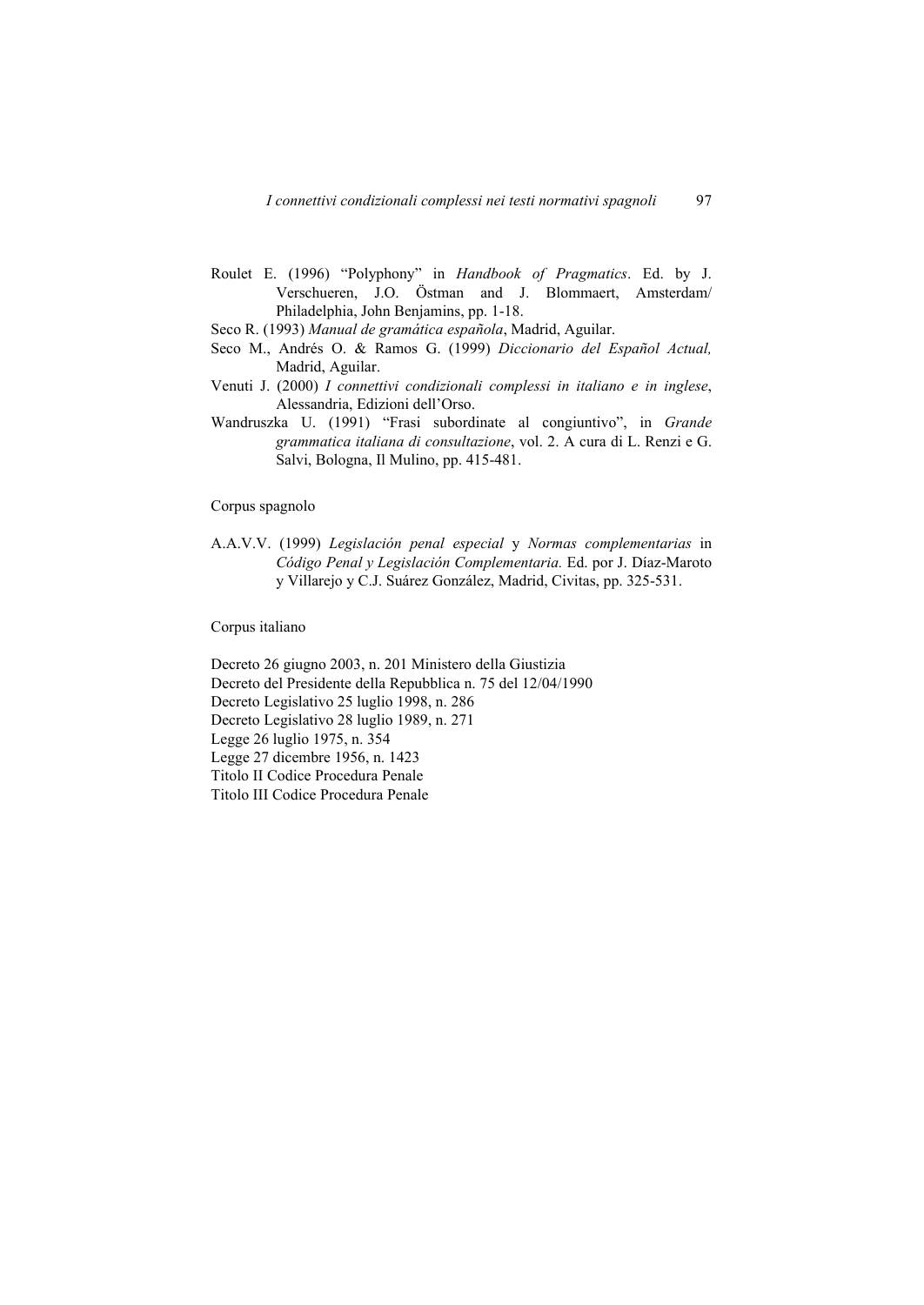Roulet E. (1996) "Polyphony" in *Handbook of Pragmatics*. Ed. by J. Verschueren, J.O. Östman and J. Blommaert, Amsterdam/ Philadelphia, John Benjamins, pp. 1-18.

Seco R. (1993) *Manual de gramática española*, Madrid, Aguilar.

Seco M., Andrés O. & Ramos G. (1999) *Diccionario del Español Actual,* Madrid, Aguilar.

Venuti J. (2000) *I connettivi condizionali complessi in italiano e in inglese*, Alessandria, Edizioni dell'Orso.

Wandruszka U. (1991) "Frasi subordinate al congiuntivo", in *Grande grammatica italiana di consultazione*, vol. 2. A cura di L. Renzi e G. Salvi, Bologna, Il Mulino, pp. 415-481.

Corpus spagnolo

A.A.V.V. (1999) *Legislación penal especial* y *Normas complementarias* in *Código Penal y Legislación Complementaria.* Ed. por J. Díaz-Maroto y Villarejo y C.J. Suárez González, Madrid, Civitas, pp. 325-531.

Corpus italiano

Decreto 26 giugno 2003, n. 201 Ministero della Giustizia
Decreto del Presidente della Repubblica n. 75 del 12/04/1990
Decreto Legislativo 25 luglio 1998, n. 286
Decreto Legislativo 28 luglio 1989, n. 271
Legge 26 luglio 1975, n. 354
Legge 27 dicembre 1956, n. 1423
Titolo II Codice Procedura Penale
Titolo III Codice Procedura Penale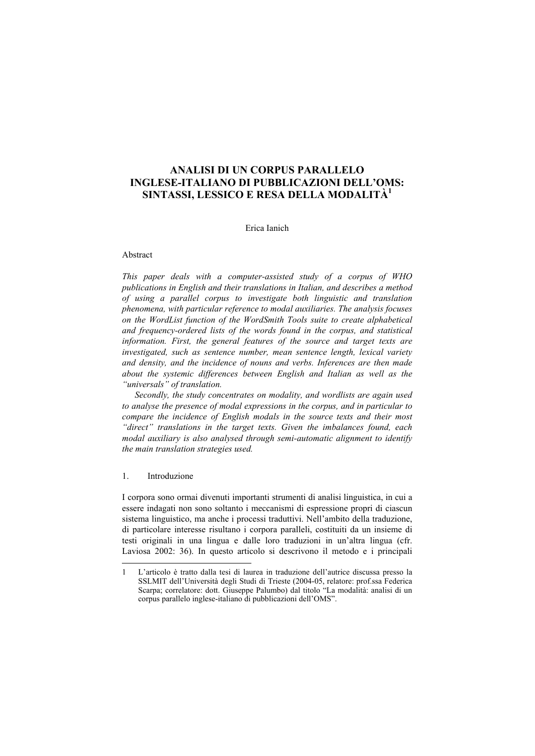# ANALISI DI UN CORPUS PARALLELO INGLESE-ITALIANO DI PUBBLICAZIONI DELL'OMS: SINTASSI, LESSICO E RESA DELLA MODALITÀ[1]

Erica Ianich

Abstract

*This paper deals with a computer-assisted study of a corpus of WHO publications in English and their translations in Italian, and describes a method of using a parallel corpus to investigate both linguistic and translation phenomena, with particular reference to modal auxiliaries. The analysis focuses on the WordList function of the WordSmith Tools suite to create alphabetical and frequency-ordered lists of the words found in the corpus, and statistical information. First, the general features of the source and target texts are investigated, such as sentence number, mean sentence length, lexical variety and density, and the incidence of nouns and verbs. Inferences are then made about the systemic differences between English and Italian as well as the "universals" of translation.*

*Secondly, the study concentrates on modality, and wordlists are again used to analyse the presence of modal expressions in the corpus, and in particular to compare the incidence of English modals in the source texts and their most "direct" translations in the target texts. Given the imbalances found, each modal auxiliary is also analysed through semi-automatic alignment to identify the main translation strategies used.*

## 1. Introduzione

I corpora sono ormai divenuti importanti strumenti di analisi linguistica, in cui a essere indagati non sono soltanto i meccanismi di espressione propri di ciascun sistema linguistico, ma anche i processi traduttivi. Nell'ambito della traduzione, di particolare interesse risultano i corpora paralleli, costituiti da un insieme di testi originali in una lingua e dalle loro traduzioni in un'altra lingua (cfr. Laviosa 2002: 36). In questo articolo si descrivono il metodo e i principali

---

[1] L'articolo è tratto dalla tesi di laurea in traduzione dell'autrice discussa presso la SSLMIT dell'Università degli Studi di Trieste (2004-05, relatore: prof.ssa Federica Scarpa; correlatore: dott. Giuseppe Palumbo) dal titolo "La modalità: analisi di un corpus parallelo inglese-italiano di pubblicazioni dell'OMS".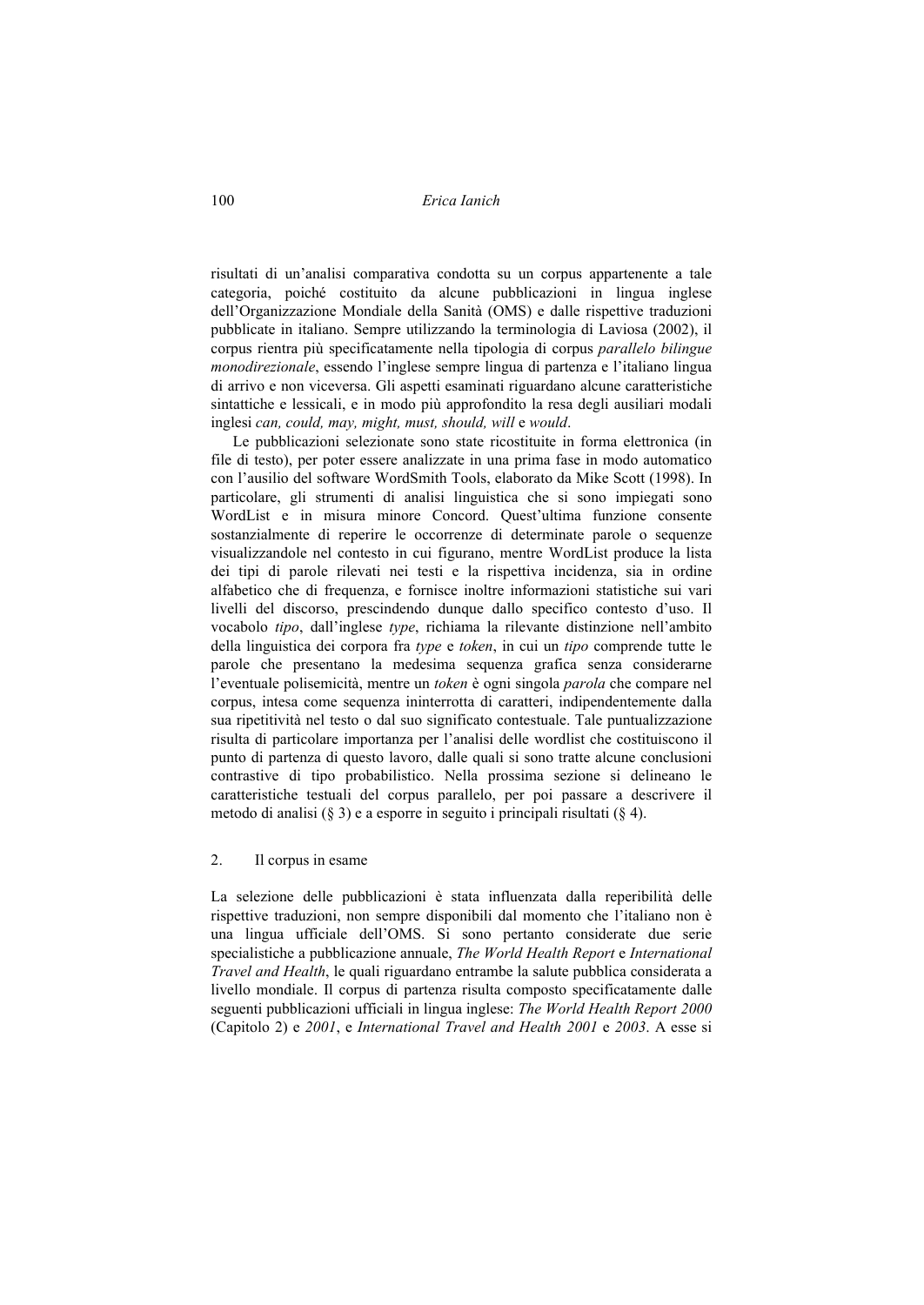risultati di un'analisi comparativa condotta su un corpus appartenente a tale categoria, poiché costituito da alcune pubblicazioni in lingua inglese dell'Organizzazione Mondiale della Sanità (OMS) e dalle rispettive traduzioni pubblicate in italiano. Sempre utilizzando la terminologia di Laviosa (2002), il corpus rientra più specificatamente nella tipologia di corpus *parallelo bilingue monodirezionale*, essendo l'inglese sempre lingua di partenza e l'italiano lingua di arrivo e non viceversa. Gli aspetti esaminati riguardano alcune caratteristiche sintattiche e lessicali, e in modo più approfondito la resa degli ausiliari modali inglesi *can, could, may, might, must, should, will* e *would*.

Le pubblicazioni selezionate sono state ricostituite in forma elettronica (in file di testo), per poter essere analizzate in una prima fase in modo automatico con l'ausilio del software WordSmith Tools, elaborato da Mike Scott (1998). In particolare, gli strumenti di analisi linguistica che si sono impiegati sono WordList e in misura minore Concord. Quest'ultima funzione consente sostanzialmente di reperire le occorrenze di determinate parole o sequenze visualizzandole nel contesto in cui figurano, mentre WordList produce la lista dei tipi di parole rilevati nei testi e la rispettiva incidenza, sia in ordine alfabetico che di frequenza, e fornisce inoltre informazioni statistiche sui vari livelli del discorso, prescindendo dunque dallo specifico contesto d'uso. Il vocabolo *tipo*, dall'inglese *type*, richiama la rilevante distinzione nell'ambito della linguistica dei corpora fra *type* e *token*, in cui un *tipo* comprende tutte le parole che presentano la medesima sequenza grafica senza considerarne l'eventuale polisemicità, mentre un *token* è ogni singola *parola* che compare nel corpus, intesa come sequenza ininterrotta di caratteri, indipendentemente dalla sua ripetitività nel testo o dal suo significato contestuale. Tale puntualizzazione risulta di particolare importanza per l'analisi delle wordlist che costituiscono il punto di partenza di questo lavoro, dalle quali si sono tratte alcune conclusioni contrastive di tipo probabilistico. Nella prossima sezione si delineano le caratteristiche testuali del corpus parallelo, per poi passare a descrivere il metodo di analisi (§ 3) e a esporre in seguito i principali risultati (§ 4).

## 2. Il corpus in esame

La selezione delle pubblicazioni è stata influenzata dalla reperibilità delle rispettive traduzioni, non sempre disponibili dal momento che l'italiano non è una lingua ufficiale dell'OMS. Si sono pertanto considerate due serie specialistiche a pubblicazione annuale, *The World Health Report* e *International Travel and Health*, le quali riguardano entrambe la salute pubblica considerata a livello mondiale. Il corpus di partenza risulta composto specificatamente dalle seguenti pubblicazioni ufficiali in lingua inglese: *The World Health Report 2000* (Capitolo 2) e *2001*, e *International Travel and Health 2001* e *2003*. A esse si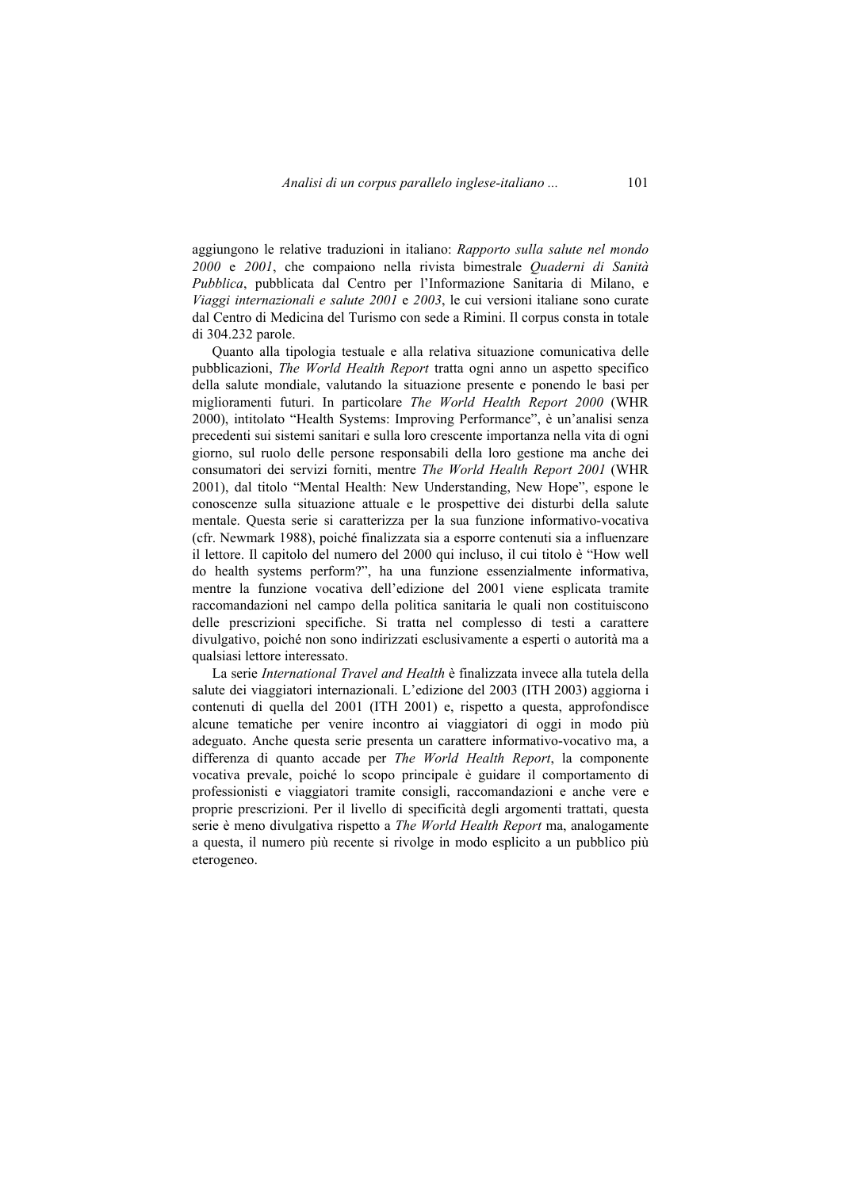aggiungono le relative traduzioni in italiano: *Rapporto sulla salute nel mondo 2000* e *2001*, che compaiono nella rivista bimestrale *Quaderni di Sanità Pubblica*, pubblicata dal Centro per l'Informazione Sanitaria di Milano, e *Viaggi internazionali e salute 2001* e *2003*, le cui versioni italiane sono curate dal Centro di Medicina del Turismo con sede a Rimini. Il corpus consta in totale di 304.232 parole.

Quanto alla tipologia testuale e alla relativa situazione comunicativa delle pubblicazioni, *The World Health Report* tratta ogni anno un aspetto specifico della salute mondiale, valutando la situazione presente e ponendo le basi per miglioramenti futuri. In particolare *The World Health Report 2000* (WHR 2000), intitolato "Health Systems: Improving Performance", è un'analisi senza precedenti sui sistemi sanitari e sulla loro crescente importanza nella vita di ogni giorno, sul ruolo delle persone responsabili della loro gestione ma anche dei consumatori dei servizi forniti, mentre *The World Health Report 2001* (WHR 2001), dal titolo "Mental Health: New Understanding, New Hope", espone le conoscenze sulla situazione attuale e le prospettive dei disturbi della salute mentale. Questa serie si caratterizza per la sua funzione informativo-vocativa (cfr. Newmark 1988), poiché finalizzata sia a esporre contenuti sia a influenzare il lettore. Il capitolo del numero del 2000 qui incluso, il cui titolo è "How well do health systems perform?", ha una funzione essenzialmente informativa, mentre la funzione vocativa dell'edizione del 2001 viene esplicata tramite raccomandazioni nel campo della politica sanitaria le quali non costituiscono delle prescrizioni specifiche. Si tratta nel complesso di testi a carattere divulgativo, poiché non sono indirizzati esclusivamente a esperti o autorità ma a qualsiasi lettore interessato.

La serie *International Travel and Health* è finalizzata invece alla tutela della salute dei viaggiatori internazionali. L'edizione del 2003 (ITH 2003) aggiorna i contenuti di quella del 2001 (ITH 2001) e, rispetto a questa, approfondisce alcune tematiche per venire incontro ai viaggiatori di oggi in modo più adeguato. Anche questa serie presenta un carattere informativo-vocativo ma, a differenza di quanto accade per *The World Health Report*, la componente vocativa prevale, poiché lo scopo principale è guidare il comportamento di professionisti e viaggiatori tramite consigli, raccomandazioni e anche vere e proprie prescrizioni. Per il livello di specificità degli argomenti trattati, questa serie è meno divulgativa rispetto a *The World Health Report* ma, analogamente a questa, il numero più recente si rivolge in modo esplicito a un pubblico più eterogeneo.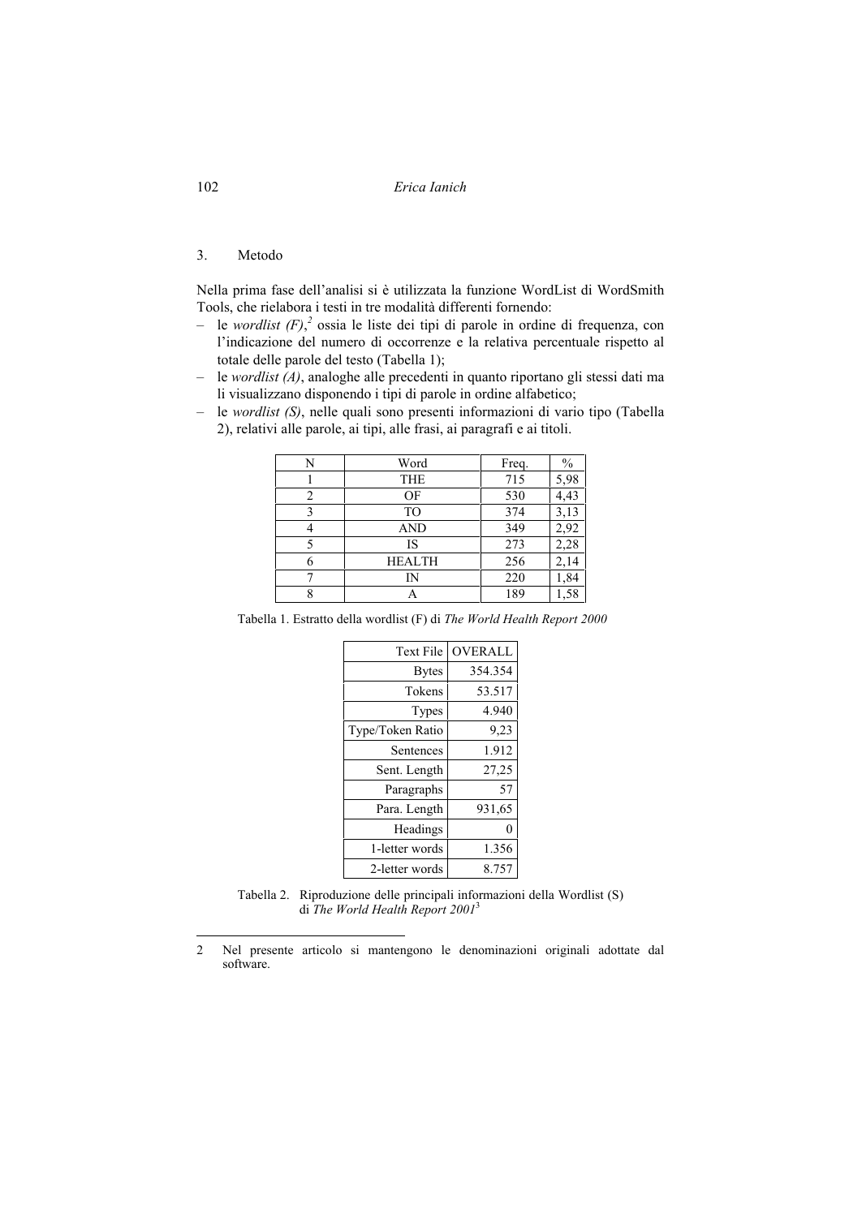## 3. Metodo

Nella prima fase dell'analisi si è utilizzata la funzione WordList di WordSmith Tools, che rielabora i testi in tre modalità differenti fornendo:

- le *wordlist (F)*,[2] ossia le liste dei tipi di parole in ordine di frequenza, con l'indicazione del numero di occorrenze e la relativa percentuale rispetto al totale delle parole del testo (Tabella 1);
- le *wordlist (A)*, analoghe alle precedenti in quanto riportano gli stessi dati ma li visualizzano disponendo i tipi di parole in ordine alfabetico;
- le *wordlist (S)*, nelle quali sono presenti informazioni di vario tipo (Tabella 2), relativi alle parole, ai tipi, alle frasi, ai paragrafi e ai titoli.

| N | Word | Freq. | % |
|---|---|---|---|
| 1 | THE | 715 | 5,98 |
| 2 | OF | 530 | 4,43 |
| 3 | TO | 374 | 3,13 |
| 4 | AND | 349 | 2,92 |
| 5 | IS | 273 | 2,28 |
| 6 | HEALTH | 256 | 2,14 |
| 7 | IN | 220 | 1,84 |
| 8 | A | 189 | 1,58 |

Tabella 1. Estratto della wordlist (F) di *The World Health Report 2000*

| Text File | OVERALL |
|---|---|
| Bytes | 354.354 |
| Tokens | 53.517 |
| Types | 4.940 |
| Type/Token Ratio | 9,23 |
| Sentences | 1.912 |
| Sent. Length | 27,25 |
| Paragraphs | 57 |
| Para. Length | 931,65 |
| Headings | 0 |
| 1-letter words | 1.356 |
| 2-letter words | 8.757 |

Tabella 2. Riproduzione delle principali informazioni della Wordlist (S) di *The World Health Report 2001*[3]

---

2 Nel presente articolo si mantengono le denominazioni originali adottate dal software.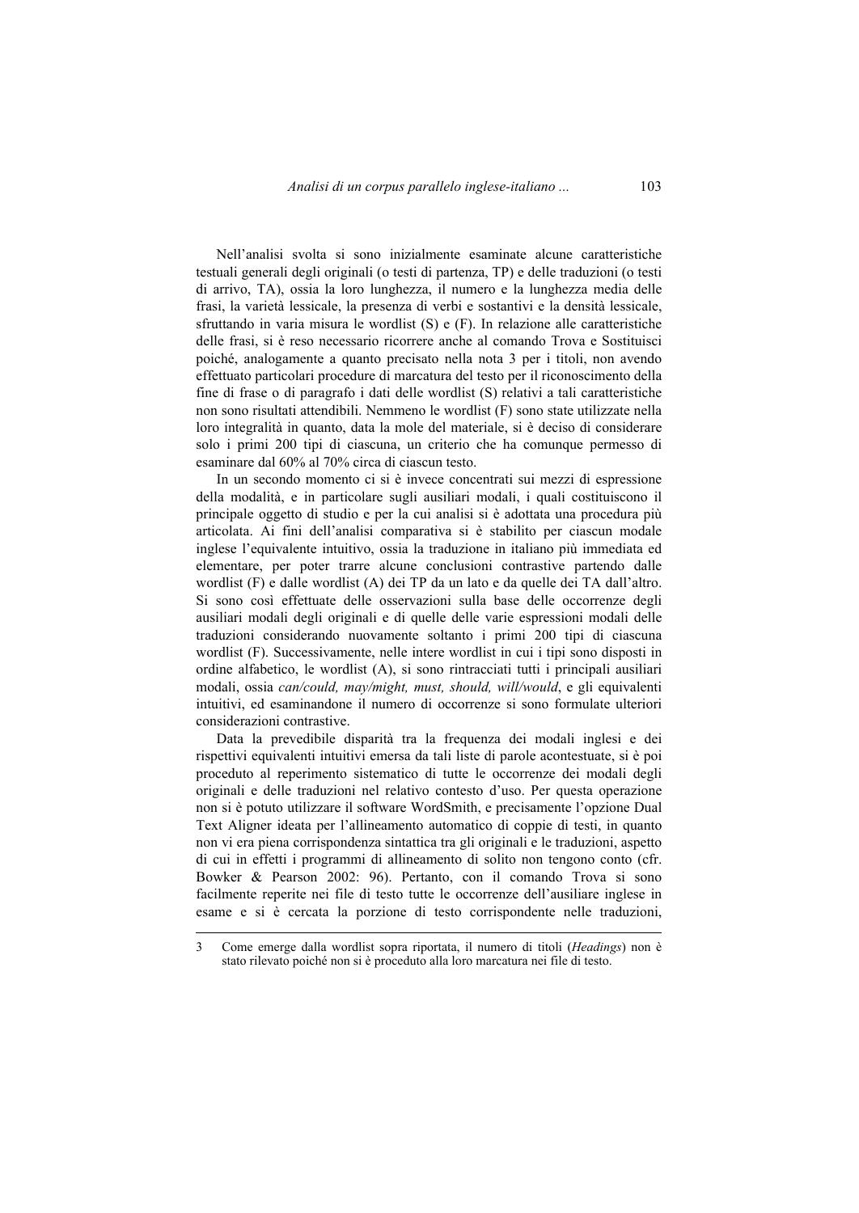Nell'analisi svolta si sono inizialmente esaminate alcune caratteristiche testuali generali degli originali (o testi di partenza, TP) e delle traduzioni (o testi di arrivo, TA), ossia la loro lunghezza, il numero e la lunghezza media delle frasi, la varietà lessicale, la presenza di verbi e sostantivi e la densità lessicale, sfruttando in varia misura le wordlist (S) e (F). In relazione alle caratteristiche delle frasi, si è reso necessario ricorrere anche al comando Trova e Sostituisci poiché, analogamente a quanto precisato nella nota 3 per i titoli, non avendo effettuato particolari procedure di marcatura del testo per il riconoscimento della fine di frase o di paragrafo i dati delle wordlist (S) relativi a tali caratteristiche non sono risultati attendibili. Nemmeno le wordlist (F) sono state utilizzate nella loro integralità in quanto, data la mole del materiale, si è deciso di considerare solo i primi 200 tipi di ciascuna, un criterio che ha comunque permesso di esaminare dal 60% al 70% circa di ciascun testo.

In un secondo momento ci si è invece concentrati sui mezzi di espressione della modalità, e in particolare sugli ausiliari modali, i quali costituiscono il principale oggetto di studio e per la cui analisi si è adottata una procedura più articolata. Ai fini dell'analisi comparativa si è stabilito per ciascun modale inglese l'equivalente intuitivo, ossia la traduzione in italiano più immediata ed elementare, per poter trarre alcune conclusioni contrastive partendo dalle wordlist (F) e dalle wordlist (A) dei TP da un lato e da quelle dei TA dall'altro. Si sono così effettuate delle osservazioni sulla base delle occorrenze degli ausiliari modali degli originali e di quelle delle varie espressioni modali delle traduzioni considerando nuovamente soltanto i primi 200 tipi di ciascuna wordlist (F). Successivamente, nelle intere wordlist in cui i tipi sono disposti in ordine alfabetico, le wordlist (A), si sono rintracciati tutti i principali ausiliari modali, ossia *can/could, may/might, must, should, will/would*, e gli equivalenti intuitivi, ed esaminandone il numero di occorrenze si sono formulate ulteriori considerazioni contrastive.

Data la prevedibile disparità tra la frequenza dei modali inglesi e dei rispettivi equivalenti intuitivi emersa da tali liste di parole acontestuate, si è poi proceduto al reperimento sistematico di tutte le occorrenze dei modali degli originali e delle traduzioni nel relativo contesto d'uso. Per questa operazione non si è potuto utilizzare il software WordSmith, e precisamente l'opzione Dual Text Aligner ideata per l'allineamento automatico di coppie di testi, in quanto non vi era piena corrispondenza sintattica tra gli originali e le traduzioni, aspetto di cui in effetti i programmi di allineamento di solito non tengono conto (cfr. Bowker & Pearson 2002: 96). Pertanto, con il comando Trova si sono facilmente reperite nei file di testo tutte le occorrenze dell'ausiliare inglese in esame e si è cercata la porzione di testo corrispondente nelle traduzioni,

---

3 Come emerge dalla wordlist sopra riportata, il numero di titoli (*Headings*) non è stato rilevato poiché non si è proceduto alla loro marcatura nei file di testo.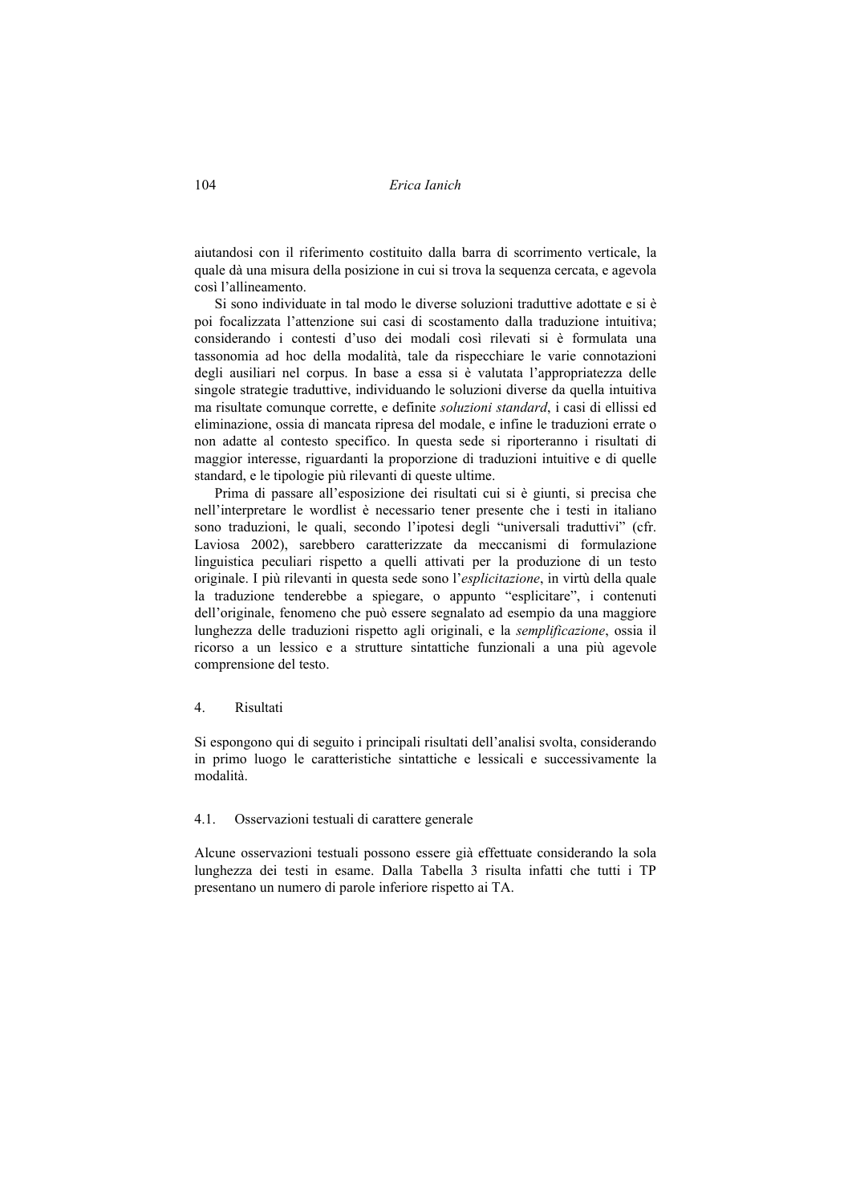aiutandosi con il riferimento costituito dalla barra di scorrimento verticale, la quale dà una misura della posizione in cui si trova la sequenza cercata, e agevola così l'allineamento.

Si sono individuate in tal modo le diverse soluzioni traduttive adottate e si è poi focalizzata l'attenzione sui casi di scostamento dalla traduzione intuitiva; considerando i contesti d'uso dei modali così rilevati si è formulata una tassonomia ad hoc della modalità, tale da rispecchiare le varie connotazioni degli ausiliari nel corpus. In base a essa si è valutata l'appropriatezza delle singole strategie traduttive, individuando le soluzioni diverse da quella intuitiva ma risultate comunque corrette, e definite *soluzioni standard*, i casi di ellissi ed eliminazione, ossia di mancata ripresa del modale, e infine le traduzioni errate o non adatte al contesto specifico. In questa sede si riporteranno i risultati di maggior interesse, riguardanti la proporzione di traduzioni intuitive e di quelle standard, e le tipologie più rilevanti di queste ultime.

Prima di passare all'esposizione dei risultati cui si è giunti, si precisa che nell'interpretare le wordlist è necessario tener presente che i testi in italiano sono traduzioni, le quali, secondo l'ipotesi degli "universali traduttivi" (cfr. Laviosa 2002), sarebbero caratterizzate da meccanismi di formulazione linguistica peculiari rispetto a quelli attivati per la produzione di un testo originale. I più rilevanti in questa sede sono l'*esplicitazione*, in virtù della quale la traduzione tenderebbe a spiegare, o appunto "esplicitare", i contenuti dell'originale, fenomeno che può essere segnalato ad esempio da una maggiore lunghezza delle traduzioni rispetto agli originali, e la *semplificazione*, ossia il ricorso a un lessico e a strutture sintattiche funzionali a una più agevole comprensione del testo.

## 4. Risultati

Si espongono qui di seguito i principali risultati dell'analisi svolta, considerando in primo luogo le caratteristiche sintattiche e lessicali e successivamente la modalità.

### 4.1. Osservazioni testuali di carattere generale

Alcune osservazioni testuali possono essere già effettuate considerando la sola lunghezza dei testi in esame. Dalla Tabella 3 risulta infatti che tutti i TP presentano un numero di parole inferiore rispetto ai TA.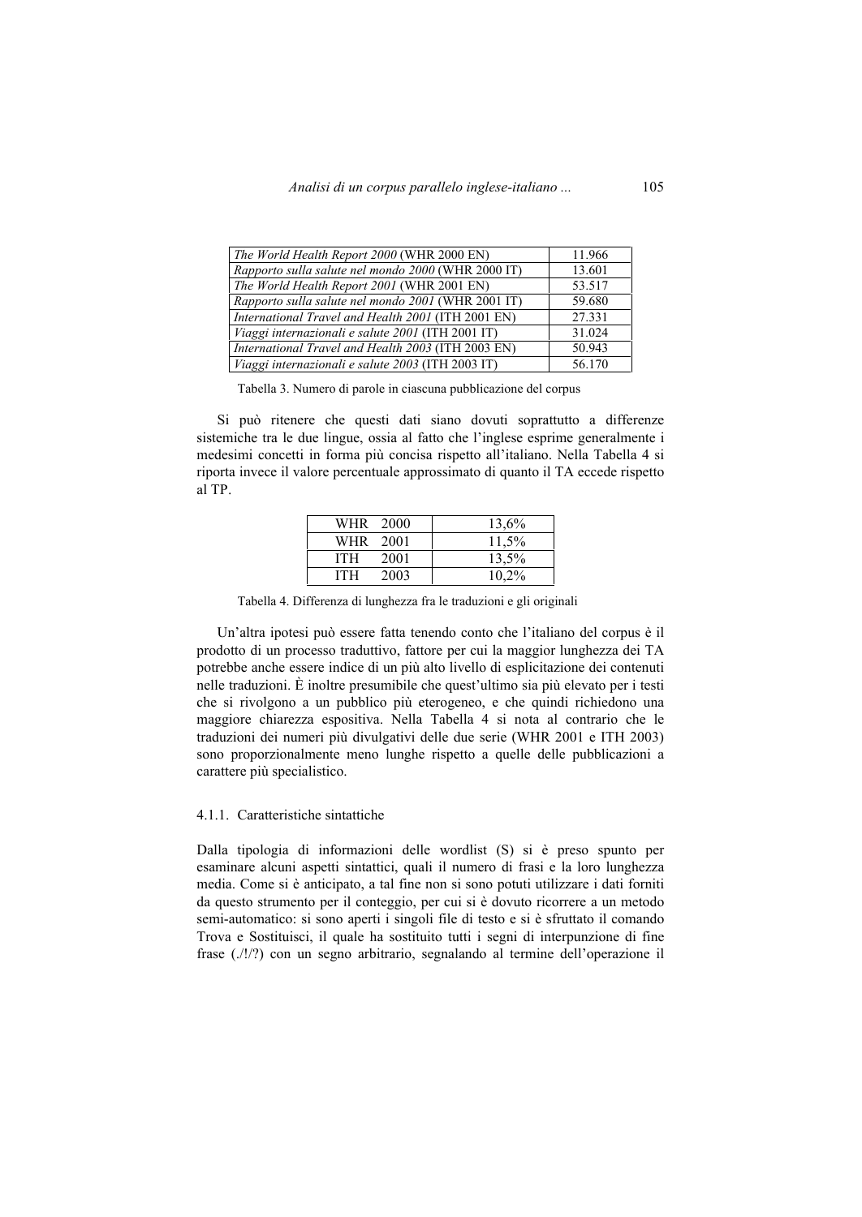| | |
|---|---|
| *The World Health Report 2000* (WHR 2000 EN) | 11.966 |
| *Rapporto sulla salute nel mondo 2000* (WHR 2000 IT) | 13.601 |
| *The World Health Report 2001* (WHR 2001 EN) | 53.517 |
| *Rapporto sulla salute nel mondo 2001* (WHR 2001 IT) | 59.680 |
| *International Travel and Health 2001* (ITH 2001 EN) | 27.331 |
| *Viaggi internazionali e salute 2001* (ITH 2001 IT) | 31.024 |
| *International Travel and Health 2003* (ITH 2003 EN) | 50.943 |
| *Viaggi internazionali e salute 2003* (ITH 2003 IT) | 56.170 |

Tabella 3. Numero di parole in ciascuna pubblicazione del corpus

Si può ritenere che questi dati siano dovuti soprattutto a differenze sistemiche tra le due lingue, ossia al fatto che l'inglese esprime generalmente i medesimi concetti in forma più concisa rispetto all'italiano. Nella Tabella 4 si riporta invece il valore percentuale approssimato di quanto il TA eccede rispetto al TP.

| | |
|---|---|
| WHR 2000 | 13,6% |
| WHR 2001 | 11,5% |
| ITH 2001 | 13,5% |
| ITH 2003 | 10,2% |

Tabella 4. Differenza di lunghezza fra le traduzioni e gli originali

Un'altra ipotesi può essere fatta tenendo conto che l'italiano del corpus è il prodotto di un processo traduttivo, fattore per cui la maggior lunghezza dei TA potrebbe anche essere indice di un più alto livello di esplicitazione dei contenuti nelle traduzioni. È inoltre presumibile che quest'ultimo sia più elevato per i testi che si rivolgono a un pubblico più eterogeneo, e che quindi richiedono una maggiore chiarezza espositiva. Nella Tabella 4 si nota al contrario che le traduzioni dei numeri più divulgativi delle due serie (WHR 2001 e ITH 2003) sono proporzionalmente meno lunghe rispetto a quelle delle pubblicazioni a carattere più specialistico.

#### 4.1.1. Caratteristiche sintattiche

Dalla tipologia di informazioni delle wordlist (S) si è preso spunto per esaminare alcuni aspetti sintattici, quali il numero di frasi e la loro lunghezza media. Come si è anticipato, a tal fine non si sono potuti utilizzare i dati forniti da questo strumento per il conteggio, per cui si è dovuto ricorrere a un metodo semi-automatico: si sono aperti i singoli file di testo e si è sfruttato il comando Trova e Sostituisci, il quale ha sostituito tutti i segni di interpunzione di fine frase (./!/?) con un segno arbitrario, segnalando al termine dell'operazione il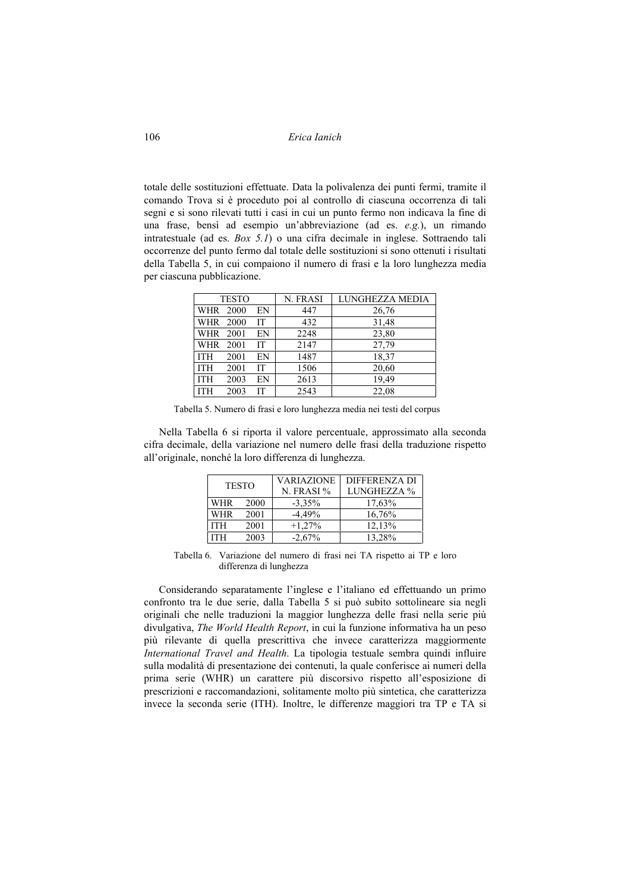totale delle sostituzioni effettuate. Data la polivalenza dei punti fermi, tramite il comando Trova si è proceduto poi al controllo di ciascuna occorrenza di tali segni e si sono rilevati tutti i casi in cui un punto fermo non indicava la fine di una frase, bensì ad esempio un'abbreviazione (ad es. *e.g.*), un rimando intratestuale (ad es. *Box 5.1*) o una cifra decimale in inglese. Sottraendo tali occorrenze del punto fermo dal totale delle sostituzioni si sono ottenuti i risultati della Tabella 5, in cui compaiono il numero di frasi e la loro lunghezza media per ciascuna pubblicazione.

| TESTO | | | N. FRASI | LUNGHEZZA MEDIA |
|---|---|---|---|---|
| WHR | 2000 | EN | 447 | 26,76 |
| WHR | 2000 | IT | 432 | 31,48 |
| WHR | 2001 | EN | 2248 | 23,80 |
| WHR | 2001 | IT | 2147 | 27,79 |
| ITH | 2001 | EN | 1487 | 18,37 |
| ITH | 2001 | IT | 1506 | 20,60 |
| ITH | 2003 | EN | 2613 | 19,49 |
| ITH | 2003 | IT | 2543 | 22,08 |

Tabella 5. Numero di frasi e loro lunghezza media nei testi del corpus

Nella Tabella 6 si riporta il valore percentuale, approssimato alla seconda cifra decimale, della variazione nel numero delle frasi della traduzione rispetto all'originale, nonché la loro differenza di lunghezza.

| TESTO | | VARIAZIONE N. FRASI % | DIFFERENZA DI LUNGHEZZA % |
|---|---|---|---|
| WHR | 2000 | -3,35% | 17,63% |
| WHR | 2001 | -4,49% | 16,76% |
| ITH | 2001 | +1,27% | 12,13% |
| ITH | 2003 | -2,67% | 13,28% |

Tabella 6. Variazione del numero di frasi nei TA rispetto ai TP e loro differenza di lunghezza

Considerando separatamente l'inglese e l'italiano ed effettuando un primo confronto tra le due serie, dalla Tabella 5 si può subito sottolineare sia negli originali che nelle traduzioni la maggior lunghezza delle frasi nella serie più divulgativa, *The World Health Report*, in cui la funzione informativa ha un peso più rilevante di quella prescrittiva che invece caratterizza maggiormente *International Travel and Health*. La tipologia testuale sembra quindi influire sulla modalità di presentazione dei contenuti, la quale conferisce ai numeri della prima serie (WHR) un carattere più discorsivo rispetto all'esposizione di prescrizioni e raccomandazioni, solitamente molto più sintetica, che caratterizza invece la seconda serie (ITH). Inoltre, le differenze maggiori tra TP e TA si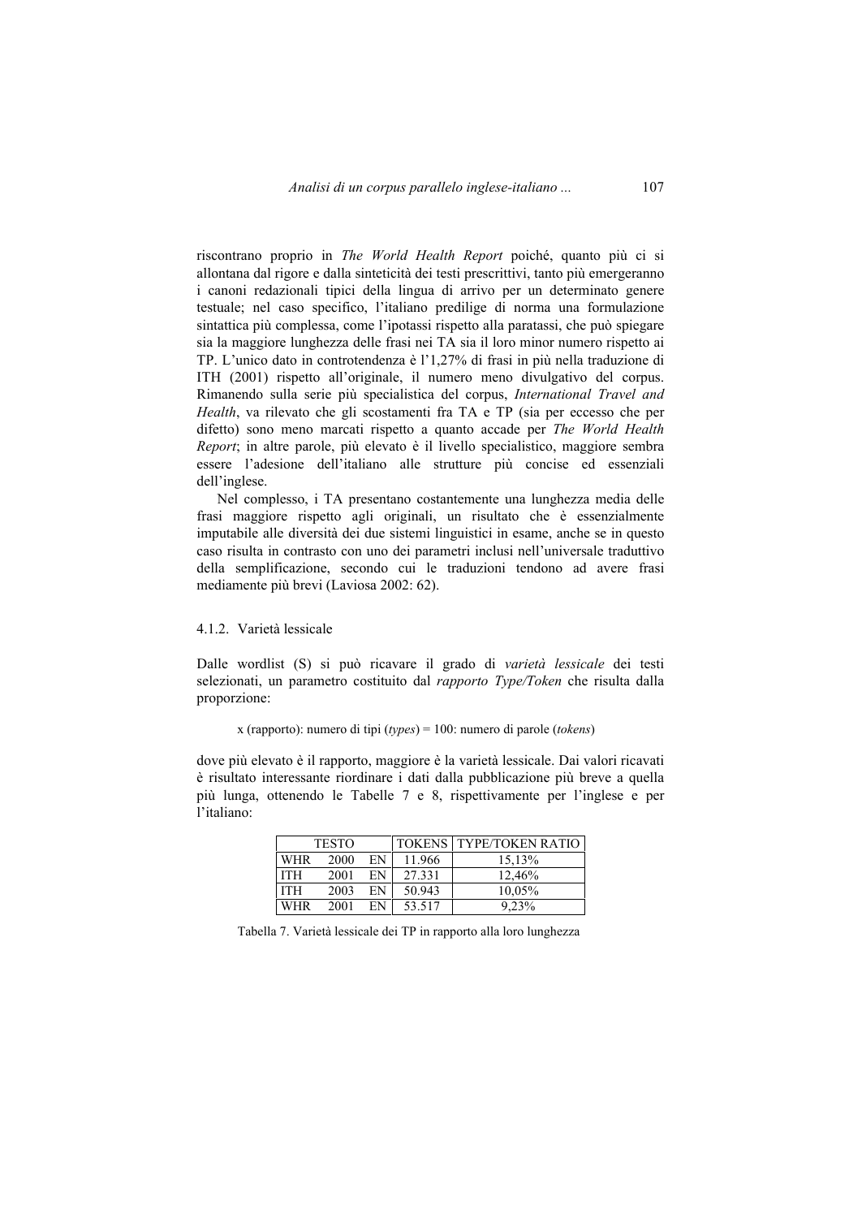riscontrano proprio in *The World Health Report* poiché, quanto più ci si allontana dal rigore e dalla sinteticità dei testi prescrittivi, tanto più emergeranno i canoni redazionali tipici della lingua di arrivo per un determinato genere testuale; nel caso specifico, l'italiano predilige di norma una formulazione sintattica più complessa, come l'ipotassi rispetto alla paratassi, che può spiegare sia la maggiore lunghezza delle frasi nei TA sia il loro minor numero rispetto ai TP. L'unico dato in controtendenza è l'1,27% di frasi in più nella traduzione di ITH (2001) rispetto all'originale, il numero meno divulgativo del corpus. Rimanendo sulla serie più specialistica del corpus, *International Travel and Health*, va rilevato che gli scostamenti fra TA e TP (sia per eccesso che per difetto) sono meno marcati rispetto a quanto accade per *The World Health Report*; in altre parole, più elevato è il livello specialistico, maggiore sembra essere l'adesione dell'italiano alle strutture più concise ed essenziali dell'inglese.

Nel complesso, i TA presentano costantemente una lunghezza media delle frasi maggiore rispetto agli originali, un risultato che è essenzialmente imputabile alle diversità dei due sistemi linguistici in esame, anche se in questo caso risulta in contrasto con uno dei parametri inclusi nell'universale traduttivo della semplificazione, secondo cui le traduzioni tendono ad avere frasi mediamente più brevi (Laviosa 2002: 62).

#### 4.1.2. Varietà lessicale

Dalle wordlist (S) si può ricavare il grado di *varietà lessicale* dei testi selezionati, un parametro costituito dal *rapporto Type/Token* che risulta dalla proporzione:

x (rapporto): numero di tipi (*types*) = 100: numero di parole (*tokens*)

dove più elevato è il rapporto, maggiore è la varietà lessicale. Dai valori ricavati è risultato interessante riordinare i dati dalla pubblicazione più breve a quella più lunga, ottenendo le Tabelle 7 e 8, rispettivamente per l'inglese e per l'italiano:

| TESTO | | | TOKENS | TYPE/TOKEN RATIO |
|---|---|---|---|---|
| WHR | 2000 | EN | 11.966 | 15,13% |
| ITH | 2001 | EN | 27.331 | 12,46% |
| ITH | 2003 | EN | 50.943 | 10,05% |
| WHR | 2001 | EN | 53.517 | 9,23% |

Tabella 7. Varietà lessicale dei TP in rapporto alla loro lunghezza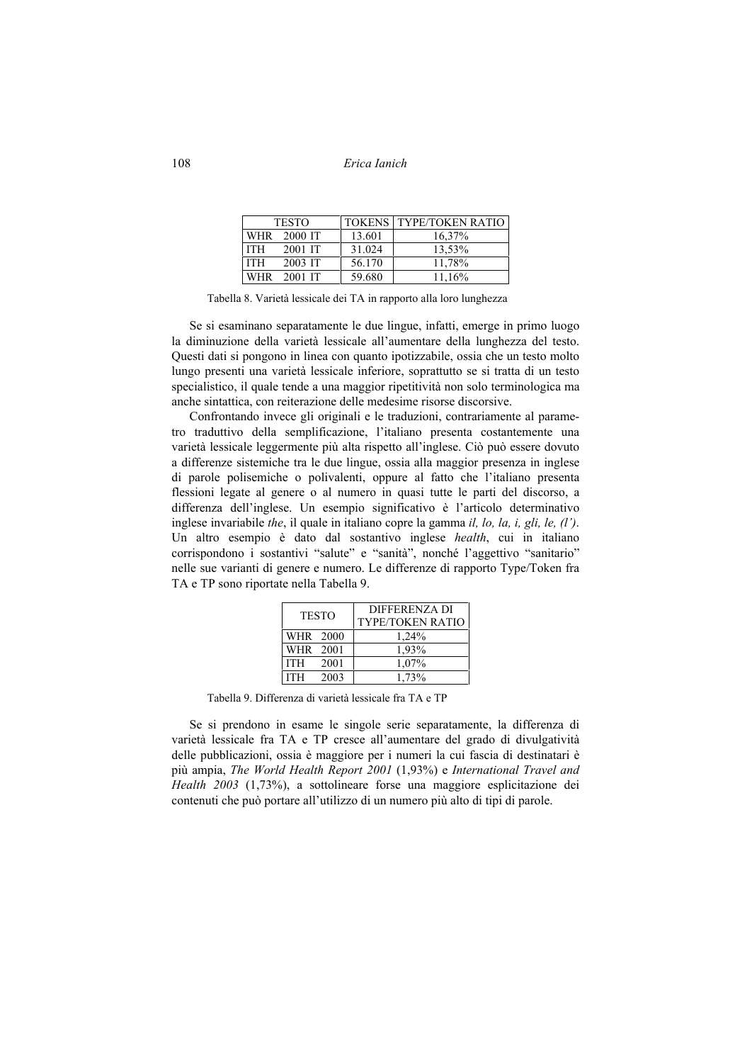| TESTO | TOKENS | TYPE/TOKEN RATIO |
|---|---|---|
| WHR 2000 IT | 13.601 | 16,37% |
| ITH 2001 IT | 31.024 | 13,53% |
| ITH 2003 IT | 56.170 | 11,78% |
| WHR 2001 IT | 59.680 | 11,16% |

Tabella 8. Varietà lessicale dei TA in rapporto alla loro lunghezza

Se si esaminano separatamente le due lingue, infatti, emerge in primo luogo la diminuzione della varietà lessicale all'aumentare della lunghezza del testo. Questi dati si pongono in linea con quanto ipotizzabile, ossia che un testo molto lungo presenti una varietà lessicale inferiore, soprattutto se si tratta di un testo specialistico, il quale tende a una maggior ripetitività non solo terminologica ma anche sintattica, con reiterazione delle medesime risorse discorsive.

Confrontando invece gli originali e le traduzioni, contrariamente al parametro traduttivo della semplificazione, l'italiano presenta costantemente una varietà lessicale leggermente più alta rispetto all'inglese. Ciò può essere dovuto a differenze sistemiche tra le due lingue, ossia alla maggior presenza in inglese di parole polisemiche o polivalenti, oppure al fatto che l'italiano presenta flessioni legate al genere o al numero in quasi tutte le parti del discorso, a differenza dell'inglese. Un esempio significativo è l'articolo determinativo inglese invariabile *the*, il quale in italiano copre la gamma *il, lo, la, i, gli, le, (l')*. Un altro esempio è dato dal sostantivo inglese *health*, cui in italiano corrispondono i sostantivi "salute" e "sanità", nonché l'aggettivo "sanitario" nelle sue varianti di genere e numero. Le differenze di rapporto Type/Token fra TA e TP sono riportate nella Tabella 9.

| TESTO | DIFFERENZA DI TYPE/TOKEN RATIO |
|---|---|
| WHR 2000 | 1,24% |
| WHR 2001 | 1,93% |
| ITH 2001 | 1,07% |
| ITH 2003 | 1,73% |

Tabella 9. Differenza di varietà lessicale fra TA e TP

Se si prendono in esame le singole serie separatamente, la differenza di varietà lessicale fra TA e TP cresce all'aumentare del grado di divulgatività delle pubblicazioni, ossia è maggiore per i numeri la cui fascia di destinatari è più ampia, *The World Health Report 2001* (1,93%) e *International Travel and Health 2003* (1,73%), a sottolineare forse una maggiore esplicitazione dei contenuti che può portare all'utilizzo di un numero più alto di tipi di parole.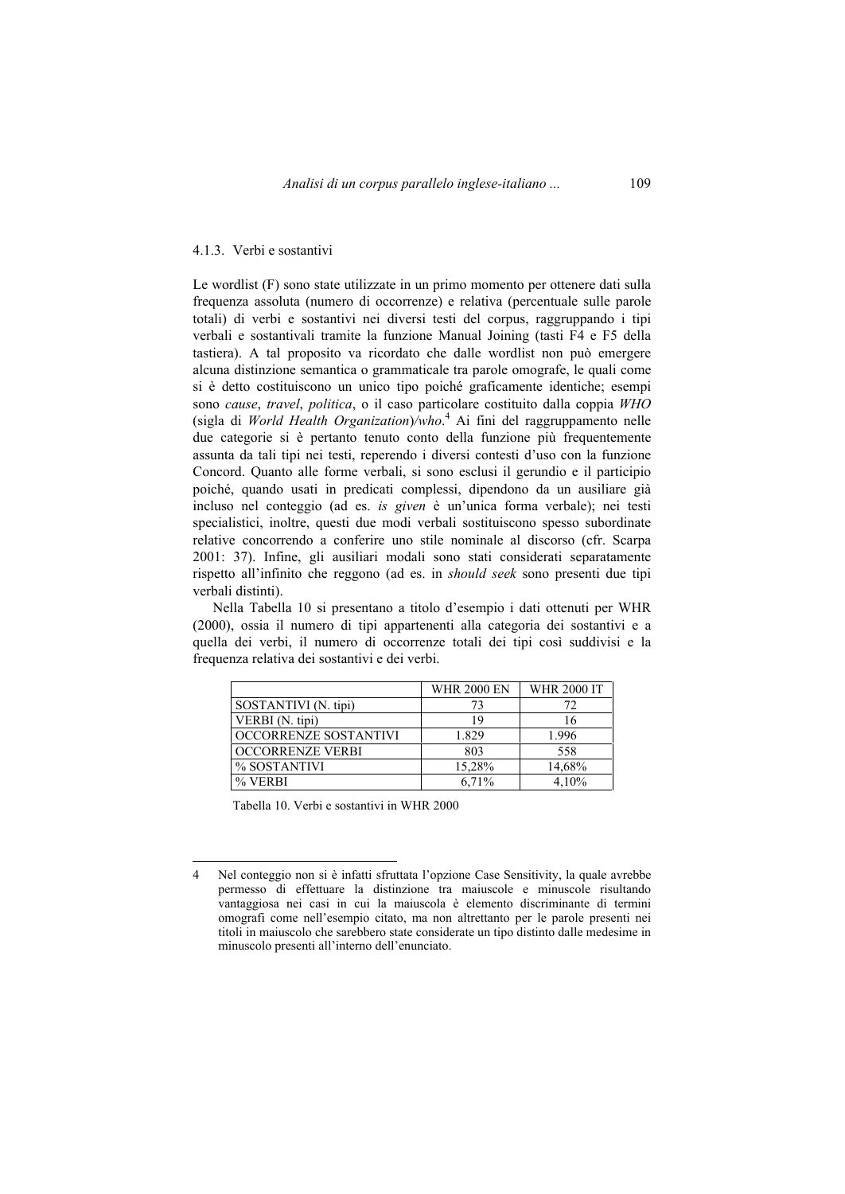#### 4.1.3. Verbi e sostantivi

Le wordlist (F) sono state utilizzate in un primo momento per ottenere dati sulla frequenza assoluta (numero di occorrenze) e relativa (percentuale sulle parole totali) di verbi e sostantivi nei diversi testi del corpus, raggruppando i tipi verbali e sostantivali tramite la funzione Manual Joining (tasti F4 e F5 della tastiera). A tal proposito va ricordato che dalle wordlist non può emergere alcuna distinzione semantica o grammaticale tra parole omografe, le quali come si è detto costituiscono un unico tipo poiché graficamente identiche; esempi sono *cause*, *travel*, *politica*, o il caso particolare costituito dalla coppia *WHO* (sigla di *World Health Organization*)/*who*.[4] Ai fini del raggruppamento nelle due categorie si è pertanto tenuto conto della funzione più frequentemente assunta da tali tipi nei testi, reperendo i diversi contesti d'uso con la funzione Concord. Quanto alle forme verbali, si sono esclusi il gerundio e il participio poiché, quando usati in predicati complessi, dipendono da un ausiliare già incluso nel conteggio (ad es. *is given* è un'unica forma verbale); nei testi specialistici, inoltre, questi due modi verbali sostituiscono spesso subordinate relative concorrendo a conferire uno stile nominale al discorso (cfr. Scarpa 2001: 37). Infine, gli ausiliari modali sono stati considerati separatamente rispetto all'infinito che reggono (ad es. in *should seek* sono presenti due tipi verbali distinti).

Nella Tabella 10 si presentano a titolo d'esempio i dati ottenuti per WHR (2000), ossia il numero di tipi appartenenti alla categoria dei sostantivi e a quella dei verbi, il numero di occorrenze totali dei tipi così suddivisi e la frequenza relativa dei sostantivi e dei verbi.

| | WHR 2000 EN | WHR 2000 IT |
|---|---|---|
| SOSTANTIVI (N. tipi) | 73 | 72 |
| VERBI (N. tipi) | 19 | 16 |
| OCCORRENZE SOSTANTIVI | 1.829 | 1.996 |
| OCCORRENZE VERBI | 803 | 558 |
| % SOSTANTIVI | 15,28% | 14,68% |
| % VERBI | 6,71% | 4,10% |

Tabella 10. Verbi e sostantivi in WHR 2000

---

4 Nel conteggio non si è infatti sfruttata l'opzione Case Sensitivity, la quale avrebbe permesso di effettuare la distinzione tra maiuscole e minuscole risultando vantaggiosa nei casi in cui la maiuscola è elemento discriminante di termini omografi come nell'esempio citato, ma non altrettanto per le parole presenti nei titoli in maiuscolo che sarebbero state considerate un tipo distinto dalle medesime in minuscolo presenti all'interno dell'enunciato.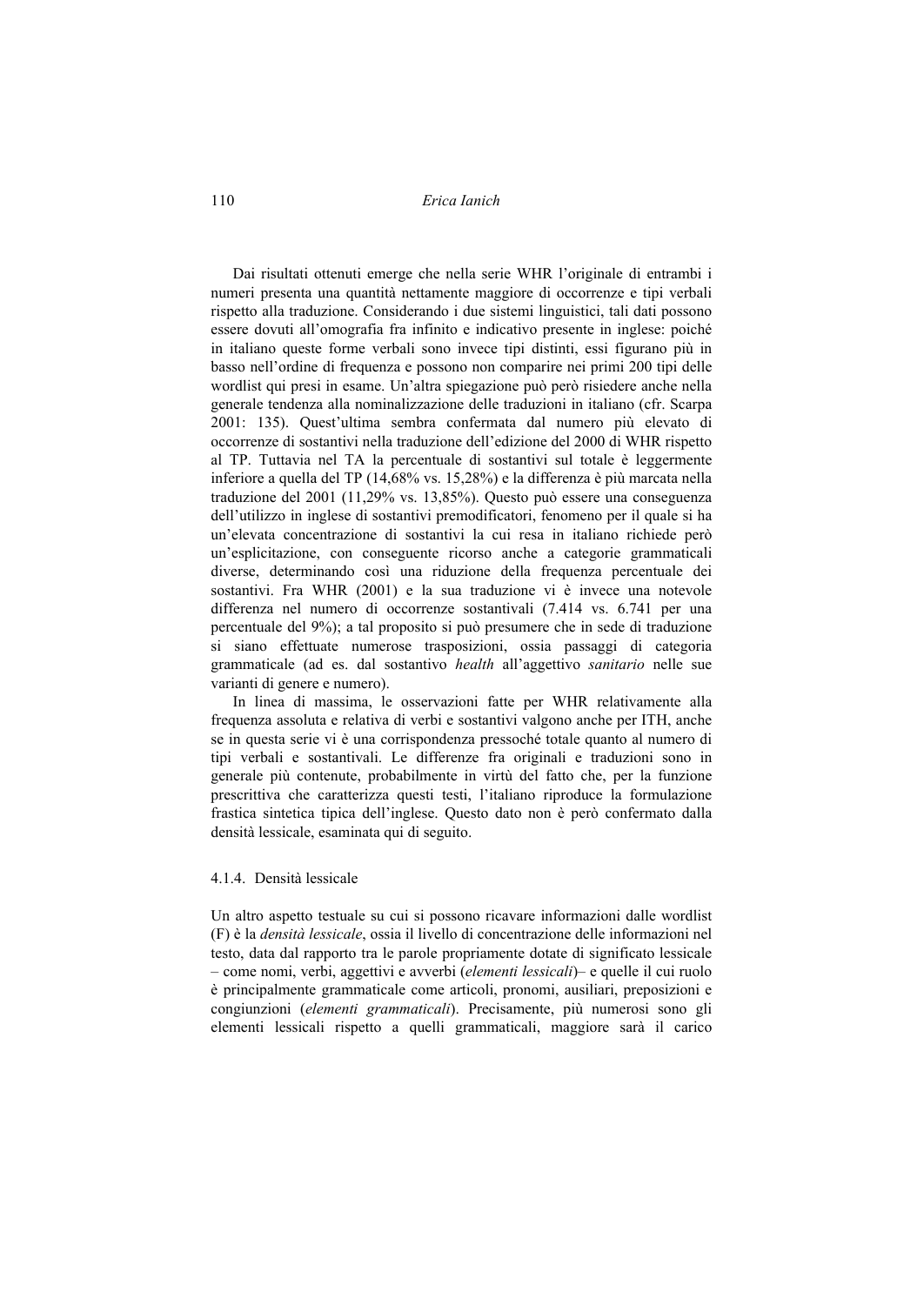Dai risultati ottenuti emerge che nella serie WHR l'originale di entrambi i numeri presenta una quantità nettamente maggiore di occorrenze e tipi verbali rispetto alla traduzione. Considerando i due sistemi linguistici, tali dati possono essere dovuti all'omografia fra infinito e indicativo presente in inglese: poiché in italiano queste forme verbali sono invece tipi distinti, essi figurano più in basso nell'ordine di frequenza e possono non comparire nei primi 200 tipi delle wordlist qui presi in esame. Un'altra spiegazione può però risiedere anche nella generale tendenza alla nominalizzazione delle traduzioni in italiano (cfr. Scarpa 2001: 135). Quest'ultima sembra confermata dal numero più elevato di occorrenze di sostantivi nella traduzione dell'edizione del 2000 di WHR rispetto al TP. Tuttavia nel TA la percentuale di sostantivi sul totale è leggermente inferiore a quella del TP (14,68% vs. 15,28%) e la differenza è più marcata nella traduzione del 2001 (11,29% vs. 13,85%). Questo può essere una conseguenza dell'utilizzo in inglese di sostantivi premodificatori, fenomeno per il quale si ha un'elevata concentrazione di sostantivi la cui resa in italiano richiede però un'esplicitazione, con conseguente ricorso anche a categorie grammaticali diverse, determinando così una riduzione della frequenza percentuale dei sostantivi. Fra WHR (2001) e la sua traduzione vi è invece una notevole differenza nel numero di occorrenze sostantivali (7.414 vs. 6.741 per una percentuale del 9%); a tal proposito si può presumere che in sede di traduzione si siano effettuate numerose trasposizioni, ossia passaggi di categoria grammaticale (ad es. dal sostantivo *health* all'aggettivo *sanitario* nelle sue varianti di genere e numero).

In linea di massima, le osservazioni fatte per WHR relativamente alla frequenza assoluta e relativa di verbi e sostantivi valgono anche per ITH, anche se in questa serie vi è una corrispondenza pressoché totale quanto al numero di tipi verbali e sostantivali. Le differenze fra originali e traduzioni sono in generale più contenute, probabilmente in virtù del fatto che, per la funzione prescrittiva che caratterizza questi testi, l'italiano riproduce la formulazione frastica sintetica tipica dell'inglese. Questo dato non è però confermato dalla densità lessicale, esaminata qui di seguito.

#### 4.1.4. Densità lessicale

Un altro aspetto testuale su cui si possono ricavare informazioni dalle wordlist (F) è la *densità lessicale*, ossia il livello di concentrazione delle informazioni nel testo, data dal rapporto tra le parole propriamente dotate di significato lessicale – come nomi, verbi, aggettivi e avverbi (*elementi lessicali*)– e quelle il cui ruolo è principalmente grammaticale come articoli, pronomi, ausiliari, preposizioni e congiunzioni (*elementi grammaticali*). Precisamente, più numerosi sono gli elementi lessicali rispetto a quelli grammaticali, maggiore sarà il carico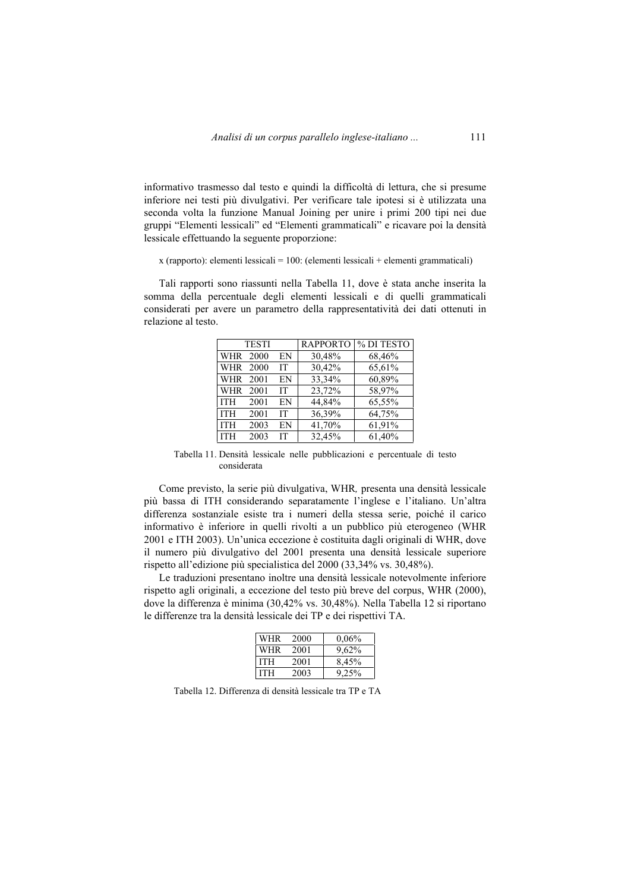informativo trasmesso dal testo e quindi la difficoltà di lettura, che si presume inferiore nei testi più divulgativi. Per verificare tale ipotesi si è utilizzata una seconda volta la funzione Manual Joining per unire i primi 200 tipi nei due gruppi "Elementi lessicali" ed "Elementi grammaticali" e ricavare poi la densità lessicale effettuando la seguente proporzione:

x (rapporto): elementi lessicali = 100: (elementi lessicali + elementi grammaticali)

Tali rapporti sono riassunti nella Tabella 11, dove è stata anche inserita la somma della percentuale degli elementi lessicali e di quelli grammaticali considerati per avere un parametro della rappresentatività dei dati ottenuti in relazione al testo.

| TESTI | | | RAPPORTO | % DI TESTO |
|---|---|---|---|---|
| WHR | 2000 | EN | 30,48% | 68,46% |
| WHR | 2000 | IT | 30,42% | 65,61% |
| WHR | 2001 | EN | 33,34% | 60,89% |
| WHR | 2001 | IT | 23,72% | 58,97% |
| ITH | 2001 | EN | 44,84% | 65,55% |
| ITH | 2001 | IT | 36,39% | 64,75% |
| ITH | 2003 | EN | 41,70% | 61,91% |
| ITH | 2003 | IT | 32,45% | 61,40% |

Tabella 11. Densità lessicale nelle pubblicazioni e percentuale di testo considerata

Come previsto, la serie più divulgativa, WHR, presenta una densità lessicale più bassa di ITH considerando separatamente l'inglese e l'italiano. Un'altra differenza sostanziale esiste tra i numeri della stessa serie, poiché il carico informativo è inferiore in quelli rivolti a un pubblico più eterogeneo (WHR 2001 e ITH 2003). Un'unica eccezione è costituita dagli originali di WHR, dove il numero più divulgativo del 2001 presenta una densità lessicale superiore rispetto all'edizione più specialistica del 2000 (33,34% vs. 30,48%).

Le traduzioni presentano inoltre una densità lessicale notevolmente inferiore rispetto agli originali, a eccezione del testo più breve del corpus, WHR (2000), dove la differenza è minima (30,42% vs. 30,48%). Nella Tabella 12 si riportano le differenze tra la densità lessicale dei TP e dei rispettivi TA.

| | | |
|---|---|---|
| WHR | 2000 | 0,06% |
| WHR | 2001 | 9,62% |
| ITH | 2001 | 8,45% |
| ITH | 2003 | 9,25% |

Tabella 12. Differenza di densità lessicale tra TP e TA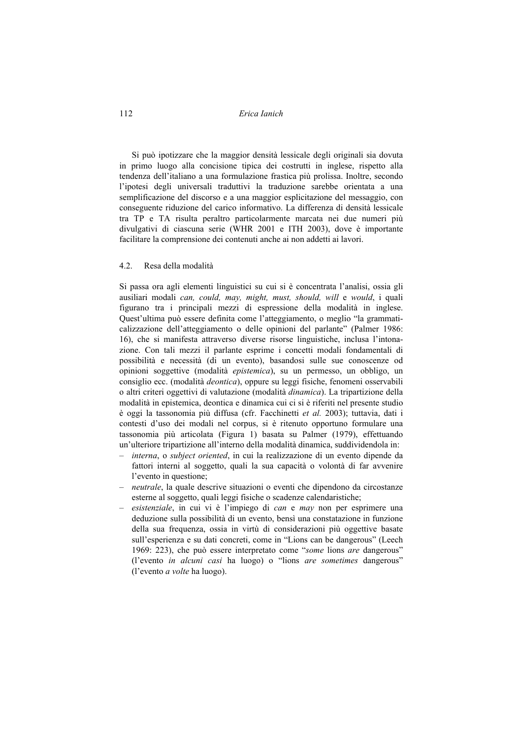Si può ipotizzare che la maggior densità lessicale degli originali sia dovuta in primo luogo alla concisione tipica dei costrutti in inglese, rispetto alla tendenza dell'italiano a una formulazione frastica più prolissa. Inoltre, secondo l'ipotesi degli universali traduttivi la traduzione sarebbe orientata a una semplificazione del discorso e a una maggior esplicitazione del messaggio, con conseguente riduzione del carico informativo. La differenza di densità lessicale tra TP e TA risulta peraltro particolarmente marcata nei due numeri più divulgativi di ciascuna serie (WHR 2001 e ITH 2003), dove è importante facilitare la comprensione dei contenuti anche ai non addetti ai lavori.

## 4.2. Resa della modalità

Si passa ora agli elementi linguistici su cui si è concentrata l'analisi, ossia gli ausiliari modali *can, could, may, might, must, should, will* e *would*, i quali figurano tra i principali mezzi di espressione della modalità in inglese. Quest'ultima può essere definita come l'atteggiamento, o meglio "la grammaticalizzazione dell'atteggiamento o delle opinioni del parlante" (Palmer 1986: 16), che si manifesta attraverso diverse risorse linguistiche, inclusa l'intonazione. Con tali mezzi il parlante esprime i concetti modali fondamentali di possibilità e necessità (di un evento), basandosi sulle sue conoscenze od opinioni soggettive (modalità *epistemica*), su un permesso, un obbligo, un consiglio ecc. (modalità *deontica*), oppure su leggi fisiche, fenomeni osservabili o altri criteri oggettivi di valutazione (modalità *dinamica*). La tripartizione della modalità in epistemica, deontica e dinamica cui ci si è riferiti nel presente studio è oggi la tassonomia più diffusa (cfr. Facchinetti *et al.* 2003); tuttavia, dati i contesti d'uso dei modali nel corpus, si è ritenuto opportuno formulare una tassonomia più articolata (Figura 1) basata su Palmer (1979), effettuando un'ulteriore tripartizione all'interno della modalità dinamica, suddividendola in:

- *interna*, o *subject oriented*, in cui la realizzazione di un evento dipende da fattori interni al soggetto, quali la sua capacità o volontà di far avvenire l'evento in questione;
- *neutrale*, la quale descrive situazioni o eventi che dipendono da circostanze esterne al soggetto, quali leggi fisiche o scadenze calendaristiche;
- *esistenziale*, in cui vi è l'impiego di *can* e *may* non per esprimere una deduzione sulla possibilità di un evento, bensì una constatazione in funzione della sua frequenza, ossia in virtù di considerazioni più oggettive basate sull'esperienza e su dati concreti, come in "Lions can be dangerous" (Leech 1969: 223), che può essere interpretato come "*some* lions *are* dangerous" (l'evento *in alcuni casi* ha luogo) o "lions *are sometimes* dangerous" (l'evento *a volte* ha luogo).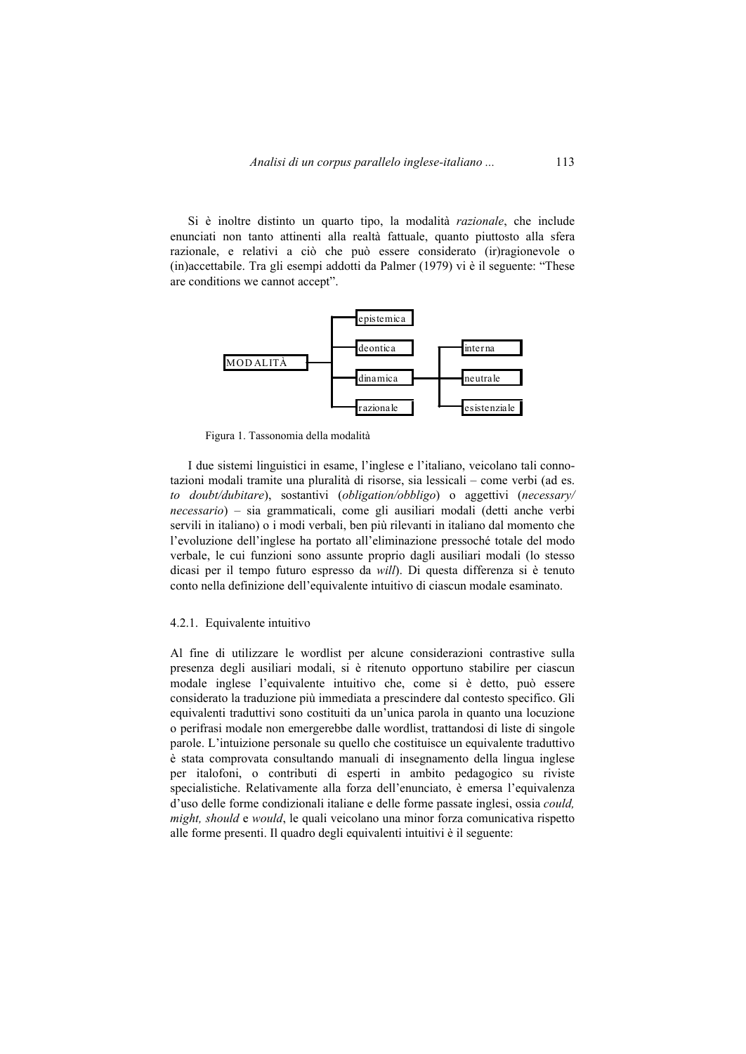Si è inoltre distinto un quarto tipo, la modalità *razionale*, che include enunciati non tanto attinenti alla realtà fattuale, quanto piuttosto alla sfera razionale, e relativi a ciò che può essere considerato (ir)ragionevole o (in)accettabile. Tra gli esempi addotti da Palmer (1979) vi è il seguente: "These are conditions we cannot accept".

```
                 ┌─ epistemica
                 │
                 ├─ deontica          ┌─ interna
MODALITÀ ────────┤                    │
                 ├─ dinamica ─────────┼─ neutrale
                 │                    │
                 └─ razionale         └─ esistenziale
```

Figura 1. Tassonomia della modalità

I due sistemi linguistici in esame, l'inglese e l'italiano, veicolano tali connotazioni modali tramite una pluralità di risorse, sia lessicali – come verbi (ad es. *to doubt/dubitare*), sostantivi (*obligation/obbligo*) o aggettivi (*necessary/ necessario*) – sia grammaticali, come gli ausiliari modali (detti anche verbi servili in italiano) o i modi verbali, ben più rilevanti in italiano dal momento che l'evoluzione dell'inglese ha portato all'eliminazione pressoché totale del modo verbale, le cui funzioni sono assunte proprio dagli ausiliari modali (lo stesso dicasi per il tempo futuro espresso da *will*). Di questa differenza si è tenuto conto nella definizione dell'equivalente intuitivo di ciascun modale esaminato.

### 4.2.1. Equivalente intuitivo

Al fine di utilizzare le wordlist per alcune considerazioni contrastive sulla presenza degli ausiliari modali, si è ritenuto opportuno stabilire per ciascun modale inglese l'equivalente intuitivo che, come si è detto, può essere considerato la traduzione più immediata a prescindere dal contesto specifico. Gli equivalenti traduttivi sono costituiti da un'unica parola in quanto una locuzione o perifrasi modale non emergerebbe dalle wordlist, trattandosi di liste di singole parole. L'intuizione personale su quello che costituisce un equivalente traduttivo è stata comprovata consultando manuali di insegnamento della lingua inglese per italofoni, o contributi di esperti in ambito pedagogico su riviste specialistiche. Relativamente alla forza dell'enunciato, è emersa l'equivalenza d'uso delle forme condizionali italiane e delle forme passate inglesi, ossia *could, might, should* e *would*, le quali veicolano una minor forza comunicativa rispetto alle forme presenti. Il quadro degli equivalenti intuitivi è il seguente: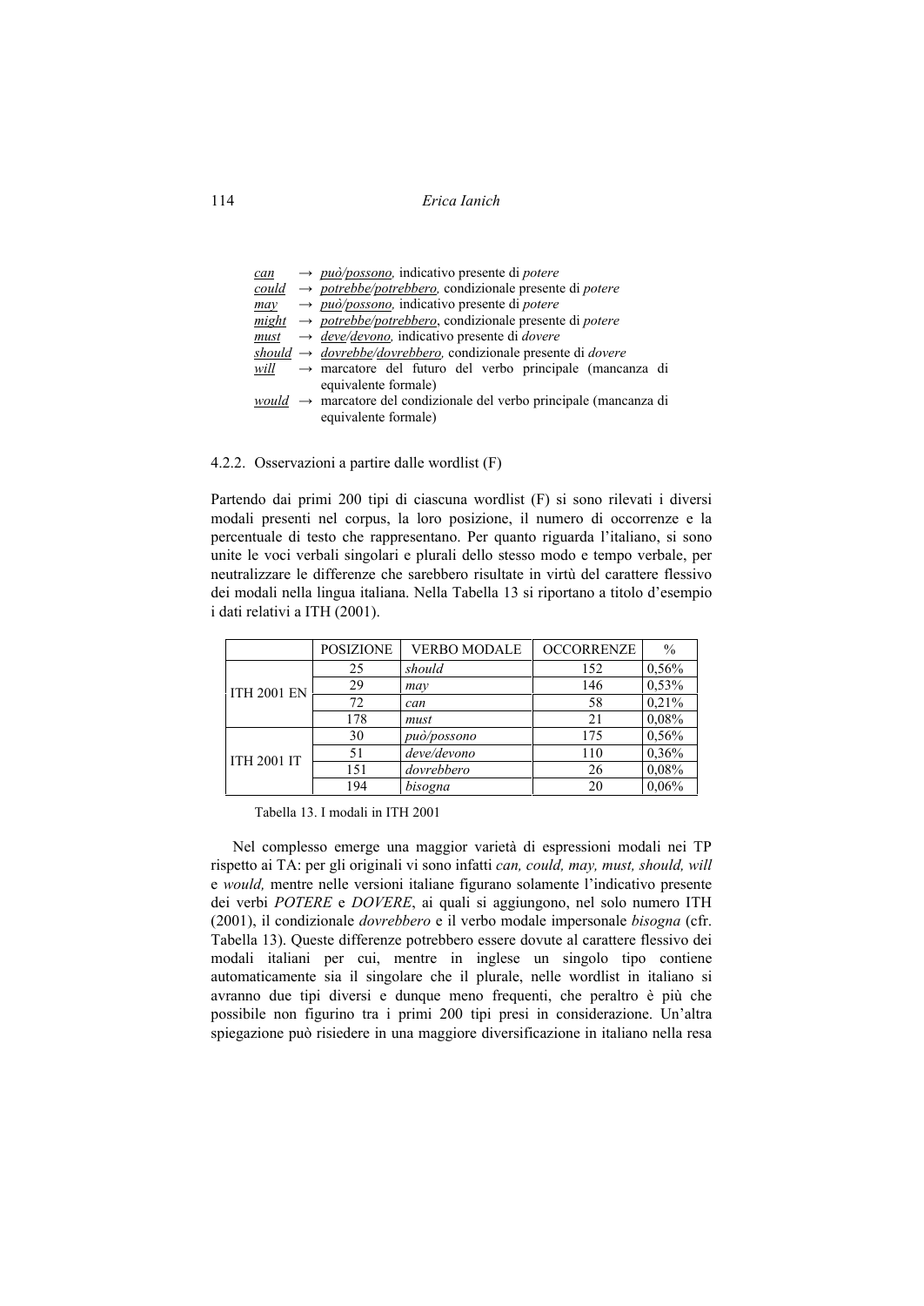<u>*can*</u> → <u>*può*</u>/<u>*possono*</u>, indicativo presente di *potere*
<u>*could*</u> → <u>*potrebbe*</u>/<u>*potrebbero*</u>, condizionale presente di *potere*
<u>*may*</u> → <u>*può*</u>/<u>*possono*</u>, indicativo presente di *potere*
<u>*might*</u> → <u>*potrebbe*</u>/<u>*potrebbero*</u>, condizionale presente di *potere*
<u>*must*</u> → <u>*deve*</u>/<u>*devono*</u>, indicativo presente di *dovere*
<u>*should*</u> → <u>*dovrebbe*</u>/<u>*dovrebbero*</u>, condizionale presente di *dovere*
<u>*will*</u> → marcatore del futuro del verbo principale (mancanza di equivalente formale)
<u>*would*</u> → marcatore del condizionale del verbo principale (mancanza di equivalente formale)

#### 4.2.2. Osservazioni a partire dalle wordlist (F)

Partendo dai primi 200 tipi di ciascuna wordlist (F) si sono rilevati i diversi modali presenti nel corpus, la loro posizione, il numero di occorrenze e la percentuale di testo che rappresentano. Per quanto riguarda l'italiano, si sono unite le voci verbali singolari e plurali dello stesso modo e tempo verbale, per neutralizzare le differenze che sarebbero risultate in virtù del carattere flessivo dei modali nella lingua italiana. Nella Tabella 13 si riportano a titolo d'esempio i dati relativi a ITH (2001).

| | POSIZIONE | VERBO MODALE | OCCORRENZE | % |
|---|---|---|---|---|
| ITH 2001 EN | 25 | *should* | 152 | 0,56% |
| | 29 | *may* | 146 | 0,53% |
| | 72 | *can* | 58 | 0,21% |
| | 178 | *must* | 21 | 0,08% |
| ITH 2001 IT | 30 | *può/possono* | 175 | 0,56% |
| | 51 | *deve/devono* | 110 | 0,36% |
| | 151 | *dovrebbero* | 26 | 0,08% |
| | 194 | *bisogna* | 20 | 0,06% |

Tabella 13. I modali in ITH 2001

Nel complesso emerge una maggior varietà di espressioni modali nei TP rispetto ai TA: per gli originali vi sono infatti *can, could, may, must, should, will* e *would,* mentre nelle versioni italiane figurano solamente l'indicativo presente dei verbi *POTERE* e *DOVERE*, ai quali si aggiungono, nel solo numero ITH (2001), il condizionale *dovrebbero* e il verbo modale impersonale *bisogna* (cfr. Tabella 13). Queste differenze potrebbero essere dovute al carattere flessivo dei modali italiani per cui, mentre in inglese un singolo tipo contiene automaticamente sia il singolare che il plurale, nelle wordlist in italiano si avranno due tipi diversi e dunque meno frequenti, che peraltro è più che possibile non figurino tra i primi 200 tipi presi in considerazione. Un'altra spiegazione può risiedere in una maggiore diversificazione in italiano nella resa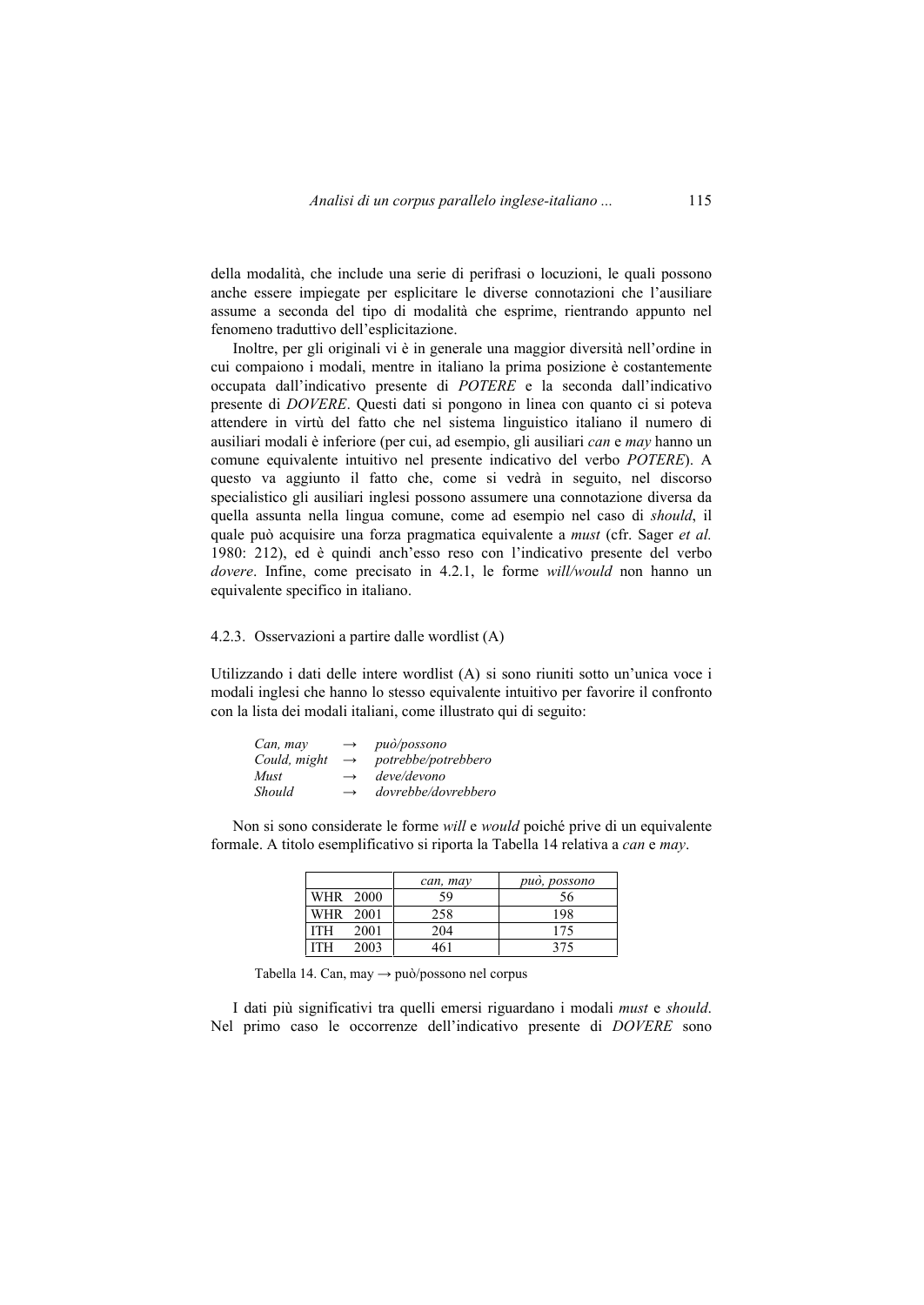della modalità, che include una serie di perifrasi o locuzioni, le quali possono anche essere impiegate per esplicitare le diverse connotazioni che l'ausiliare assume a seconda del tipo di modalità che esprime, rientrando appunto nel fenomeno traduttivo dell'esplicitazione.

Inoltre, per gli originali vi è in generale una maggior diversità nell'ordine in cui compaiono i modali, mentre in italiano la prima posizione è costantemente occupata dall'indicativo presente di *POTERE* e la seconda dall'indicativo presente di *DOVERE*. Questi dati si pongono in linea con quanto ci si poteva attendere in virtù del fatto che nel sistema linguistico italiano il numero di ausiliari modali è inferiore (per cui, ad esempio, gli ausiliari *can* e *may* hanno un comune equivalente intuitivo nel presente indicativo del verbo *POTERE*). A questo va aggiunto il fatto che, come si vedrà in seguito, nel discorso specialistico gli ausiliari inglesi possono assumere una connotazione diversa da quella assunta nella lingua comune, come ad esempio nel caso di *should*, il quale può acquisire una forza pragmatica equivalente a *must* (cfr. Sager *et al.* 1980: 212), ed è quindi anch'esso reso con l'indicativo presente del verbo *dovere*. Infine, come precisato in 4.2.1, le forme *will/would* non hanno un equivalente specifico in italiano.

### 4.2.3. Osservazioni a partire dalle wordlist (A)

Utilizzando i dati delle intere wordlist (A) si sono riuniti sotto un'unica voce i modali inglesi che hanno lo stesso equivalente intuitivo per favorire il confronto con la lista dei modali italiani, come illustrato qui di seguito:

*Can, may* → *può/possono*
*Could, might* → *potrebbe/potrebbero*
*Must* → *deve/devono*
*Should* → *dovrebbe/dovrebbero*

Non si sono considerate le forme *will* e *would* poiché prive di un equivalente formale. A titolo esemplificativo si riporta la Tabella 14 relativa a *can* e *may*.

| | *can, may* | *può, possono* |
|---|---|---|
| WHR 2000 | 59 | 56 |
| WHR 2001 | 258 | 198 |
| ITH 2001 | 204 | 175 |
| ITH 2003 | 461 | 375 |

Tabella 14. Can, may → può/possono nel corpus

I dati più significativi tra quelli emersi riguardano i modali *must* e *should*. Nel primo caso le occorrenze dell'indicativo presente di *DOVERE* sono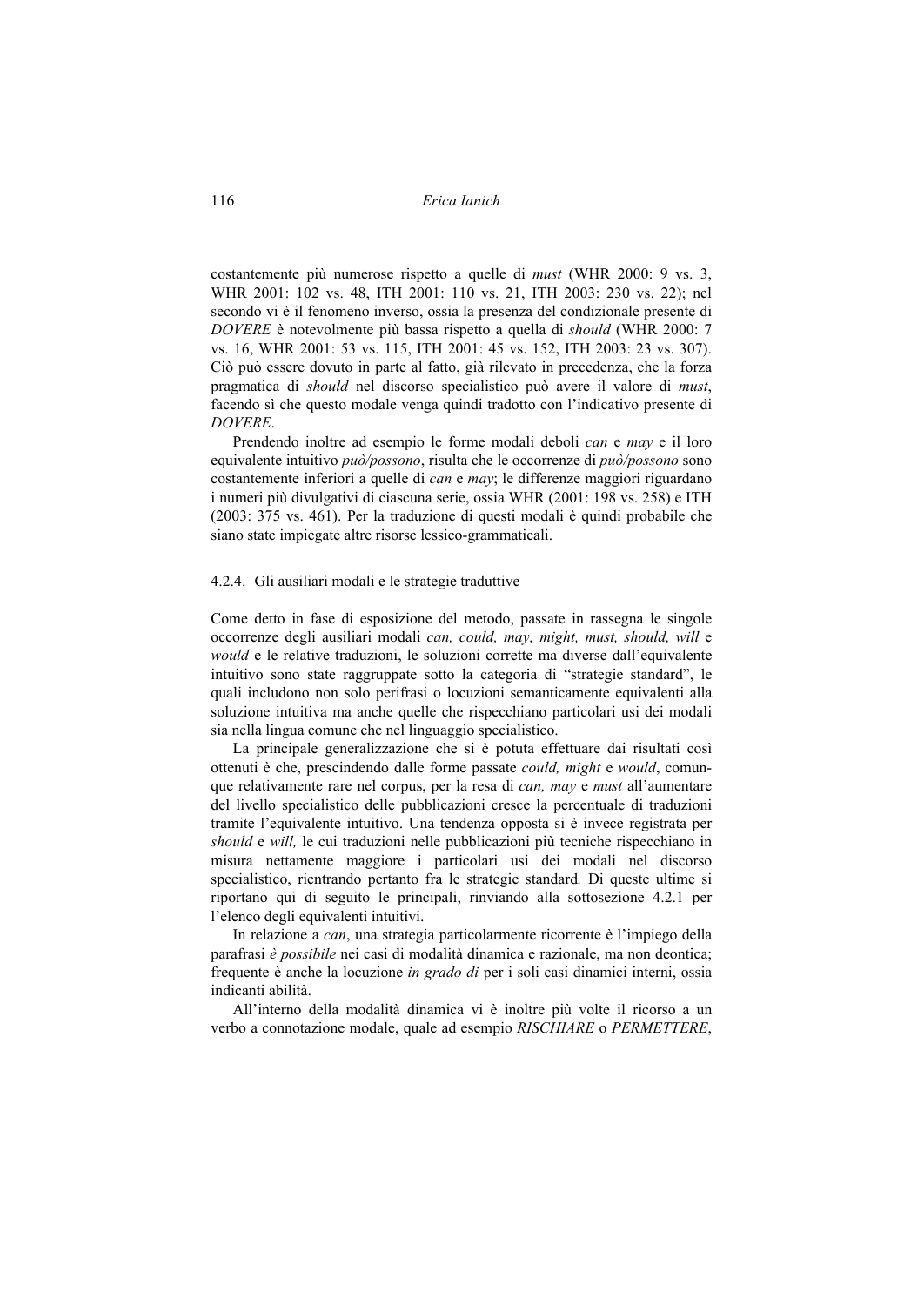costantemente più numerose rispetto a quelle di *must* (WHR 2000: 9 vs. 3, WHR 2001: 102 vs. 48, ITH 2001: 110 vs. 21, ITH 2003: 230 vs. 22); nel secondo vi è il fenomeno inverso, ossia la presenza del condizionale presente di *DOVERE* è notevolmente più bassa rispetto a quella di *should* (WHR 2000: 7 vs. 16, WHR 2001: 53 vs. 115, ITH 2001: 45 vs. 152, ITH 2003: 23 vs. 307). Ciò può essere dovuto in parte al fatto, già rilevato in precedenza, che la forza pragmatica di *should* nel discorso specialistico può avere il valore di *must*, facendo sì che questo modale venga quindi tradotto con l'indicativo presente di *DOVERE*.

Prendendo inoltre ad esempio le forme modali deboli *can* e *may* e il loro equivalente intuitivo *può/possono*, risulta che le occorrenze di *può/possono* sono costantemente inferiori a quelle di *can* e *may*; le differenze maggiori riguardano i numeri più divulgativi di ciascuna serie, ossia WHR (2001: 198 vs. 258) e ITH (2003: 375 vs. 461). Per la traduzione di questi modali è quindi probabile che siano state impiegate altre risorse lessico-grammaticali.

#### 4.2.4. Gli ausiliari modali e le strategie traduttive

Come detto in fase di esposizione del metodo, passate in rassegna le singole occorrenze degli ausiliari modali *can, could, may, might, must, should, will* e *would* e le relative traduzioni, le soluzioni corrette ma diverse dall'equivalente intuitivo sono state raggruppate sotto la categoria di "strategie standard", le quali includono non solo perifrasi o locuzioni semanticamente equivalenti alla soluzione intuitiva ma anche quelle che rispecchiano particolari usi dei modali sia nella lingua comune che nel linguaggio specialistico.

La principale generalizzazione che si è potuta effettuare dai risultati così ottenuti è che, prescindendo dalle forme passate *could, might* e *would*, comunque relativamente rare nel corpus, per la resa di *can, may* e *must* all'aumentare del livello specialistico delle pubblicazioni cresce la percentuale di traduzioni tramite l'equivalente intuitivo. Una tendenza opposta si è invece registrata per *should* e *will,* le cui traduzioni nelle pubblicazioni più tecniche rispecchiano in misura nettamente maggiore i particolari usi dei modali nel discorso specialistico, rientrando pertanto fra le strategie standard*.* Di queste ultime si riportano qui di seguito le principali, rinviando alla sottosezione 4.2.1 per l'elenco degli equivalenti intuitivi.

In relazione a *can*, una strategia particolarmente ricorrente è l'impiego della parafrasi *è possibile* nei casi di modalità dinamica e razionale, ma non deontica; frequente è anche la locuzione *in grado di* per i soli casi dinamici interni, ossia indicanti abilità.

All'interno della modalità dinamica vi è inoltre più volte il ricorso a un verbo a connotazione modale, quale ad esempio *RISCHIARE* o *PERMETTERE*,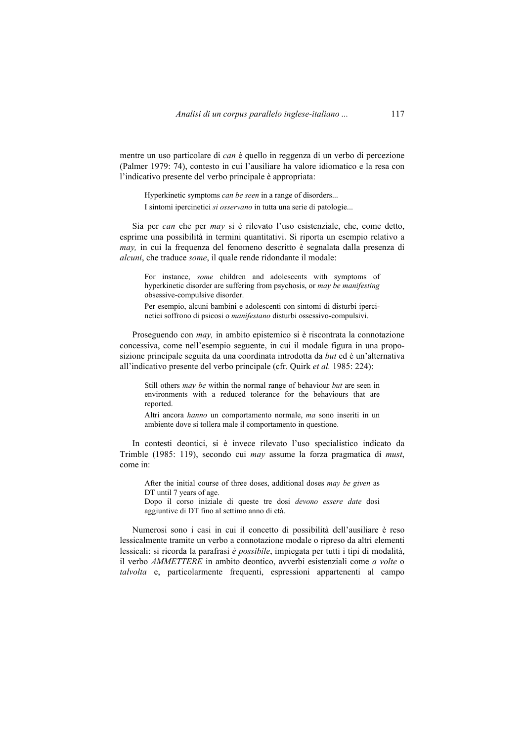mentre un uso particolare di *can* è quello in reggenza di un verbo di percezione (Palmer 1979: 74), contesto in cui l'ausiliare ha valore idiomatico e la resa con l'indicativo presente del verbo principale è appropriata:

> Hyperkinetic symptoms *can be seen* in a range of disorders...
>
> I sintomi ipercinetici *si osservano* in tutta una serie di patologie...

Sia per *can* che per *may* si è rilevato l'uso esistenziale, che, come detto, esprime una possibilità in termini quantitativi. Si riporta un esempio relativo a *may,* in cui la frequenza del fenomeno descritto è segnalata dalla presenza di *alcuni*, che traduce *some*, il quale rende ridondante il modale:

> For instance, *some* children and adolescents with symptoms of hyperkinetic disorder are suffering from psychosis, or *may be manifesting* obsessive-compulsive disorder.
>
> Per esempio, alcuni bambini e adolescenti con sintomi di disturbi ipercinetici soffrono di psicosi o *manifestano* disturbi ossessivo-compulsivi.

Proseguendo con *may,* in ambito epistemico si è riscontrata la connotazione concessiva, come nell'esempio seguente, in cui il modale figura in una proposizione principale seguita da una coordinata introdotta da *but* ed è un'alternativa all'indicativo presente del verbo principale (cfr. Quirk *et al.* 1985: 224):

> Still others *may be* within the normal range of behaviour *but* are seen in environments with a reduced tolerance for the behaviours that are reported.
>
> Altri ancora *hanno* un comportamento normale, *ma* sono inseriti in un ambiente dove si tollera male il comportamento in questione.

In contesti deontici, si è invece rilevato l'uso specialistico indicato da Trimble (1985: 119), secondo cui *may* assume la forza pragmatica di *must*, come in:

> After the initial course of three doses, additional doses *may be given* as DT until 7 years of age.
>
> Dopo il corso iniziale di queste tre dosi *devono essere date* dosi aggiuntive di DT fino al settimo anno di età.

Numerosi sono i casi in cui il concetto di possibilità dell'ausiliare è reso lessicalmente tramite un verbo a connotazione modale o ripreso da altri elementi lessicali: si ricorda la parafrasi *è possibile*, impiegata per tutti i tipi di modalità, il verbo *AMMETTERE* in ambito deontico, avverbi esistenziali come *a volte* o *talvolta* e, particolarmente frequenti, espressioni appartenenti al campo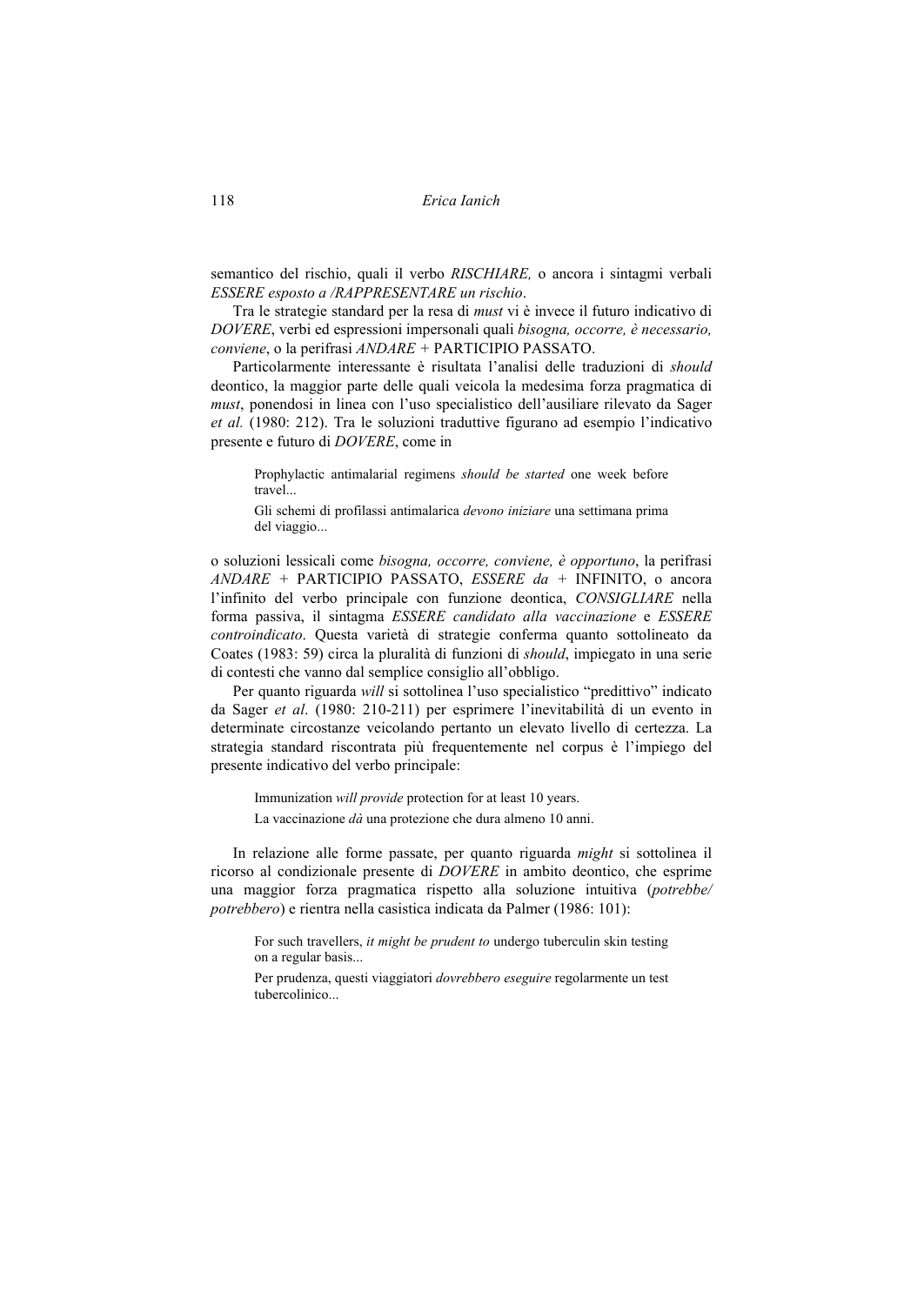semantico del rischio, quali il verbo *RISCHIARE,* o ancora i sintagmi verbali *ESSERE esposto a /RAPPRESENTARE un rischio*.

Tra le strategie standard per la resa di *must* vi è invece il futuro indicativo di *DOVERE*, verbi ed espressioni impersonali quali *bisogna, occorre, è necessario, conviene*, o la perifrasi *ANDARE* + PARTICIPIO PASSATO.

Particolarmente interessante è risultata l'analisi delle traduzioni di *should* deontico, la maggior parte delle quali veicola la medesima forza pragmatica di *must*, ponendosi in linea con l'uso specialistico dell'ausiliare rilevato da Sager *et al.* (1980: 212). Tra le soluzioni traduttive figurano ad esempio l'indicativo presente e futuro di *DOVERE*, come in

> Prophylactic antimalarial regimens *should be started* one week before travel...
>
> Gli schemi di profilassi antimalarica *devono iniziare* una settimana prima del viaggio...

o soluzioni lessicali come *bisogna, occorre, conviene, è opportuno*, la perifrasi *ANDARE* + PARTICIPIO PASSATO, *ESSERE da* + INFINITO, o ancora l'infinito del verbo principale con funzione deontica, *CONSIGLIARE* nella forma passiva, il sintagma *ESSERE candidato alla vaccinazione* e *ESSERE controindicato*. Questa varietà di strategie conferma quanto sottolineato da Coates (1983: 59) circa la pluralità di funzioni di *should*, impiegato in una serie di contesti che vanno dal semplice consiglio all'obbligo.

Per quanto riguarda *will* si sottolinea l'uso specialistico "predittivo" indicato da Sager *et al*. (1980: 210-211) per esprimere l'inevitabilità di un evento in determinate circostanze veicolando pertanto un elevato livello di certezza. La strategia standard riscontrata più frequentemente nel corpus è l'impiego del presente indicativo del verbo principale:

> Immunization *will provide* protection for at least 10 years.
>
> La vaccinazione *dà* una protezione che dura almeno 10 anni.

In relazione alle forme passate, per quanto riguarda *might* si sottolinea il ricorso al condizionale presente di *DOVERE* in ambito deontico, che esprime una maggior forza pragmatica rispetto alla soluzione intuitiva (*potrebbe/ potrebbero*) e rientra nella casistica indicata da Palmer (1986: 101):

> For such travellers, *it might be prudent to* undergo tuberculin skin testing on a regular basis...
>
> Per prudenza, questi viaggiatori *dovrebbero eseguire* regolarmente un test tubercolinico...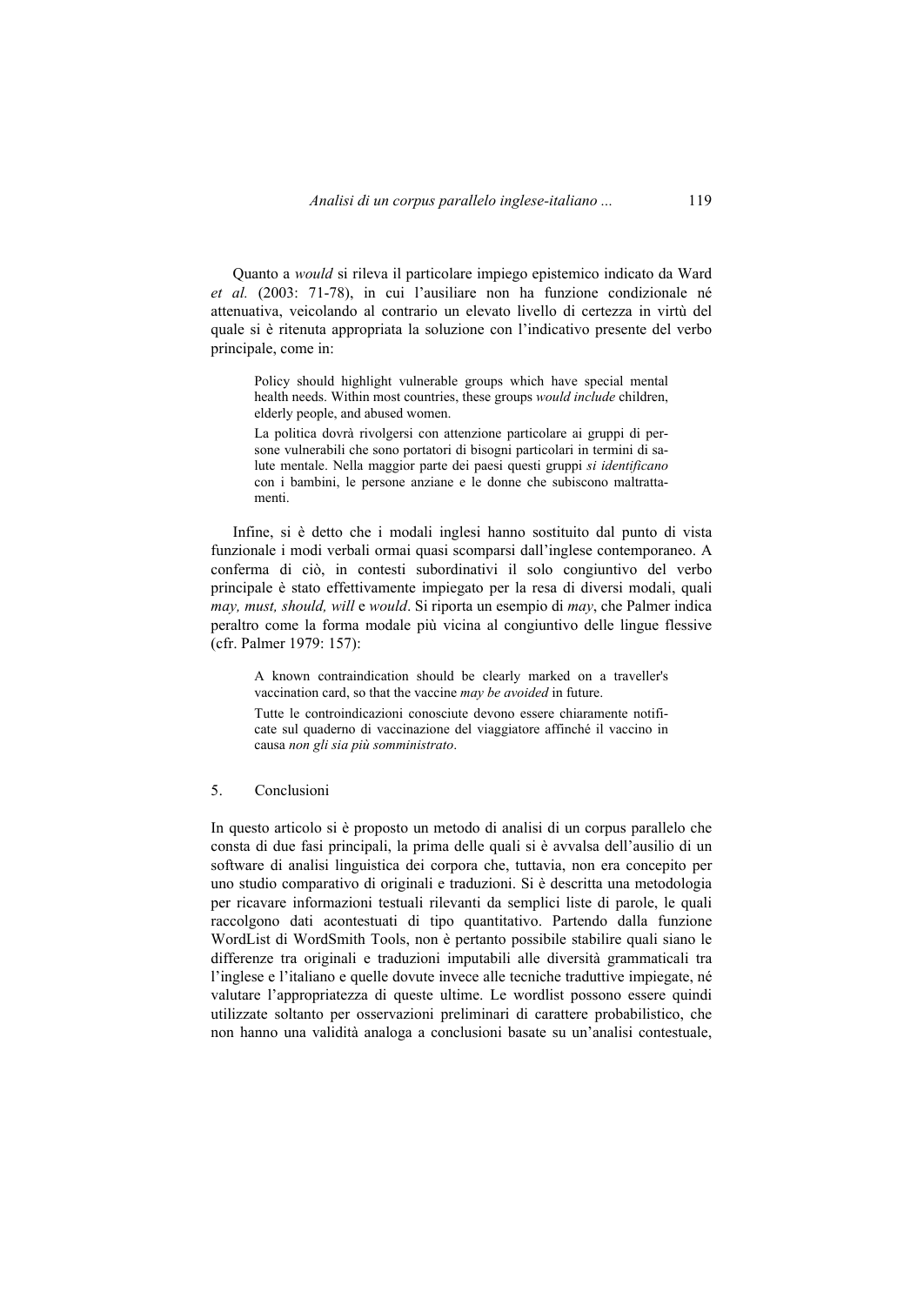Quanto a *would* si rileva il particolare impiego epistemico indicato da Ward *et al.* (2003: 71-78), in cui l'ausiliare non ha funzione condizionale né attenuativa, veicolando al contrario un elevato livello di certezza in virtù del quale si è ritenuta appropriata la soluzione con l'indicativo presente del verbo principale, come in:

> Policy should highlight vulnerable groups which have special mental health needs. Within most countries, these groups *would include* children, elderly people, and abused women.
>
> La politica dovrà rivolgersi con attenzione particolare ai gruppi di persone vulnerabili che sono portatori di bisogni particolari in termini di salute mentale. Nella maggior parte dei paesi questi gruppi *si identificano* con i bambini, le persone anziane e le donne che subiscono maltrattamenti.

Infine, si è detto che i modali inglesi hanno sostituito dal punto di vista funzionale i modi verbali ormai quasi scomparsi dall'inglese contemporaneo. A conferma di ciò, in contesti subordinativi il solo congiuntivo del verbo principale è stato effettivamente impiegato per la resa di diversi modali, quali *may, must, should, will* e *would*. Si riporta un esempio di *may*, che Palmer indica peraltro come la forma modale più vicina al congiuntivo delle lingue flessive (cfr. Palmer 1979: 157):

> A known contraindication should be clearly marked on a traveller's vaccination card, so that the vaccine *may be avoided* in future.
>
> Tutte le controindicazioni conosciute devono essere chiaramente notificate sul quaderno di vaccinazione del viaggiatore affinché il vaccino in causa *non gli sia più somministrato*.

## 5. Conclusioni

In questo articolo si è proposto un metodo di analisi di un corpus parallelo che consta di due fasi principali, la prima delle quali si è avvalsa dell'ausilio di un software di analisi linguistica dei corpora che, tuttavia, non era concepito per uno studio comparativo di originali e traduzioni. Si è descritta una metodologia per ricavare informazioni testuali rilevanti da semplici liste di parole, le quali raccolgono dati acontestuati di tipo quantitativo. Partendo dalla funzione WordList di WordSmith Tools, non è pertanto possibile stabilire quali siano le differenze tra originali e traduzioni imputabili alle diversità grammaticali tra l'inglese e l'italiano e quelle dovute invece alle tecniche traduttive impiegate, né valutare l'appropriatezza di queste ultime. Le wordlist possono essere quindi utilizzate soltanto per osservazioni preliminari di carattere probabilistico, che non hanno una validità analoga a conclusioni basate su un'analisi contestuale,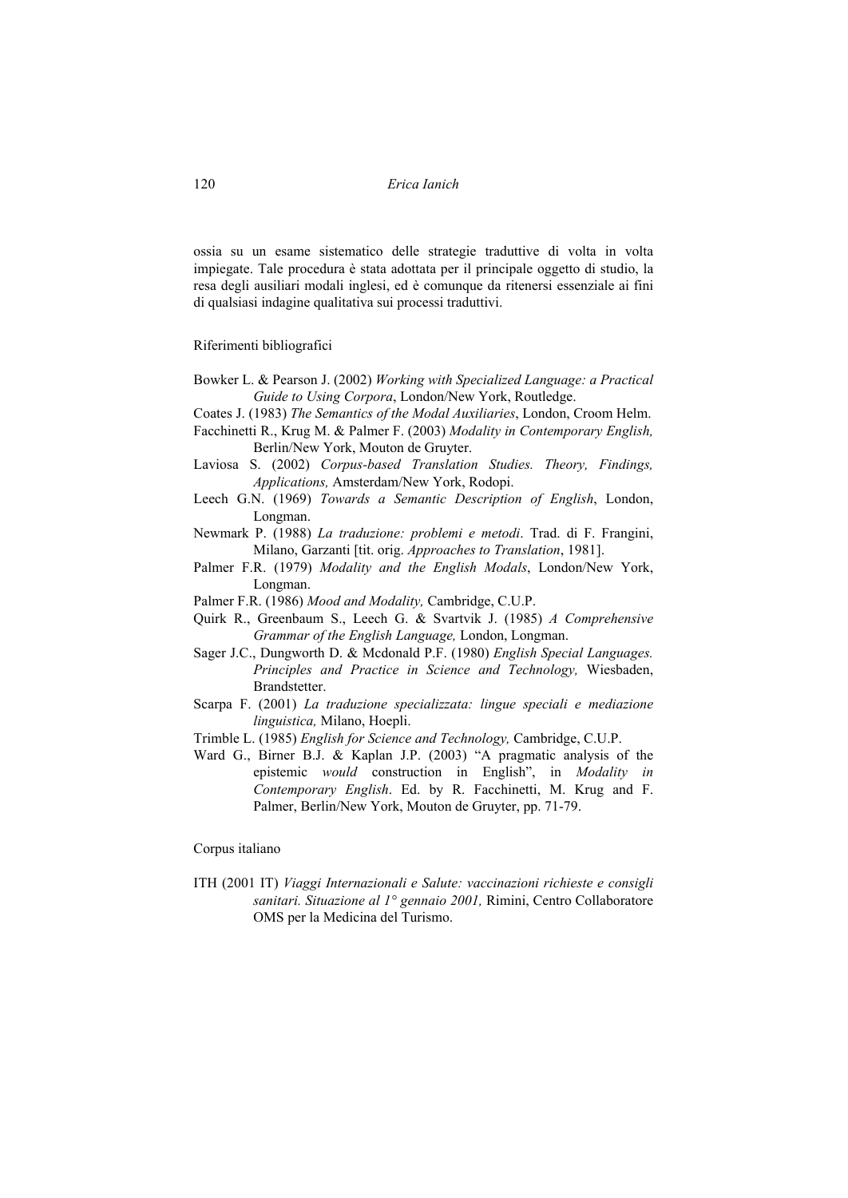ossia su un esame sistematico delle strategie traduttive di volta in volta impiegate. Tale procedura è stata adottata per il principale oggetto di studio, la resa degli ausiliari modali inglesi, ed è comunque da ritenersi essenziale ai fini di qualsiasi indagine qualitativa sui processi traduttivi.

## Riferimenti bibliografici

Bowker L. & Pearson J. (2002) *Working with Specialized Language: a Practical Guide to Using Corpora*, London/New York, Routledge.

Coates J. (1983) *The Semantics of the Modal Auxiliaries*, London, Croom Helm.

Facchinetti R., Krug M. & Palmer F. (2003) *Modality in Contemporary English,* Berlin/New York, Mouton de Gruyter.

Laviosa S. (2002) *Corpus-based Translation Studies. Theory, Findings, Applications,* Amsterdam/New York, Rodopi.

Leech G.N. (1969) *Towards a Semantic Description of English*, London, Longman.

Newmark P. (1988) *La traduzione: problemi e metodi*. Trad. di F. Frangini, Milano, Garzanti [tit. orig. *Approaches to Translation*, 1981].

Palmer F.R. (1979) *Modality and the English Modals*, London/New York, Longman.

Palmer F.R. (1986) *Mood and Modality,* Cambridge, C.U.P.

Quirk R., Greenbaum S., Leech G. & Svartvik J. (1985) *A Comprehensive Grammar of the English Language,* London, Longman.

Sager J.C., Dungworth D. & Mcdonald P.F. (1980) *English Special Languages. Principles and Practice in Science and Technology,* Wiesbaden, Brandstetter.

Scarpa F. (2001) *La traduzione specializzata: lingue speciali e mediazione linguistica,* Milano, Hoepli.

Trimble L. (1985) *English for Science and Technology,* Cambridge, C.U.P.

Ward G., Birner B.J. & Kaplan J.P. (2003) "A pragmatic analysis of the epistemic *would* construction in English", in *Modality in Contemporary English*. Ed. by R. Facchinetti, M. Krug and F. Palmer, Berlin/New York, Mouton de Gruyter, pp. 71-79.

## Corpus italiano

ITH (2001 IT) *Viaggi Internazionali e Salute: vaccinazioni richieste e consigli sanitari. Situazione al 1° gennaio 2001,* Rimini, Centro Collaboratore OMS per la Medicina del Turismo.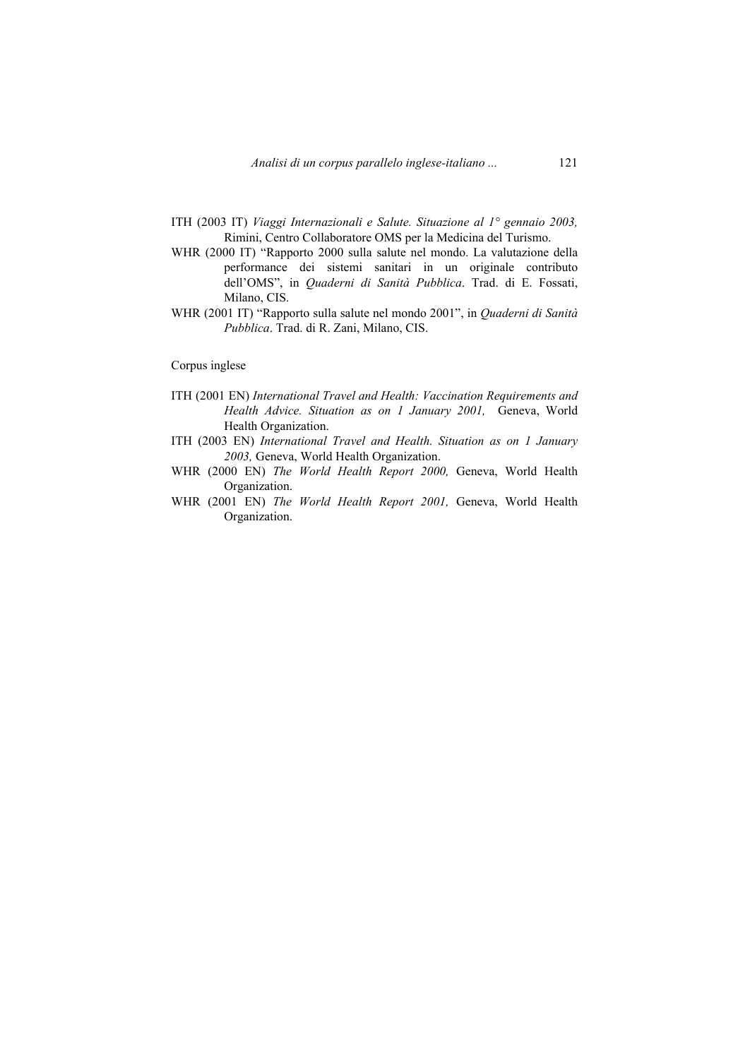ITH (2003 IT) *Viaggi Internazionali e Salute. Situazione al 1° gennaio 2003,* Rimini, Centro Collaboratore OMS per la Medicina del Turismo.

WHR (2000 IT) "Rapporto 2000 sulla salute nel mondo. La valutazione della performance dei sistemi sanitari in un originale contributo dell'OMS", in *Quaderni di Sanità Pubblica*. Trad. di E. Fossati, Milano, CIS.

WHR (2001 IT) "Rapporto sulla salute nel mondo 2001", in *Quaderni di Sanità Pubblica*. Trad. di R. Zani, Milano, CIS.

Corpus inglese

ITH (2001 EN) *International Travel and Health: Vaccination Requirements and Health Advice. Situation as on 1 January 2001,* Geneva, World Health Organization.

ITH (2003 EN) *International Travel and Health. Situation as on 1 January 2003,* Geneva, World Health Organization.

WHR (2000 EN) *The World Health Report 2000,* Geneva, World Health Organization.

WHR (2001 EN) *The World Health Report 2001,* Geneva, World Health Organization.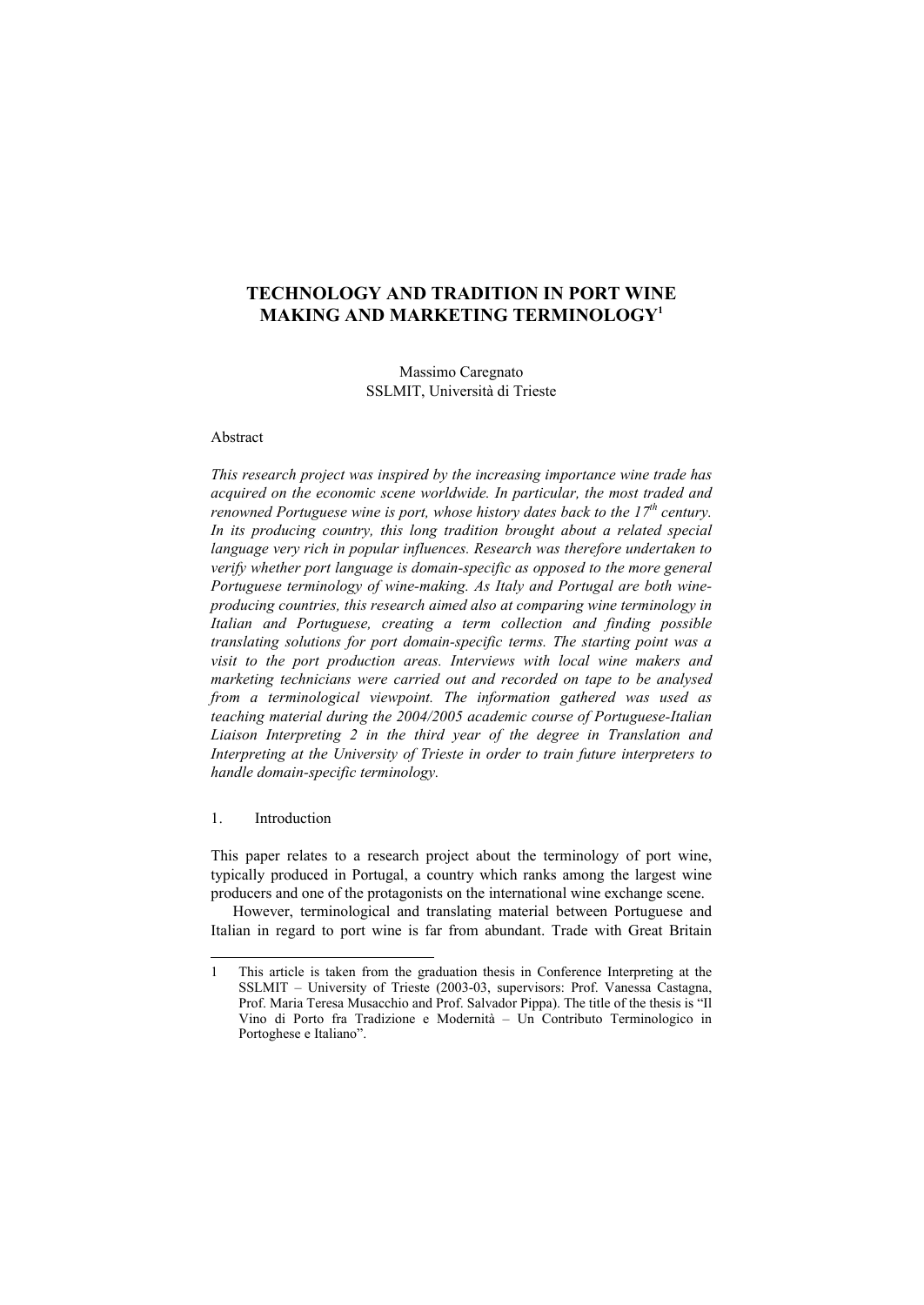# TECHNOLOGY AND TRADITION IN PORT WINE MAKING AND MARKETING TERMINOLOGY[1]

Massimo Caregnato
SSLMIT, Università di Trieste

Abstract

*This research project was inspired by the increasing importance wine trade has acquired on the economic scene worldwide. In particular, the most traded and renowned Portuguese wine is port, whose history dates back to the 17th century. In its producing country, this long tradition brought about a related special language very rich in popular influences. Research was therefore undertaken to verify whether port language is domain-specific as opposed to the more general Portuguese terminology of wine-making. As Italy and Portugal are both wine-producing countries, this research aimed also at comparing wine terminology in Italian and Portuguese, creating a term collection and finding possible translating solutions for port domain-specific terms. The starting point was a visit to the port production areas. Interviews with local wine makers and marketing technicians were carried out and recorded on tape to be analysed from a terminological viewpoint. The information gathered was used as teaching material during the 2004/2005 academic course of Portuguese-Italian Liaison Interpreting 2 in the third year of the degree in Translation and Interpreting at the University of Trieste in order to train future interpreters to handle domain-specific terminology.*

## 1. Introduction

This paper relates to a research project about the terminology of port wine, typically produced in Portugal, a country which ranks among the largest wine producers and one of the protagonists on the international wine exchange scene.

However, terminological and translating material between Portuguese and Italian in regard to port wine is far from abundant. Trade with Great Britain

---

[1] This article is taken from the graduation thesis in Conference Interpreting at the SSLMIT – University of Trieste (2003-03, supervisors: Prof. Vanessa Castagna, Prof. Maria Teresa Musacchio and Prof. Salvador Pippa). The title of the thesis is "Il Vino di Porto fra Tradizione e Modernità – Un Contributo Terminologico in Portoghese e Italiano".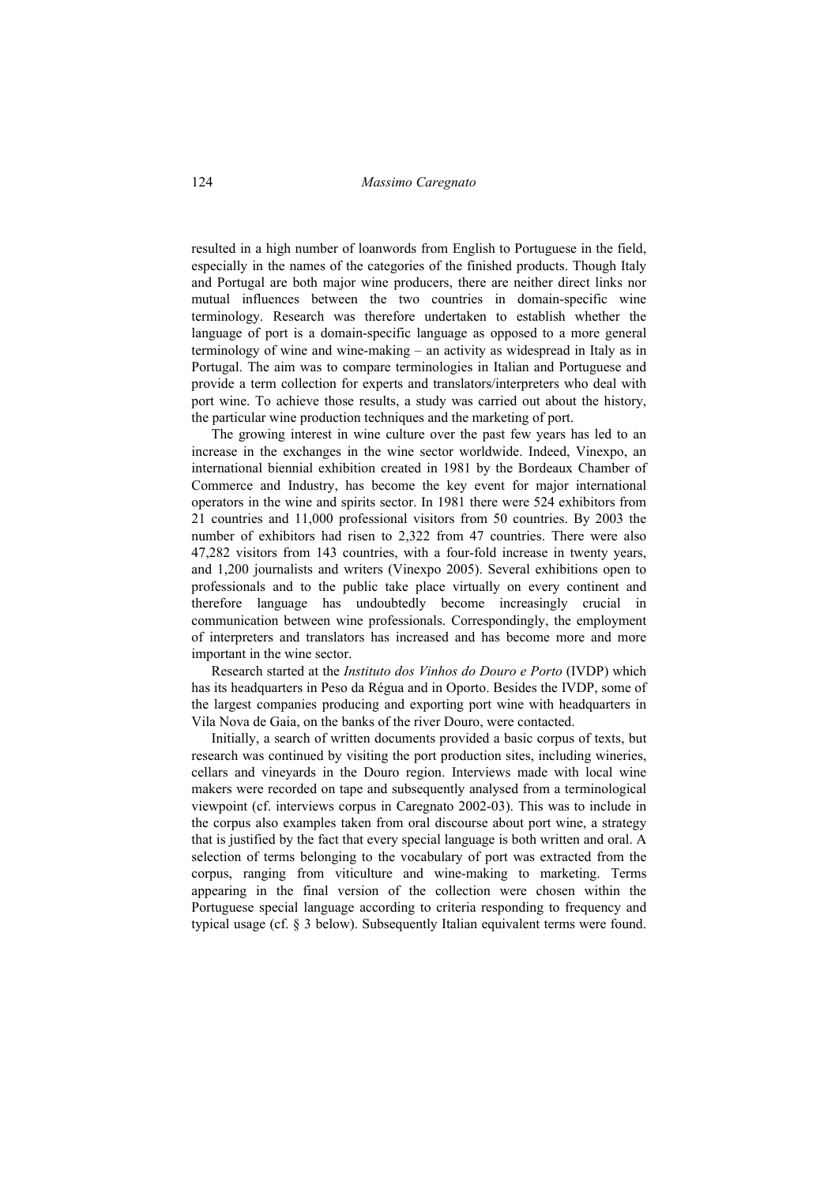resulted in a high number of loanwords from English to Portuguese in the field, especially in the names of the categories of the finished products. Though Italy and Portugal are both major wine producers, there are neither direct links nor mutual influences between the two countries in domain-specific wine terminology. Research was therefore undertaken to establish whether the language of port is a domain-specific language as opposed to a more general terminology of wine and wine-making – an activity as widespread in Italy as in Portugal. The aim was to compare terminologies in Italian and Portuguese and provide a term collection for experts and translators/interpreters who deal with port wine. To achieve those results, a study was carried out about the history, the particular wine production techniques and the marketing of port.

The growing interest in wine culture over the past few years has led to an increase in the exchanges in the wine sector worldwide. Indeed, Vinexpo, an international biennial exhibition created in 1981 by the Bordeaux Chamber of Commerce and Industry, has become the key event for major international operators in the wine and spirits sector. In 1981 there were 524 exhibitors from 21 countries and 11,000 professional visitors from 50 countries. By 2003 the number of exhibitors had risen to 2,322 from 47 countries. There were also 47,282 visitors from 143 countries, with a four-fold increase in twenty years, and 1,200 journalists and writers (Vinexpo 2005). Several exhibitions open to professionals and to the public take place virtually on every continent and therefore language has undoubtedly become increasingly crucial in communication between wine professionals. Correspondingly, the employment of interpreters and translators has increased and has become more and more important in the wine sector.

Research started at the *Instituto dos Vinhos do Douro e Porto* (IVDP) which has its headquarters in Peso da Régua and in Oporto. Besides the IVDP, some of the largest companies producing and exporting port wine with headquarters in Vila Nova de Gaia, on the banks of the river Douro, were contacted.

Initially, a search of written documents provided a basic corpus of texts, but research was continued by visiting the port production sites, including wineries, cellars and vineyards in the Douro region. Interviews made with local wine makers were recorded on tape and subsequently analysed from a terminological viewpoint (cf. interviews corpus in Caregnato 2002-03). This was to include in the corpus also examples taken from oral discourse about port wine, a strategy that is justified by the fact that every special language is both written and oral. A selection of terms belonging to the vocabulary of port was extracted from the corpus, ranging from viticulture and wine-making to marketing. Terms appearing in the final version of the collection were chosen within the Portuguese special language according to criteria responding to frequency and typical usage (cf. § 3 below). Subsequently Italian equivalent terms were found.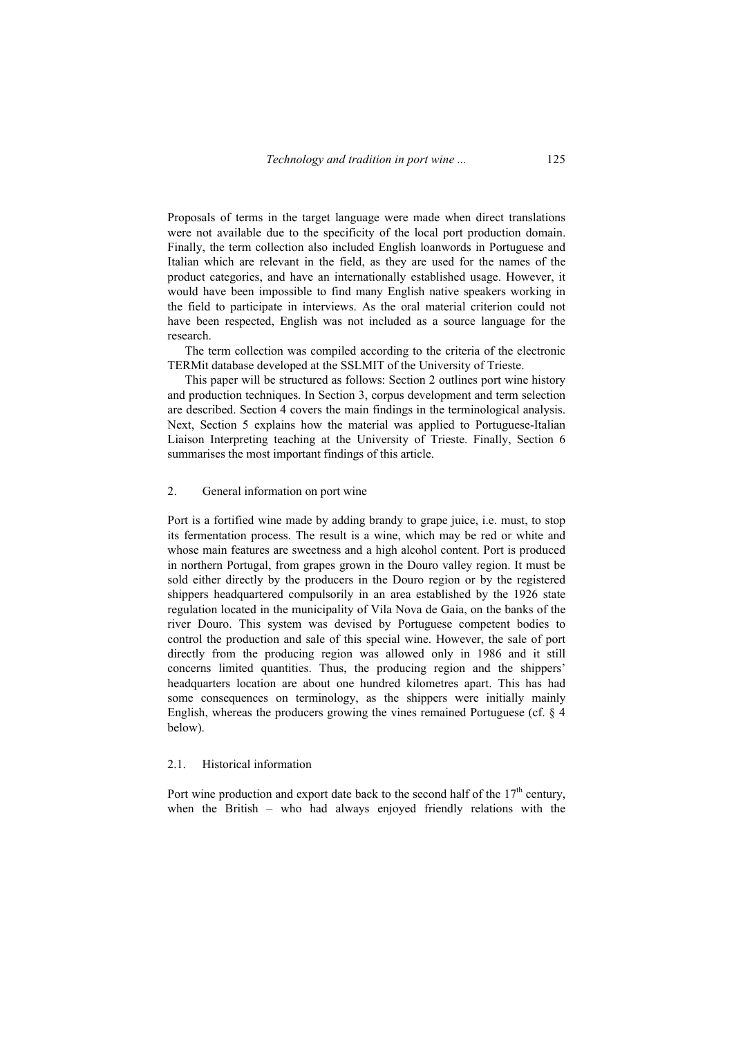Proposals of terms in the target language were made when direct translations were not available due to the specificity of the local port production domain. Finally, the term collection also included English loanwords in Portuguese and Italian which are relevant in the field, as they are used for the names of the product categories, and have an internationally established usage. However, it would have been impossible to find many English native speakers working in the field to participate in interviews. As the oral material criterion could not have been respected, English was not included as a source language for the research.

The term collection was compiled according to the criteria of the electronic TERMit database developed at the SSLMIT of the University of Trieste.

This paper will be structured as follows: Section 2 outlines port wine history and production techniques. In Section 3, corpus development and term selection are described. Section 4 covers the main findings in the terminological analysis. Next, Section 5 explains how the material was applied to Portuguese-Italian Liaison Interpreting teaching at the University of Trieste. Finally, Section 6 summarises the most important findings of this article.

## 2. General information on port wine

Port is a fortified wine made by adding brandy to grape juice, i.e. must, to stop its fermentation process. The result is a wine, which may be red or white and whose main features are sweetness and a high alcohol content. Port is produced in northern Portugal, from grapes grown in the Douro valley region. It must be sold either directly by the producers in the Douro region or by the registered shippers headquartered compulsorily in an area established by the 1926 state regulation located in the municipality of Vila Nova de Gaia, on the banks of the river Douro. This system was devised by Portuguese competent bodies to control the production and sale of this special wine. However, the sale of port directly from the producing region was allowed only in 1986 and it still concerns limited quantities. Thus, the producing region and the shippers' headquarters location are about one hundred kilometres apart. This has had some consequences on terminology, as the shippers were initially mainly English, whereas the producers growing the vines remained Portuguese (cf. § 4 below).

### 2.1. Historical information

Port wine production and export date back to the second half of the 17th century, when the British – who had always enjoyed friendly relations with the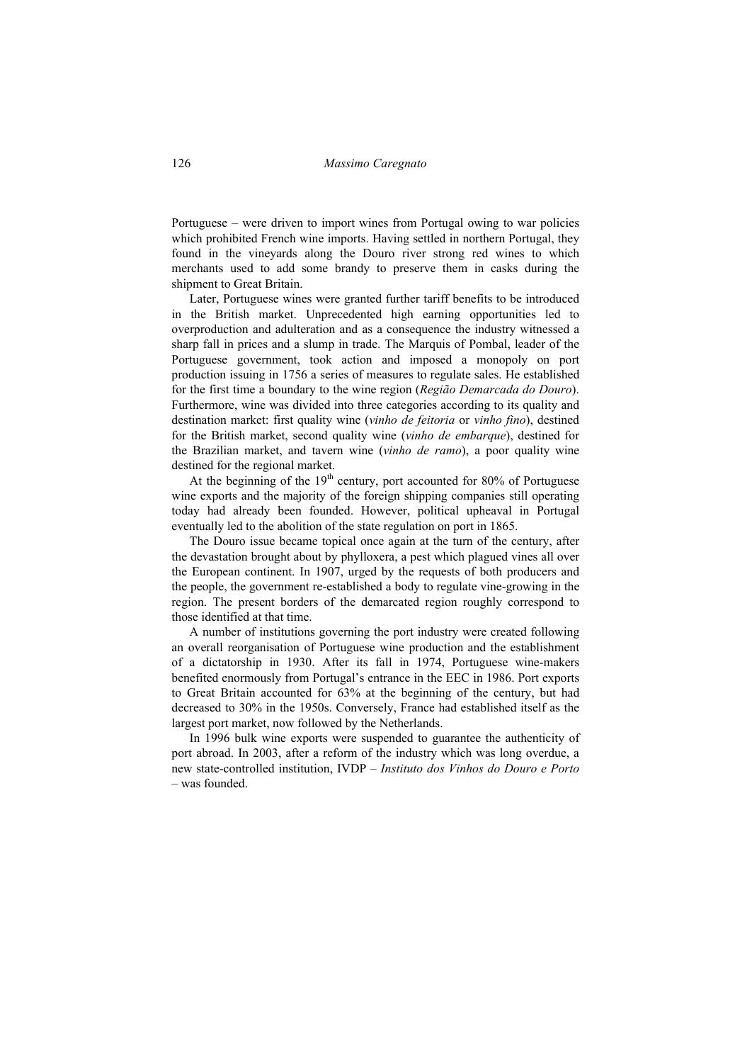Portuguese – were driven to import wines from Portugal owing to war policies which prohibited French wine imports. Having settled in northern Portugal, they found in the vineyards along the Douro river strong red wines to which merchants used to add some brandy to preserve them in casks during the shipment to Great Britain.

Later, Portuguese wines were granted further tariff benefits to be introduced in the British market. Unprecedented high earning opportunities led to overproduction and adulteration and as a consequence the industry witnessed a sharp fall in prices and a slump in trade. The Marquis of Pombal, leader of the Portuguese government, took action and imposed a monopoly on port production issuing in 1756 a series of measures to regulate sales. He established for the first time a boundary to the wine region (*Região Demarcada do Douro*). Furthermore, wine was divided into three categories according to its quality and destination market: first quality wine (*vinho de feitoria* or *vinho fino*), destined for the British market, second quality wine (*vinho de embarque*), destined for the Brazilian market, and tavern wine (*vinho de ramo*), a poor quality wine destined for the regional market.

At the beginning of the 19th century, port accounted for 80% of Portuguese wine exports and the majority of the foreign shipping companies still operating today had already been founded. However, political upheaval in Portugal eventually led to the abolition of the state regulation on port in 1865.

The Douro issue became topical once again at the turn of the century, after the devastation brought about by phylloxera, a pest which plagued vines all over the European continent. In 1907, urged by the requests of both producers and the people, the government re-established a body to regulate vine-growing in the region. The present borders of the demarcated region roughly correspond to those identified at that time.

A number of institutions governing the port industry were created following an overall reorganisation of Portuguese wine production and the establishment of a dictatorship in 1930. After its fall in 1974, Portuguese wine-makers benefited enormously from Portugal's entrance in the EEC in 1986. Port exports to Great Britain accounted for 63% at the beginning of the century, but had decreased to 30% in the 1950s. Conversely, France had established itself as the largest port market, now followed by the Netherlands.

In 1996 bulk wine exports were suspended to guarantee the authenticity of port abroad. In 2003, after a reform of the industry which was long overdue, a new state-controlled institution, IVDP – *Instituto dos Vinhos do Douro e Porto* – was founded.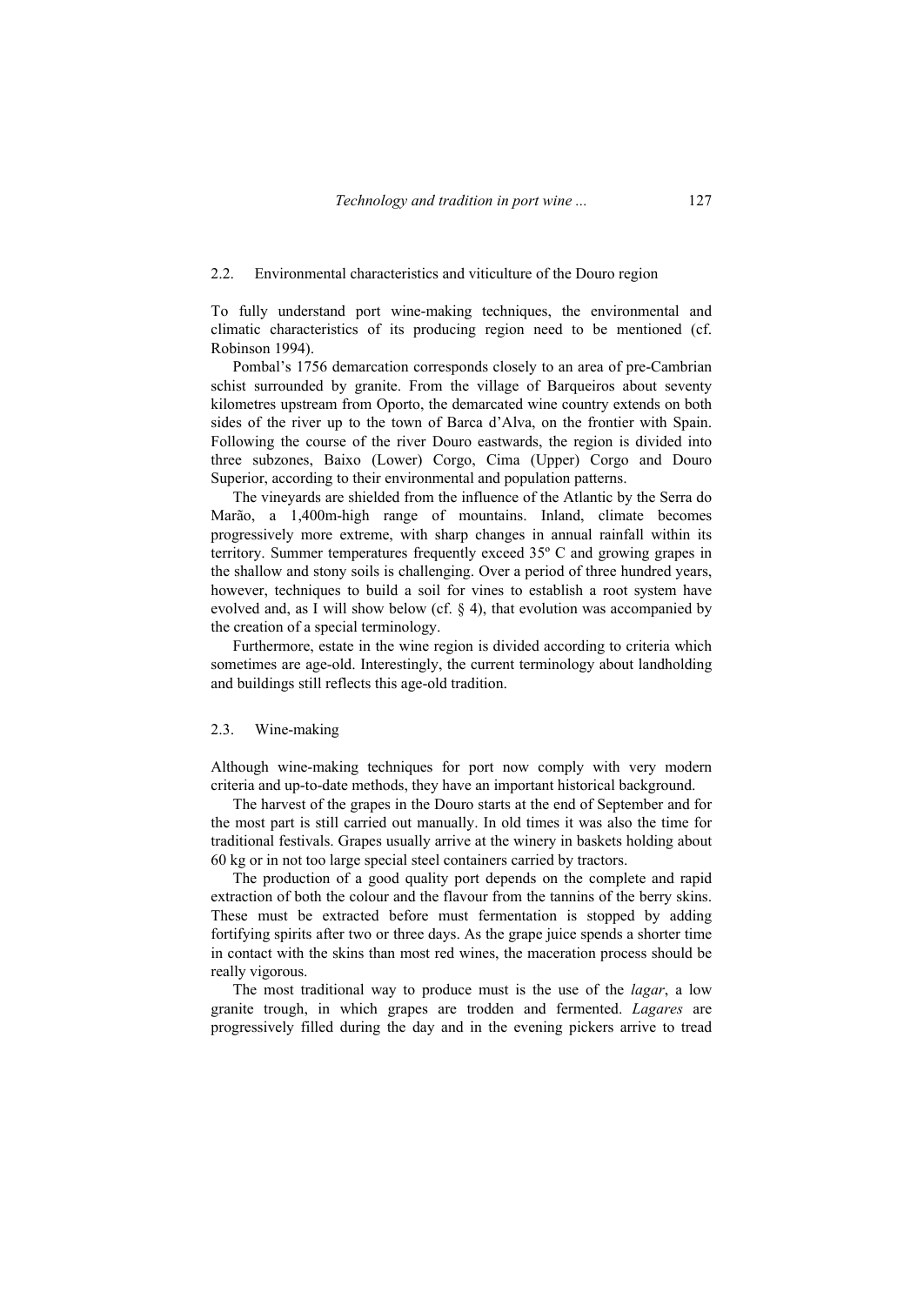### 2.2. Environmental characteristics and viticulture of the Douro region

To fully understand port wine-making techniques, the environmental and climatic characteristics of its producing region need to be mentioned (cf. Robinson 1994).

Pombal's 1756 demarcation corresponds closely to an area of pre-Cambrian schist surrounded by granite. From the village of Barqueiros about seventy kilometres upstream from Oporto, the demarcated wine country extends on both sides of the river up to the town of Barca d'Alva, on the frontier with Spain. Following the course of the river Douro eastwards, the region is divided into three subzones, Baixo (Lower) Corgo, Cima (Upper) Corgo and Douro Superior, according to their environmental and population patterns.

The vineyards are shielded from the influence of the Atlantic by the Serra do Marão, a 1,400m-high range of mountains. Inland, climate becomes progressively more extreme, with sharp changes in annual rainfall within its territory. Summer temperatures frequently exceed 35º C and growing grapes in the shallow and stony soils is challenging. Over a period of three hundred years, however, techniques to build a soil for vines to establish a root system have evolved and, as I will show below (cf. § 4), that evolution was accompanied by the creation of a special terminology.

Furthermore, estate in the wine region is divided according to criteria which sometimes are age-old. Interestingly, the current terminology about landholding and buildings still reflects this age-old tradition.

### 2.3. Wine-making

Although wine-making techniques for port now comply with very modern criteria and up-to-date methods, they have an important historical background.

The harvest of the grapes in the Douro starts at the end of September and for the most part is still carried out manually. In old times it was also the time for traditional festivals. Grapes usually arrive at the winery in baskets holding about 60 kg or in not too large special steel containers carried by tractors.

The production of a good quality port depends on the complete and rapid extraction of both the colour and the flavour from the tannins of the berry skins. These must be extracted before must fermentation is stopped by adding fortifying spirits after two or three days. As the grape juice spends a shorter time in contact with the skins than most red wines, the maceration process should be really vigorous.

The most traditional way to produce must is the use of the *lagar*, a low granite trough, in which grapes are trodden and fermented. *Lagares* are progressively filled during the day and in the evening pickers arrive to tread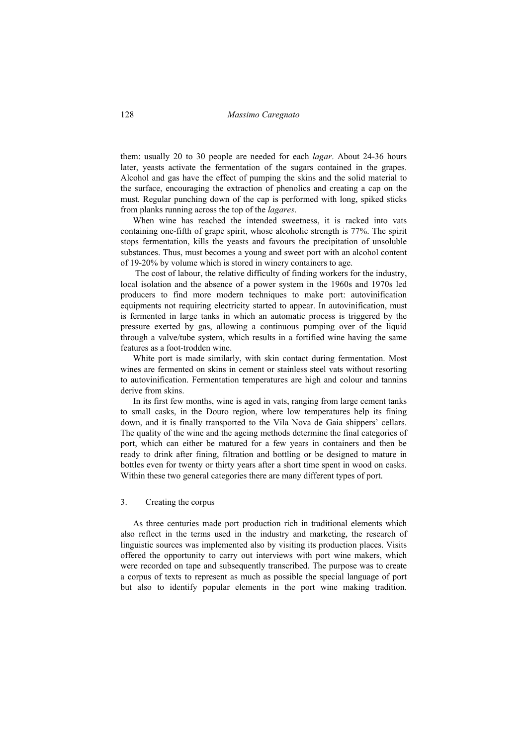them: usually 20 to 30 people are needed for each *lagar*. About 24-36 hours later, yeasts activate the fermentation of the sugars contained in the grapes. Alcohol and gas have the effect of pumping the skins and the solid material to the surface, encouraging the extraction of phenolics and creating a cap on the must. Regular punching down of the cap is performed with long, spiked sticks from planks running across the top of the *lagares*.

When wine has reached the intended sweetness, it is racked into vats containing one-fifth of grape spirit, whose alcoholic strength is 77%. The spirit stops fermentation, kills the yeasts and favours the precipitation of unsoluble substances. Thus, must becomes a young and sweet port with an alcohol content of 19-20% by volume which is stored in winery containers to age.

The cost of labour, the relative difficulty of finding workers for the industry, local isolation and the absence of a power system in the 1960s and 1970s led producers to find more modern techniques to make port: autovinification equipments not requiring electricity started to appear. In autovinification, must is fermented in large tanks in which an automatic process is triggered by the pressure exerted by gas, allowing a continuous pumping over of the liquid through a valve/tube system, which results in a fortified wine having the same features as a foot-trodden wine.

White port is made similarly, with skin contact during fermentation. Most wines are fermented on skins in cement or stainless steel vats without resorting to autovinification. Fermentation temperatures are high and colour and tannins derive from skins.

In its first few months, wine is aged in vats, ranging from large cement tanks to small casks, in the Douro region, where low temperatures help its fining down, and it is finally transported to the Vila Nova de Gaia shippers' cellars. The quality of the wine and the ageing methods determine the final categories of port, which can either be matured for a few years in containers and then be ready to drink after fining, filtration and bottling or be designed to mature in bottles even for twenty or thirty years after a short time spent in wood on casks. Within these two general categories there are many different types of port.

## 3. Creating the corpus

As three centuries made port production rich in traditional elements which also reflect in the terms used in the industry and marketing, the research of linguistic sources was implemented also by visiting its production places. Visits offered the opportunity to carry out interviews with port wine makers, which were recorded on tape and subsequently transcribed. The purpose was to create a corpus of texts to represent as much as possible the special language of port but also to identify popular elements in the port wine making tradition.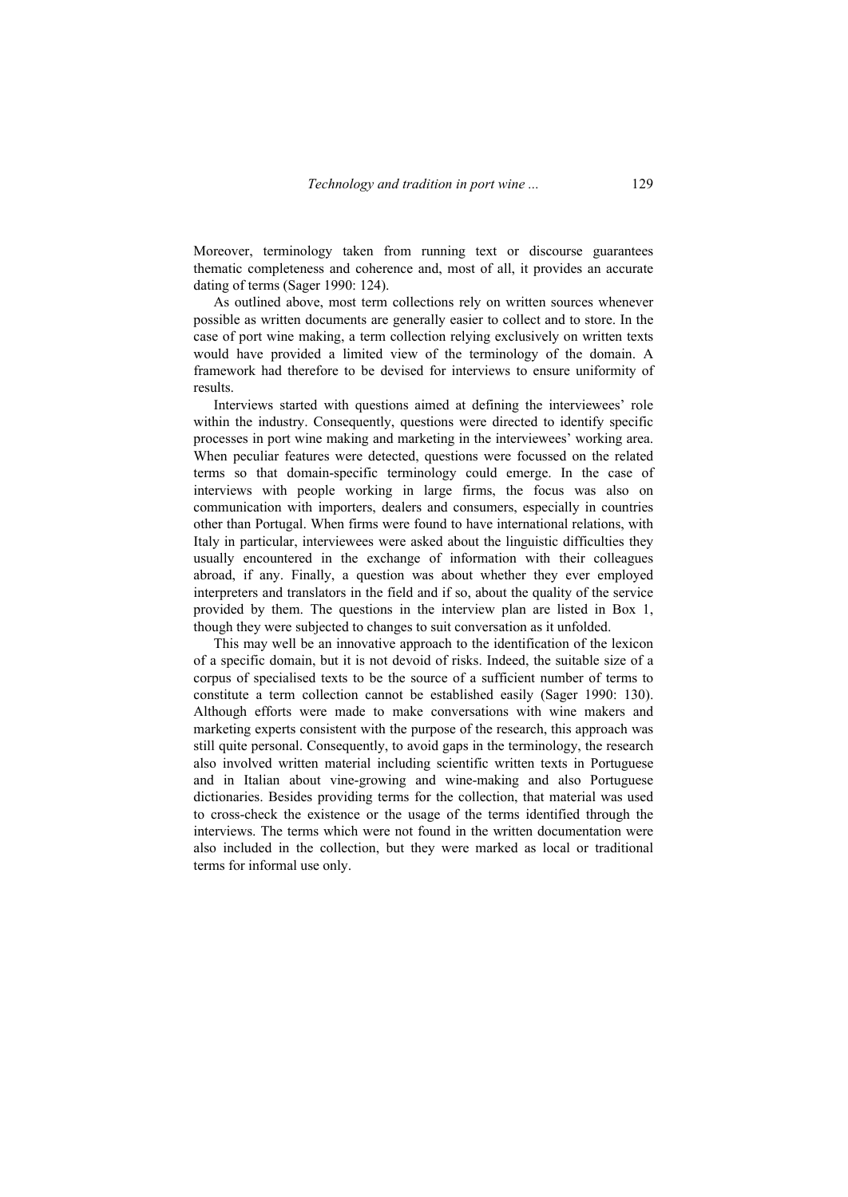Moreover, terminology taken from running text or discourse guarantees thematic completeness and coherence and, most of all, it provides an accurate dating of terms (Sager 1990: 124).

As outlined above, most term collections rely on written sources whenever possible as written documents are generally easier to collect and to store. In the case of port wine making, a term collection relying exclusively on written texts would have provided a limited view of the terminology of the domain. A framework had therefore to be devised for interviews to ensure uniformity of results.

Interviews started with questions aimed at defining the interviewees' role within the industry. Consequently, questions were directed to identify specific processes in port wine making and marketing in the interviewees' working area. When peculiar features were detected, questions were focussed on the related terms so that domain-specific terminology could emerge. In the case of interviews with people working in large firms, the focus was also on communication with importers, dealers and consumers, especially in countries other than Portugal. When firms were found to have international relations, with Italy in particular, interviewees were asked about the linguistic difficulties they usually encountered in the exchange of information with their colleagues abroad, if any. Finally, a question was about whether they ever employed interpreters and translators in the field and if so, about the quality of the service provided by them. The questions in the interview plan are listed in Box 1, though they were subjected to changes to suit conversation as it unfolded.

This may well be an innovative approach to the identification of the lexicon of a specific domain, but it is not devoid of risks. Indeed, the suitable size of a corpus of specialised texts to be the source of a sufficient number of terms to constitute a term collection cannot be established easily (Sager 1990: 130). Although efforts were made to make conversations with wine makers and marketing experts consistent with the purpose of the research, this approach was still quite personal. Consequently, to avoid gaps in the terminology, the research also involved written material including scientific written texts in Portuguese and in Italian about vine-growing and wine-making and also Portuguese dictionaries. Besides providing terms for the collection, that material was used to cross-check the existence or the usage of the terms identified through the interviews. The terms which were not found in the written documentation were also included in the collection, but they were marked as local or traditional terms for informal use only.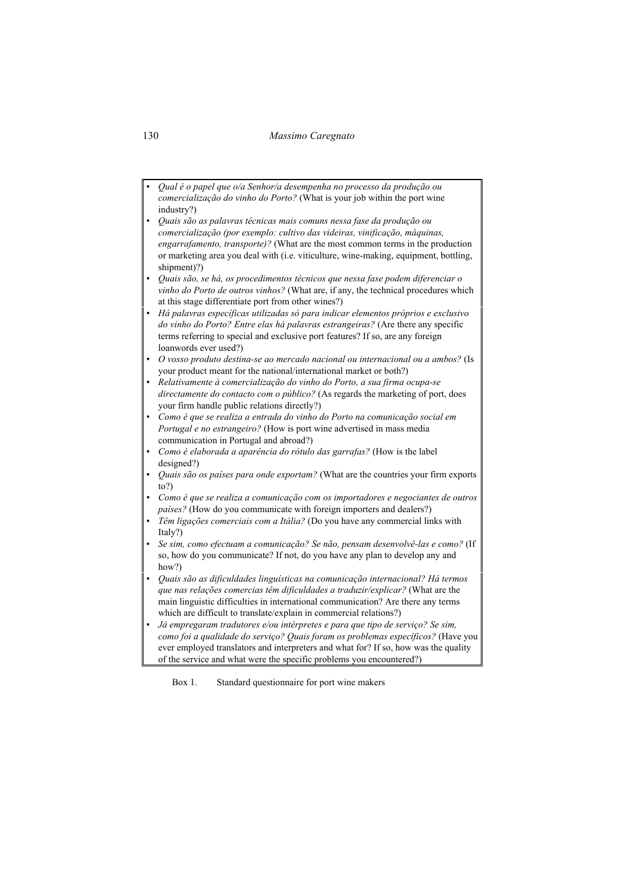- *Qual é o papel que o/a Senhor/a desempenha no processo da produção ou comercialização do vinho do Porto?* (What is your job within the port wine industry?)
- *Quais são as palavras técnicas mais comuns nessa fase da produção ou comercialização (por exemplo: cultivo das videiras, vinificação, máquinas, engarrafamento, transporte)?* (What are the most common terms in the production or marketing area you deal with (i.e. viticulture, wine-making, equipment, bottling, shipment)?)
- *Quais são, se há, os procedimentos técnicos que nessa fase podem diferenciar o vinho do Porto de outros vinhos?* (What are, if any, the technical procedures which at this stage differentiate port from other wines?)
- *Há palavras específicas utilizadas só para indicar elementos próprios e exclusivo do vinho do Porto? Entre elas há palavras estrangeiras?* (Are there any specific terms referring to special and exclusive port features? If so, are any foreign loanwords ever used?)
- *O vosso produto destina-se ao mercado nacional ou internacional ou a ambos?* (Is your product meant for the national/international market or both?)
- *Relativamente à comercialização do vinho do Porto, a sua firma ocupa-se directamente do contacto com o público?* (As regards the marketing of port, does your firm handle public relations directly?)
- *Como é que se realiza a entrada do vinho do Porto na comunicação social em Portugal e no estrangeiro?* (How is port wine advertised in mass media communication in Portugal and abroad?)
- *Como é elaborada a aparência do rótulo das garrafas?* (How is the label designed?)
- *Quais são os países para onde exportam?* (What are the countries your firm exports to?)
- *Como é que se realiza a comunicação com os importadores e negociantes de outros países?* (How do you communicate with foreign importers and dealers?)
- *Têm ligações comerciais com a Itália?* (Do you have any commercial links with Italy?)
- *Se sim, como efectuam a comunicação? Se não, pensam desenvolvê-las e como?* (If so, how do you communicate? If not, do you have any plan to develop any and how?)
- *Quais são as dificuldades linguísticas na comunicação internacional? Há termos que nas relações comercias têm dificuldades a traduzir/explicar?* (What are the main linguistic difficulties in international communication? Are there any terms which are difficult to translate/explain in commercial relations?)
- *Já empregaram tradutores e/ou intérpretes e para que tipo de serviço? Se sim, como foi a qualidade do serviço? Quais foram os problemas específicos?* (Have you ever employed translators and interpreters and what for? If so, how was the quality of the service and what were the specific problems you encountered?)

Box 1. Standard questionnaire for port wine makers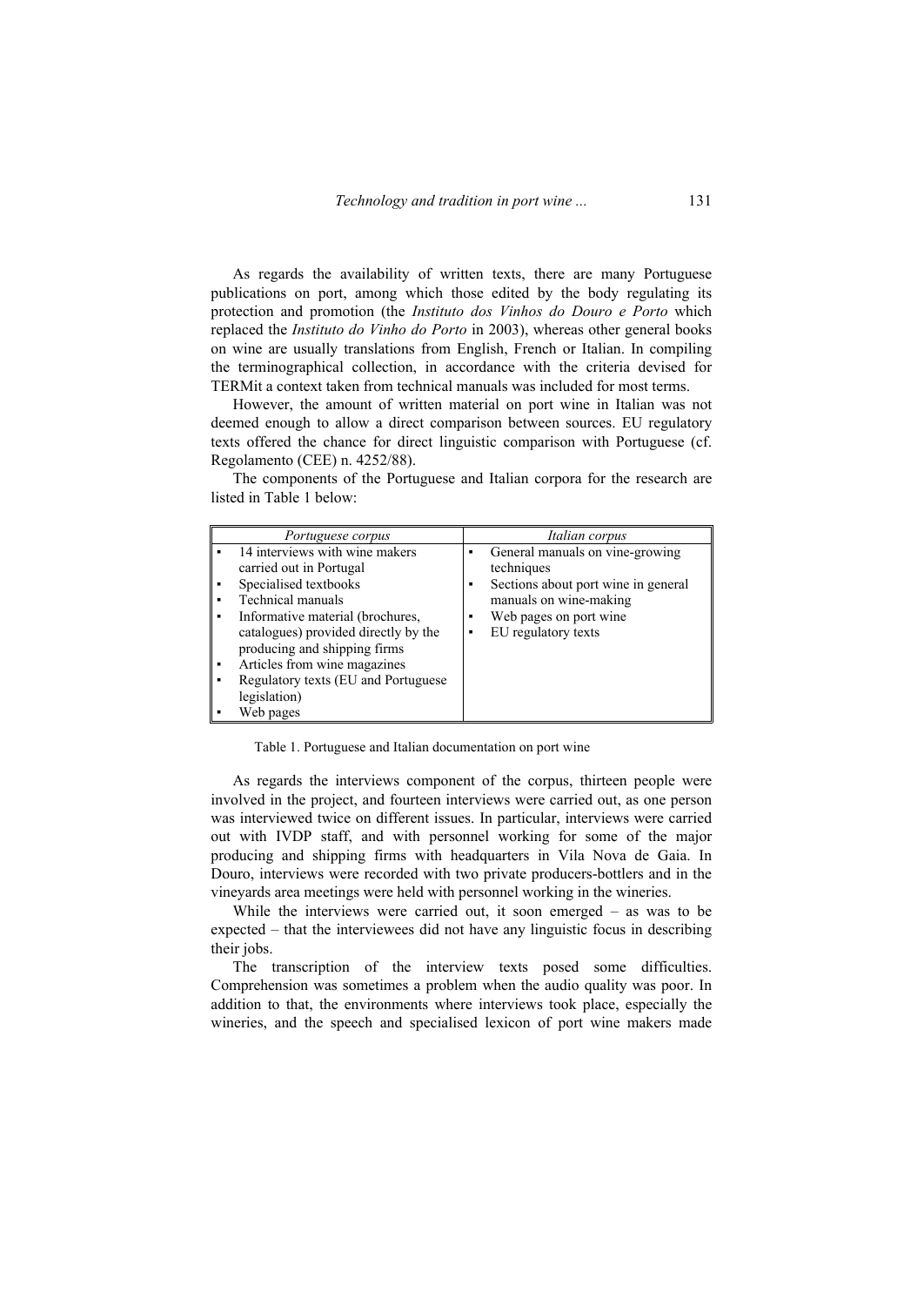As regards the availability of written texts, there are many Portuguese publications on port, among which those edited by the body regulating its protection and promotion (the *Instituto dos Vinhos do Douro e Porto* which replaced the *Instituto do Vinho do Porto* in 2003), whereas other general books on wine are usually translations from English, French or Italian. In compiling the terminographical collection, in accordance with the criteria devised for TERMit a context taken from technical manuals was included for most terms.

However, the amount of written material on port wine in Italian was not deemed enough to allow a direct comparison between sources. EU regulatory texts offered the chance for direct linguistic comparison with Portuguese (cf. Regolamento (CEE) n. 4252/88).

The components of the Portuguese and Italian corpora for the research are listed in Table 1 below:

| *Portuguese corpus* | *Italian corpus* |
| --- | --- |
| ▪ 14 interviews with wine makers carried out in Portugal<br>▪ Specialised textbooks<br>▪ Technical manuals<br>▪ Informative material (brochures, catalogues) provided directly by the producing and shipping firms<br>▪ Articles from wine magazines<br>▪ Regulatory texts (EU and Portuguese legislation)<br>▪ Web pages | ▪ General manuals on vine-growing techniques<br>▪ Sections about port wine in general manuals on wine-making<br>▪ Web pages on port wine<br>▪ EU regulatory texts |

Table 1. Portuguese and Italian documentation on port wine

As regards the interviews component of the corpus, thirteen people were involved in the project, and fourteen interviews were carried out, as one person was interviewed twice on different issues. In particular, interviews were carried out with IVDP staff, and with personnel working for some of the major producing and shipping firms with headquarters in Vila Nova de Gaia. In Douro, interviews were recorded with two private producers-bottlers and in the vineyards area meetings were held with personnel working in the wineries.

While the interviews were carried out, it soon emerged – as was to be expected – that the interviewees did not have any linguistic focus in describing their jobs.

The transcription of the interview texts posed some difficulties. Comprehension was sometimes a problem when the audio quality was poor. In addition to that, the environments where interviews took place, especially the wineries, and the speech and specialised lexicon of port wine makers made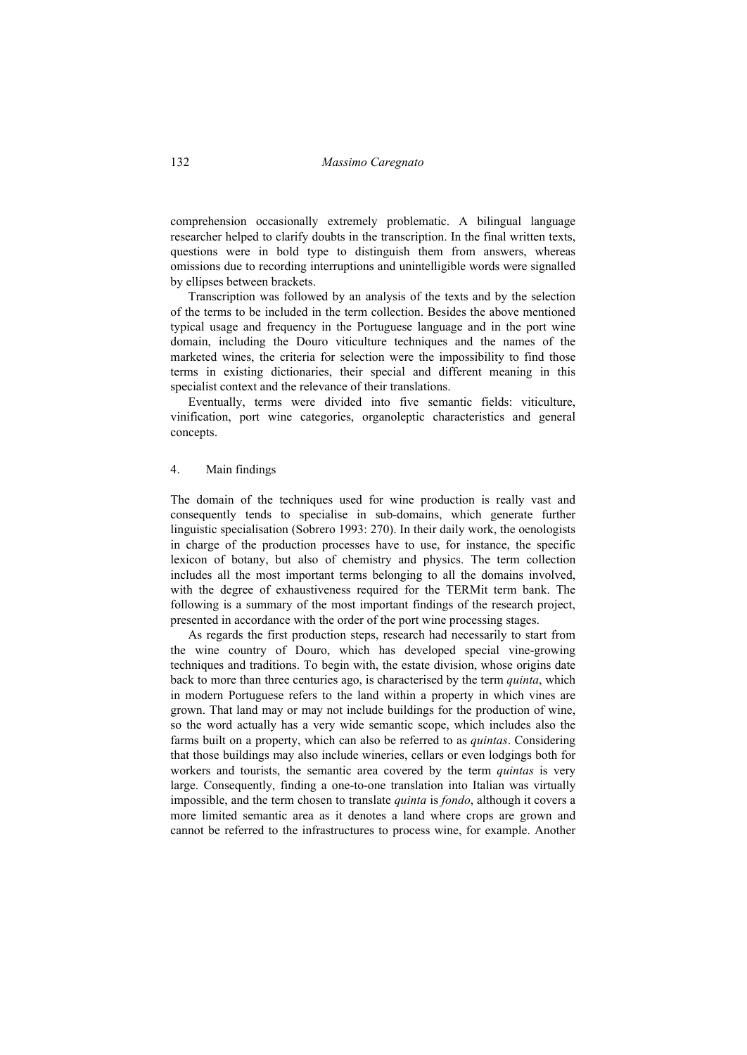comprehension occasionally extremely problematic. A bilingual language researcher helped to clarify doubts in the transcription. In the final written texts, questions were in bold type to distinguish them from answers, whereas omissions due to recording interruptions and unintelligible words were signalled by ellipses between brackets.

Transcription was followed by an analysis of the texts and by the selection of the terms to be included in the term collection. Besides the above mentioned typical usage and frequency in the Portuguese language and in the port wine domain, including the Douro viticulture techniques and the names of the marketed wines, the criteria for selection were the impossibility to find those terms in existing dictionaries, their special and different meaning in this specialist context and the relevance of their translations.

Eventually, terms were divided into five semantic fields: viticulture, vinification, port wine categories, organoleptic characteristics and general concepts.

## 4. Main findings

The domain of the techniques used for wine production is really vast and consequently tends to specialise in sub-domains, which generate further linguistic specialisation (Sobrero 1993: 270). In their daily work, the oenologists in charge of the production processes have to use, for instance, the specific lexicon of botany, but also of chemistry and physics. The term collection includes all the most important terms belonging to all the domains involved, with the degree of exhaustiveness required for the TERMit term bank. The following is a summary of the most important findings of the research project, presented in accordance with the order of the port wine processing stages.

As regards the first production steps, research had necessarily to start from the wine country of Douro, which has developed special vine-growing techniques and traditions. To begin with, the estate division, whose origins date back to more than three centuries ago, is characterised by the term *quinta*, which in modern Portuguese refers to the land within a property in which vines are grown. That land may or may not include buildings for the production of wine, so the word actually has a very wide semantic scope, which includes also the farms built on a property, which can also be referred to as *quintas*. Considering that those buildings may also include wineries, cellars or even lodgings both for workers and tourists, the semantic area covered by the term *quintas* is very large. Consequently, finding a one-to-one translation into Italian was virtually impossible, and the term chosen to translate *quinta* is *fondo*, although it covers a more limited semantic area as it denotes a land where crops are grown and cannot be referred to the infrastructures to process wine, for example. Another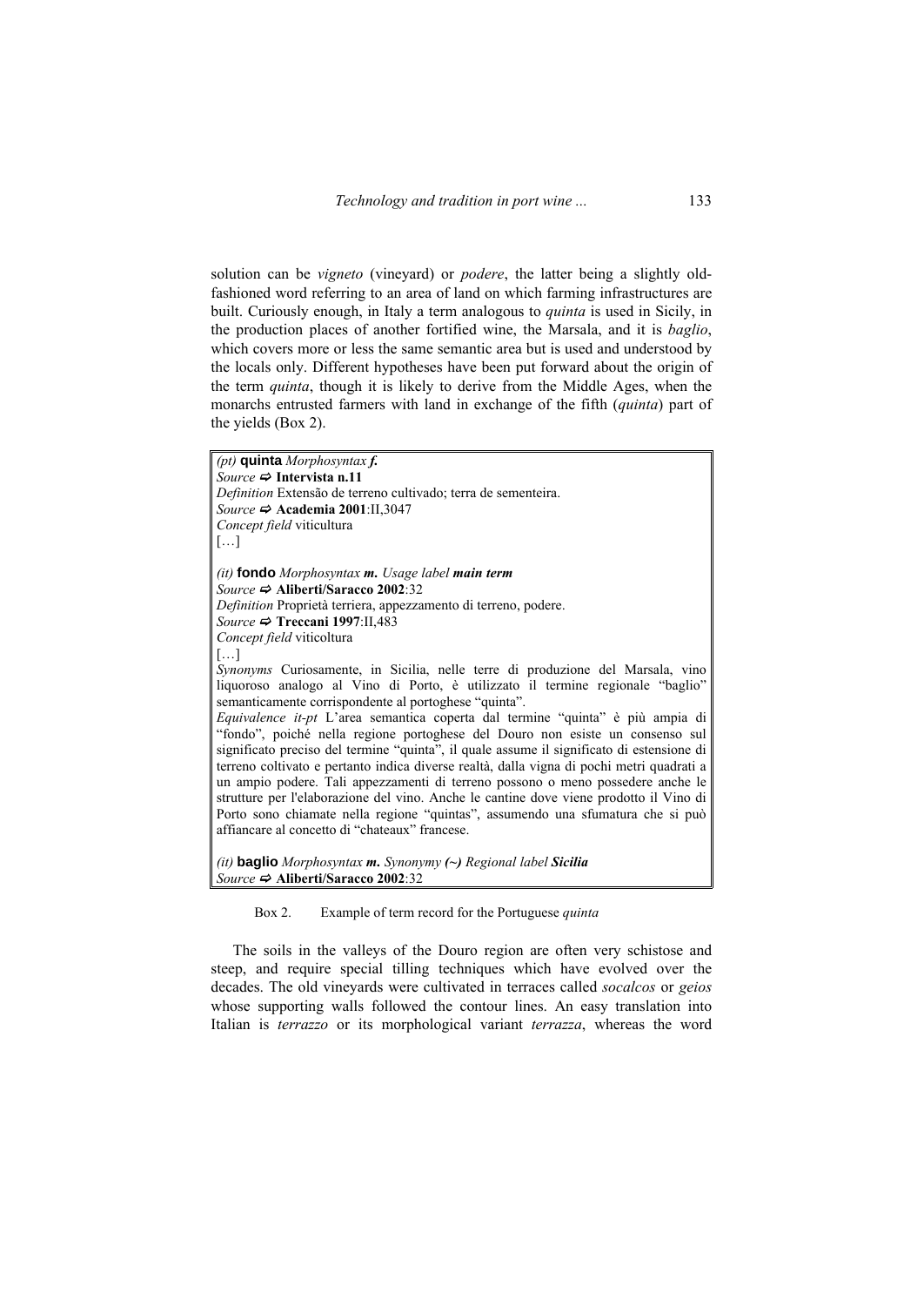solution can be *vigneto* (vineyard) or *podere*, the latter being a slightly old-fashioned word referring to an area of land on which farming infrastructures are built. Curiously enough, in Italy a term analogous to *quinta* is used in Sicily, in the production places of another fortified wine, the Marsala, and it is *baglio*, which covers more or less the same semantic area but is used and understood by the locals only. Different hypotheses have been put forward about the origin of the term *quinta*, though it is likely to derive from the Middle Ages, when the monarchs entrusted farmers with land in exchange of the fifth (*quinta*) part of the yields (Box 2).

> *(pt)* **quinta** *Morphosyntax* ***f.***
> *Source* ⇨ **Intervista n.11**
> *Definition* Extensão de terreno cultivado; terra de sementeira.
> *Source* ⇨ **Academia 2001**:II,3047
> *Concept field* viticultura
> […]
>
> *(it)* **fondo** *Morphosyntax* ***m.*** *Usage label* ***main term***
> *Source* ⇨ **Aliberti/Saracco 2002**:32
> *Definition* Proprietà terriera, appezzamento di terreno, podere.
> *Source* ⇨ **Treccani 1997**:II,483
> *Concept field* viticoltura
> […]
> *Synonyms* Curiosamente, in Sicilia, nelle terre di produzione del Marsala, vino liquoroso analogo al Vino di Porto, è utilizzato il termine regionale "baglio" semanticamente corrispondente al portoghese "quinta".
> *Equivalence it-pt* L'area semantica coperta dal termine "quinta" è più ampia di "fondo", poiché nella regione portoghese del Douro non esiste un consenso sul significato preciso del termine "quinta", il quale assume il significato di estensione di terreno coltivato e pertanto indica diverse realtà, dalla vigna di pochi metri quadrati a un ampio podere. Tali appezzamenti di terreno possono o meno possedere anche le strutture per l'elaborazione del vino. Anche le cantine dove viene prodotto il Vino di Porto sono chiamate nella regione "quintas", assumendo una sfumatura che si può affiancare al concetto di "chateaux" francese.
>
> *(it)* **baglio** *Morphosyntax* ***m.*** *Synonymy* ***(~)*** *Regional label* ***Sicilia***
> *Source* ⇨ **Aliberti/Saracco 2002**:32

Box 2. Example of term record for the Portuguese *quinta*

The soils in the valleys of the Douro region are often very schistose and steep, and require special tilling techniques which have evolved over the decades. The old vineyards were cultivated in terraces called *socalcos* or *geios* whose supporting walls followed the contour lines. An easy translation into Italian is *terrazzo* or its morphological variant *terrazza*, whereas the word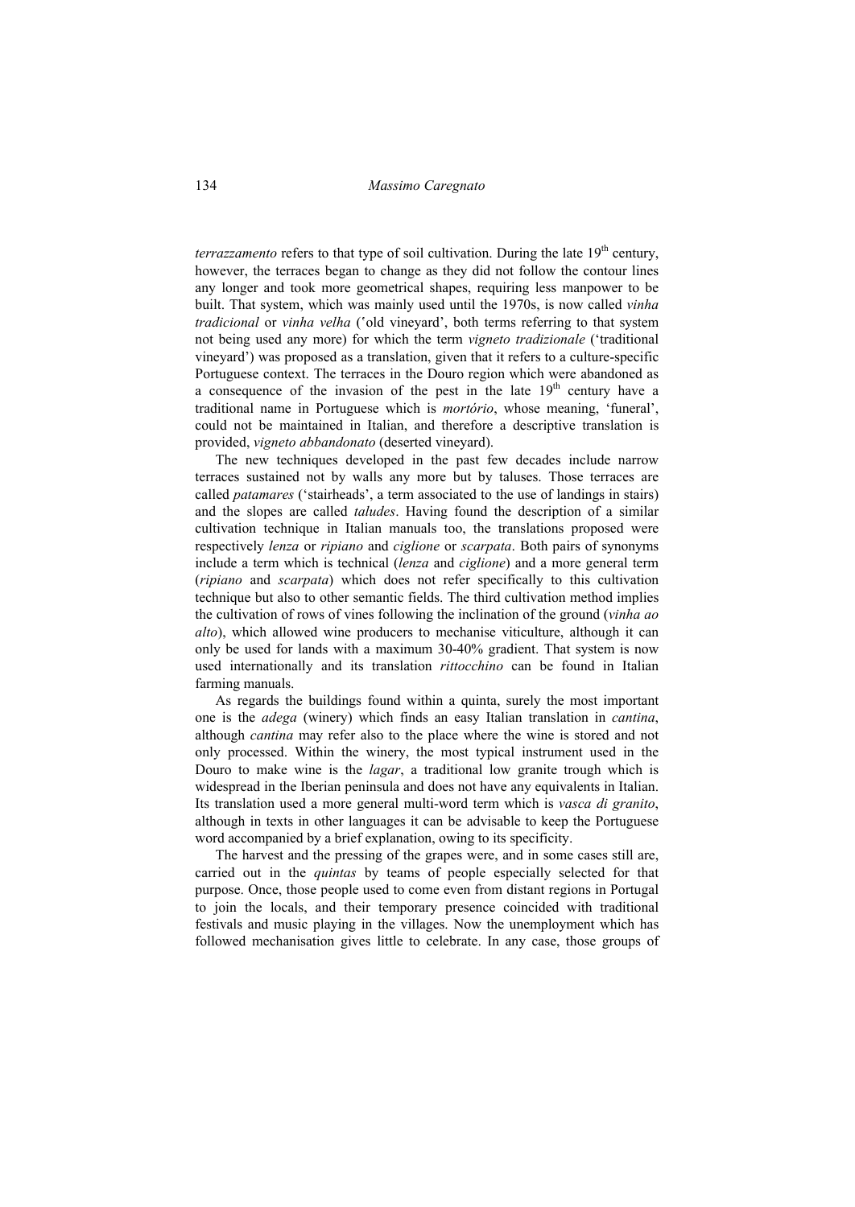*terrazzamento* refers to that type of soil cultivation. During the late 19th century, however, the terraces began to change as they did not follow the contour lines any longer and took more geometrical shapes, requiring less manpower to be built. That system, which was mainly used until the 1970s, is now called *vinha tradicional* or *vinha velha* (ʻold vineyard', both terms referring to that system not being used any more) for which the term *vigneto tradizionale* ('traditional vineyard') was proposed as a translation, given that it refers to a culture-specific Portuguese context. The terraces in the Douro region which were abandoned as a consequence of the invasion of the pest in the late 19th century have a traditional name in Portuguese which is *mortório*, whose meaning, 'funeral', could not be maintained in Italian, and therefore a descriptive translation is provided, *vigneto abbandonato* (deserted vineyard).

The new techniques developed in the past few decades include narrow terraces sustained not by walls any more but by taluses. Those terraces are called *patamares* ('stairheads', a term associated to the use of landings in stairs) and the slopes are called *taludes*. Having found the description of a similar cultivation technique in Italian manuals too, the translations proposed were respectively *lenza* or *ripiano* and *ciglione* or *scarpata*. Both pairs of synonyms include a term which is technical (*lenza* and *ciglione*) and a more general term (*ripiano* and *scarpata*) which does not refer specifically to this cultivation technique but also to other semantic fields. The third cultivation method implies the cultivation of rows of vines following the inclination of the ground (*vinha ao alto*), which allowed wine producers to mechanise viticulture, although it can only be used for lands with a maximum 30-40% gradient. That system is now used internationally and its translation *rittocchino* can be found in Italian farming manuals.

As regards the buildings found within a quinta, surely the most important one is the *adega* (winery) which finds an easy Italian translation in *cantina*, although *cantina* may refer also to the place where the wine is stored and not only processed. Within the winery, the most typical instrument used in the Douro to make wine is the *lagar*, a traditional low granite trough which is widespread in the Iberian peninsula and does not have any equivalents in Italian. Its translation used a more general multi-word term which is *vasca di granito*, although in texts in other languages it can be advisable to keep the Portuguese word accompanied by a brief explanation, owing to its specificity.

The harvest and the pressing of the grapes were, and in some cases still are, carried out in the *quintas* by teams of people especially selected for that purpose. Once, those people used to come even from distant regions in Portugal to join the locals, and their temporary presence coincided with traditional festivals and music playing in the villages. Now the unemployment which has followed mechanisation gives little to celebrate. In any case, those groups of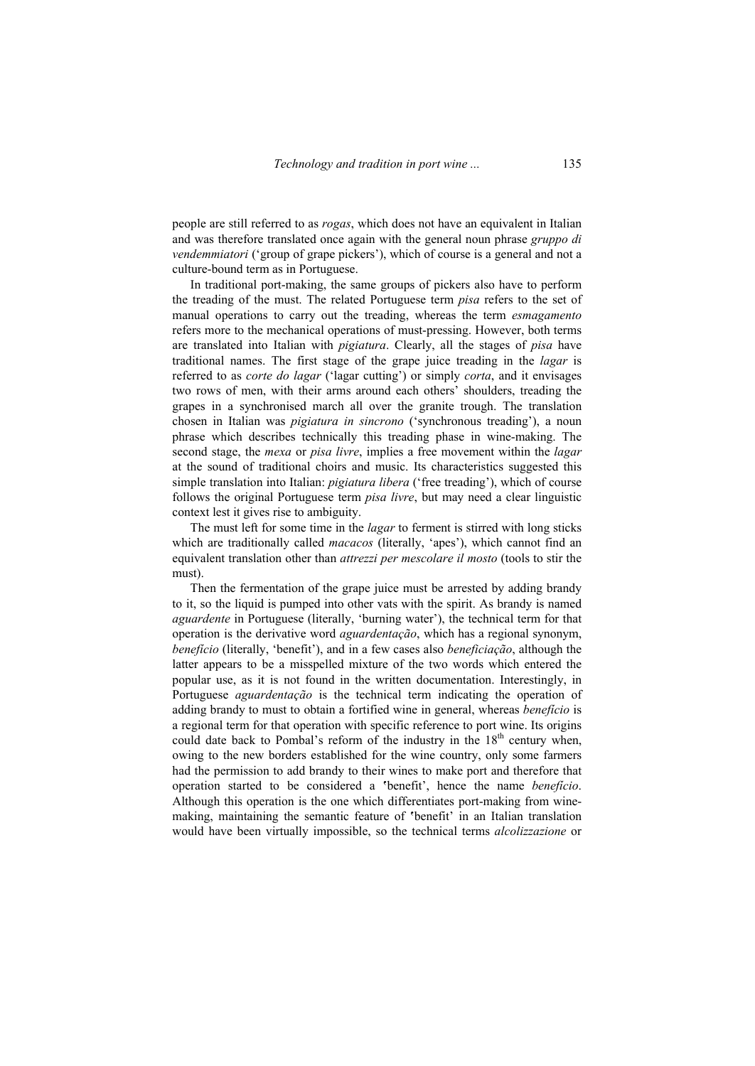people are still referred to as *rogas*, which does not have an equivalent in Italian and was therefore translated once again with the general noun phrase *gruppo di vendemmiatori* ('group of grape pickers'), which of course is a general and not a culture-bound term as in Portuguese.

In traditional port-making, the same groups of pickers also have to perform the treading of the must. The related Portuguese term *pisa* refers to the set of manual operations to carry out the treading, whereas the term *esmagamento* refers more to the mechanical operations of must-pressing. However, both terms are translated into Italian with *pigiatura*. Clearly, all the stages of *pisa* have traditional names. The first stage of the grape juice treading in the *lagar* is referred to as *corte do lagar* ('lagar cutting') or simply *corta*, and it envisages two rows of men, with their arms around each others' shoulders, treading the grapes in a synchronised march all over the granite trough. The translation chosen in Italian was *pigiatura in sincrono* ('synchronous treading'), a noun phrase which describes technically this treading phase in wine-making. The second stage, the *mexa* or *pisa livre*, implies a free movement within the *lagar* at the sound of traditional choirs and music. Its characteristics suggested this simple translation into Italian: *pigiatura libera* ('free treading'), which of course follows the original Portuguese term *pisa livre*, but may need a clear linguistic context lest it gives rise to ambiguity.

The must left for some time in the *lagar* to ferment is stirred with long sticks which are traditionally called *macacos* (literally, 'apes'), which cannot find an equivalent translation other than *attrezzi per mescolare il mosto* (tools to stir the must).

Then the fermentation of the grape juice must be arrested by adding brandy to it, so the liquid is pumped into other vats with the spirit. As brandy is named *aguardente* in Portuguese (literally, 'burning water'), the technical term for that operation is the derivative word *aguardentação*, which has a regional synonym, *benefício* (literally, 'benefit'), and in a few cases also *beneficiação*, although the latter appears to be a misspelled mixture of the two words which entered the popular use, as it is not found in the written documentation. Interestingly, in Portuguese *aguardentação* is the technical term indicating the operation of adding brandy to must to obtain a fortified wine in general, whereas *benefício* is a regional term for that operation with specific reference to port wine. Its origins could date back to Pombal's reform of the industry in the 18th century when, owing to the new borders established for the wine country, only some farmers had the permission to add brandy to their wines to make port and therefore that operation started to be considered a 'benefit', hence the name *benefício*. Although this operation is the one which differentiates port-making from wine-making, maintaining the semantic feature of 'benefit' in an Italian translation would have been virtually impossible, so the technical terms *alcolizzazione* or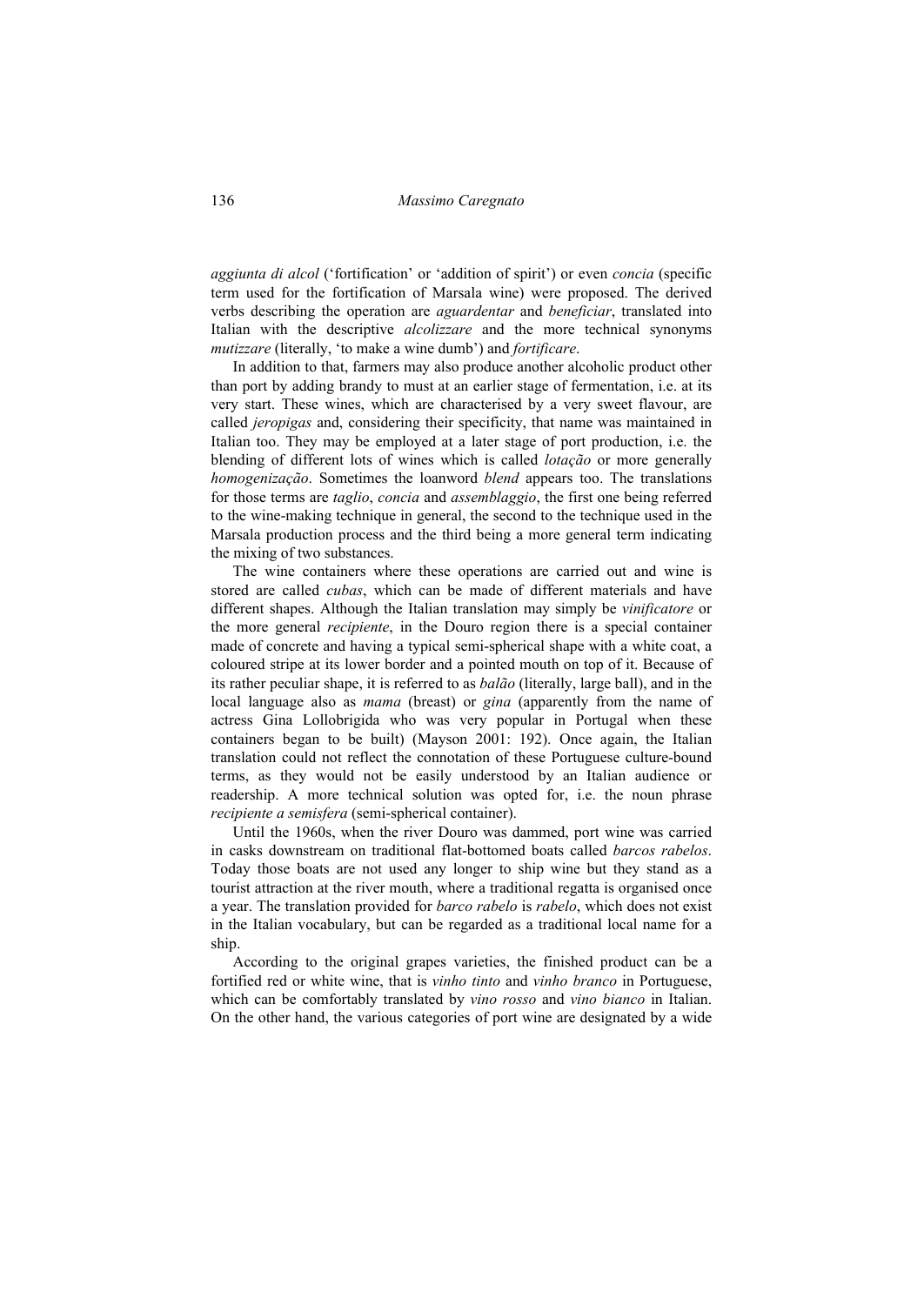*aggiunta di alcol* ('fortification' or 'addition of spirit') or even *concia* (specific term used for the fortification of Marsala wine) were proposed. The derived verbs describing the operation are *aguardentar* and *beneficiar*, translated into Italian with the descriptive *alcolizzare* and the more technical synonyms *mutizzare* (literally, 'to make a wine dumb') and *fortificare*.

In addition to that, farmers may also produce another alcoholic product other than port by adding brandy to must at an earlier stage of fermentation, i.e. at its very start. These wines, which are characterised by a very sweet flavour, are called *jeropigas* and, considering their specificity, that name was maintained in Italian too. They may be employed at a later stage of port production, i.e. the blending of different lots of wines which is called *lotação* or more generally *homogenização*. Sometimes the loanword *blend* appears too. The translations for those terms are *taglio*, *concia* and *assemblaggio*, the first one being referred to the wine-making technique in general, the second to the technique used in the Marsala production process and the third being a more general term indicating the mixing of two substances.

The wine containers where these operations are carried out and wine is stored are called *cubas*, which can be made of different materials and have different shapes. Although the Italian translation may simply be *vinificatore* or the more general *recipiente*, in the Douro region there is a special container made of concrete and having a typical semi-spherical shape with a white coat, a coloured stripe at its lower border and a pointed mouth on top of it. Because of its rather peculiar shape, it is referred to as *balão* (literally, large ball), and in the local language also as *mama* (breast) or *gina* (apparently from the name of actress Gina Lollobrigida who was very popular in Portugal when these containers began to be built) (Mayson 2001: 192). Once again, the Italian translation could not reflect the connotation of these Portuguese culture-bound terms, as they would not be easily understood by an Italian audience or readership. A more technical solution was opted for, i.e. the noun phrase *recipiente a semisfera* (semi-spherical container).

Until the 1960s, when the river Douro was dammed, port wine was carried in casks downstream on traditional flat-bottomed boats called *barcos rabelos*. Today those boats are not used any longer to ship wine but they stand as a tourist attraction at the river mouth, where a traditional regatta is organised once a year. The translation provided for *barco rabelo* is *rabelo*, which does not exist in the Italian vocabulary, but can be regarded as a traditional local name for a ship.

According to the original grapes varieties, the finished product can be a fortified red or white wine, that is *vinho tinto* and *vinho branco* in Portuguese, which can be comfortably translated by *vino rosso* and *vino bianco* in Italian. On the other hand, the various categories of port wine are designated by a wide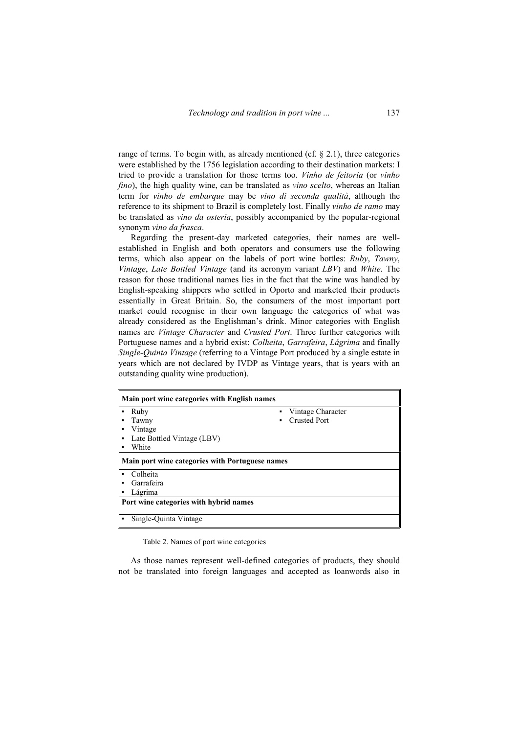range of terms. To begin with, as already mentioned (cf. § 2.1), three categories were established by the 1756 legislation according to their destination markets: I tried to provide a translation for those terms too. *Vinho de feitoria* (or *vinho fino*), the high quality wine, can be translated as *vino scelto*, whereas an Italian term for *vinho de embarque* may be *vino di seconda qualità*, although the reference to its shipment to Brazil is completely lost. Finally *vinho de ramo* may be translated as *vino da osteria*, possibly accompanied by the popular-regional synonym *vino da frasca*.

Regarding the present-day marketed categories, their names are well-established in English and both operators and consumers use the following terms, which also appear on the labels of port wine bottles: *Ruby*, *Tawny*, *Vintage*, *Late Bottled Vintage* (and its acronym variant *LBV*) and *White*. The reason for those traditional names lies in the fact that the wine was handled by English-speaking shippers who settled in Oporto and marketed their products essentially in Great Britain. So, the consumers of the most important port market could recognise in their own language the categories of what was already considered as the Englishman's drink. Minor categories with English names are *Vintage Character* and *Crusted Port*. Three further categories with Portuguese names and a hybrid exist: *Colheita*, *Garrafeira*, *Lágrima* and finally *Single-Quinta Vintage* (referring to a Vintage Port produced by a single estate in years which are not declared by IVDP as Vintage years, that is years with an outstanding quality wine production).

| **Main port wine categories with English names** | |
|---|---|
| ▪ Ruby | ▪ Vintage Character |
| ▪ Tawny | ▪ Crusted Port |
| ▪ Vintage | |
| ▪ Late Bottled Vintage (LBV) | |
| ▪ White | |
| **Main port wine categories with Portuguese names** | |
| ▪ Colheita | |
| ▪ Garrafeira | |
| ▪ Lágrima | |
| **Port wine categories with hybrid names** | |
| ▪ Single-Quinta Vintage | |

Table 2. Names of port wine categories

As those names represent well-defined categories of products, they should not be translated into foreign languages and accepted as loanwords also in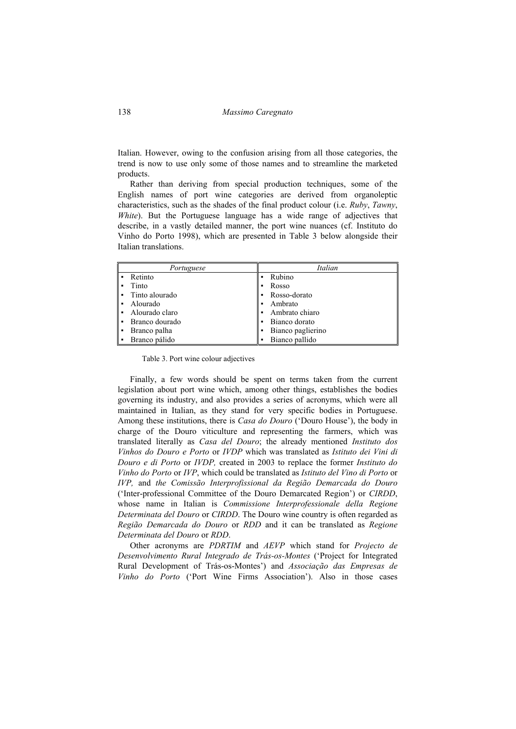Italian. However, owing to the confusion arising from all those categories, the trend is now to use only some of those names and to streamline the marketed products.

Rather than deriving from special production techniques, some of the English names of port wine categories are derived from organoleptic characteristics, such as the shades of the final product colour (i.e. *Ruby*, *Tawny*, *White*). But the Portuguese language has a wide range of adjectives that describe, in a vastly detailed manner, the port wine nuances (cf. Instituto do Vinho do Porto 1998), which are presented in Table 3 below alongside their Italian translations.

| *Portuguese* | *Italian* |
|---|---|
| ▪ Retinto | ▪ Rubino |
| ▪ Tinto | ▪ Rosso |
| ▪ Tinto alourado | ▪ Rosso-dorato |
| ▪ Alourado | ▪ Ambrato |
| ▪ Alourado claro | ▪ Ambrato chiaro |
| ▪ Branco dourado | ▪ Bianco dorato |
| ▪ Branco palha | ▪ Bianco paglierino |
| ▪ Branco pálido | ▪ Bianco pallido |

Table 3. Port wine colour adjectives

Finally, a few words should be spent on terms taken from the current legislation about port wine which, among other things, establishes the bodies governing its industry, and also provides a series of acronyms, which were all maintained in Italian, as they stand for very specific bodies in Portuguese. Among these institutions, there is *Casa do Douro* ('Douro House'), the body in charge of the Douro viticulture and representing the farmers, which was translated literally as *Casa del Douro*; the already mentioned *Instituto dos Vinhos do Douro e Porto* or *IVDP* which was translated as *Istituto dei Vini di Douro e di Porto* or *IVDP,* created in 2003 to replace the former *Instituto do Vinho do Porto* or *IVP*, which could be translated as *Istituto del Vino di Porto* or *IVP,* and *the Comissão Interprofissional da Região Demarcada do Douro* ('Inter-professional Committee of the Douro Demarcated Region') or *CIRDD*, whose name in Italian is *Commissione Interprofessionale della Regione Determinata del Douro* or *CIRDD*. The Douro wine country is often regarded as *Região Demarcada do Douro* or *RDD* and it can be translated as *Regione Determinata del Douro* or *RDD*.

Other acronyms are *PDRTIM* and *AEVP* which stand for *Projecto de Desenvolvimento Rural Integrado de Trás-os-Montes* ('Project for Integrated Rural Development of Trás-os-Montes') and *Associação das Empresas de Vinho do Porto* ('Port Wine Firms Association'). Also in those cases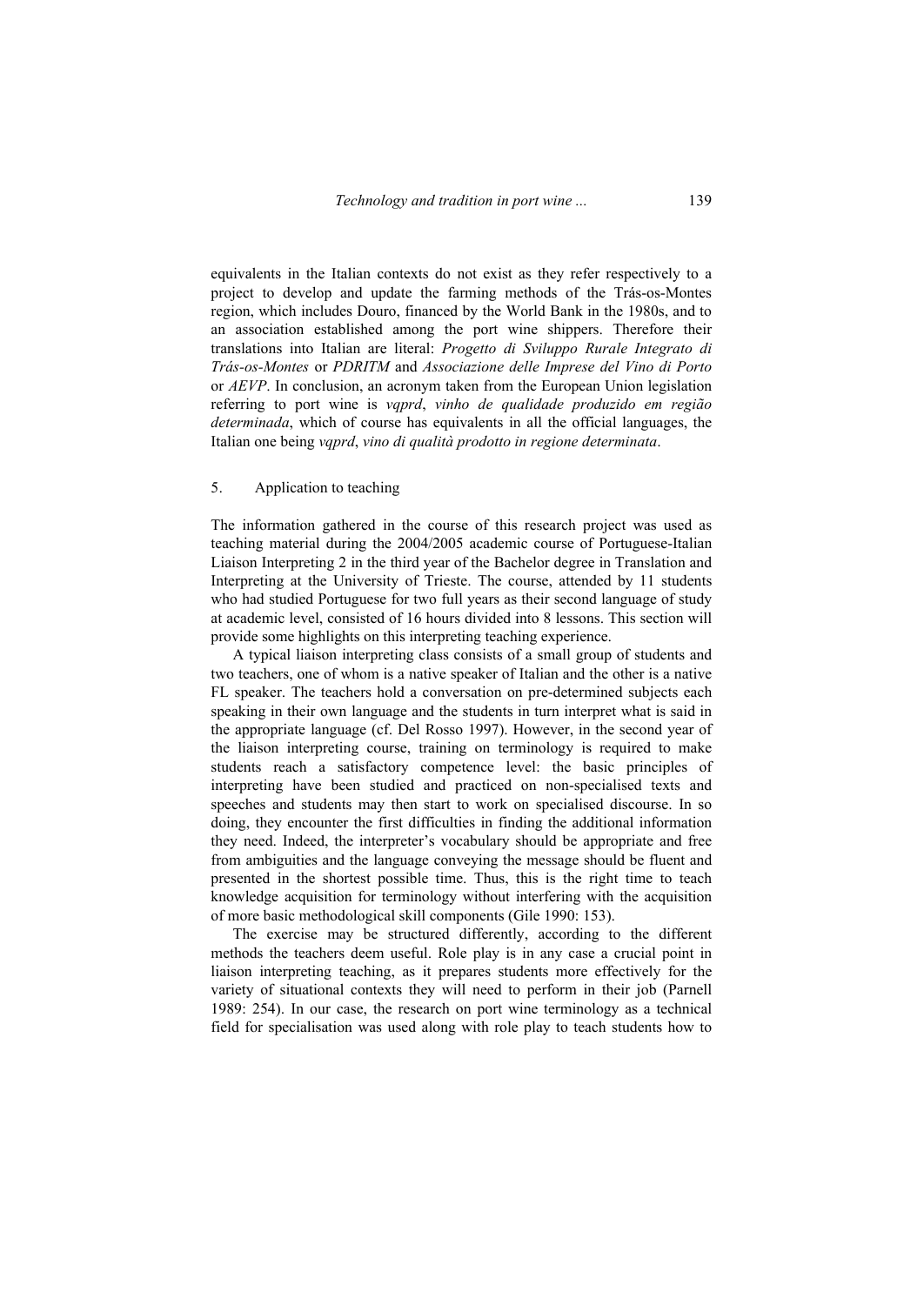equivalents in the Italian contexts do not exist as they refer respectively to a project to develop and update the farming methods of the Trás-os-Montes region, which includes Douro, financed by the World Bank in the 1980s, and to an association established among the port wine shippers. Therefore their translations into Italian are literal: *Progetto di Sviluppo Rurale Integrato di Trás-os-Montes* or *PDRITM* and *Associazione delle Imprese del Vino di Porto* or *AEVP*. In conclusion, an acronym taken from the European Union legislation referring to port wine is *vqprd*, *vinho de qualidade produzido em região determinada*, which of course has equivalents in all the official languages, the Italian one being *vqprd*, *vino di qualità prodotto in regione determinata*.

## 5. Application to teaching

The information gathered in the course of this research project was used as teaching material during the 2004/2005 academic course of Portuguese-Italian Liaison Interpreting 2 in the third year of the Bachelor degree in Translation and Interpreting at the University of Trieste. The course, attended by 11 students who had studied Portuguese for two full years as their second language of study at academic level, consisted of 16 hours divided into 8 lessons. This section will provide some highlights on this interpreting teaching experience.

A typical liaison interpreting class consists of a small group of students and two teachers, one of whom is a native speaker of Italian and the other is a native FL speaker. The teachers hold a conversation on pre-determined subjects each speaking in their own language and the students in turn interpret what is said in the appropriate language (cf. Del Rosso 1997). However, in the second year of the liaison interpreting course, training on terminology is required to make students reach a satisfactory competence level: the basic principles of interpreting have been studied and practiced on non-specialised texts and speeches and students may then start to work on specialised discourse. In so doing, they encounter the first difficulties in finding the additional information they need. Indeed, the interpreter's vocabulary should be appropriate and free from ambiguities and the language conveying the message should be fluent and presented in the shortest possible time. Thus, this is the right time to teach knowledge acquisition for terminology without interfering with the acquisition of more basic methodological skill components (Gile 1990: 153).

The exercise may be structured differently, according to the different methods the teachers deem useful. Role play is in any case a crucial point in liaison interpreting teaching, as it prepares students more effectively for the variety of situational contexts they will need to perform in their job (Parnell 1989: 254). In our case, the research on port wine terminology as a technical field for specialisation was used along with role play to teach students how to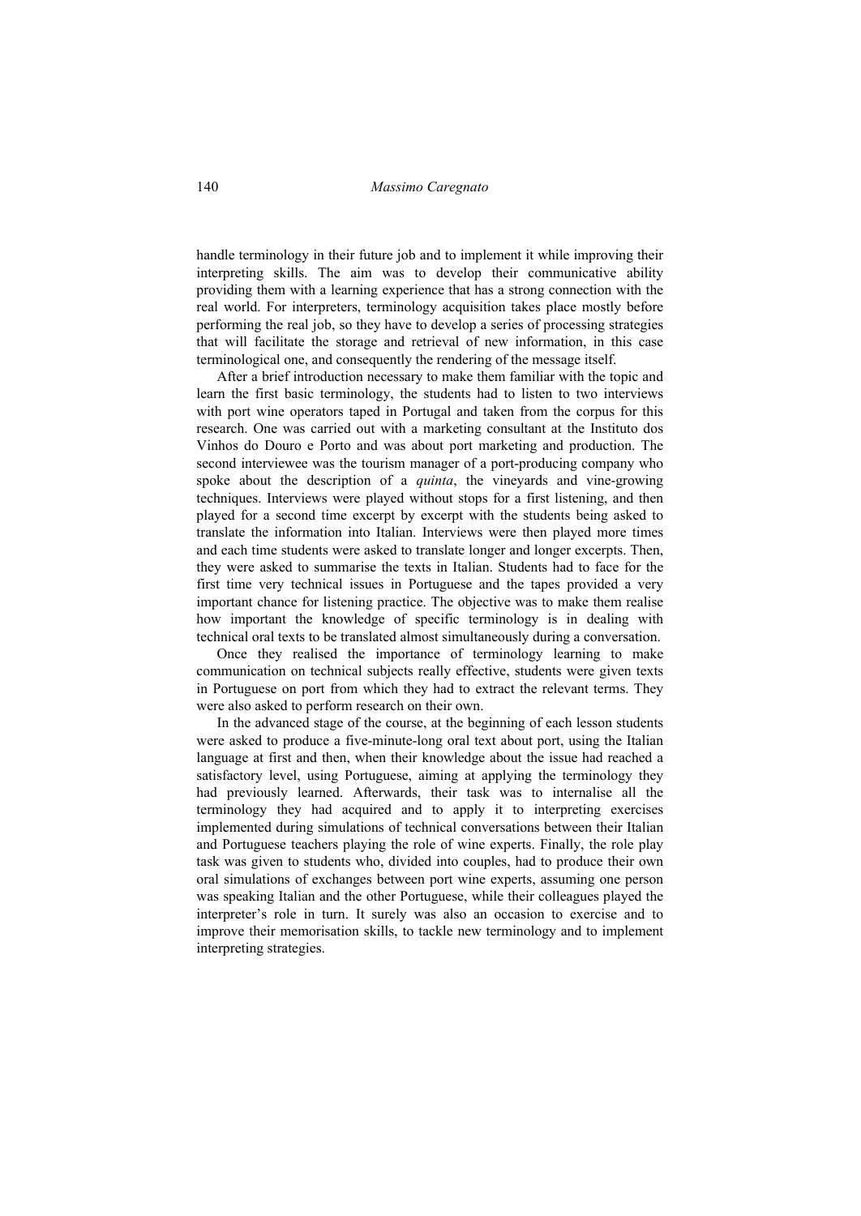handle terminology in their future job and to implement it while improving their interpreting skills. The aim was to develop their communicative ability providing them with a learning experience that has a strong connection with the real world. For interpreters, terminology acquisition takes place mostly before performing the real job, so they have to develop a series of processing strategies that will facilitate the storage and retrieval of new information, in this case terminological one, and consequently the rendering of the message itself.

After a brief introduction necessary to make them familiar with the topic and learn the first basic terminology, the students had to listen to two interviews with port wine operators taped in Portugal and taken from the corpus for this research. One was carried out with a marketing consultant at the Instituto dos Vinhos do Douro e Porto and was about port marketing and production. The second interviewee was the tourism manager of a port-producing company who spoke about the description of a *quinta*, the vineyards and vine-growing techniques. Interviews were played without stops for a first listening, and then played for a second time excerpt by excerpt with the students being asked to translate the information into Italian. Interviews were then played more times and each time students were asked to translate longer and longer excerpts. Then, they were asked to summarise the texts in Italian. Students had to face for the first time very technical issues in Portuguese and the tapes provided a very important chance for listening practice. The objective was to make them realise how important the knowledge of specific terminology is in dealing with technical oral texts to be translated almost simultaneously during a conversation.

Once they realised the importance of terminology learning to make communication on technical subjects really effective, students were given texts in Portuguese on port from which they had to extract the relevant terms. They were also asked to perform research on their own.

In the advanced stage of the course, at the beginning of each lesson students were asked to produce a five-minute-long oral text about port, using the Italian language at first and then, when their knowledge about the issue had reached a satisfactory level, using Portuguese, aiming at applying the terminology they had previously learned. Afterwards, their task was to internalise all the terminology they had acquired and to apply it to interpreting exercises implemented during simulations of technical conversations between their Italian and Portuguese teachers playing the role of wine experts. Finally, the role play task was given to students who, divided into couples, had to produce their own oral simulations of exchanges between port wine experts, assuming one person was speaking Italian and the other Portuguese, while their colleagues played the interpreter's role in turn. It surely was also an occasion to exercise and to improve their memorisation skills, to tackle new terminology and to implement interpreting strategies.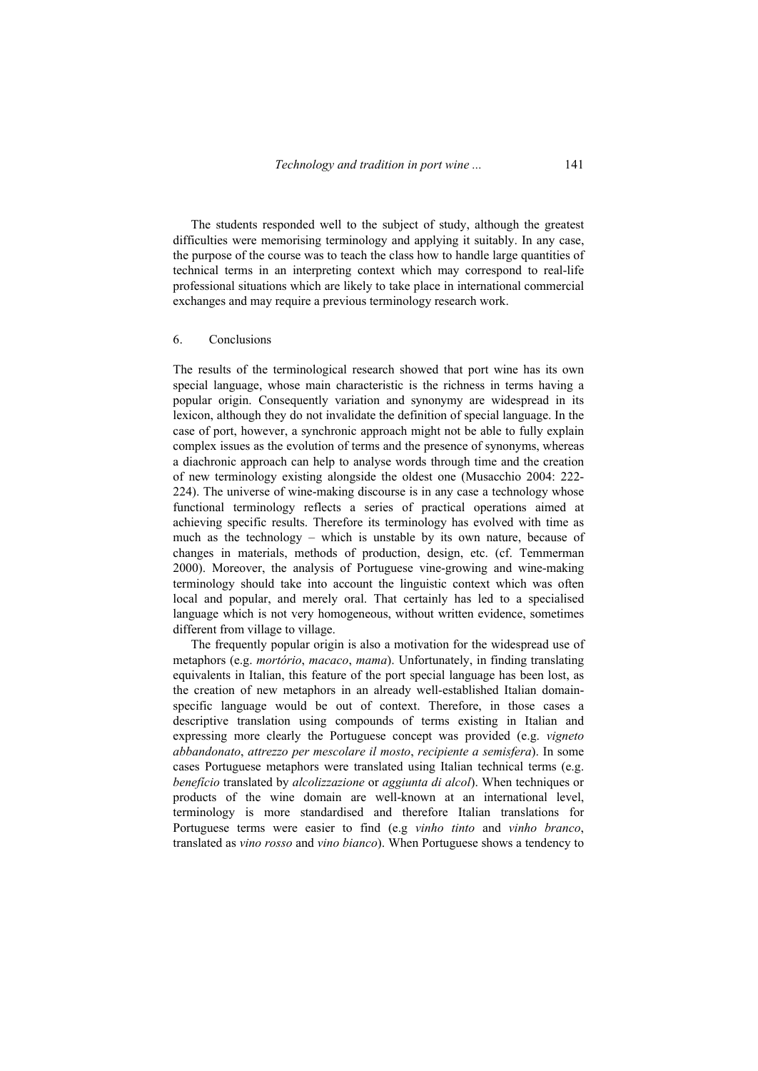The students responded well to the subject of study, although the greatest difficulties were memorising terminology and applying it suitably. In any case, the purpose of the course was to teach the class how to handle large quantities of technical terms in an interpreting context which may correspond to real-life professional situations which are likely to take place in international commercial exchanges and may require a previous terminology research work.

## 6. Conclusions

The results of the terminological research showed that port wine has its own special language, whose main characteristic is the richness in terms having a popular origin. Consequently variation and synonymy are widespread in its lexicon, although they do not invalidate the definition of special language. In the case of port, however, a synchronic approach might not be able to fully explain complex issues as the evolution of terms and the presence of synonyms, whereas a diachronic approach can help to analyse words through time and the creation of new terminology existing alongside the oldest one (Musacchio 2004: 222-224). The universe of wine-making discourse is in any case a technology whose functional terminology reflects a series of practical operations aimed at achieving specific results. Therefore its terminology has evolved with time as much as the technology – which is unstable by its own nature, because of changes in materials, methods of production, design, etc. (cf. Temmerman 2000). Moreover, the analysis of Portuguese vine-growing and wine-making terminology should take into account the linguistic context which was often local and popular, and merely oral. That certainly has led to a specialised language which is not very homogeneous, without written evidence, sometimes different from village to village.

The frequently popular origin is also a motivation for the widespread use of metaphors (e.g. *mortório*, *macaco*, *mama*). Unfortunately, in finding translating equivalents in Italian, this feature of the port special language has been lost, as the creation of new metaphors in an already well-established Italian domain-specific language would be out of context. Therefore, in those cases a descriptive translation using compounds of terms existing in Italian and expressing more clearly the Portuguese concept was provided (e.g. *vigneto abbandonato*, *attrezzo per mescolare il mosto*, *recipiente a semisfera*). In some cases Portuguese metaphors were translated using Italian technical terms (e.g. *benefício* translated by *alcolizzazione* or *aggiunta di alcol*). When techniques or products of the wine domain are well-known at an international level, terminology is more standardised and therefore Italian translations for Portuguese terms were easier to find (e.g *vinho tinto* and *vinho branco*, translated as *vino rosso* and *vino bianco*). When Portuguese shows a tendency to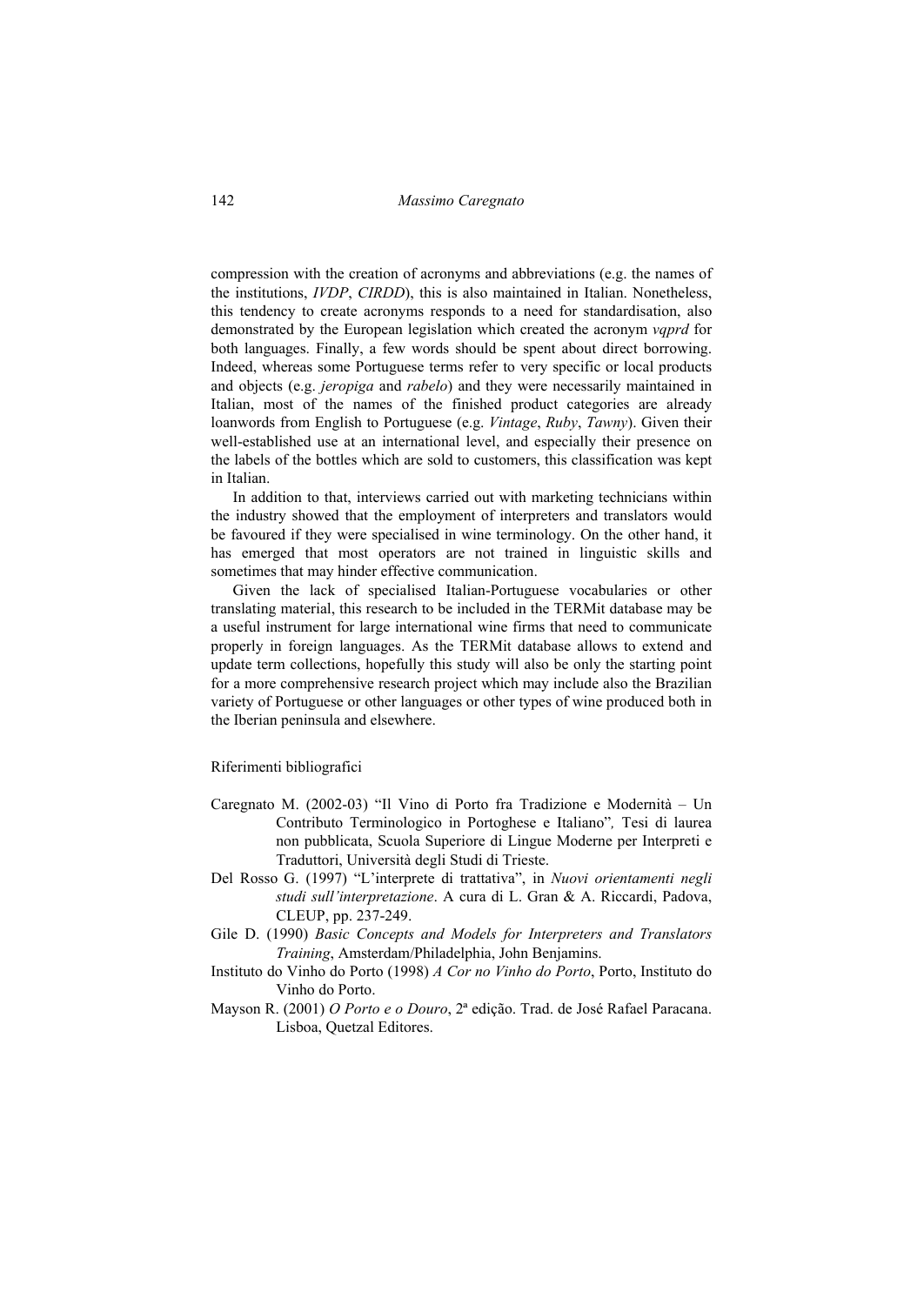compression with the creation of acronyms and abbreviations (e.g. the names of the institutions, *IVDP*, *CIRDD*), this is also maintained in Italian. Nonetheless, this tendency to create acronyms responds to a need for standardisation, also demonstrated by the European legislation which created the acronym *vqprd* for both languages. Finally, a few words should be spent about direct borrowing. Indeed, whereas some Portuguese terms refer to very specific or local products and objects (e.g. *jeropiga* and *rabelo*) and they were necessarily maintained in Italian, most of the names of the finished product categories are already loanwords from English to Portuguese (e.g. *Vintage*, *Ruby*, *Tawny*). Given their well-established use at an international level, and especially their presence on the labels of the bottles which are sold to customers, this classification was kept in Italian.

In addition to that, interviews carried out with marketing technicians within the industry showed that the employment of interpreters and translators would be favoured if they were specialised in wine terminology. On the other hand, it has emerged that most operators are not trained in linguistic skills and sometimes that may hinder effective communication.

Given the lack of specialised Italian-Portuguese vocabularies or other translating material, this research to be included in the TERMit database may be a useful instrument for large international wine firms that need to communicate properly in foreign languages. As the TERMit database allows to extend and update term collections, hopefully this study will also be only the starting point for a more comprehensive research project which may include also the Brazilian variety of Portuguese or other languages or other types of wine produced both in the Iberian peninsula and elsewhere.

## Riferimenti bibliografici

Caregnato M. (2002-03) "Il Vino di Porto fra Tradizione e Modernità – Un Contributo Terminologico in Portoghese e Italiano", Tesi di laurea non pubblicata, Scuola Superiore di Lingue Moderne per Interpreti e Traduttori, Università degli Studi di Trieste.

Del Rosso G. (1997) "L'interprete di trattativa", in *Nuovi orientamenti negli studi sull'interpretazione*. A cura di L. Gran & A. Riccardi, Padova, CLEUP, pp. 237-249.

Gile D. (1990) *Basic Concepts and Models for Interpreters and Translators Training*, Amsterdam/Philadelphia, John Benjamins.

Instituto do Vinho do Porto (1998) *A Cor no Vinho do Porto*, Porto, Instituto do Vinho do Porto.

Mayson R. (2001) *O Porto e o Douro*, 2ª edição. Trad. de José Rafael Paracana. Lisboa, Quetzal Editores.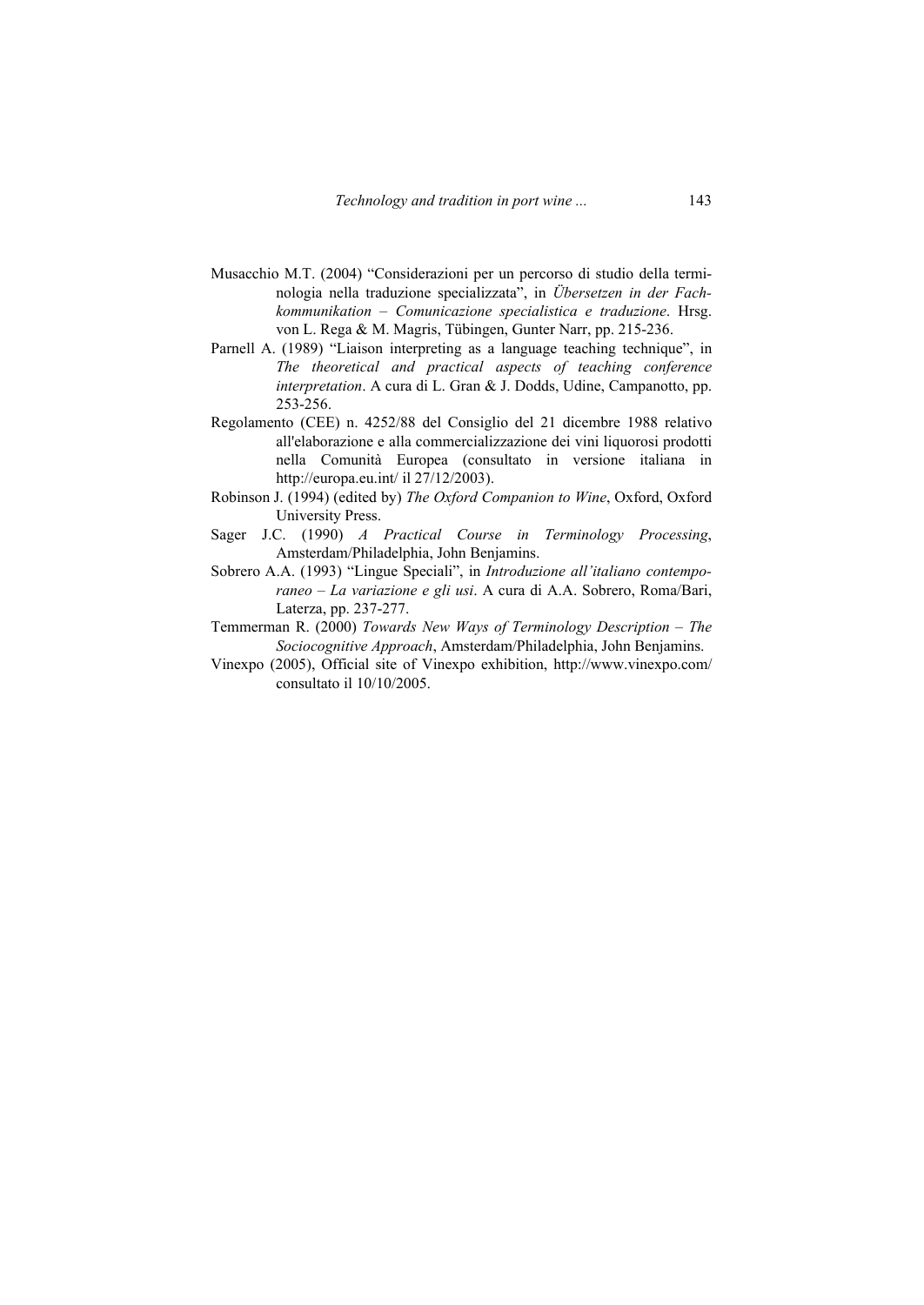Musacchio M.T. (2004) "Considerazioni per un percorso di studio della terminologia nella traduzione specializzata", in *Übersetzen in der Fachkommunikation – Comunicazione specialistica e traduzione*. Hrsg. von L. Rega & M. Magris, Tübingen, Gunter Narr, pp. 215-236.

Parnell A. (1989) "Liaison interpreting as a language teaching technique", in *The theoretical and practical aspects of teaching conference interpretation*. A cura di L. Gran & J. Dodds, Udine, Campanotto, pp. 253-256.

Regolamento (CEE) n. 4252/88 del Consiglio del 21 dicembre 1988 relativo all'elaborazione e alla commercializzazione dei vini liquorosi prodotti nella Comunità Europea (consultato in versione italiana in http://europa.eu.int/ il 27/12/2003).

Robinson J. (1994) (edited by) *The Oxford Companion to Wine*, Oxford, Oxford University Press.

Sager J.C. (1990) *A Practical Course in Terminology Processing*, Amsterdam/Philadelphia, John Benjamins.

Sobrero A.A. (1993) "Lingue Speciali", in *Introduzione all'italiano contemporaneo – La variazione e gli usi*. A cura di A.A. Sobrero, Roma/Bari, Laterza, pp. 237-277.

Temmerman R. (2000) *Towards New Ways of Terminology Description – The Sociocognitive Approach*, Amsterdam/Philadelphia, John Benjamins.

Vinexpo (2005), Official site of Vinexpo exhibition, http://www.vinexpo.com/ consultato il 10/10/2005.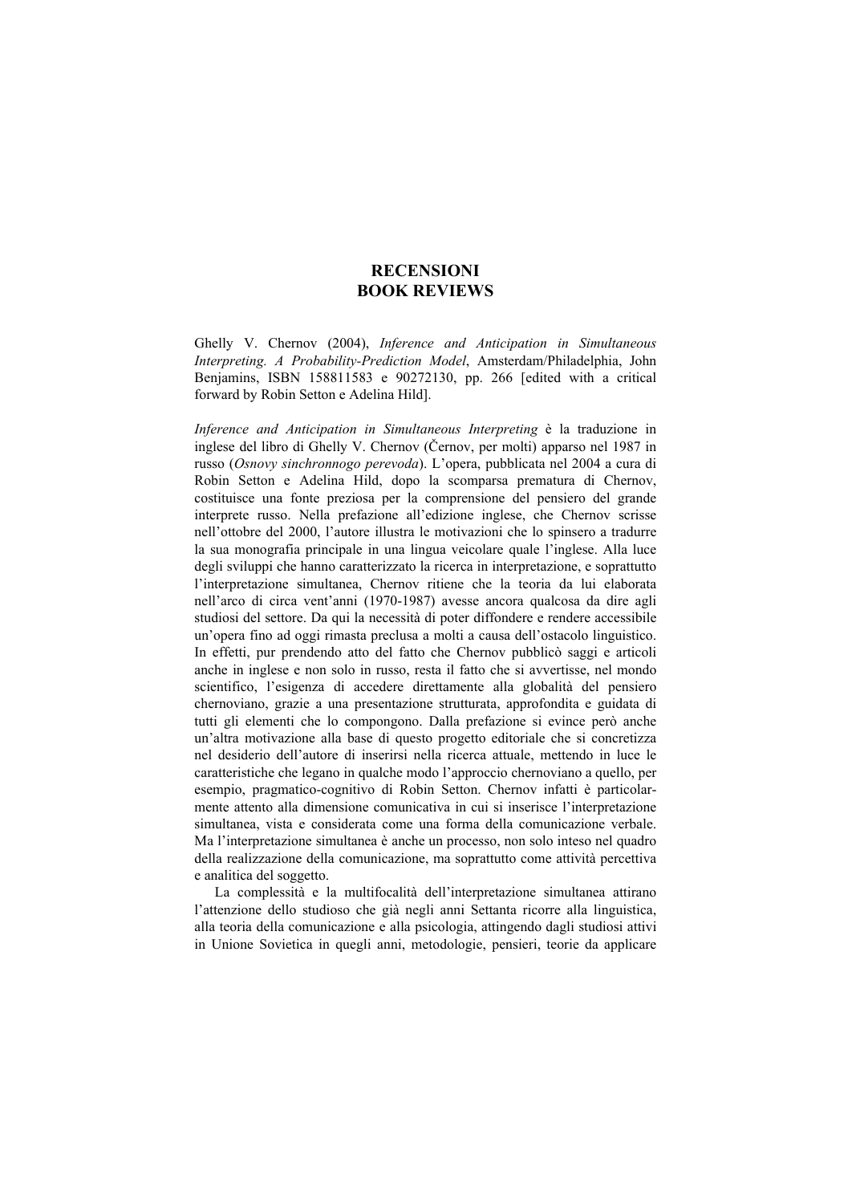# RECENSIONI
# BOOK REVIEWS

Ghelly V. Chernov (2004), *Inference and Anticipation in Simultaneous Interpreting. A Probability-Prediction Model*, Amsterdam/Philadelphia, John Benjamins, ISBN 158811583 e 90272130, pp. 266 [edited with a critical forward by Robin Setton e Adelina Hild].

*Inference and Anticipation in Simultaneous Interpreting* è la traduzione in inglese del libro di Ghelly V. Chernov (Černov, per molti) apparso nel 1987 in russo (*Osnovy sinchronnogo perevoda*). L'opera, pubblicata nel 2004 a cura di Robin Setton e Adelina Hild, dopo la scomparsa prematura di Chernov, costituisce una fonte preziosa per la comprensione del pensiero del grande interprete russo. Nella prefazione all'edizione inglese, che Chernov scrisse nell'ottobre del 2000, l'autore illustra le motivazioni che lo spinsero a tradurre la sua monografia principale in una lingua veicolare quale l'inglese. Alla luce degli sviluppi che hanno caratterizzato la ricerca in interpretazione, e soprattutto l'interpretazione simultanea, Chernov ritiene che la teoria da lui elaborata nell'arco di circa vent'anni (1970-1987) avesse ancora qualcosa da dire agli studiosi del settore. Da qui la necessità di poter diffondere e rendere accessibile un'opera fino ad oggi rimasta preclusa a molti a causa dell'ostacolo linguistico. In effetti, pur prendendo atto del fatto che Chernov pubblicò saggi e articoli anche in inglese e non solo in russo, resta il fatto che si avvertisse, nel mondo scientifico, l'esigenza di accedere direttamente alla globalità del pensiero chernoviano, grazie a una presentazione strutturata, approfondita e guidata di tutti gli elementi che lo compongono. Dalla prefazione si evince però anche un'altra motivazione alla base di questo progetto editoriale che si concretizza nel desiderio dell'autore di inserirsi nella ricerca attuale, mettendo in luce le caratteristiche che legano in qualche modo l'approccio chernoviano a quello, per esempio, pragmatico-cognitivo di Robin Setton. Chernov infatti è particolarmente attento alla dimensione comunicativa in cui si inserisce l'interpretazione simultanea, vista e considerata come una forma della comunicazione verbale. Ma l'interpretazione simultanea è anche un processo, non solo inteso nel quadro della realizzazione della comunicazione, ma soprattutto come attività percettiva e analitica del soggetto.

La complessità e la multifocalità dell'interpretazione simultanea attirano l'attenzione dello studioso che già negli anni Settanta ricorre alla linguistica, alla teoria della comunicazione e alla psicologia, attingendo dagli studiosi attivi in Unione Sovietica in quegli anni, metodologie, pensieri, teorie da applicare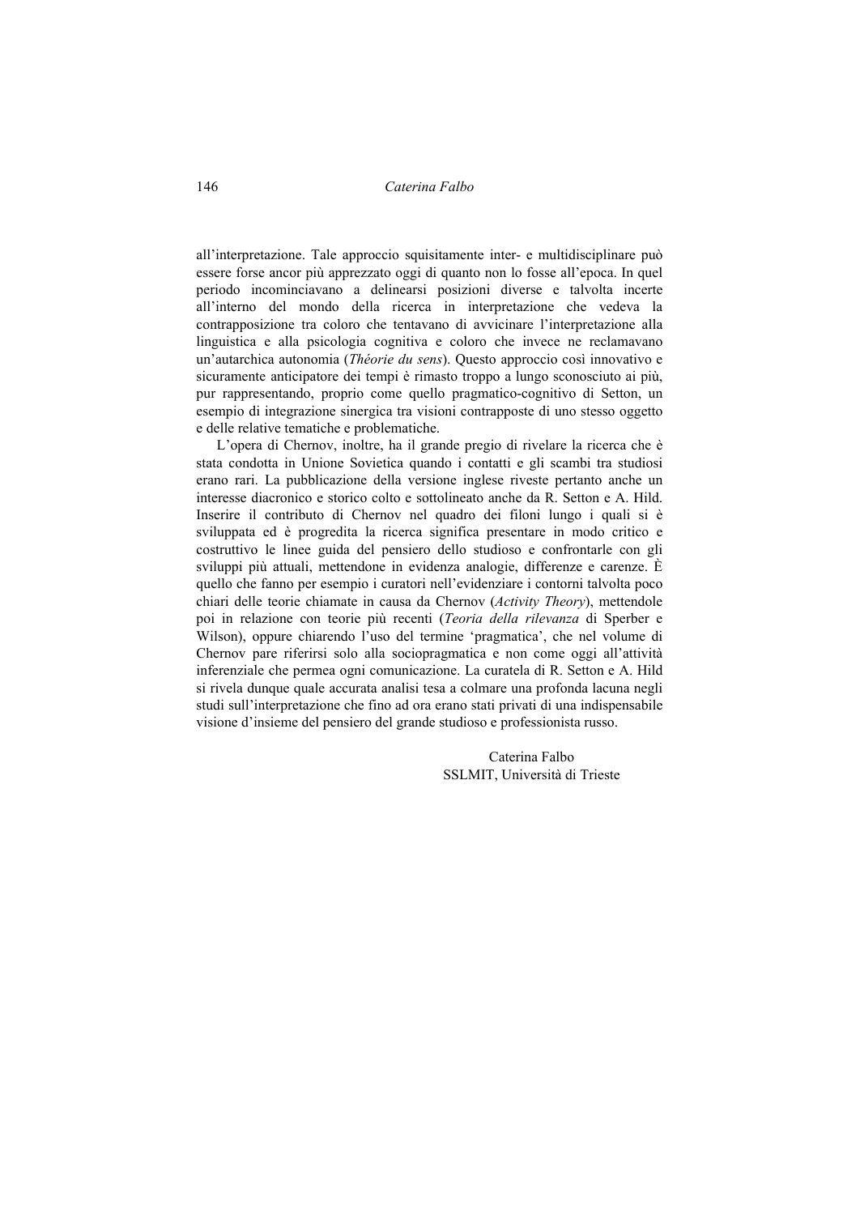all'interpretazione. Tale approccio squisitamente inter- e multidisciplinare può essere forse ancor più apprezzato oggi di quanto non lo fosse all'epoca. In quel periodo incominciavano a delinearsi posizioni diverse e talvolta incerte all'interno del mondo della ricerca in interpretazione che vedeva la contrapposizione tra coloro che tentavano di avvicinare l'interpretazione alla linguistica e alla psicologia cognitiva e coloro che invece ne reclamavano un'autarchica autonomia (*Théorie du sens*). Questo approccio così innovativo e sicuramente anticipatore dei tempi è rimasto troppo a lungo sconosciuto ai più, pur rappresentando, proprio come quello pragmatico-cognitivo di Setton, un esempio di integrazione sinergica tra visioni contrapposte di uno stesso oggetto e delle relative tematiche e problematiche.

L'opera di Chernov, inoltre, ha il grande pregio di rivelare la ricerca che è stata condotta in Unione Sovietica quando i contatti e gli scambi tra studiosi erano rari. La pubblicazione della versione inglese riveste pertanto anche un interesse diacronico e storico colto e sottolineato anche da R. Setton e A. Hild. Inserire il contributo di Chernov nel quadro dei filoni lungo i quali si è sviluppata ed è progredita la ricerca significa presentare in modo critico e costruttivo le linee guida del pensiero dello studioso e confrontarle con gli sviluppi più attuali, mettendone in evidenza analogie, differenze e carenze. È quello che fanno per esempio i curatori nell'evidenziare i contorni talvolta poco chiari delle teorie chiamate in causa da Chernov (*Activity Theory*), mettendole poi in relazione con teorie più recenti (*Teoria della rilevanza* di Sperber e Wilson), oppure chiarendo l'uso del termine 'pragmatica', che nel volume di Chernov pare riferirsi solo alla sociopragmatica e non come oggi all'attività inferenziale che permea ogni comunicazione. La curatela di R. Setton e A. Hild si rivela dunque quale accurata analisi tesa a colmare una profonda lacuna negli studi sull'interpretazione che fino ad ora erano stati privati di una indispensabile visione d'insieme del pensiero del grande studioso e professionista russo.

Caterina Falbo
SSLMIT, Università di Trieste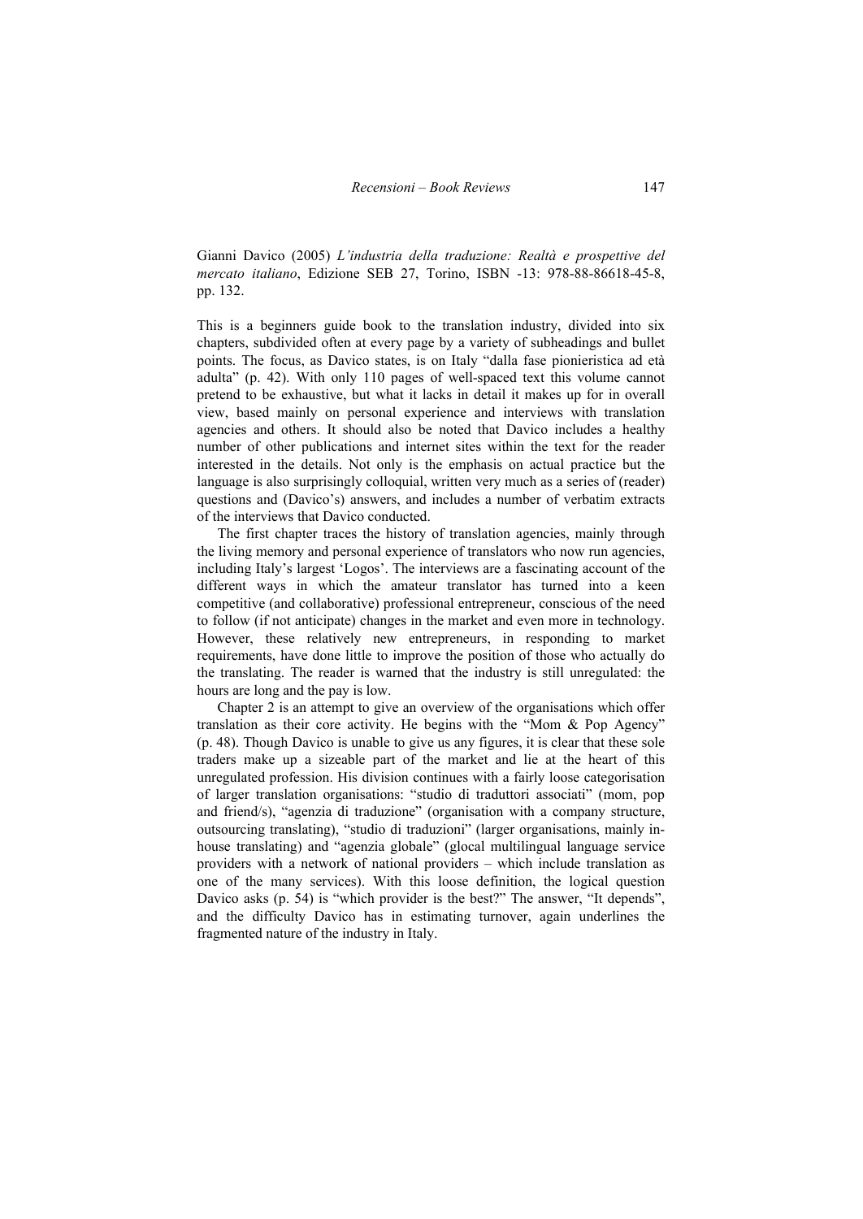Gianni Davico (2005) *L'industria della traduzione: Realtà e prospettive del mercato italiano*, Edizione SEB 27, Torino, ISBN -13: 978-88-86618-45-8, pp. 132.

This is a beginners guide book to the translation industry, divided into six chapters, subdivided often at every page by a variety of subheadings and bullet points. The focus, as Davico states, is on Italy "dalla fase pionieristica ad età adulta" (p. 42). With only 110 pages of well-spaced text this volume cannot pretend to be exhaustive, but what it lacks in detail it makes up for in overall view, based mainly on personal experience and interviews with translation agencies and others. It should also be noted that Davico includes a healthy number of other publications and internet sites within the text for the reader interested in the details. Not only is the emphasis on actual practice but the language is also surprisingly colloquial, written very much as a series of (reader) questions and (Davico's) answers, and includes a number of verbatim extracts of the interviews that Davico conducted.

The first chapter traces the history of translation agencies, mainly through the living memory and personal experience of translators who now run agencies, including Italy's largest 'Logos'. The interviews are a fascinating account of the different ways in which the amateur translator has turned into a keen competitive (and collaborative) professional entrepreneur, conscious of the need to follow (if not anticipate) changes in the market and even more in technology. However, these relatively new entrepreneurs, in responding to market requirements, have done little to improve the position of those who actually do the translating. The reader is warned that the industry is still unregulated: the hours are long and the pay is low.

Chapter 2 is an attempt to give an overview of the organisations which offer translation as their core activity. He begins with the "Mom & Pop Agency" (p. 48). Though Davico is unable to give us any figures, it is clear that these sole traders make up a sizeable part of the market and lie at the heart of this unregulated profession. His division continues with a fairly loose categorisation of larger translation organisations: "studio di traduttori associati" (mom, pop and friend/s), "agenzia di traduzione" (organisation with a company structure, outsourcing translating), "studio di traduzioni" (larger organisations, mainly in-house translating) and "agenzia globale" (glocal multilingual language service providers with a network of national providers – which include translation as one of the many services). With this loose definition, the logical question Davico asks (p. 54) is "which provider is the best?" The answer, "It depends", and the difficulty Davico has in estimating turnover, again underlines the fragmented nature of the industry in Italy.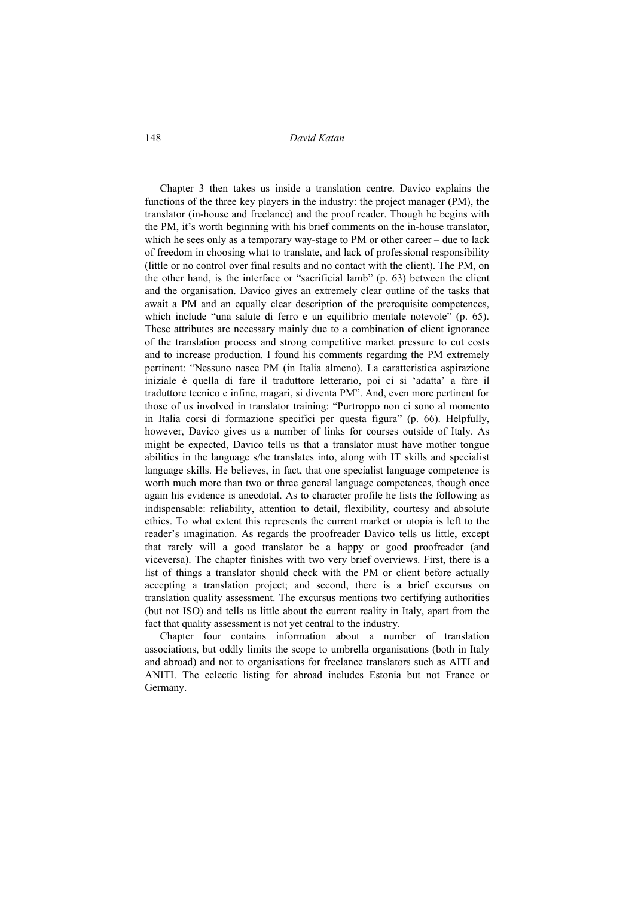Chapter 3 then takes us inside a translation centre. Davico explains the functions of the three key players in the industry: the project manager (PM), the translator (in-house and freelance) and the proof reader. Though he begins with the PM, it's worth beginning with his brief comments on the in-house translator, which he sees only as a temporary way-stage to PM or other career – due to lack of freedom in choosing what to translate, and lack of professional responsibility (little or no control over final results and no contact with the client). The PM, on the other hand, is the interface or "sacrificial lamb" (p. 63) between the client and the organisation. Davico gives an extremely clear outline of the tasks that await a PM and an equally clear description of the prerequisite competences, which include "una salute di ferro e un equilibrio mentale notevole" (p. 65). These attributes are necessary mainly due to a combination of client ignorance of the translation process and strong competitive market pressure to cut costs and to increase production. I found his comments regarding the PM extremely pertinent: "Nessuno nasce PM (in Italia almeno). La caratteristica aspirazione iniziale è quella di fare il traduttore letterario, poi ci si 'adatta' a fare il traduttore tecnico e infine, magari, si diventa PM". And, even more pertinent for those of us involved in translator training: "Purtroppo non ci sono al momento in Italia corsi di formazione specifici per questa figura" (p. 66). Helpfully, however, Davico gives us a number of links for courses outside of Italy. As might be expected, Davico tells us that a translator must have mother tongue abilities in the language s/he translates into, along with IT skills and specialist language skills. He believes, in fact, that one specialist language competence is worth much more than two or three general language competences, though once again his evidence is anecdotal. As to character profile he lists the following as indispensable: reliability, attention to detail, flexibility, courtesy and absolute ethics. To what extent this represents the current market or utopia is left to the reader's imagination. As regards the proofreader Davico tells us little, except that rarely will a good translator be a happy or good proofreader (and viceversa). The chapter finishes with two very brief overviews. First, there is a list of things a translator should check with the PM or client before actually accepting a translation project; and second, there is a brief excursus on translation quality assessment. The excursus mentions two certifying authorities (but not ISO) and tells us little about the current reality in Italy, apart from the fact that quality assessment is not yet central to the industry.

Chapter four contains information about a number of translation associations, but oddly limits the scope to umbrella organisations (both in Italy and abroad) and not to organisations for freelance translators such as AITI and ANITI. The eclectic listing for abroad includes Estonia but not France or Germany.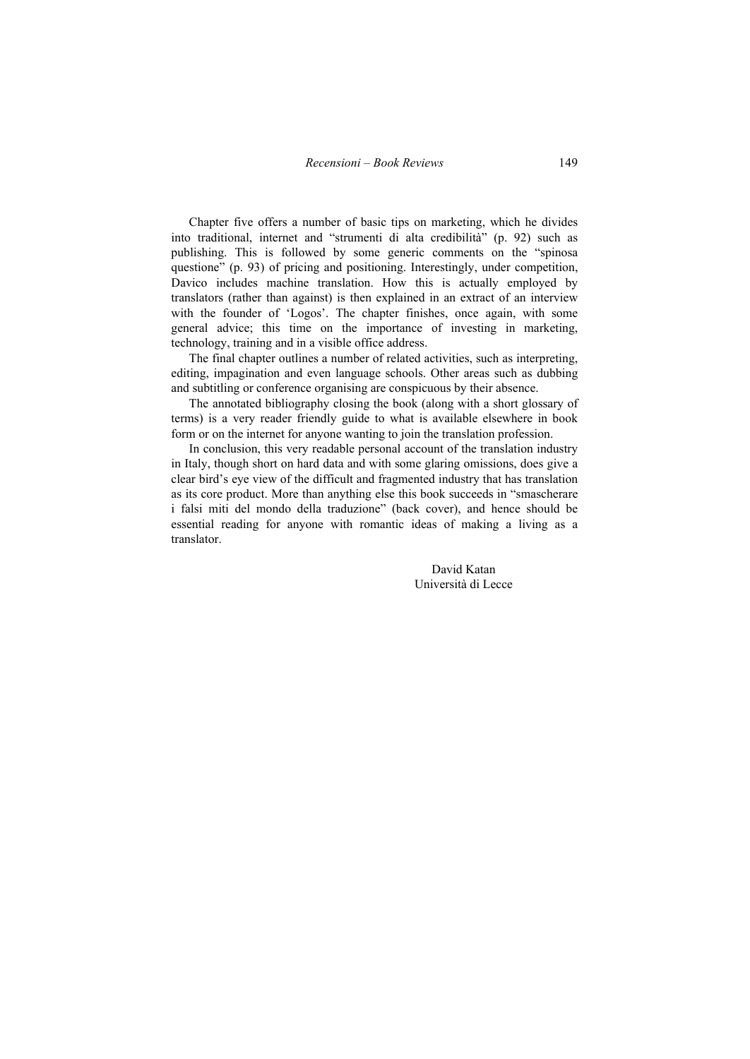Chapter five offers a number of basic tips on marketing, which he divides into traditional, internet and "strumenti di alta credibilità" (p. 92) such as publishing. This is followed by some generic comments on the "spinosa questione" (p. 93) of pricing and positioning. Interestingly, under competition, Davico includes machine translation. How this is actually employed by translators (rather than against) is then explained in an extract of an interview with the founder of 'Logos'. The chapter finishes, once again, with some general advice; this time on the importance of investing in marketing, technology, training and in a visible office address.

The final chapter outlines a number of related activities, such as interpreting, editing, impagination and even language schools. Other areas such as dubbing and subtitling or conference organising are conspicuous by their absence.

The annotated bibliography closing the book (along with a short glossary of terms) is a very reader friendly guide to what is available elsewhere in book form or on the internet for anyone wanting to join the translation profession.

In conclusion, this very readable personal account of the translation industry in Italy, though short on hard data and with some glaring omissions, does give a clear bird's eye view of the difficult and fragmented industry that has translation as its core product. More than anything else this book succeeds in "smascherare i falsi miti del mondo della traduzione" (back cover), and hence should be essential reading for anyone with romantic ideas of making a living as a translator.

David Katan
Università di Lecce